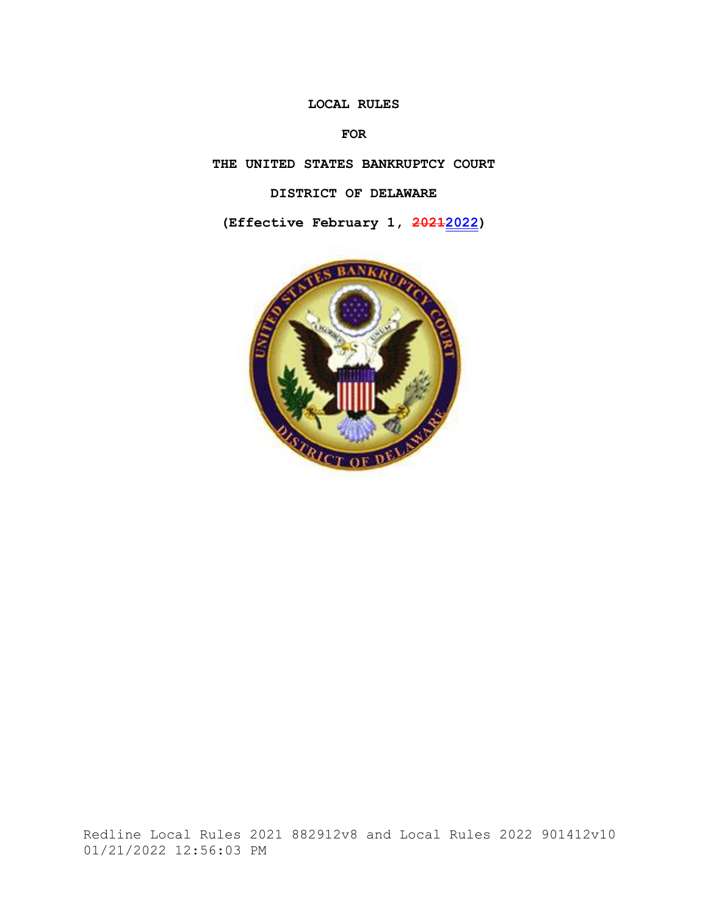**LOCAL RULES**

**FOR**

**THE UNITED STATES BANKRUPTCY COURT**

**DISTRICT OF DELAWARE**

**(Effective February 1, ~~2021~~2022)**

Redline Local Rules 2021 882912v8 and Local Rules 2022 901412v10 01/21/2022 12:56:03 PM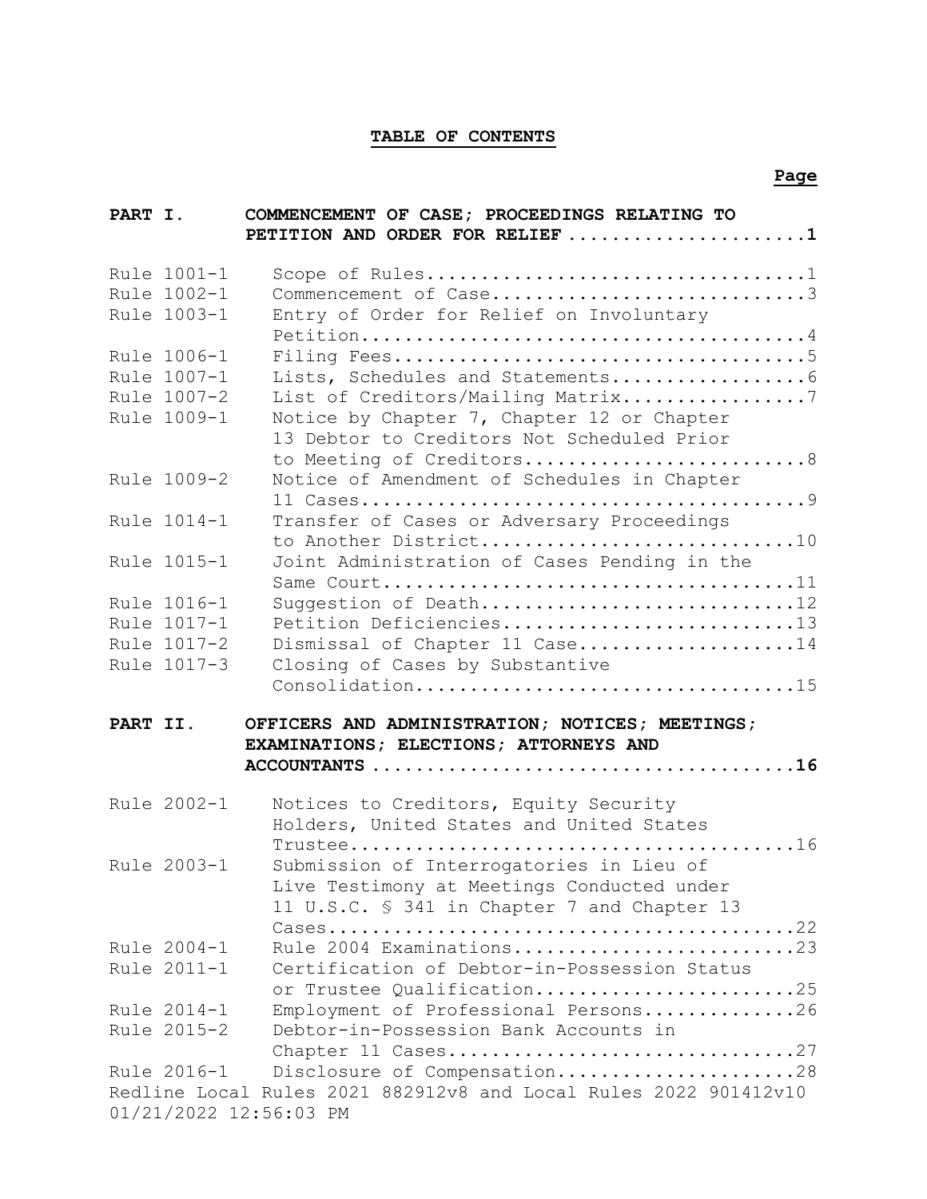# TABLE OF CONTENTS

| | | Page |
|---|---|---|
| **PART I.** | **COMMENCEMENT OF CASE; PROCEEDINGS RELATING TO PETITION AND ORDER FOR RELIEF** | **1** |
| Rule 1001-1 | Scope of Rules | 1 |
| Rule 1002-1 | Commencement of Case | 3 |
| Rule 1003-1 | Entry of Order for Relief on Involuntary Petition | 4 |
| Rule 1006-1 | Filing Fees | 5 |
| Rule 1007-1 | Lists, Schedules and Statements | 6 |
| Rule 1007-2 | List of Creditors/Mailing Matrix | 7 |
| Rule 1009-1 | Notice by Chapter 7, Chapter 12 or Chapter 13 Debtor to Creditors Not Scheduled Prior to Meeting of Creditors | 8 |
| Rule 1009-2 | Notice of Amendment of Schedules in Chapter 11 Cases | 9 |
| Rule 1014-1 | Transfer of Cases or Adversary Proceedings to Another District | 10 |
| Rule 1015-1 | Joint Administration of Cases Pending in the Same Court | 11 |
| Rule 1016-1 | Suggestion of Death | 12 |
| Rule 1017-1 | Petition Deficiencies | 13 |
| Rule 1017-2 | Dismissal of Chapter 11 Case | 14 |
| Rule 1017-3 | Closing of Cases by Substantive Consolidation | 15 |
| **PART II.** | **OFFICERS AND ADMINISTRATION; NOTICES; MEETINGS; EXAMINATIONS; ELECTIONS; ATTORNEYS AND ACCOUNTANTS** | **16** |
| Rule 2002-1 | Notices to Creditors, Equity Security Holders, United States and United States Trustee | 16 |
| Rule 2003-1 | Submission of Interrogatories in Lieu of Live Testimony at Meetings Conducted under 11 U.S.C. § 341 in Chapter 7 and Chapter 13 Cases | 22 |
| Rule 2004-1 | Rule 2004 Examinations | 23 |
| Rule 2011-1 | Certification of Debtor-in-Possession Status or Trustee Qualification | 25 |
| Rule 2014-1 | Employment of Professional Persons | 26 |
| Rule 2015-2 | Debtor-in-Possession Bank Accounts in Chapter 11 Cases | 27 |
| Rule 2016-1 | Disclosure of Compensation | 28 |

Redline Local Rules 2021 882912v8 and Local Rules 2022 901412v10
01/21/2022 12:56:03 PM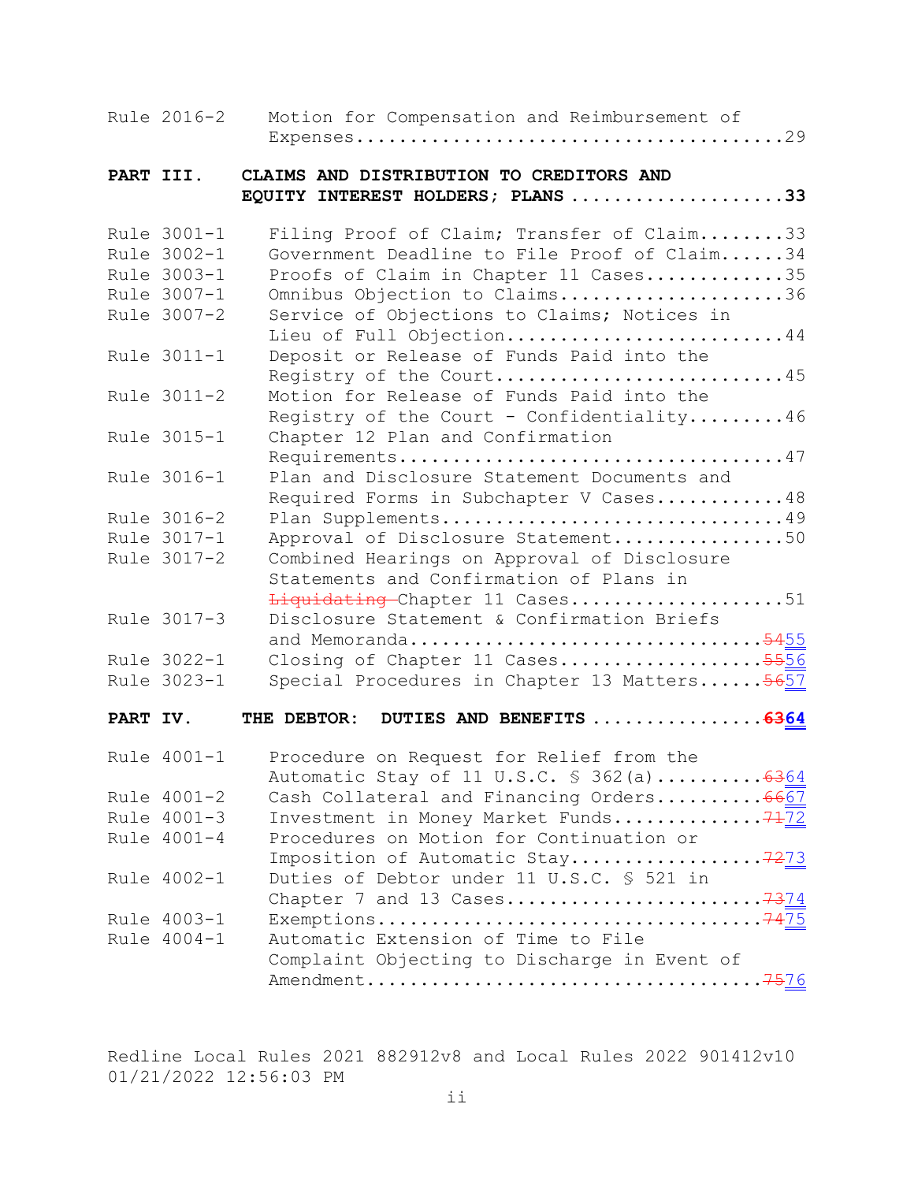| | | |
|---|---|---|
| Rule 2016-2 | Motion for Compensation and Reimbursement of Expenses | 29 |
| **PART III.** | **CLAIMS AND DISTRIBUTION TO CREDITORS AND EQUITY INTEREST HOLDERS; PLANS** | **33** |
| Rule 3001-1 | Filing Proof of Claim; Transfer of Claim | 33 |
| Rule 3002-1 | Government Deadline to File Proof of Claim | 34 |
| Rule 3003-1 | Proofs of Claim in Chapter 11 Cases | 35 |
| Rule 3007-1 | Omnibus Objection to Claims | 36 |
| Rule 3007-2 | Service of Objections to Claims; Notices in Lieu of Full Objection | 44 |
| Rule 3011-1 | Deposit or Release of Funds Paid into the Registry of the Court | 45 |
| Rule 3011-2 | Motion for Release of Funds Paid into the Registry of the Court - Confidentiality | 46 |
| Rule 3015-1 | Chapter 12 Plan and Confirmation Requirements | 47 |
| Rule 3016-1 | Plan and Disclosure Statement Documents and Required Forms in Subchapter V Cases | 48 |
| Rule 3016-2 | Plan Supplements | 49 |
| Rule 3017-1 | Approval of Disclosure Statement | 50 |
| Rule 3017-2 | Combined Hearings on Approval of Disclosure Statements and Confirmation of Plans in ~~Liquidating~~ Chapter 11 Cases | 51 |
| Rule 3017-3 | Disclosure Statement & Confirmation Briefs and Memoranda | ~~54~~55 |
| Rule 3022-1 | Closing of Chapter 11 Cases | ~~55~~56 |
| Rule 3023-1 | Special Procedures in Chapter 13 Matters | ~~56~~57 |
| **PART IV.** | **THE DEBTOR: DUTIES AND BENEFITS** | **~~63~~64** |
| Rule 4001-1 | Procedure on Request for Relief from the Automatic Stay of 11 U.S.C. § 362(a) | ~~63~~64 |
| Rule 4001-2 | Cash Collateral and Financing Orders | ~~66~~67 |
| Rule 4001-3 | Investment in Money Market Funds | ~~71~~72 |
| Rule 4001-4 | Procedures on Motion for Continuation or Imposition of Automatic Stay | ~~72~~73 |
| Rule 4002-1 | Duties of Debtor under 11 U.S.C. § 521 in Chapter 7 and 13 Cases | ~~73~~74 |
| Rule 4003-1 | Exemptions | ~~74~~75 |
| Rule 4004-1 | Automatic Extension of Time to File Complaint Objecting to Discharge in Event of Amendment | ~~75~~76 |

Redline Local Rules 2021 882912v8 and Local Rules 2022 901412v10
01/21/2022 12:56:03 PM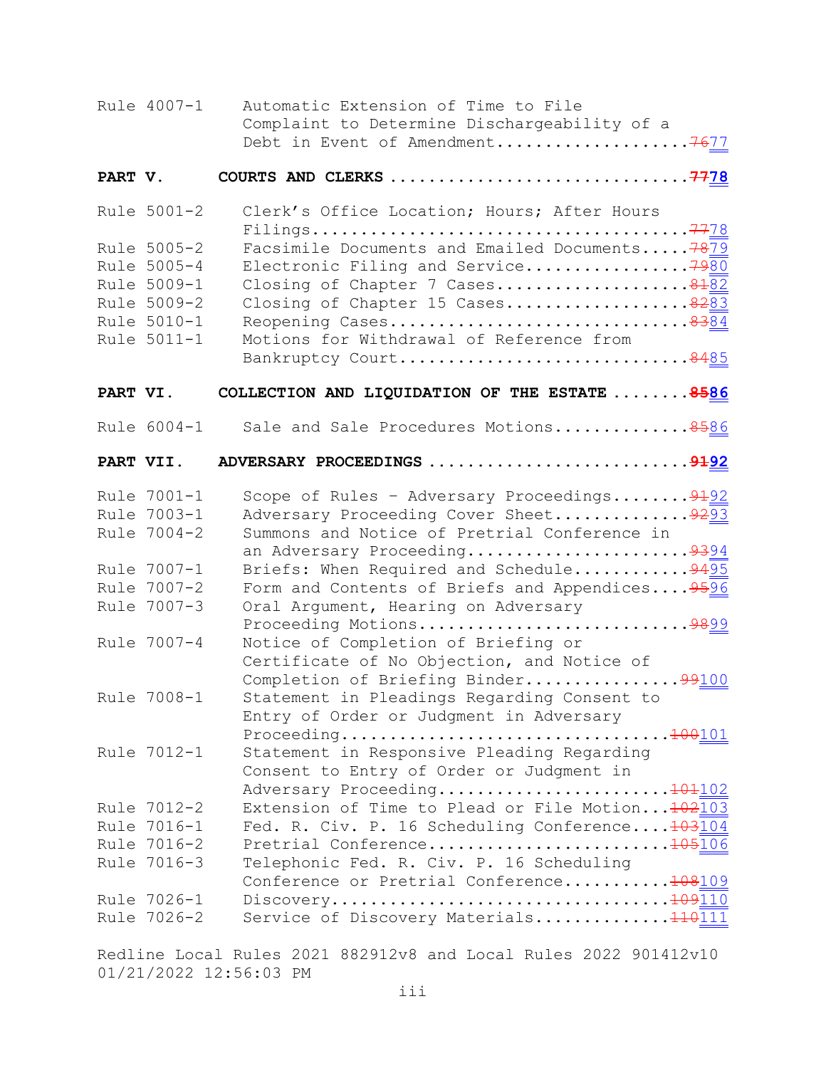| | | |
|---|---|---|
| Rule 4007-1 | Automatic Extension of Time to File Complaint to Determine Dischargeability of a Debt in Event of Amendment | ~~76~~77 |
| **PART V.** | **COURTS AND CLERKS** | **~~77~~78** |
| Rule 5001-2 | Clerk's Office Location; Hours; After Hours Filings | ~~77~~78 |
| Rule 5005-2 | Facsimile Documents and Emailed Documents | ~~78~~79 |
| Rule 5005-4 | Electronic Filing and Service | ~~79~~80 |
| Rule 5009-1 | Closing of Chapter 7 Cases | ~~81~~82 |
| Rule 5009-2 | Closing of Chapter 15 Cases | ~~82~~83 |
| Rule 5010-1 | Reopening Cases | ~~83~~84 |
| Rule 5011-1 | Motions for Withdrawal of Reference from Bankruptcy Court | ~~84~~85 |
| **PART VI.** | **COLLECTION AND LIQUIDATION OF THE ESTATE** | **~~85~~86** |
| Rule 6004-1 | Sale and Sale Procedures Motions | ~~85~~86 |
| **PART VII.** | **ADVERSARY PROCEEDINGS** | **~~91~~92** |
| Rule 7001-1 | Scope of Rules – Adversary Proceedings | ~~91~~92 |
| Rule 7003-1 | Adversary Proceeding Cover Sheet | ~~92~~93 |
| Rule 7004-2 | Summons and Notice of Pretrial Conference in an Adversary Proceeding | ~~93~~94 |
| Rule 7007-1 | Briefs: When Required and Schedule | ~~94~~95 |
| Rule 7007-2 | Form and Contents of Briefs and Appendices | ~~95~~96 |
| Rule 7007-3 | Oral Argument, Hearing on Adversary Proceeding Motions | ~~98~~99 |
| Rule 7007-4 | Notice of Completion of Briefing or Certificate of No Objection, and Notice of Completion of Briefing Binder | ~~99~~100 |
| Rule 7008-1 | Statement in Pleadings Regarding Consent to Entry of Order or Judgment in Adversary Proceeding | ~~100~~101 |
| Rule 7012-1 | Statement in Responsive Pleading Regarding Consent to Entry of Order or Judgment in Adversary Proceeding | ~~101~~102 |
| Rule 7012-2 | Extension of Time to Plead or File Motion | ~~102~~103 |
| Rule 7016-1 | Fed. R. Civ. P. 16 Scheduling Conference | ~~103~~104 |
| Rule 7016-2 | Pretrial Conference | ~~105~~106 |
| Rule 7016-3 | Telephonic Fed. R. Civ. P. 16 Scheduling Conference or Pretrial Conference | ~~108~~109 |
| Rule 7026-1 | Discovery | ~~109~~110 |
| Rule 7026-2 | Service of Discovery Materials | ~~110~~111 |

Redline Local Rules 2021 882912v8 and Local Rules 2022 901412v10 01/21/2022 12:56:03 PM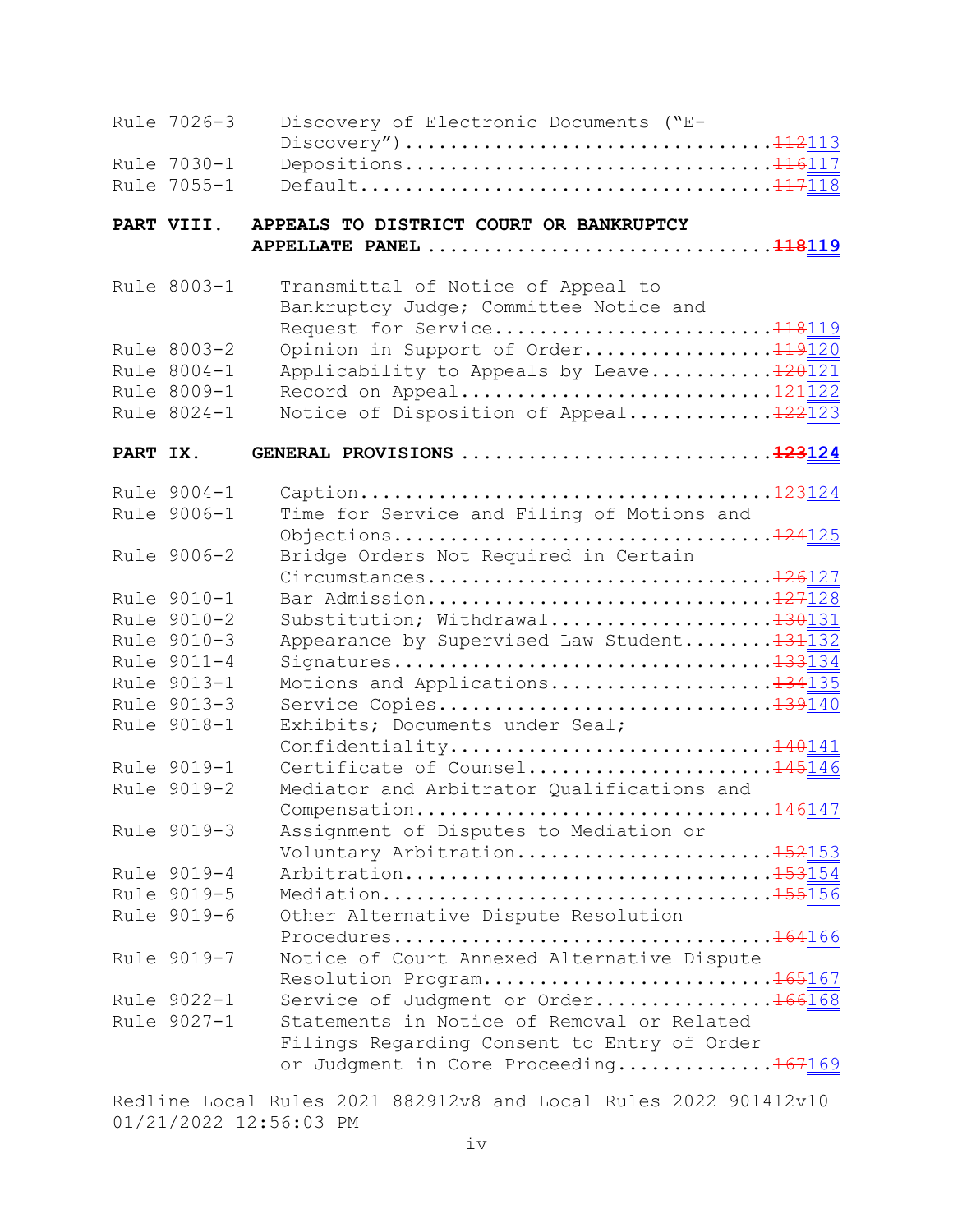| | | |
|---|---|---|
| Rule 7026-3 | Discovery of Electronic Documents ("E-Discovery") | ~~112~~113 |
| Rule 7030-1 | Depositions | ~~116~~117 |
| Rule 7055-1 | Default | ~~117~~118 |

**PART VIII. APPEALS TO DISTRICT COURT OR BANKRUPTCY APPELLATE PANEL** ~~118~~119

| | | |
|---|---|---|
| Rule 8003-1 | Transmittal of Notice of Appeal to Bankruptcy Judge; Committee Notice and Request for Service | ~~118~~119 |
| Rule 8003-2 | Opinion in Support of Order | ~~119~~120 |
| Rule 8004-1 | Applicability to Appeals by Leave | ~~120~~121 |
| Rule 8009-1 | Record on Appeal | ~~121~~122 |
| Rule 8024-1 | Notice of Disposition of Appeal | ~~122~~123 |

**PART IX. GENERAL PROVISIONS** ~~123~~124

| | | |
|---|---|---|
| Rule 9004-1 | Caption | ~~123~~124 |
| Rule 9006-1 | Time for Service and Filing of Motions and Objections | ~~124~~125 |
| Rule 9006-2 | Bridge Orders Not Required in Certain Circumstances | ~~126~~127 |
| Rule 9010-1 | Bar Admission | ~~127~~128 |
| Rule 9010-2 | Substitution; Withdrawal | ~~130~~131 |
| Rule 9010-3 | Appearance by Supervised Law Student | ~~131~~132 |
| Rule 9011-4 | Signatures | ~~133~~134 |
| Rule 9013-1 | Motions and Applications | ~~134~~135 |
| Rule 9013-3 | Service Copies | ~~139~~140 |
| Rule 9018-1 | Exhibits; Documents under Seal; Confidentiality | ~~140~~141 |
| Rule 9019-1 | Certificate of Counsel | ~~145~~146 |
| Rule 9019-2 | Mediator and Arbitrator Qualifications and Compensation | ~~146~~147 |
| Rule 9019-3 | Assignment of Disputes to Mediation or Voluntary Arbitration | ~~152~~153 |
| Rule 9019-4 | Arbitration | ~~153~~154 |
| Rule 9019-5 | Mediation | ~~155~~156 |
| Rule 9019-6 | Other Alternative Dispute Resolution Procedures | ~~164~~166 |
| Rule 9019-7 | Notice of Court Annexed Alternative Dispute Resolution Program | ~~165~~167 |
| Rule 9022-1 | Service of Judgment or Order | ~~166~~168 |
| Rule 9027-1 | Statements in Notice of Removal or Related Filings Regarding Consent to Entry of Order or Judgment in Core Proceeding | ~~167~~169 |

Redline Local Rules 2021 882912v8 and Local Rules 2022 901412v10
01/21/2022 12:56:03 PM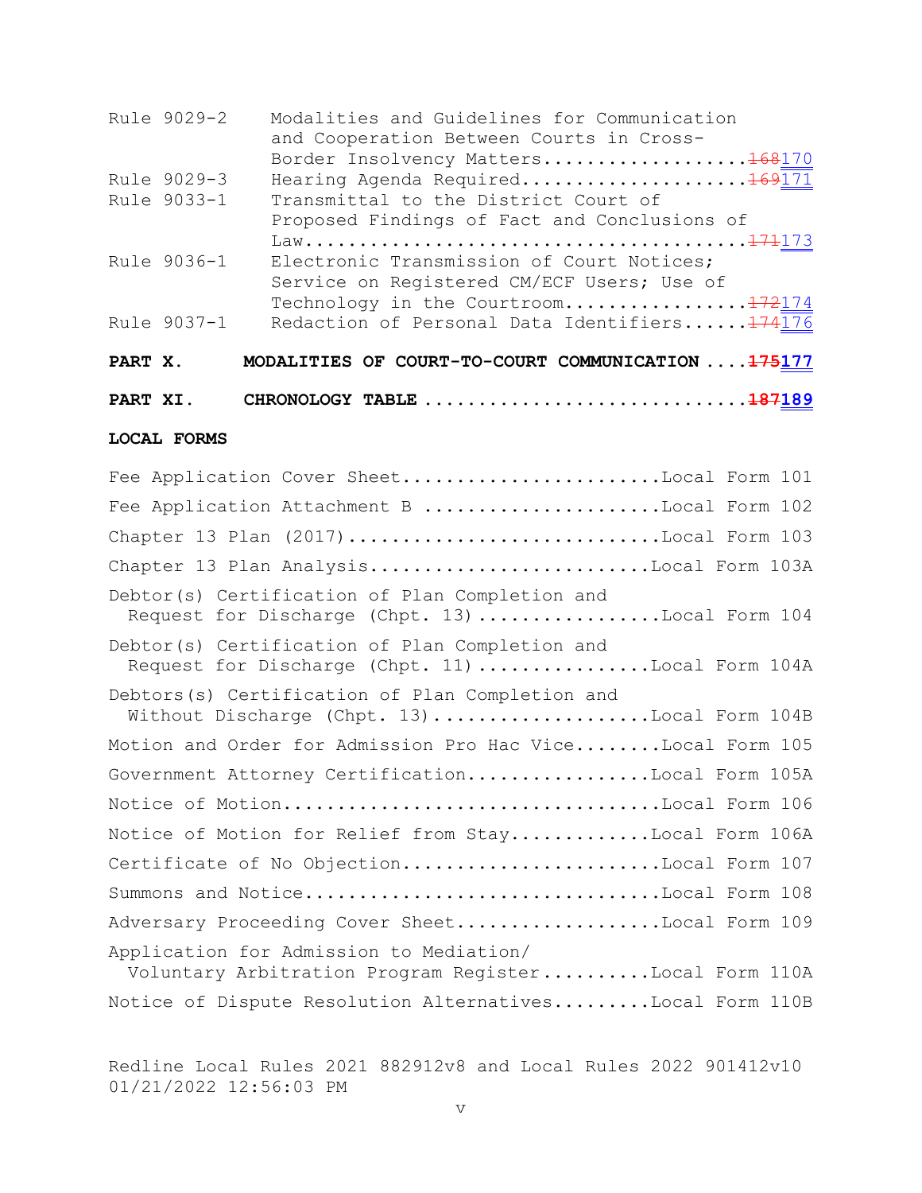| | | |
|---|---|---|
| Rule 9029-2 | Modalities and Guidelines for Communication and Cooperation Between Courts in Cross-Border Insolvency Matters | ~~168~~170 |
| Rule 9029-3 | Hearing Agenda Required | ~~169~~171 |
| Rule 9033-1 | Transmittal to the District Court of Proposed Findings of Fact and Conclusions of Law | ~~171~~173 |
| Rule 9036-1 | Electronic Transmission of Court Notices; Service on Registered CM/ECF Users; Use of Technology in the Courtroom | ~~172~~174 |
| Rule 9037-1 | Redaction of Personal Data Identifiers | ~~174~~176 |

**PART X. MODALITIES OF COURT-TO-COURT COMMUNICATION .... ~~175~~177**

**PART XI. CHRONOLOGY TABLE .... ~~187~~189**

**LOCAL FORMS**

| | |
|---|---|
| Fee Application Cover Sheet | Local Form 101 |
| Fee Application Attachment B | Local Form 102 |
| Chapter 13 Plan (2017) | Local Form 103 |
| Chapter 13 Plan Analysis | Local Form 103A |
| Debtor(s) Certification of Plan Completion and Request for Discharge (Chpt. 13) | Local Form 104 |
| Debtor(s) Certification of Plan Completion and Request for Discharge (Chpt. 11) | Local Form 104A |
| Debtors(s) Certification of Plan Completion and Without Discharge (Chpt. 13) | Local Form 104B |
| Motion and Order for Admission Pro Hac Vice | Local Form 105 |
| Government Attorney Certification | Local Form 105A |
| Notice of Motion | Local Form 106 |
| Notice of Motion for Relief from Stay | Local Form 106A |
| Certificate of No Objection | Local Form 107 |
| Summons and Notice | Local Form 108 |
| Adversary Proceeding Cover Sheet | Local Form 109 |
| Application for Admission to Mediation/ Voluntary Arbitration Program Register | Local Form 110A |
| Notice of Dispute Resolution Alternatives | Local Form 110B |

Redline Local Rules 2021 882912v8 and Local Rules 2022 901412v10 01/21/2022 12:56:03 PM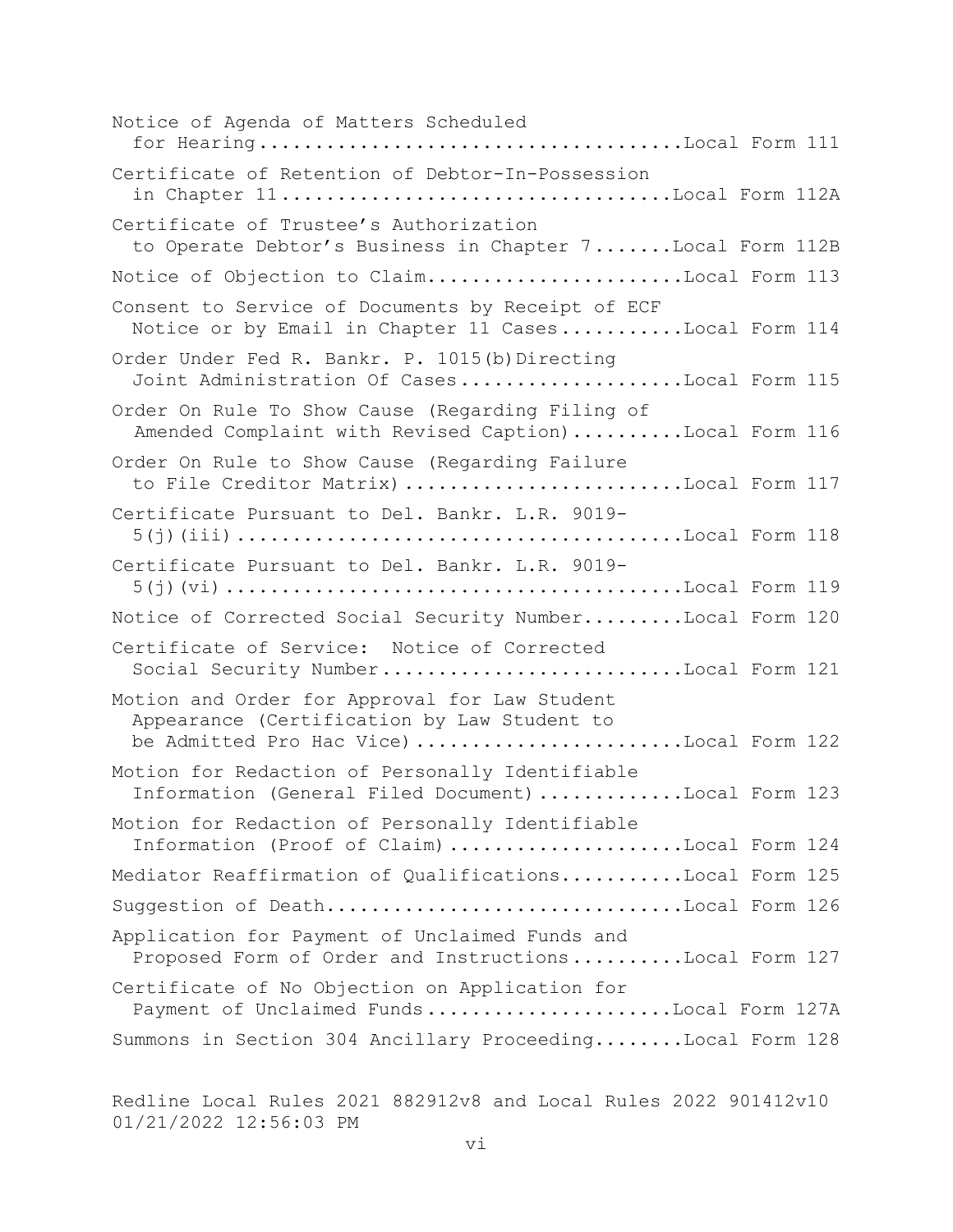Notice of Agenda of Matters Scheduled for Hearing....................................Local Form 111

Certificate of Retention of Debtor-In-Possession in Chapter 11.................................Local Form 112A

Certificate of Trustee's Authorization to Operate Debtor's Business in Chapter 7.......Local Form 112B

Notice of Objection to Claim.......................Local Form 113

Consent to Service of Documents by Receipt of ECF Notice or by Email in Chapter 11 Cases...........Local Form 114

Order Under Fed R. Bankr. P. 1015(b) Directing Joint Administration Of Cases....................Local Form 115

Order On Rule To Show Cause (Regarding Filing of Amended Complaint with Revised Caption)..........Local Form 116

Order On Rule to Show Cause (Regarding Failure to File Creditor Matrix)........................Local Form 117

Certificate Pursuant to Del. Bankr. L.R. 9019-5(j)(iii).......................................Local Form 118

Certificate Pursuant to Del. Bankr. L.R. 9019-5(j)(vi)........................................Local Form 119

Notice of Corrected Social Security Number.........Local Form 120

Certificate of Service: Notice of Corrected Social Security Number..........................Local Form 121

Motion and Order for Approval for Law Student Appearance (Certification by Law Student to be Admitted Pro Hac Vice).......................Local Form 122

Motion for Redaction of Personally Identifiable Information (General Filed Document)............Local Form 123

Motion for Redaction of Personally Identifiable Information (Proof of Claim)....................Local Form 124

Mediator Reaffirmation of Qualifications...........Local Form 125

Suggestion of Death...............................Local Form 126

Application for Payment of Unclaimed Funds and Proposed Form of Order and Instructions..........Local Form 127

Certificate of No Objection on Application for Payment of Unclaimed Funds.....................Local Form 127A

Summons in Section 304 Ancillary Proceeding........Local Form 128

Redline Local Rules 2021 882912v8 and Local Rules 2022 901412v10 01/21/2022 12:56:03 PM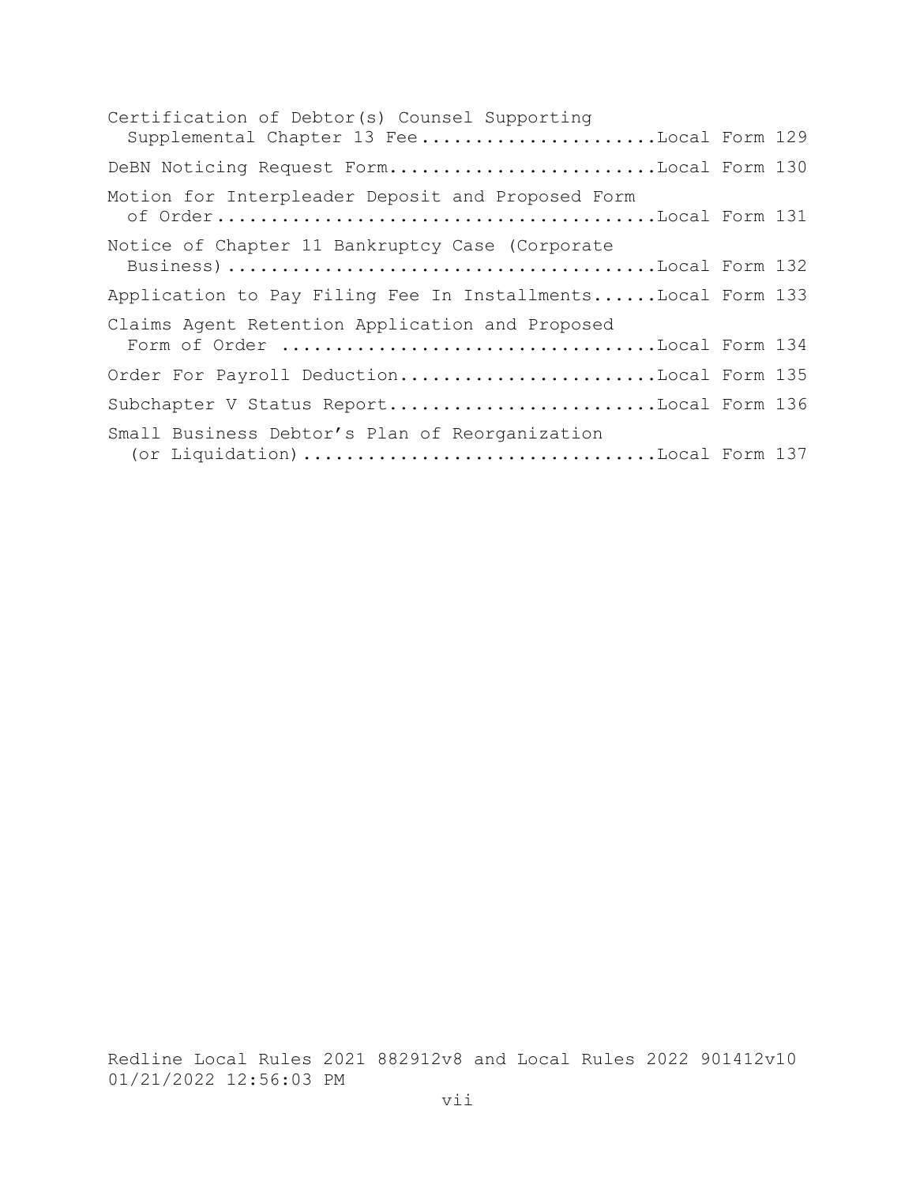Certification of Debtor(s) Counsel Supporting Supplemental Chapter 13 Fee......................Local Form 129

DeBN Noticing Request Form.........................Local Form 130

Motion for Interpleader Deposit and Proposed Form of Order.........................................Local Form 131

Notice of Chapter 11 Bankruptcy Case (Corporate Business)........................................Local Form 132

Application to Pay Filing Fee In Installments......Local Form 133

Claims Agent Retention Application and Proposed Form of Order ..................................Local Form 134

Order For Payroll Deduction........................Local Form 135

Subchapter V Status Report.........................Local Form 136

Small Business Debtor's Plan of Reorganization (or Liquidation).................................Local Form 137

Redline Local Rules 2021 882912v8 and Local Rules 2022 901412v10 01/21/2022 12:56:03 PM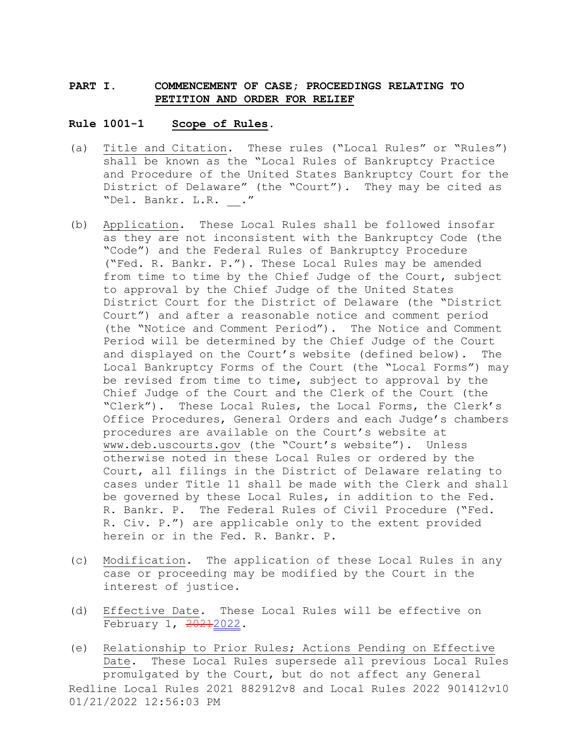## PART I. COMMENCEMENT OF CASE; PROCEEDINGS RELATING TO PETITION AND ORDER FOR RELIEF

### Rule 1001-1 Scope of Rules.

(a) Title and Citation. These rules ("Local Rules" or "Rules") shall be known as the "Local Rules of Bankruptcy Practice and Procedure of the United States Bankruptcy Court for the District of Delaware" (the "Court"). They may be cited as "Del. Bankr. L.R. __."

(b) Application. These Local Rules shall be followed insofar as they are not inconsistent with the Bankruptcy Code (the "Code") and the Federal Rules of Bankruptcy Procedure ("Fed. R. Bankr. P."). These Local Rules may be amended from time to time by the Chief Judge of the Court, subject to approval by the Chief Judge of the United States District Court for the District of Delaware (the "District Court") and after a reasonable notice and comment period (the "Notice and Comment Period"). The Notice and Comment Period will be determined by the Chief Judge of the Court and displayed on the Court's website (defined below). The Local Bankruptcy Forms of the Court (the "Local Forms") may be revised from time to time, subject to approval by the Chief Judge of the Court and the Clerk of the Court (the "Clerk"). These Local Rules, the Local Forms, the Clerk's Office Procedures, General Orders and each Judge's chambers procedures are available on the Court's website at www.deb.uscourts.gov (the "Court's website"). Unless otherwise noted in these Local Rules or ordered by the Court, all filings in the District of Delaware relating to cases under Title 11 shall be made with the Clerk and shall be governed by these Local Rules, in addition to the Fed. R. Bankr. P. The Federal Rules of Civil Procedure ("Fed. R. Civ. P.") are applicable only to the extent provided herein or in the Fed. R. Bankr. P.

(c) Modification. The application of these Local Rules in any case or proceeding may be modified by the Court in the interest of justice.

(d) Effective Date. These Local Rules will be effective on February 1, ~~2021~~2022.

(e) Relationship to Prior Rules; Actions Pending on Effective Date. These Local Rules supersede all previous Local Rules promulgated by the Court, but do not affect any General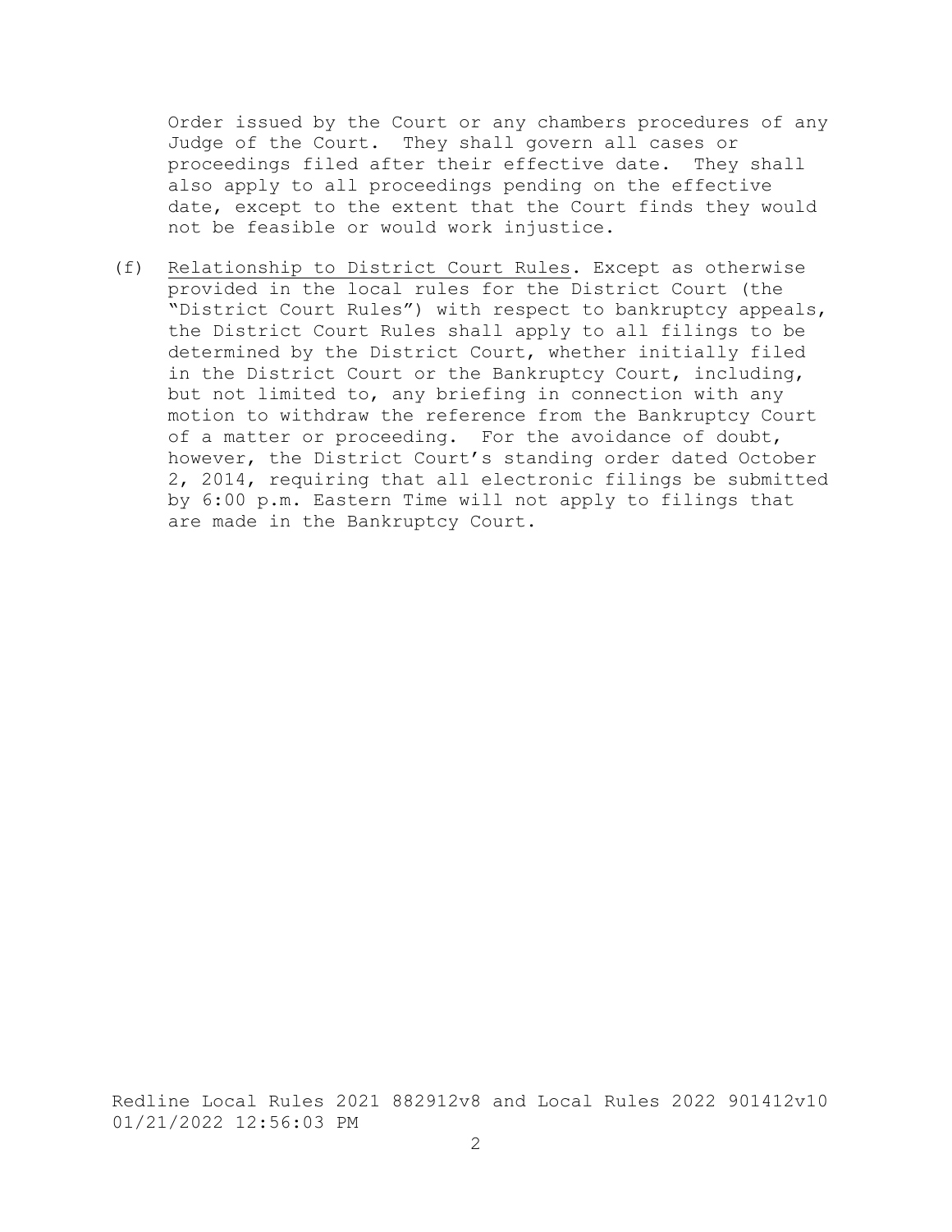Order issued by the Court or any chambers procedures of any Judge of the Court. They shall govern all cases or proceedings filed after their effective date. They shall also apply to all proceedings pending on the effective date, except to the extent that the Court finds they would not be feasible or would work injustice.

(f) Relationship to District Court Rules. Except as otherwise provided in the local rules for the District Court (the "District Court Rules") with respect to bankruptcy appeals, the District Court Rules shall apply to all filings to be determined by the District Court, whether initially filed in the District Court or the Bankruptcy Court, including, but not limited to, any briefing in connection with any motion to withdraw the reference from the Bankruptcy Court of a matter or proceeding. For the avoidance of doubt, however, the District Court's standing order dated October 2, 2014, requiring that all electronic filings be submitted by 6:00 p.m. Eastern Time will not apply to filings that are made in the Bankruptcy Court.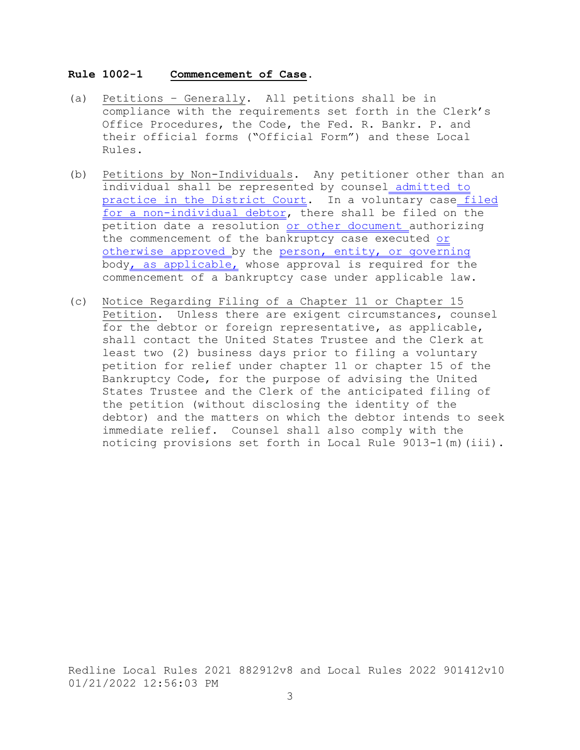**Rule 1002-1 Commencement of Case.**

(a) Petitions – Generally. All petitions shall be in compliance with the requirements set forth in the Clerk's Office Procedures, the Code, the Fed. R. Bankr. P. and their official forms ("Official Form") and these Local Rules.

(b) Petitions by Non-Individuals. Any petitioner other than an individual shall be represented by counsel admitted to practice in the District Court. In a voluntary case filed for a non-individual debtor, there shall be filed on the petition date a resolution or other document authorizing the commencement of the bankruptcy case executed or otherwise approved by the person, entity, or governing body, as applicable, whose approval is required for the commencement of a bankruptcy case under applicable law.

(c) Notice Regarding Filing of a Chapter 11 or Chapter 15 Petition. Unless there are exigent circumstances, counsel for the debtor or foreign representative, as applicable, shall contact the United States Trustee and the Clerk at least two (2) business days prior to filing a voluntary petition for relief under chapter 11 or chapter 15 of the Bankruptcy Code, for the purpose of advising the United States Trustee and the Clerk of the anticipated filing of the petition (without disclosing the identity of the debtor) and the matters on which the debtor intends to seek immediate relief. Counsel shall also comply with the noticing provisions set forth in Local Rule 9013-1(m)(iii).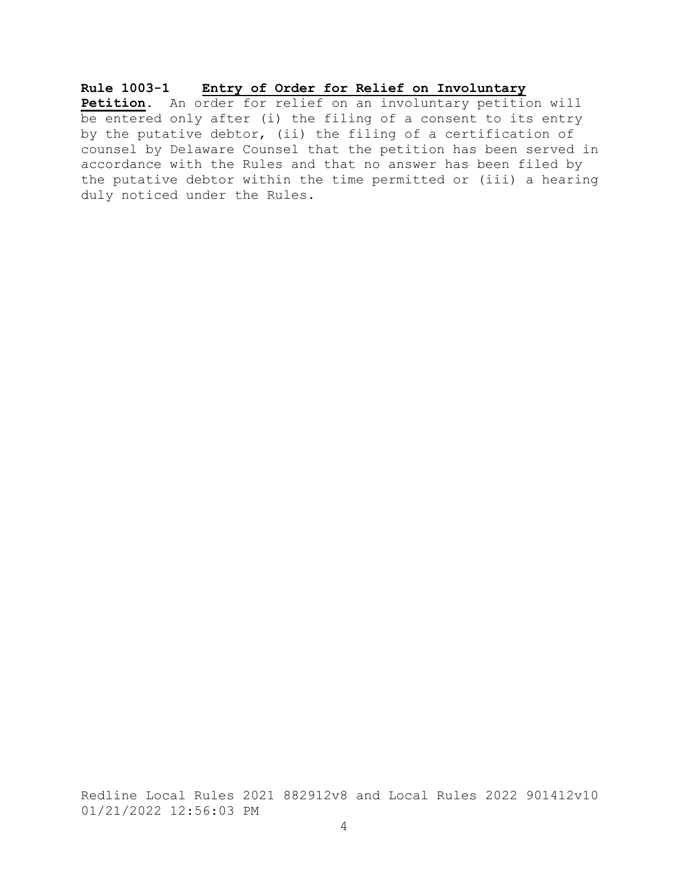**Rule 1003-1 Entry of Order for Relief on Involuntary Petition.** An order for relief on an involuntary petition will be entered only after (i) the filing of a consent to its entry by the putative debtor, (ii) the filing of a certification of counsel by Delaware Counsel that the petition has been served in accordance with the Rules and that no answer has been filed by the putative debtor within the time permitted or (iii) a hearing duly noticed under the Rules.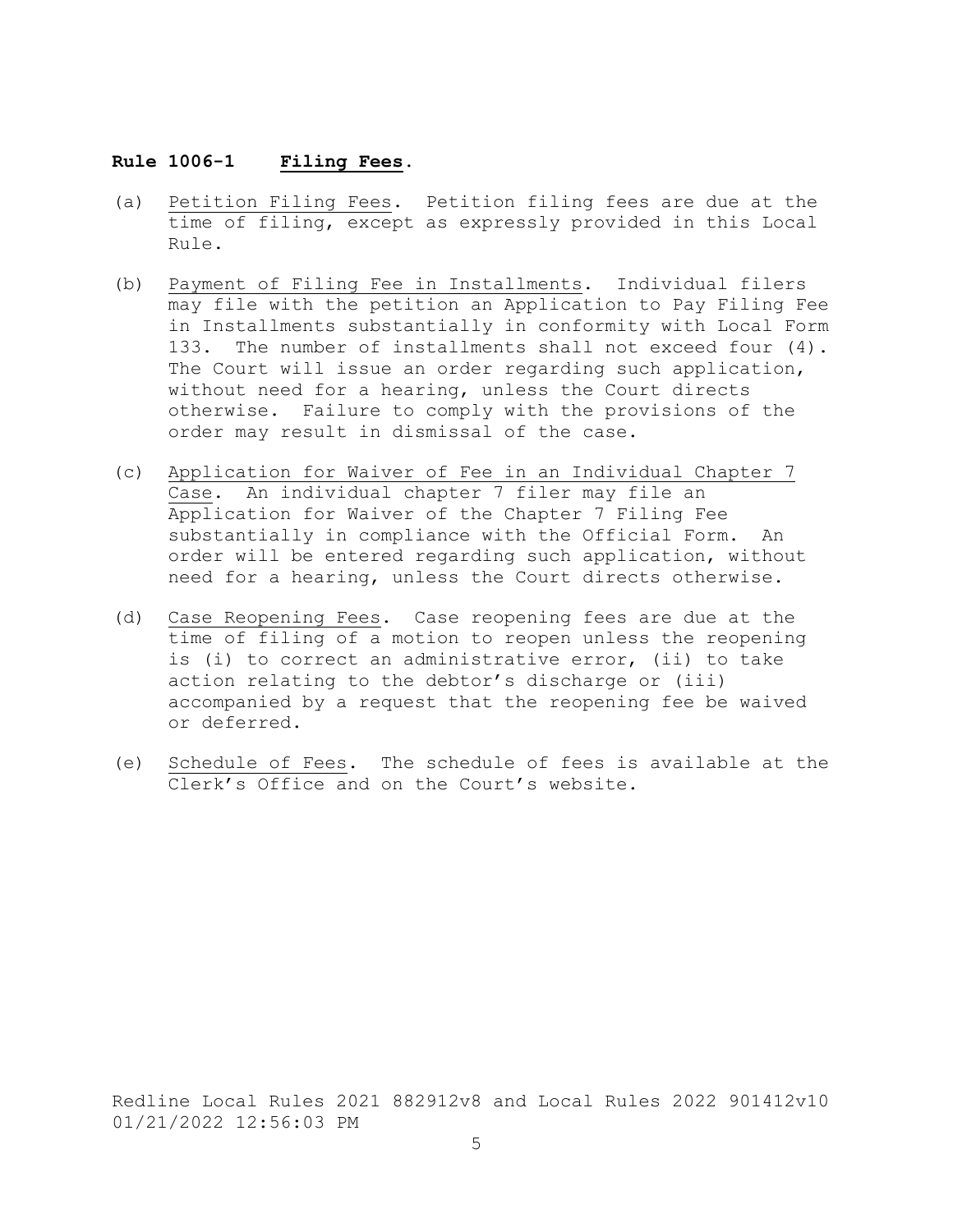## Rule 1006-1 **Filing Fees**.

(a) Petition Filing Fees. Petition filing fees are due at the time of filing, except as expressly provided in this Local Rule.

(b) Payment of Filing Fee in Installments. Individual filers may file with the petition an Application to Pay Filing Fee in Installments substantially in conformity with Local Form 133. The number of installments shall not exceed four (4). The Court will issue an order regarding such application, without need for a hearing, unless the Court directs otherwise. Failure to comply with the provisions of the order may result in dismissal of the case.

(c) Application for Waiver of Fee in an Individual Chapter 7 Case. An individual chapter 7 filer may file an Application for Waiver of the Chapter 7 Filing Fee substantially in compliance with the Official Form. An order will be entered regarding such application, without need for a hearing, unless the Court directs otherwise.

(d) Case Reopening Fees. Case reopening fees are due at the time of filing of a motion to reopen unless the reopening is (i) to correct an administrative error, (ii) to take action relating to the debtor's discharge or (iii) accompanied by a request that the reopening fee be waived or deferred.

(e) Schedule of Fees. The schedule of fees is available at the Clerk's Office and on the Court's website.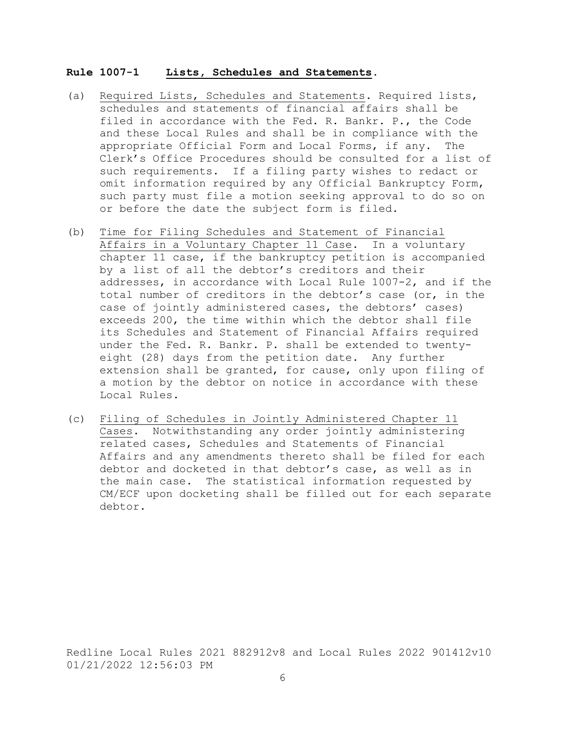## **Rule 1007-1 Lists, Schedules and Statements.**

(a) Required Lists, Schedules and Statements. Required lists, schedules and statements of financial affairs shall be filed in accordance with the Fed. R. Bankr. P., the Code and these Local Rules and shall be in compliance with the appropriate Official Form and Local Forms, if any. The Clerk's Office Procedures should be consulted for a list of such requirements. If a filing party wishes to redact or omit information required by any Official Bankruptcy Form, such party must file a motion seeking approval to do so on or before the date the subject form is filed.

(b) Time for Filing Schedules and Statement of Financial Affairs in a Voluntary Chapter 11 Case. In a voluntary chapter 11 case, if the bankruptcy petition is accompanied by a list of all the debtor's creditors and their addresses, in accordance with Local Rule 1007-2, and if the total number of creditors in the debtor's case (or, in the case of jointly administered cases, the debtors' cases) exceeds 200, the time within which the debtor shall file its Schedules and Statement of Financial Affairs required under the Fed. R. Bankr. P. shall be extended to twenty-eight (28) days from the petition date. Any further extension shall be granted, for cause, only upon filing of a motion by the debtor on notice in accordance with these Local Rules.

(c) Filing of Schedules in Jointly Administered Chapter 11 Cases. Notwithstanding any order jointly administering related cases, Schedules and Statements of Financial Affairs and any amendments thereto shall be filed for each debtor and docketed in that debtor's case, as well as in the main case. The statistical information requested by CM/ECF upon docketing shall be filled out for each separate debtor.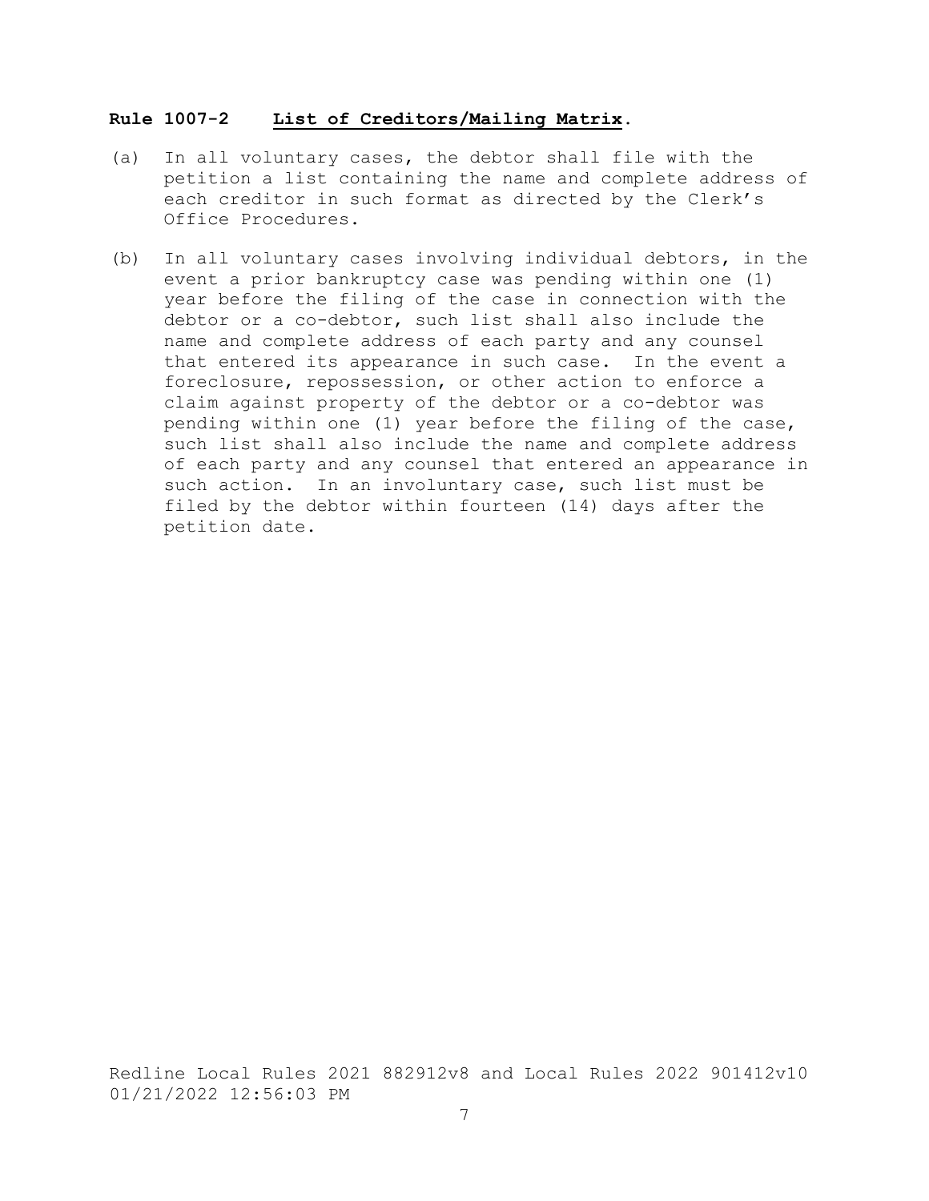**Rule 1007-2 List of Creditors/Mailing Matrix.**

(a) In all voluntary cases, the debtor shall file with the petition a list containing the name and complete address of each creditor in such format as directed by the Clerk's Office Procedures.

(b) In all voluntary cases involving individual debtors, in the event a prior bankruptcy case was pending within one (1) year before the filing of the case in connection with the debtor or a co-debtor, such list shall also include the name and complete address of each party and any counsel that entered its appearance in such case. In the event a foreclosure, repossession, or other action to enforce a claim against property of the debtor or a co-debtor was pending within one (1) year before the filing of the case, such list shall also include the name and complete address of each party and any counsel that entered an appearance in such action. In an involuntary case, such list must be filed by the debtor within fourteen (14) days after the petition date.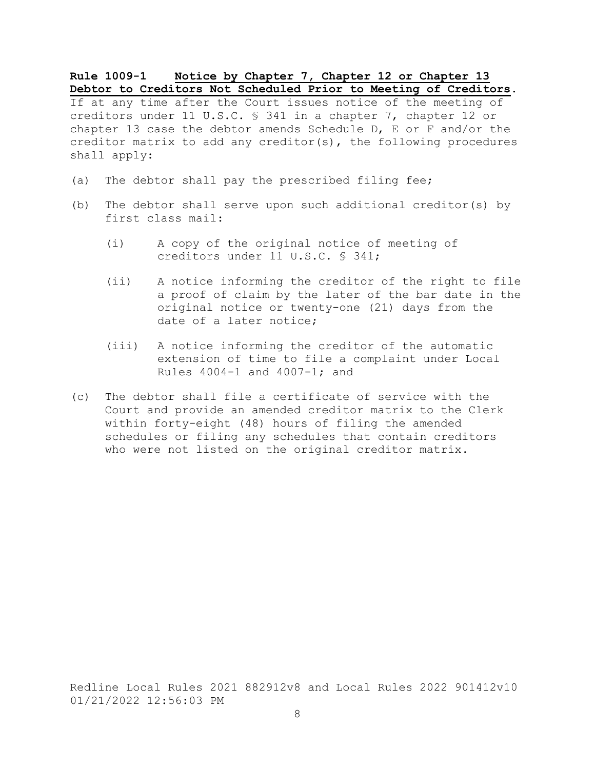**Rule 1009-1 Notice by Chapter 7, Chapter 12 or Chapter 13 Debtor to Creditors Not Scheduled Prior to Meeting of Creditors.** If at any time after the Court issues notice of the meeting of creditors under 11 U.S.C. § 341 in a chapter 7, chapter 12 or chapter 13 case the debtor amends Schedule D, E or F and/or the creditor matrix to add any creditor(s), the following procedures shall apply:

(a) The debtor shall pay the prescribed filing fee;

(b) The debtor shall serve upon such additional creditor(s) by first class mail:

 (i) A copy of the original notice of meeting of creditors under 11 U.S.C. § 341;

 (ii) A notice informing the creditor of the right to file a proof of claim by the later of the bar date in the original notice or twenty-one (21) days from the date of a later notice;

 (iii) A notice informing the creditor of the automatic extension of time to file a complaint under Local Rules 4004-1 and 4007-1; and

(c) The debtor shall file a certificate of service with the Court and provide an amended creditor matrix to the Clerk within forty-eight (48) hours of filing the amended schedules or filing any schedules that contain creditors who were not listed on the original creditor matrix.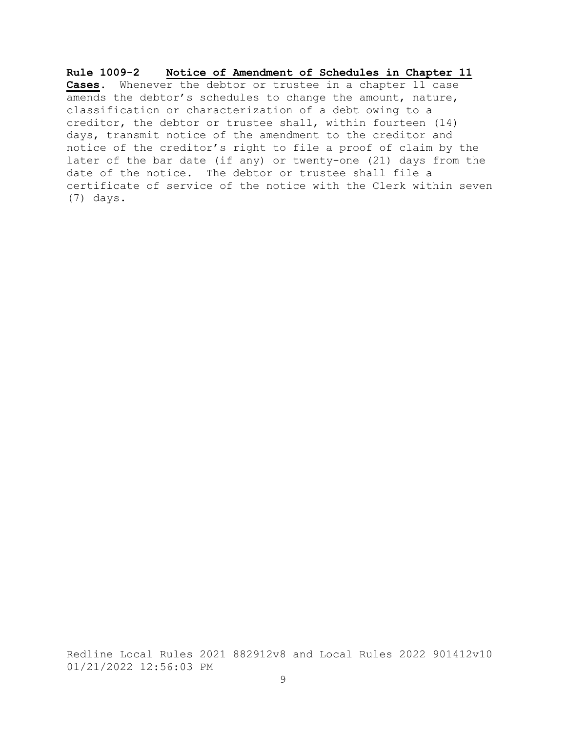**Rule 1009-2 <u>Notice of Amendment of Schedules in Chapter 11 Cases</u>**. Whenever the debtor or trustee in a chapter 11 case amends the debtor's schedules to change the amount, nature, classification or characterization of a debt owing to a creditor, the debtor or trustee shall, within fourteen (14) days, transmit notice of the amendment to the creditor and notice of the creditor's right to file a proof of claim by the later of the bar date (if any) or twenty-one (21) days from the date of the notice. The debtor or trustee shall file a certificate of service of the notice with the Clerk within seven (7) days.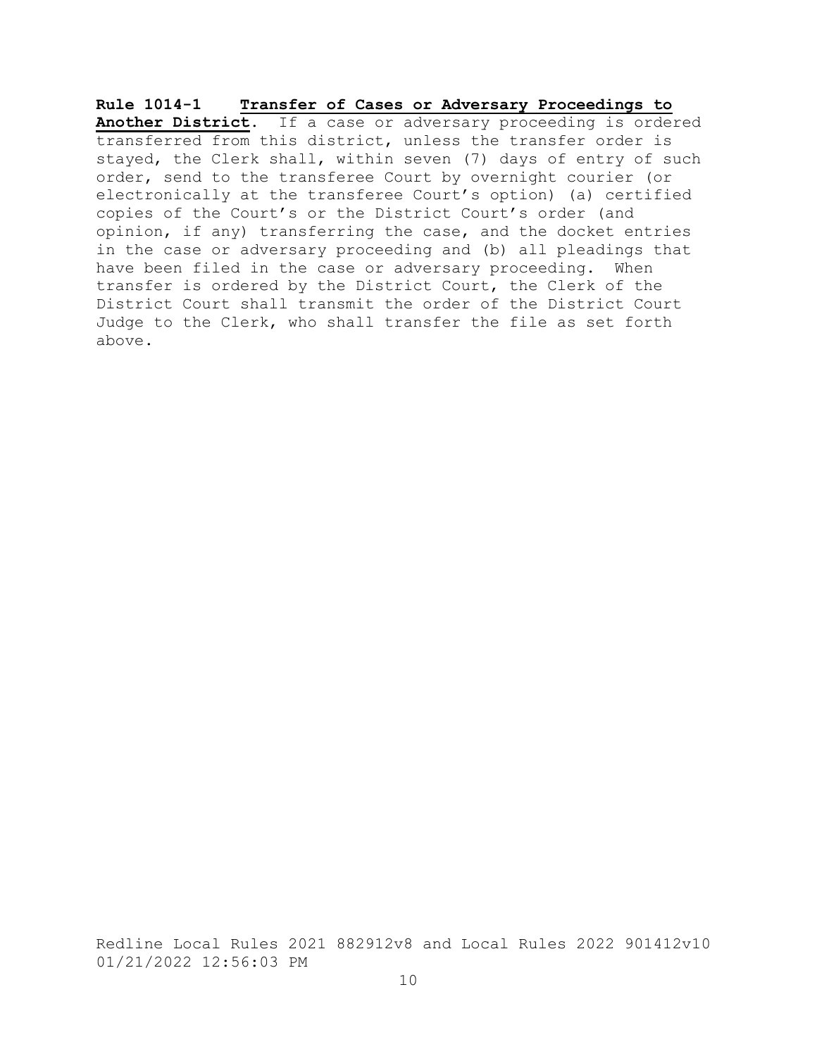**Rule 1014-1 Transfer of Cases or Adversary Proceedings to Another District**. If a case or adversary proceeding is ordered transferred from this district, unless the transfer order is stayed, the Clerk shall, within seven (7) days of entry of such order, send to the transferee Court by overnight courier (or electronically at the transferee Court's option) (a) certified copies of the Court's or the District Court's order (and opinion, if any) transferring the case, and the docket entries in the case or adversary proceeding and (b) all pleadings that have been filed in the case or adversary proceeding. When transfer is ordered by the District Court, the Clerk of the District Court shall transmit the order of the District Court Judge to the Clerk, who shall transfer the file as set forth above.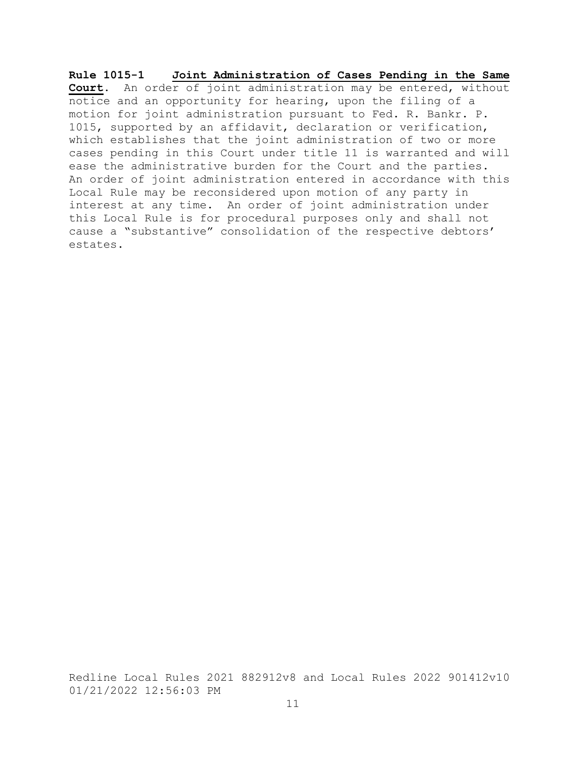**Rule 1015-1** **Joint Administration of Cases Pending in the Same Court**. An order of joint administration may be entered, without notice and an opportunity for hearing, upon the filing of a motion for joint administration pursuant to Fed. R. Bankr. P. 1015, supported by an affidavit, declaration or verification, which establishes that the joint administration of two or more cases pending in this Court under title 11 is warranted and will ease the administrative burden for the Court and the parties. An order of joint administration entered in accordance with this Local Rule may be reconsidered upon motion of any party in interest at any time. An order of joint administration under this Local Rule is for procedural purposes only and shall not cause a "substantive" consolidation of the respective debtors' estates.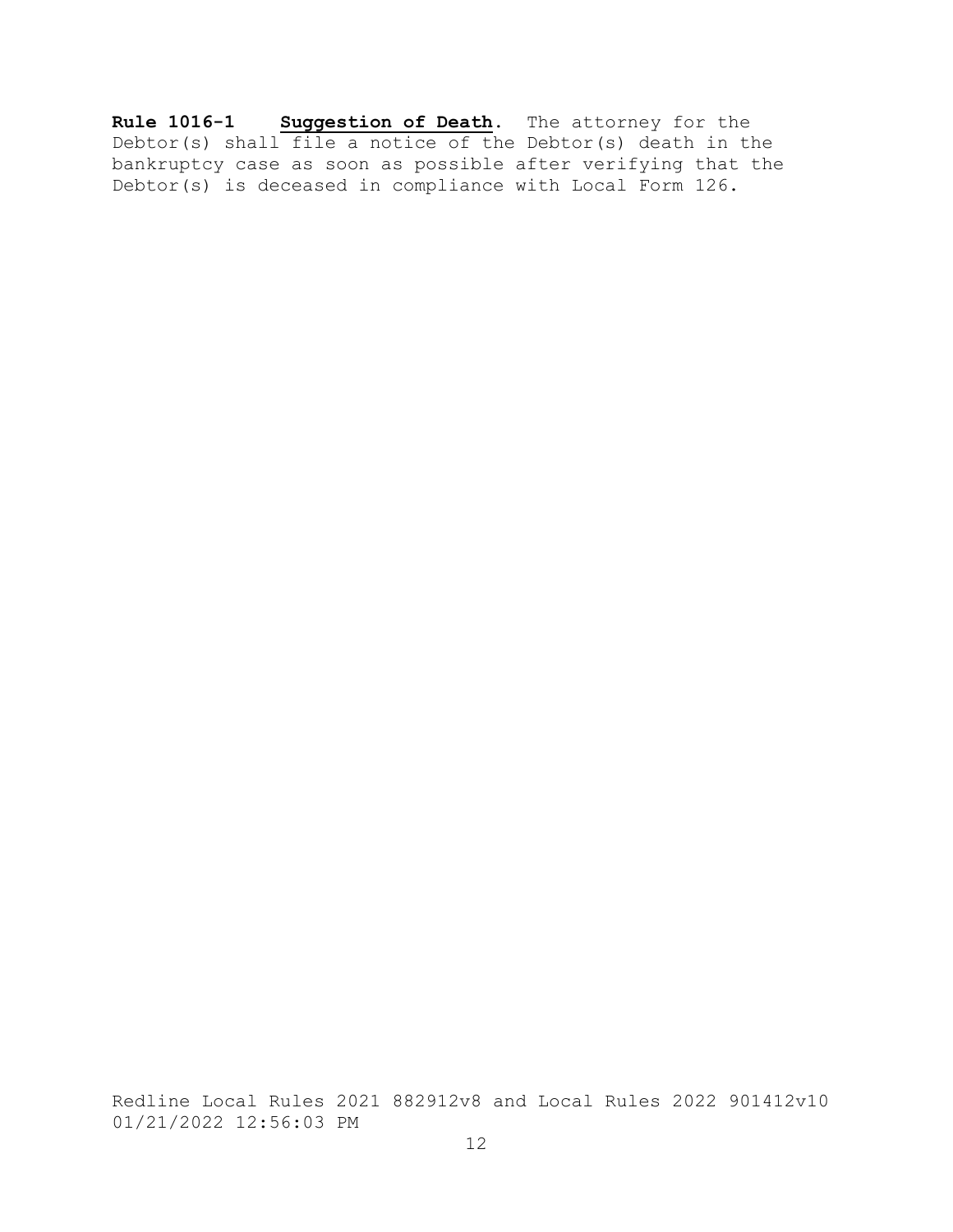**Rule 1016-1 Suggestion of Death.** The attorney for the Debtor(s) shall file a notice of the Debtor(s) death in the bankruptcy case as soon as possible after verifying that the Debtor(s) is deceased in compliance with Local Form 126.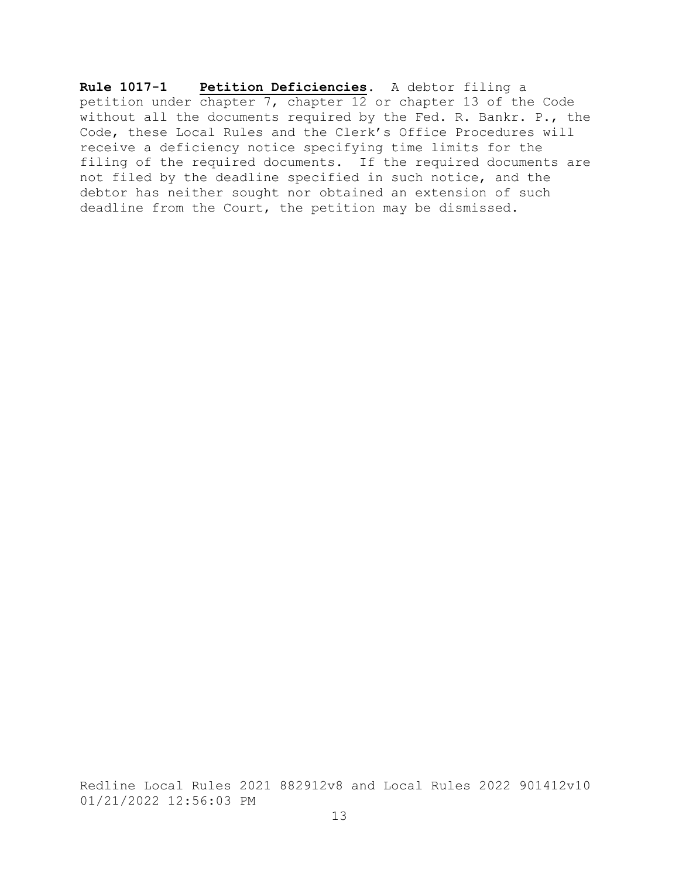**Rule 1017-1 Petition Deficiencies**. A debtor filing a petition under chapter 7, chapter 12 or chapter 13 of the Code without all the documents required by the Fed. R. Bankr. P., the Code, these Local Rules and the Clerk's Office Procedures will receive a deficiency notice specifying time limits for the filing of the required documents. If the required documents are not filed by the deadline specified in such notice, and the debtor has neither sought nor obtained an extension of such deadline from the Court, the petition may be dismissed.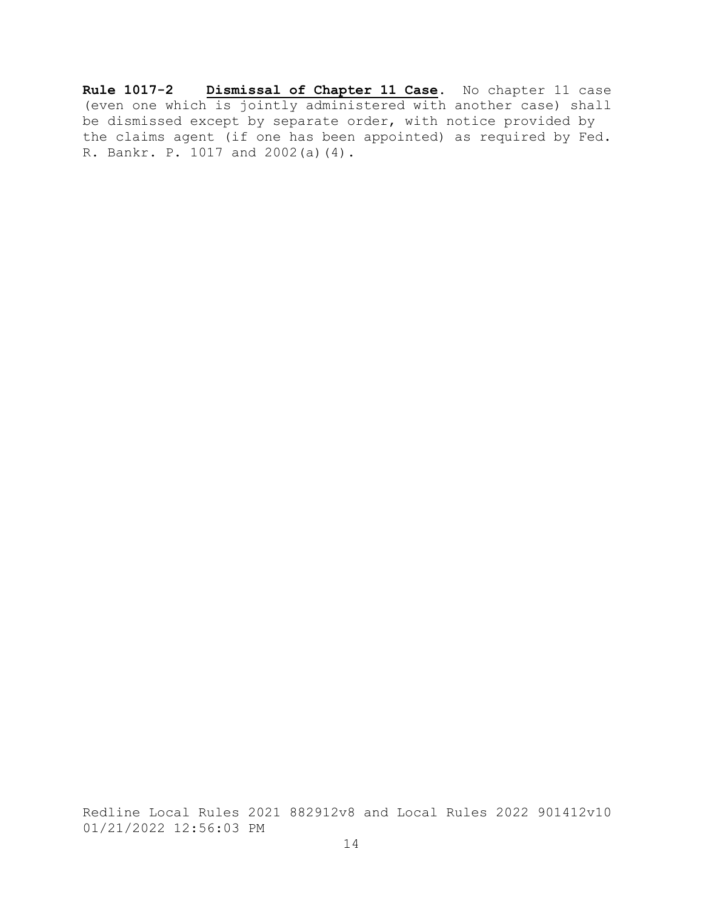**Rule 1017-2** <u>**Dismissal of Chapter 11 Case**</u>. No chapter 11 case (even one which is jointly administered with another case) shall be dismissed except by separate order, with notice provided by the claims agent (if one has been appointed) as required by Fed. R. Bankr. P. 1017 and 2002(a)(4).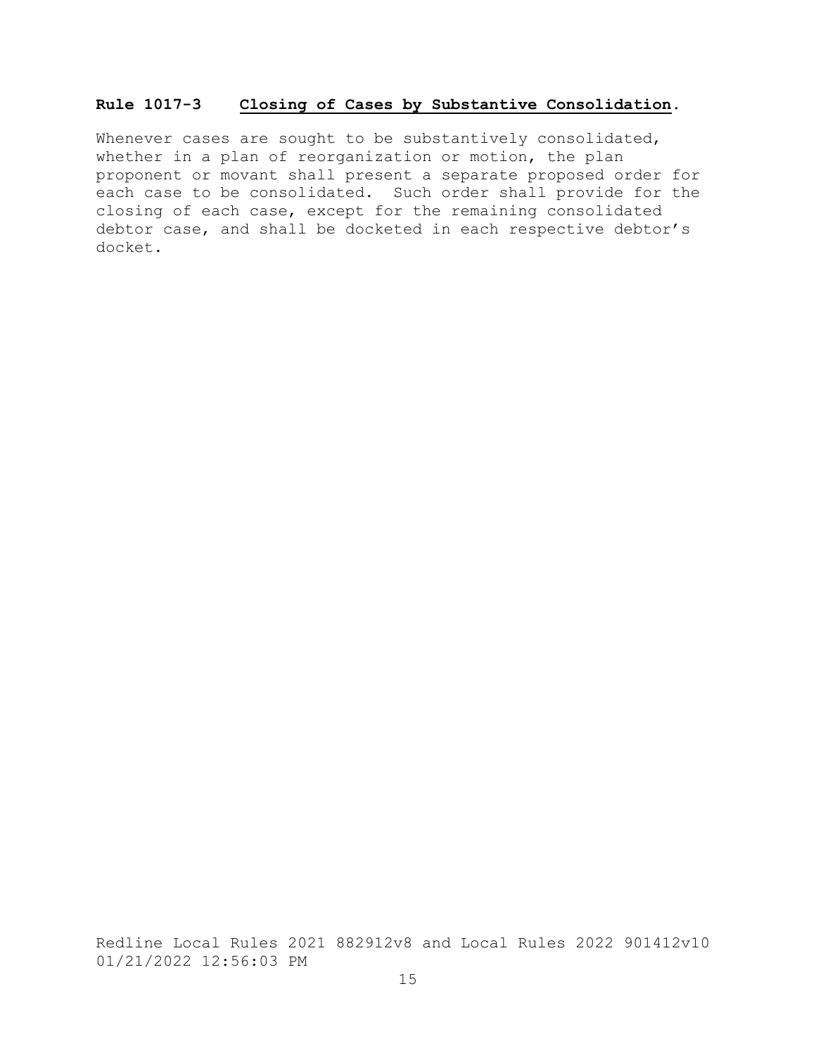**Rule 1017-3** **Closing of Cases by Substantive Consolidation.**

Whenever cases are sought to be substantively consolidated, whether in a plan of reorganization or motion, the plan proponent or movant shall present a separate proposed order for each case to be consolidated. Such order shall provide for the closing of each case, except for the remaining consolidated debtor case, and shall be docketed in each respective debtor's docket.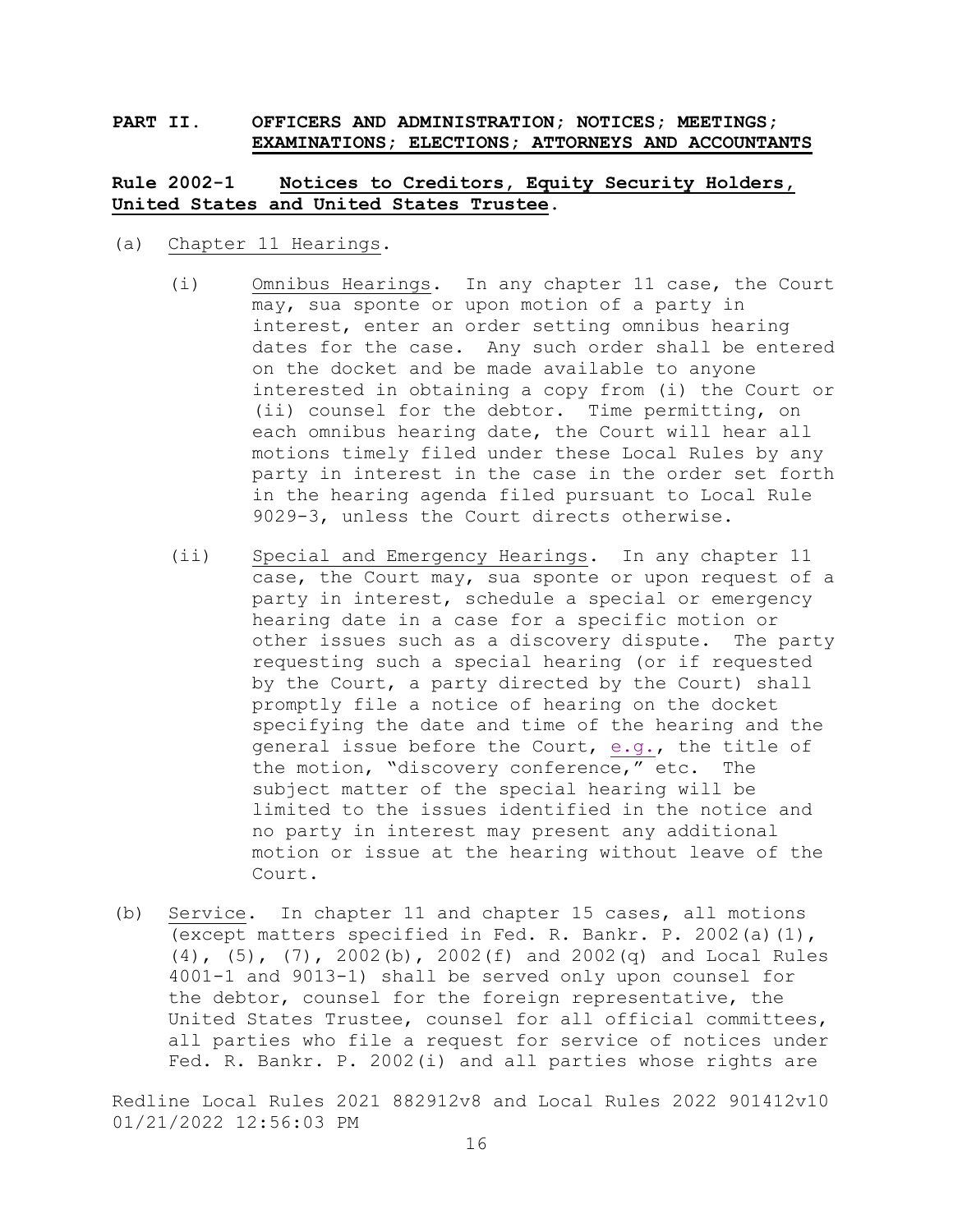## PART II. OFFICERS AND ADMINISTRATION; NOTICES; MEETINGS; EXAMINATIONS; ELECTIONS; ATTORNEYS AND ACCOUNTANTS

### Rule 2002-1 Notices to Creditors, Equity Security Holders, United States and United States Trustee.

(a) Chapter 11 Hearings.

(i) Omnibus Hearings. In any chapter 11 case, the Court may, sua sponte or upon motion of a party in interest, enter an order setting omnibus hearing dates for the case. Any such order shall be entered on the docket and be made available to anyone interested in obtaining a copy from (i) the Court or (ii) counsel for the debtor. Time permitting, on each omnibus hearing date, the Court will hear all motions timely filed under these Local Rules by any party in interest in the case in the order set forth in the hearing agenda filed pursuant to Local Rule 9029-3, unless the Court directs otherwise.

(ii) Special and Emergency Hearings. In any chapter 11 case, the Court may, sua sponte or upon request of a party in interest, schedule a special or emergency hearing date in a case for a specific motion or other issues such as a discovery dispute. The party requesting such a special hearing (or if requested by the Court, a party directed by the Court) shall promptly file a notice of hearing on the docket specifying the date and time of the hearing and the general issue before the Court, e.g., the title of the motion, "discovery conference," etc. The subject matter of the special hearing will be limited to the issues identified in the notice and no party in interest may present any additional motion or issue at the hearing without leave of the Court.

(b) Service. In chapter 11 and chapter 15 cases, all motions (except matters specified in Fed. R. Bankr. P. 2002(a)(1), (4), (5), (7), 2002(b), 2002(f) and 2002(q) and Local Rules 4001-1 and 9013-1) shall be served only upon counsel for the debtor, counsel for the foreign representative, the United States Trustee, counsel for all official committees, all parties who file a request for service of notices under Fed. R. Bankr. P. 2002(i) and all parties whose rights are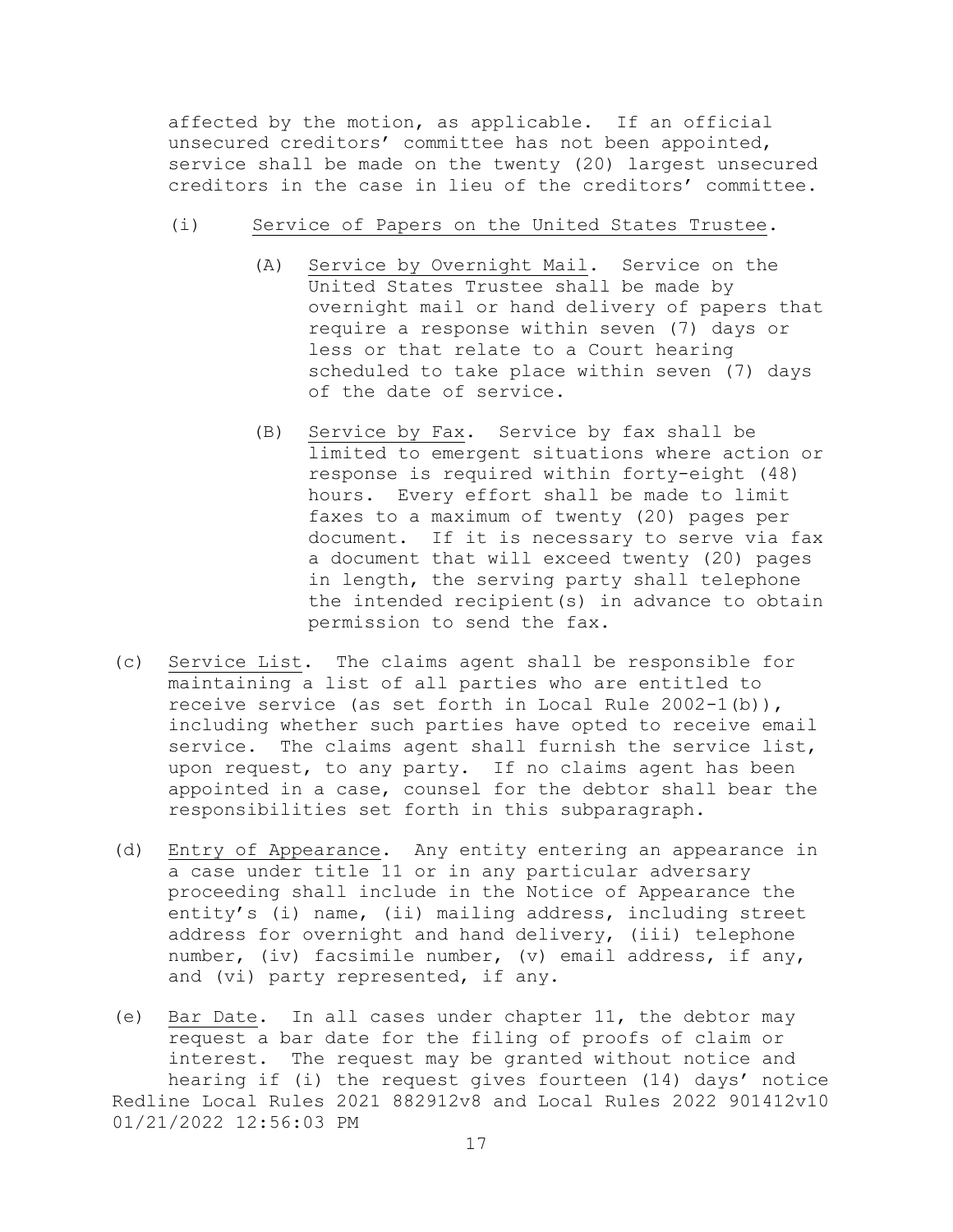affected by the motion, as applicable. If an official unsecured creditors' committee has not been appointed, service shall be made on the twenty (20) largest unsecured creditors in the case in lieu of the creditors' committee.

(i) Service of Papers on the United States Trustee.

(A) Service by Overnight Mail. Service on the United States Trustee shall be made by overnight mail or hand delivery of papers that require a response within seven (7) days or less or that relate to a Court hearing scheduled to take place within seven (7) days of the date of service.

(B) Service by Fax. Service by fax shall be limited to emergent situations where action or response is required within forty-eight (48) hours. Every effort shall be made to limit faxes to a maximum of twenty (20) pages per document. If it is necessary to serve via fax a document that will exceed twenty (20) pages in length, the serving party shall telephone the intended recipient(s) in advance to obtain permission to send the fax.

(c) Service List. The claims agent shall be responsible for maintaining a list of all parties who are entitled to receive service (as set forth in Local Rule 2002-1(b)), including whether such parties have opted to receive email service. The claims agent shall furnish the service list, upon request, to any party. If no claims agent has been appointed in a case, counsel for the debtor shall bear the responsibilities set forth in this subparagraph.

(d) Entry of Appearance. Any entity entering an appearance in a case under title 11 or in any particular adversary proceeding shall include in the Notice of Appearance the entity's (i) name, (ii) mailing address, including street address for overnight and hand delivery, (iii) telephone number, (iv) facsimile number, (v) email address, if any, and (vi) party represented, if any.

(e) Bar Date. In all cases under chapter 11, the debtor may request a bar date for the filing of proofs of claim or interest. The request may be granted without notice and hearing if (i) the request gives fourteen (14) days' notice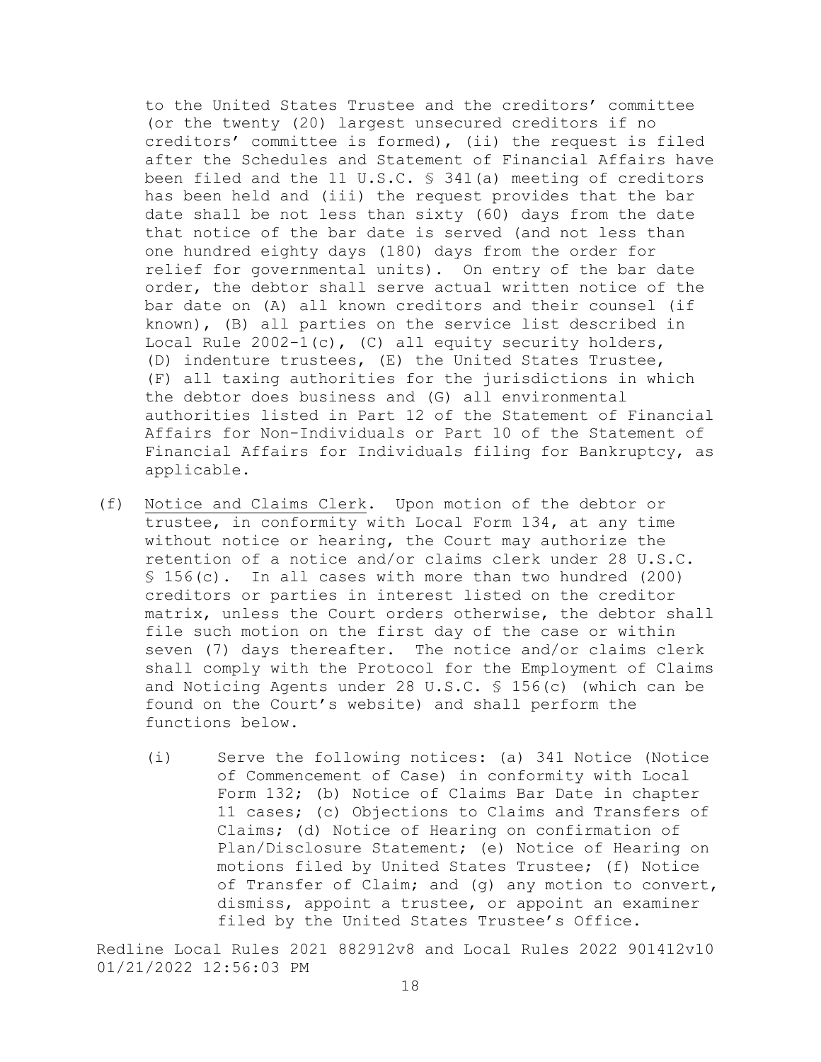to the United States Trustee and the creditors' committee (or the twenty (20) largest unsecured creditors if no creditors' committee is formed), (ii) the request is filed after the Schedules and Statement of Financial Affairs have been filed and the 11 U.S.C. § 341(a) meeting of creditors has been held and (iii) the request provides that the bar date shall be not less than sixty (60) days from the date that notice of the bar date is served (and not less than one hundred eighty days (180) days from the order for relief for governmental units). On entry of the bar date order, the debtor shall serve actual written notice of the bar date on (A) all known creditors and their counsel (if known), (B) all parties on the service list described in Local Rule 2002-1(c), (C) all equity security holders, (D) indenture trustees, (E) the United States Trustee, (F) all taxing authorities for the jurisdictions in which the debtor does business and (G) all environmental authorities listed in Part 12 of the Statement of Financial Affairs for Non-Individuals or Part 10 of the Statement of Financial Affairs for Individuals filing for Bankruptcy, as applicable.

(f) Notice and Claims Clerk. Upon motion of the debtor or trustee, in conformity with Local Form 134, at any time without notice or hearing, the Court may authorize the retention of a notice and/or claims clerk under 28 U.S.C. § 156(c). In all cases with more than two hundred (200) creditors or parties in interest listed on the creditor matrix, unless the Court orders otherwise, the debtor shall file such motion on the first day of the case or within seven (7) days thereafter. The notice and/or claims clerk shall comply with the Protocol for the Employment of Claims and Noticing Agents under 28 U.S.C. § 156(c) (which can be found on the Court's website) and shall perform the functions below.

  (i) Serve the following notices: (a) 341 Notice (Notice of Commencement of Case) in conformity with Local Form 132; (b) Notice of Claims Bar Date in chapter 11 cases; (c) Objections to Claims and Transfers of Claims; (d) Notice of Hearing on confirmation of Plan/Disclosure Statement; (e) Notice of Hearing on motions filed by United States Trustee; (f) Notice of Transfer of Claim; and (g) any motion to convert, dismiss, appoint a trustee, or appoint an examiner filed by the United States Trustee's Office.

Redline Local Rules 2021 882912v8 and Local Rules 2022 901412v10
01/21/2022 12:56:03 PM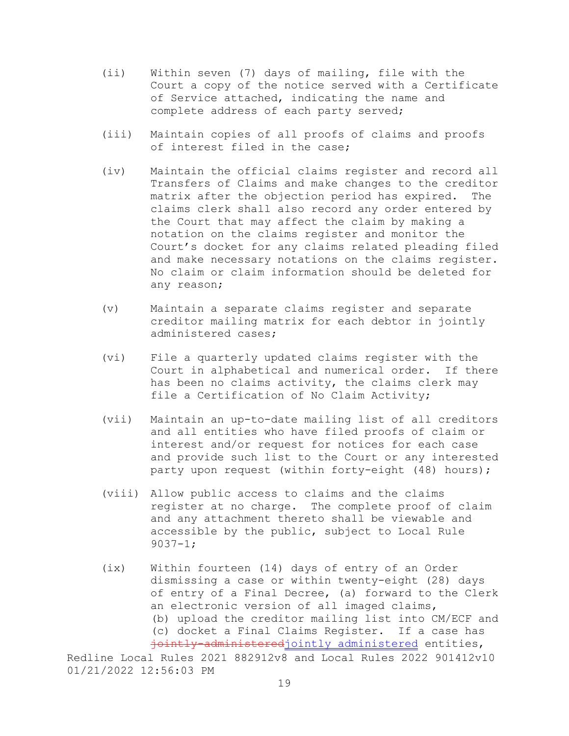(ii) Within seven (7) days of mailing, file with the Court a copy of the notice served with a Certificate of Service attached, indicating the name and complete address of each party served;

(iii) Maintain copies of all proofs of claims and proofs of interest filed in the case;

(iv) Maintain the official claims register and record all Transfers of Claims and make changes to the creditor matrix after the objection period has expired. The claims clerk shall also record any order entered by the Court that may affect the claim by making a notation on the claims register and monitor the Court's docket for any claims related pleading filed and make necessary notations on the claims register. No claim or claim information should be deleted for any reason;

(v) Maintain a separate claims register and separate creditor mailing matrix for each debtor in jointly administered cases;

(vi) File a quarterly updated claims register with the Court in alphabetical and numerical order. If there has been no claims activity, the claims clerk may file a Certification of No Claim Activity;

(vii) Maintain an up-to-date mailing list of all creditors and all entities who have filed proofs of claim or interest and/or request for notices for each case and provide such list to the Court or any interested party upon request (within forty-eight (48) hours);

(viii) Allow public access to claims and the claims register at no charge. The complete proof of claim and any attachment thereto shall be viewable and accessible by the public, subject to Local Rule 9037-1;

(ix) Within fourteen (14) days of entry of an Order dismissing a case or within twenty-eight (28) days of entry of a Final Decree, (a) forward to the Clerk an electronic version of all imaged claims, (b) upload the creditor mailing list into CM/ECF and (c) docket a Final Claims Register. If a case has ~~jointly-administered~~jointly administered entities,

Redline Local Rules 2021 882912v8 and Local Rules 2022 901412v10 01/21/2022 12:56:03 PM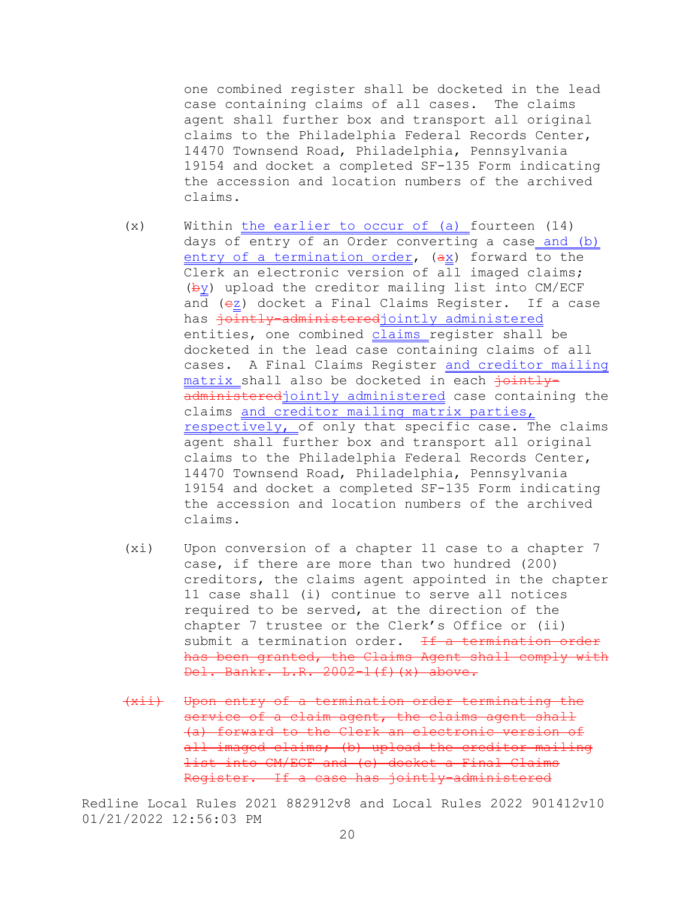one combined register shall be docketed in the lead case containing claims of all cases. The claims agent shall further box and transport all original claims to the Philadelphia Federal Records Center, 14470 Townsend Road, Philadelphia, Pennsylvania 19154 and docket a completed SF-135 Form indicating the accession and location numbers of the archived claims.

(x) Within <u>the earlier to occur of (a)</u> fourteen (14) days of entry of an Order converting a case <u>and (b) entry of a termination order</u>, (~~a~~<u>x</u>) forward to the Clerk an electronic version of all imaged claims; (~~b~~<u>y</u>) upload the creditor mailing list into CM/ECF and (~~c~~<u>z</u>) docket a Final Claims Register. If a case has ~~jointly-administered~~<u>jointly administered</u> entities, one combined <u>claims</u> register shall be docketed in the lead case containing claims of all cases. A Final Claims Register <u>and creditor mailing matrix</u> shall also be docketed in each ~~jointly-administered~~<u>jointly administered</u> case containing the claims <u>and creditor mailing matrix parties, respectively,</u> of only that specific case. The claims agent shall further box and transport all original claims to the Philadelphia Federal Records Center, 14470 Townsend Road, Philadelphia, Pennsylvania 19154 and docket a completed SF-135 Form indicating the accession and location numbers of the archived claims.

(xi) Upon conversion of a chapter 11 case to a chapter 7 case, if there are more than two hundred (200) creditors, the claims agent appointed in the chapter 11 case shall (i) continue to serve all notices required to be served, at the direction of the chapter 7 trustee or the Clerk's Office or (ii) submit a termination order. ~~If a termination order has been granted, the Claims Agent shall comply with Del. Bankr. L.R. 2002-1(f)(x) above.~~

~~(xii) Upon entry of a termination order terminating the service of a claim agent, the claims agent shall (a) forward to the Clerk an electronic version of all imaged claims; (b) upload the creditor mailing list into CM/ECF and (c) docket a Final Claims Register. If a case has jointly-administered~~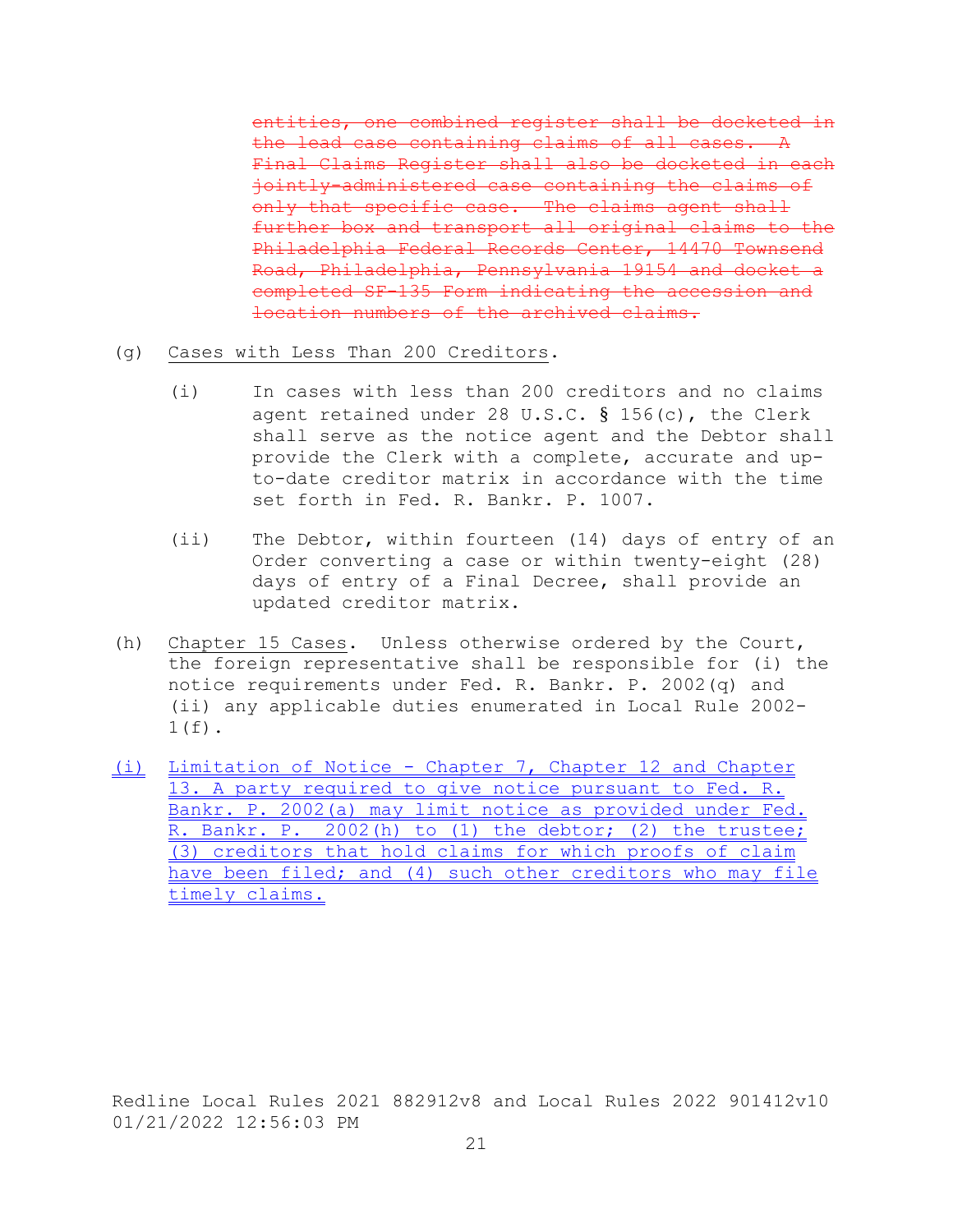~~entities, one combined register shall be docketed in the lead case containing claims of all cases. A Final Claims Register shall also be docketed in each jointly-administered case containing the claims of only that specific case. The claims agent shall further box and transport all original claims to the Philadelphia Federal Records Center, 14470 Townsend Road, Philadelphia, Pennsylvania 19154 and docket a completed SF-135 Form indicating the accession and location numbers of the archived claims.~~

(g) Cases with Less Than 200 Creditors.

(i) In cases with less than 200 creditors and no claims agent retained under 28 U.S.C. § 156(c), the Clerk shall serve as the notice agent and the Debtor shall provide the Clerk with a complete, accurate and up-to-date creditor matrix in accordance with the time set forth in Fed. R. Bankr. P. 1007.

(ii) The Debtor, within fourteen (14) days of entry of an Order converting a case or within twenty-eight (28) days of entry of a Final Decree, shall provide an updated creditor matrix.

(h) Chapter 15 Cases. Unless otherwise ordered by the Court, the foreign representative shall be responsible for (i) the notice requirements under Fed. R. Bankr. P. 2002(q) and (ii) any applicable duties enumerated in Local Rule 2002-1(f).

(i) Limitation of Notice - Chapter 7, Chapter 12 and Chapter 13. A party required to give notice pursuant to Fed. R. Bankr. P. 2002(a) may limit notice as provided under Fed. R. Bankr. P. 2002(h) to (1) the debtor; (2) the trustee; (3) creditors that hold claims for which proofs of claim have been filed; and (4) such other creditors who may file timely claims.

Redline Local Rules 2021 882912v8 and Local Rules 2022 901412v10
01/21/2022 12:56:03 PM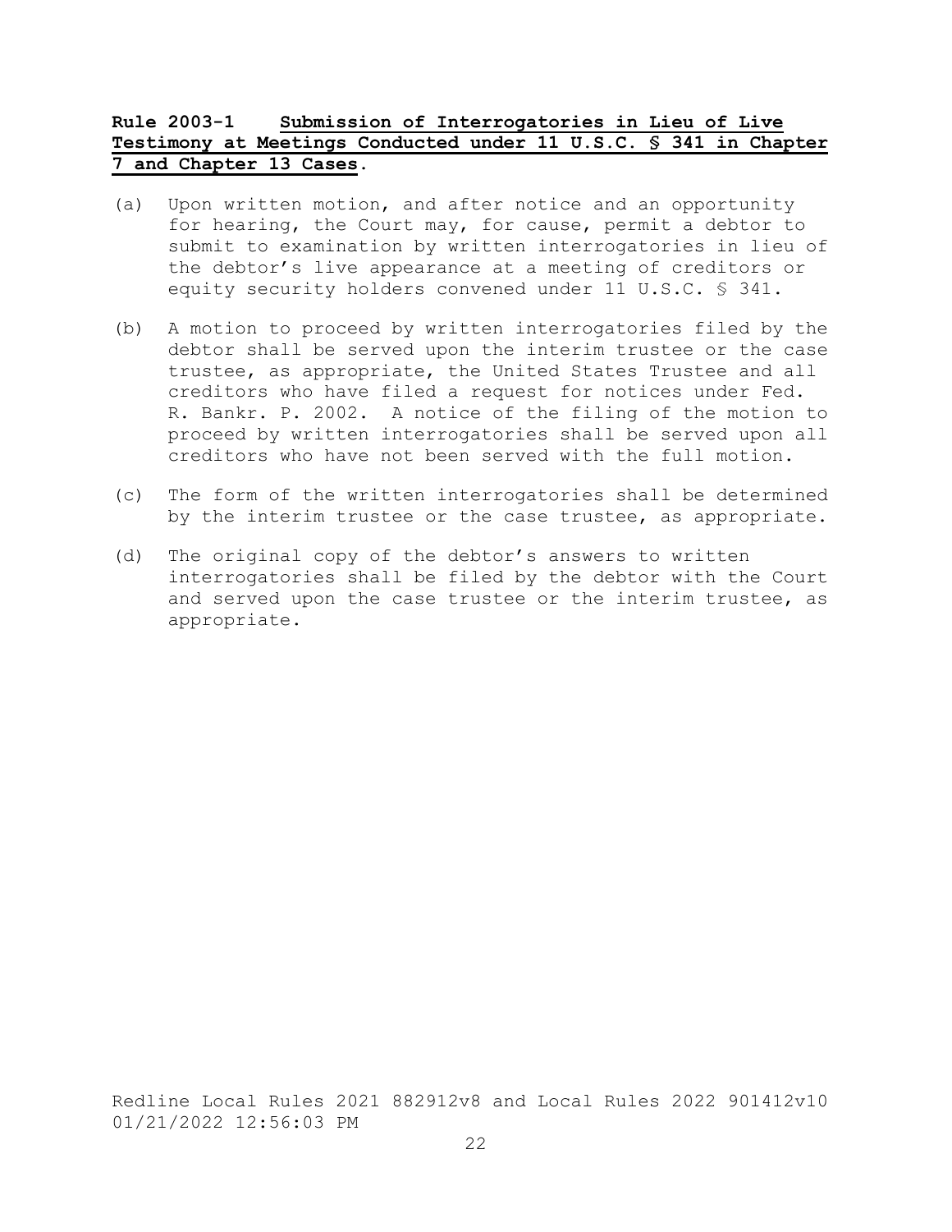**Rule 2003-1 Submission of Interrogatories in Lieu of Live Testimony at Meetings Conducted under 11 U.S.C. § 341 in Chapter 7 and Chapter 13 Cases.**

(a) Upon written motion, and after notice and an opportunity for hearing, the Court may, for cause, permit a debtor to submit to examination by written interrogatories in lieu of the debtor's live appearance at a meeting of creditors or equity security holders convened under 11 U.S.C. § 341.

(b) A motion to proceed by written interrogatories filed by the debtor shall be served upon the interim trustee or the case trustee, as appropriate, the United States Trustee and all creditors who have filed a request for notices under Fed. R. Bankr. P. 2002. A notice of the filing of the motion to proceed by written interrogatories shall be served upon all creditors who have not been served with the full motion.

(c) The form of the written interrogatories shall be determined by the interim trustee or the case trustee, as appropriate.

(d) The original copy of the debtor's answers to written interrogatories shall be filed by the debtor with the Court and served upon the case trustee or the interim trustee, as appropriate.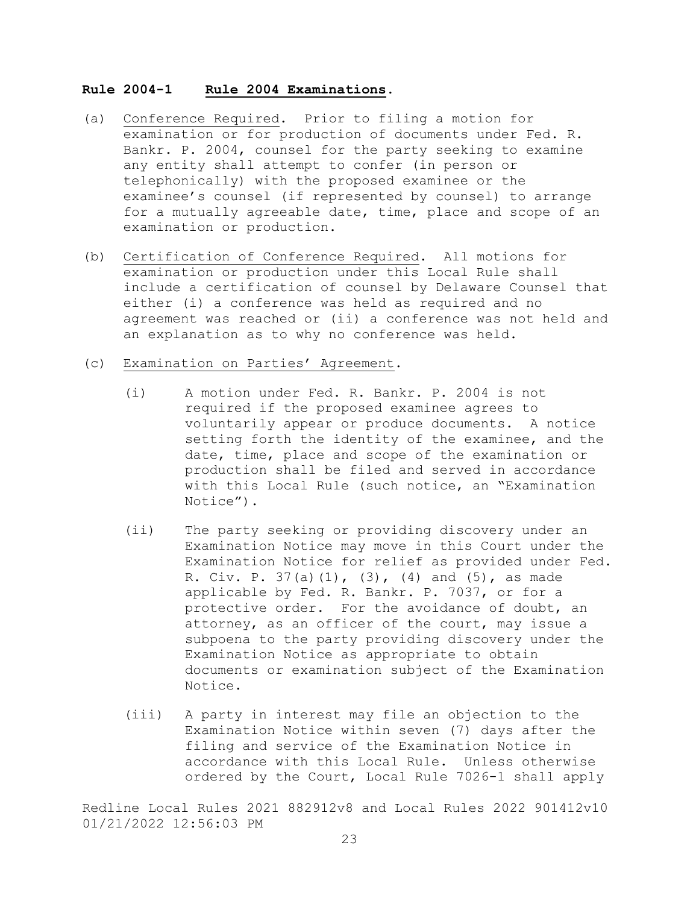**Rule 2004-1 Rule 2004 Examinations.**

(a) Conference Required. Prior to filing a motion for examination or for production of documents under Fed. R. Bankr. P. 2004, counsel for the party seeking to examine any entity shall attempt to confer (in person or telephonically) with the proposed examinee or the examinee's counsel (if represented by counsel) to arrange for a mutually agreeable date, time, place and scope of an examination or production.

(b) Certification of Conference Required. All motions for examination or production under this Local Rule shall include a certification of counsel by Delaware Counsel that either (i) a conference was held as required and no agreement was reached or (ii) a conference was not held and an explanation as to why no conference was held.

(c) Examination on Parties' Agreement.

(i) A motion under Fed. R. Bankr. P. 2004 is not required if the proposed examinee agrees to voluntarily appear or produce documents. A notice setting forth the identity of the examinee, and the date, time, place and scope of the examination or production shall be filed and served in accordance with this Local Rule (such notice, an "Examination Notice").

(ii) The party seeking or providing discovery under an Examination Notice may move in this Court under the Examination Notice for relief as provided under Fed. R. Civ. P. 37(a)(1), (3), (4) and (5), as made applicable by Fed. R. Bankr. P. 7037, or for a protective order. For the avoidance of doubt, an attorney, as an officer of the court, may issue a subpoena to the party providing discovery under the Examination Notice as appropriate to obtain documents or examination subject of the Examination Notice.

(iii) A party in interest may file an objection to the Examination Notice within seven (7) days after the filing and service of the Examination Notice in accordance with this Local Rule. Unless otherwise ordered by the Court, Local Rule 7026-1 shall apply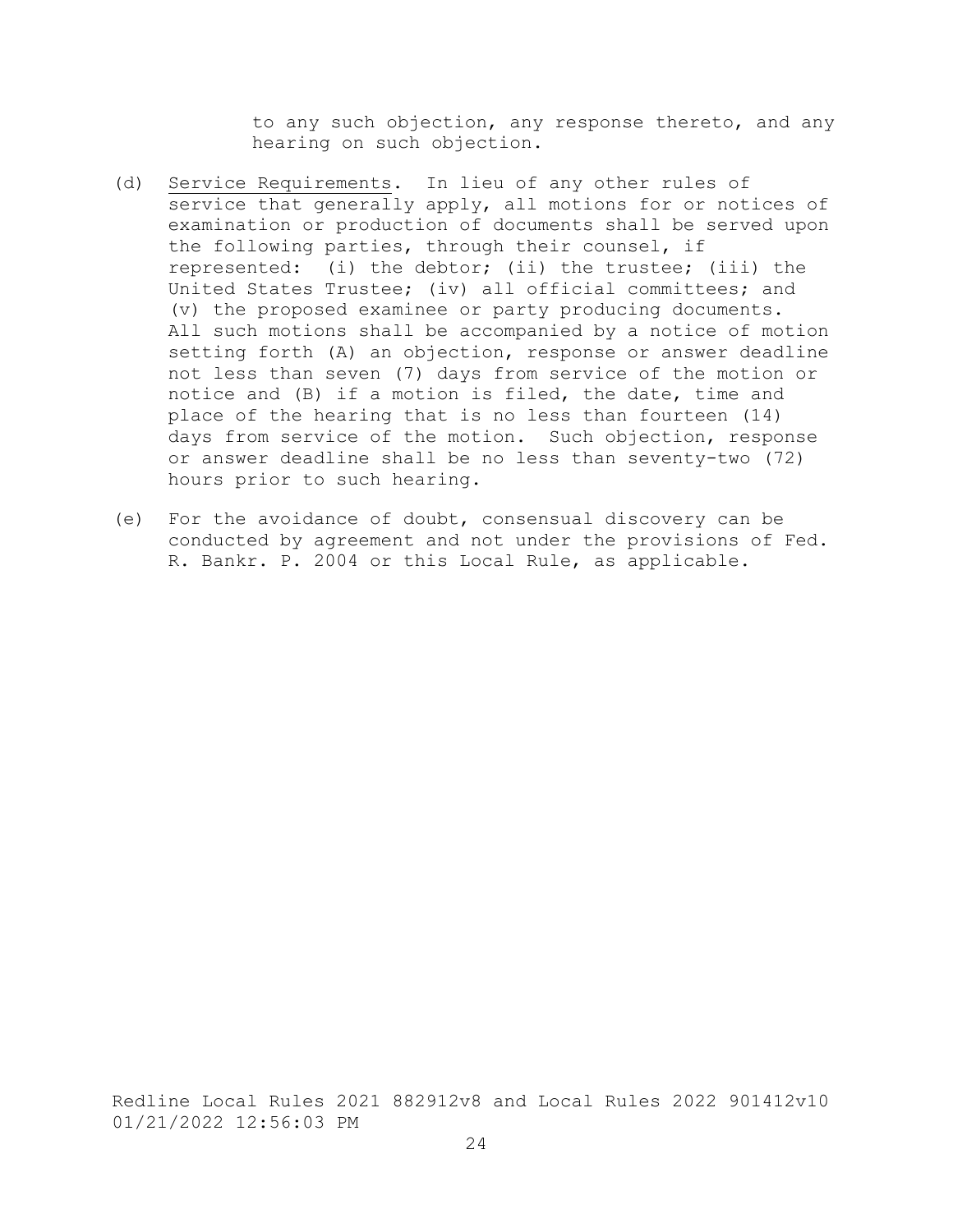to any such objection, any response thereto, and any hearing on such objection.

(d) Service Requirements. In lieu of any other rules of service that generally apply, all motions for or notices of examination or production of documents shall be served upon the following parties, through their counsel, if represented: (i) the debtor; (ii) the trustee; (iii) the United States Trustee; (iv) all official committees; and (v) the proposed examinee or party producing documents. All such motions shall be accompanied by a notice of motion setting forth (A) an objection, response or answer deadline not less than seven (7) days from service of the motion or notice and (B) if a motion is filed, the date, time and place of the hearing that is no less than fourteen (14) days from service of the motion. Such objection, response or answer deadline shall be no less than seventy-two (72) hours prior to such hearing.

(e) For the avoidance of doubt, consensual discovery can be conducted by agreement and not under the provisions of Fed. R. Bankr. P. 2004 or this Local Rule, as applicable.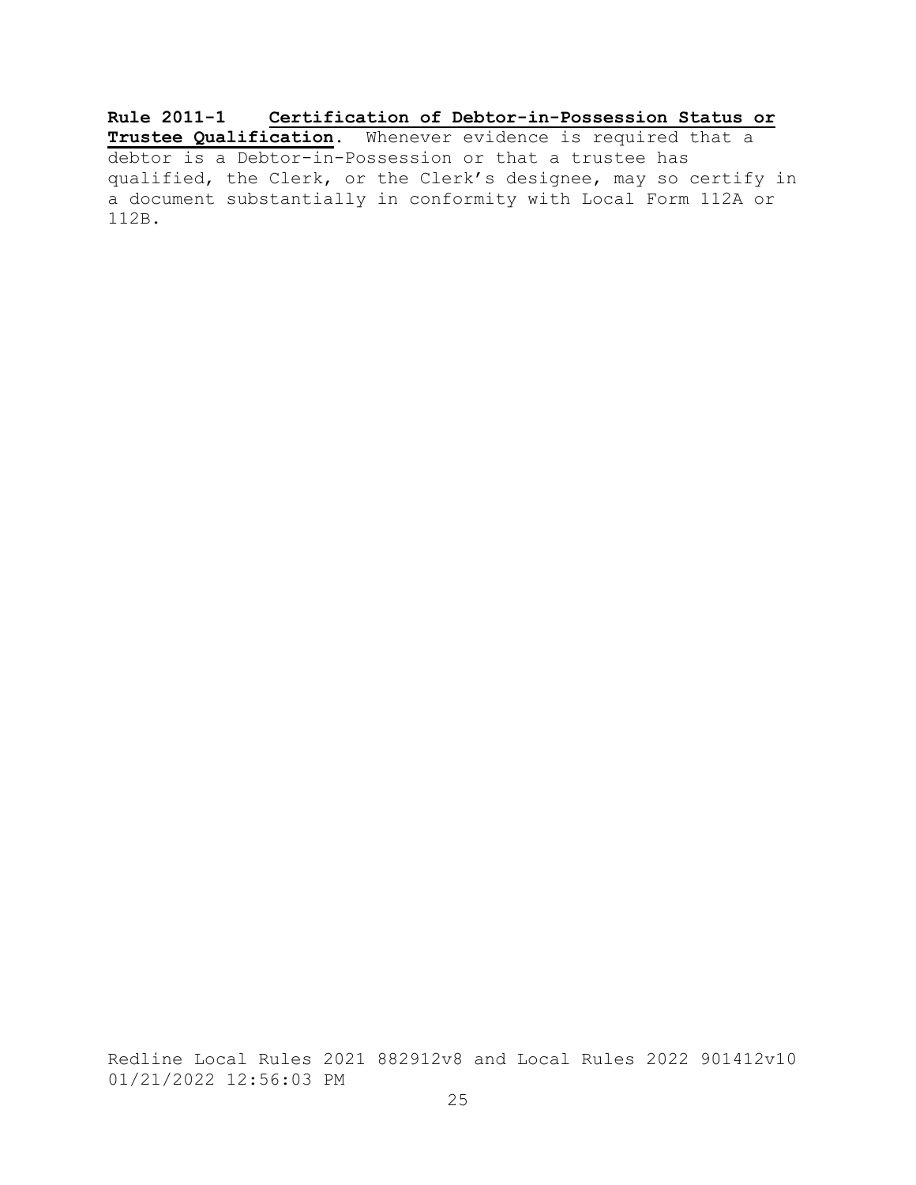**Rule 2011-1** **Certification of Debtor-in-Possession Status or Trustee Qualification**. Whenever evidence is required that a debtor is a Debtor-in-Possession or that a trustee has qualified, the Clerk, or the Clerk's designee, may so certify in a document substantially in conformity with Local Form 112A or 112B.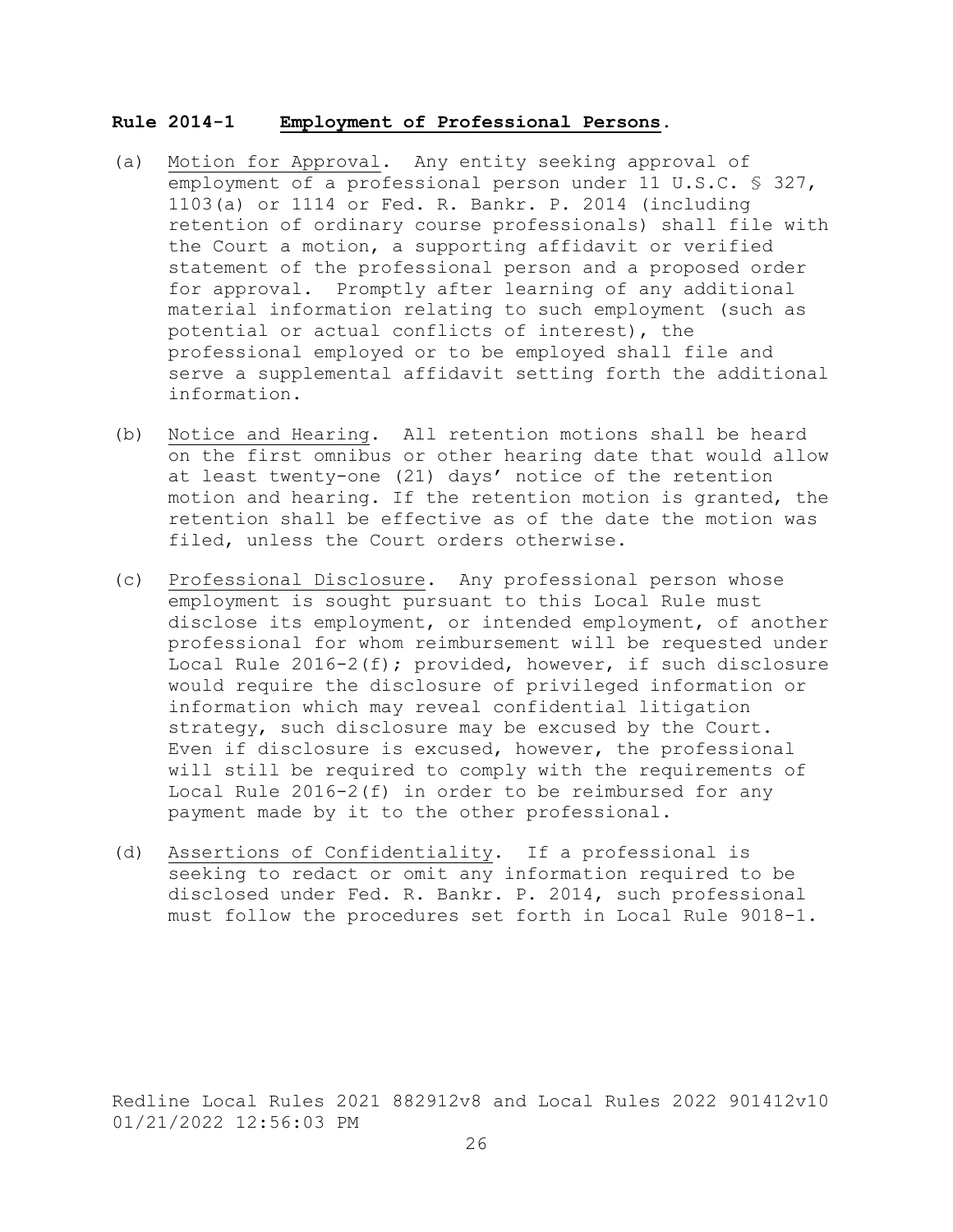## **Rule 2014-1 Employment of Professional Persons.**

(a) Motion for Approval. Any entity seeking approval of employment of a professional person under 11 U.S.C. § 327, 1103(a) or 1114 or Fed. R. Bankr. P. 2014 (including retention of ordinary course professionals) shall file with the Court a motion, a supporting affidavit or verified statement of the professional person and a proposed order for approval. Promptly after learning of any additional material information relating to such employment (such as potential or actual conflicts of interest), the professional employed or to be employed shall file and serve a supplemental affidavit setting forth the additional information.

(b) Notice and Hearing. All retention motions shall be heard on the first omnibus or other hearing date that would allow at least twenty-one (21) days' notice of the retention motion and hearing. If the retention motion is granted, the retention shall be effective as of the date the motion was filed, unless the Court orders otherwise.

(c) Professional Disclosure. Any professional person whose employment is sought pursuant to this Local Rule must disclose its employment, or intended employment, of another professional for whom reimbursement will be requested under Local Rule 2016-2(f); provided, however, if such disclosure would require the disclosure of privileged information or information which may reveal confidential litigation strategy, such disclosure may be excused by the Court. Even if disclosure is excused, however, the professional will still be required to comply with the requirements of Local Rule 2016-2(f) in order to be reimbursed for any payment made by it to the other professional.

(d) Assertions of Confidentiality. If a professional is seeking to redact or omit any information required to be disclosed under Fed. R. Bankr. P. 2014, such professional must follow the procedures set forth in Local Rule 9018-1.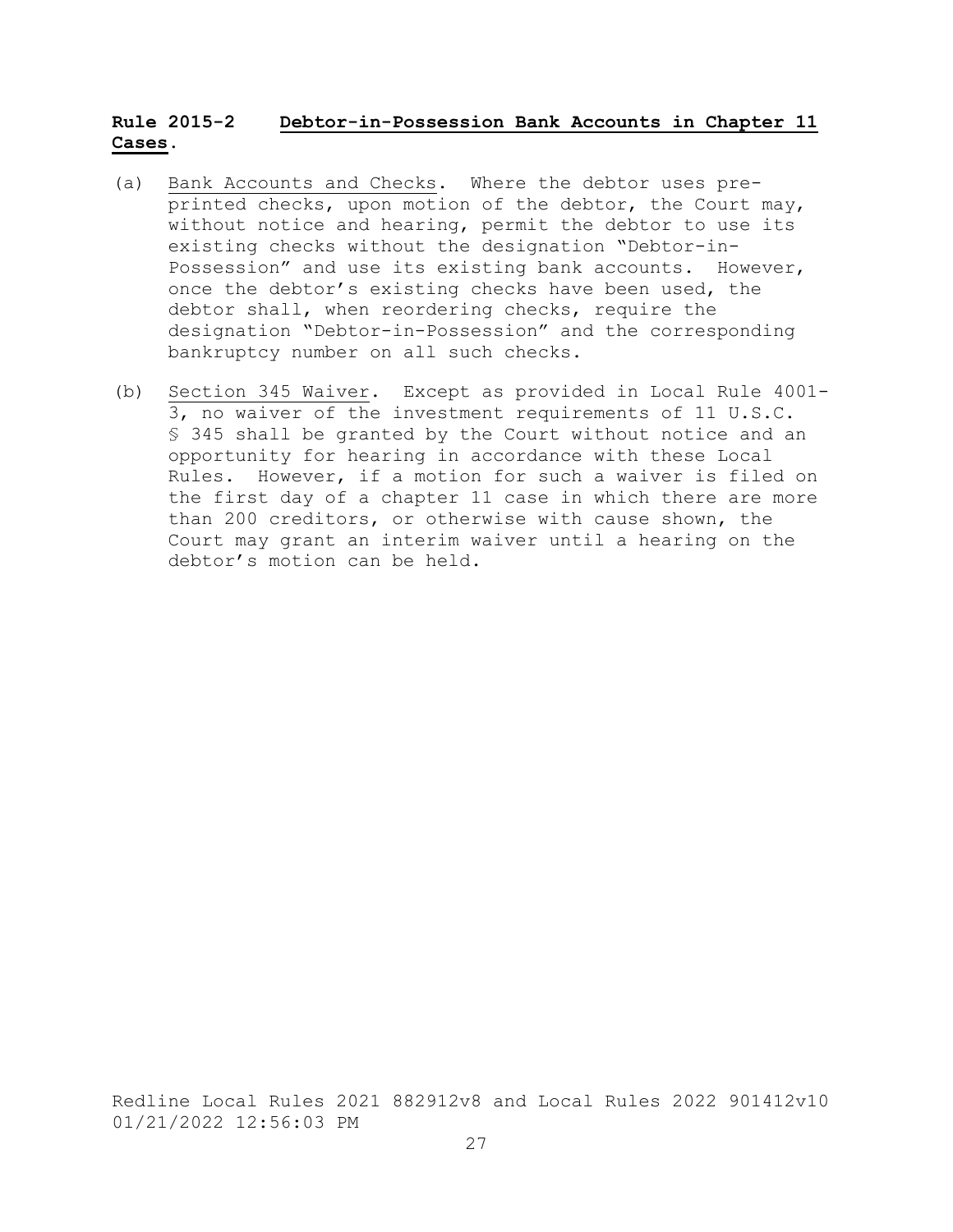**Rule 2015-2 Debtor-in-Possession Bank Accounts in Chapter 11 Cases.**

(a) Bank Accounts and Checks. Where the debtor uses pre-printed checks, upon motion of the debtor, the Court may, without notice and hearing, permit the debtor to use its existing checks without the designation "Debtor-in-Possession" and use its existing bank accounts. However, once the debtor's existing checks have been used, the debtor shall, when reordering checks, require the designation "Debtor-in-Possession" and the corresponding bankruptcy number on all such checks.

(b) Section 345 Waiver. Except as provided in Local Rule 4001-3, no waiver of the investment requirements of 11 U.S.C. § 345 shall be granted by the Court without notice and an opportunity for hearing in accordance with these Local Rules. However, if a motion for such a waiver is filed on the first day of a chapter 11 case in which there are more than 200 creditors, or otherwise with cause shown, the Court may grant an interim waiver until a hearing on the debtor's motion can be held.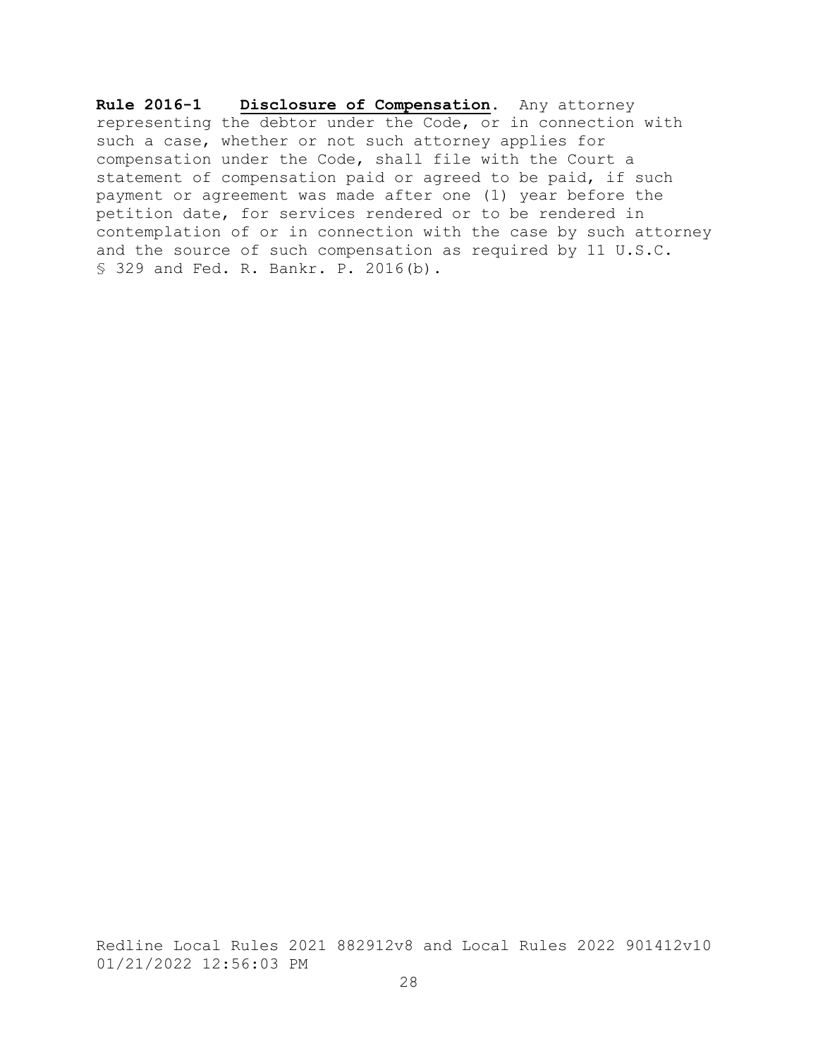**Rule 2016-1 <u>Disclosure of Compensation</u>.** Any attorney representing the debtor under the Code, or in connection with such a case, whether or not such attorney applies for compensation under the Code, shall file with the Court a statement of compensation paid or agreed to be paid, if such payment or agreement was made after one (1) year before the petition date, for services rendered or to be rendered in contemplation of or in connection with the case by such attorney and the source of such compensation as required by 11 U.S.C. § 329 and Fed. R. Bankr. P. 2016(b).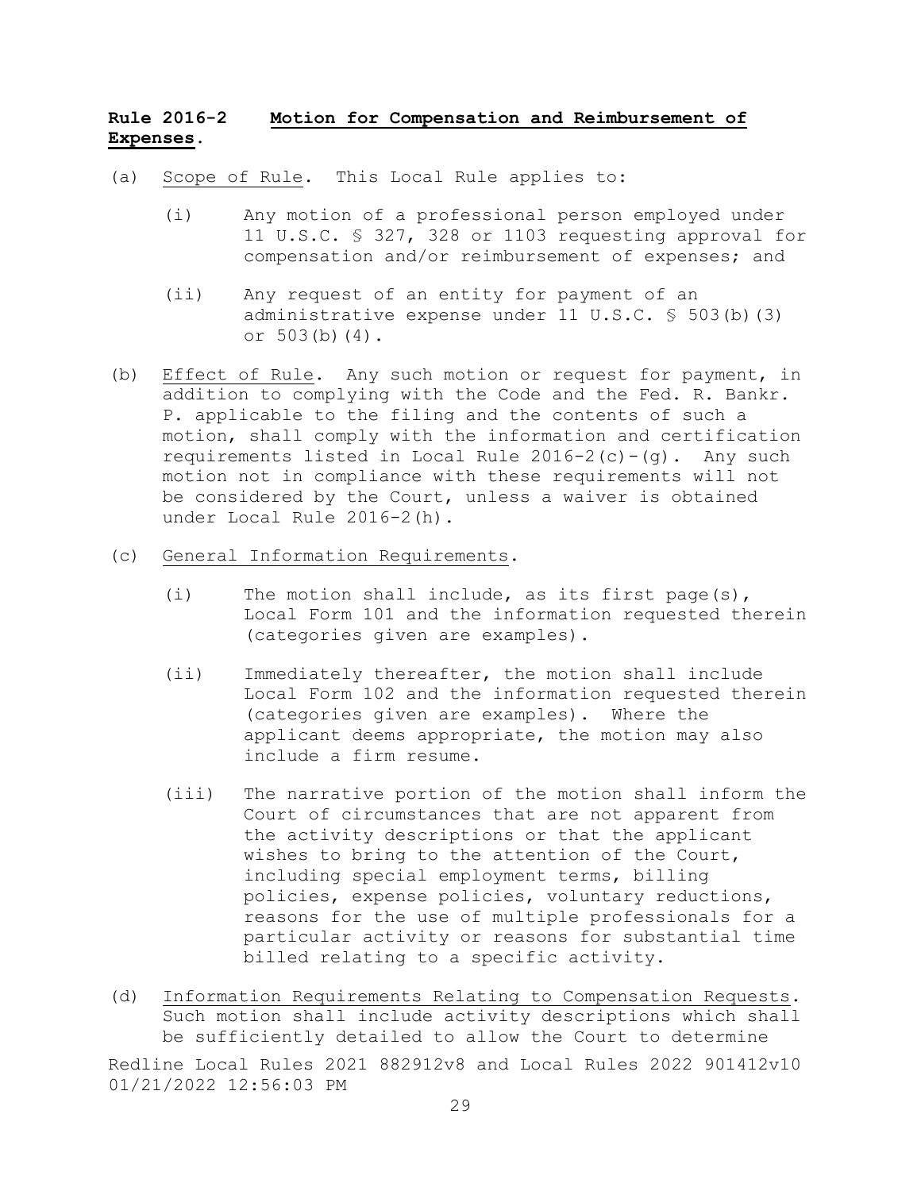**Rule 2016-2 Motion for Compensation and Reimbursement of Expenses.**

(a) Scope of Rule. This Local Rule applies to:

(i) Any motion of a professional person employed under 11 U.S.C. § 327, 328 or 1103 requesting approval for compensation and/or reimbursement of expenses; and

(ii) Any request of an entity for payment of an administrative expense under 11 U.S.C. § 503(b)(3) or 503(b)(4).

(b) Effect of Rule. Any such motion or request for payment, in addition to complying with the Code and the Fed. R. Bankr. P. applicable to the filing and the contents of such a motion, shall comply with the information and certification requirements listed in Local Rule 2016-2(c)-(g). Any such motion not in compliance with these requirements will not be considered by the Court, unless a waiver is obtained under Local Rule 2016-2(h).

(c) General Information Requirements.

(i) The motion shall include, as its first page(s), Local Form 101 and the information requested therein (categories given are examples).

(ii) Immediately thereafter, the motion shall include Local Form 102 and the information requested therein (categories given are examples). Where the applicant deems appropriate, the motion may also include a firm resume.

(iii) The narrative portion of the motion shall inform the Court of circumstances that are not apparent from the activity descriptions or that the applicant wishes to bring to the attention of the Court, including special employment terms, billing policies, expense policies, voluntary reductions, reasons for the use of multiple professionals for a particular activity or reasons for substantial time billed relating to a specific activity.

(d) Information Requirements Relating to Compensation Requests. Such motion shall include activity descriptions which shall be sufficiently detailed to allow the Court to determine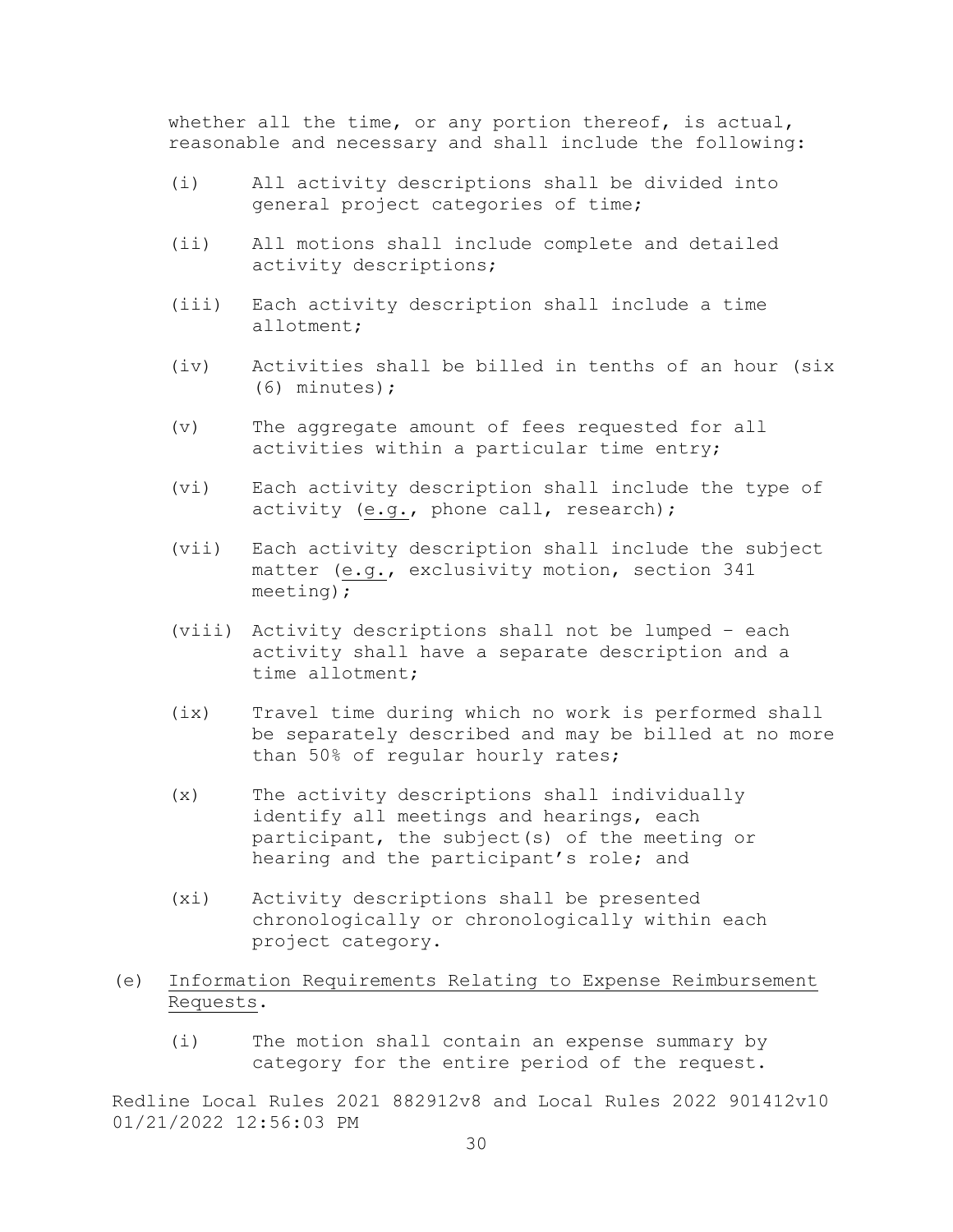whether all the time, or any portion thereof, is actual, reasonable and necessary and shall include the following:

(i) All activity descriptions shall be divided into general project categories of time;

(ii) All motions shall include complete and detailed activity descriptions;

(iii) Each activity description shall include a time allotment;

(iv) Activities shall be billed in tenths of an hour (six (6) minutes);

(v) The aggregate amount of fees requested for all activities within a particular time entry;

(vi) Each activity description shall include the type of activity (e.g., phone call, research);

(vii) Each activity description shall include the subject matter (e.g., exclusivity motion, section 341 meeting);

(viii) Activity descriptions shall not be lumped – each activity shall have a separate description and a time allotment;

(ix) Travel time during which no work is performed shall be separately described and may be billed at no more than 50% of regular hourly rates;

(x) The activity descriptions shall individually identify all meetings and hearings, each participant, the subject(s) of the meeting or hearing and the participant's role; and

(xi) Activity descriptions shall be presented chronologically or chronologically within each project category.

(e) Information Requirements Relating to Expense Reimbursement Requests.

(i) The motion shall contain an expense summary by category for the entire period of the request.

Redline Local Rules 2021 882912v8 and Local Rules 2022 901412v10 01/21/2022 12:56:03 PM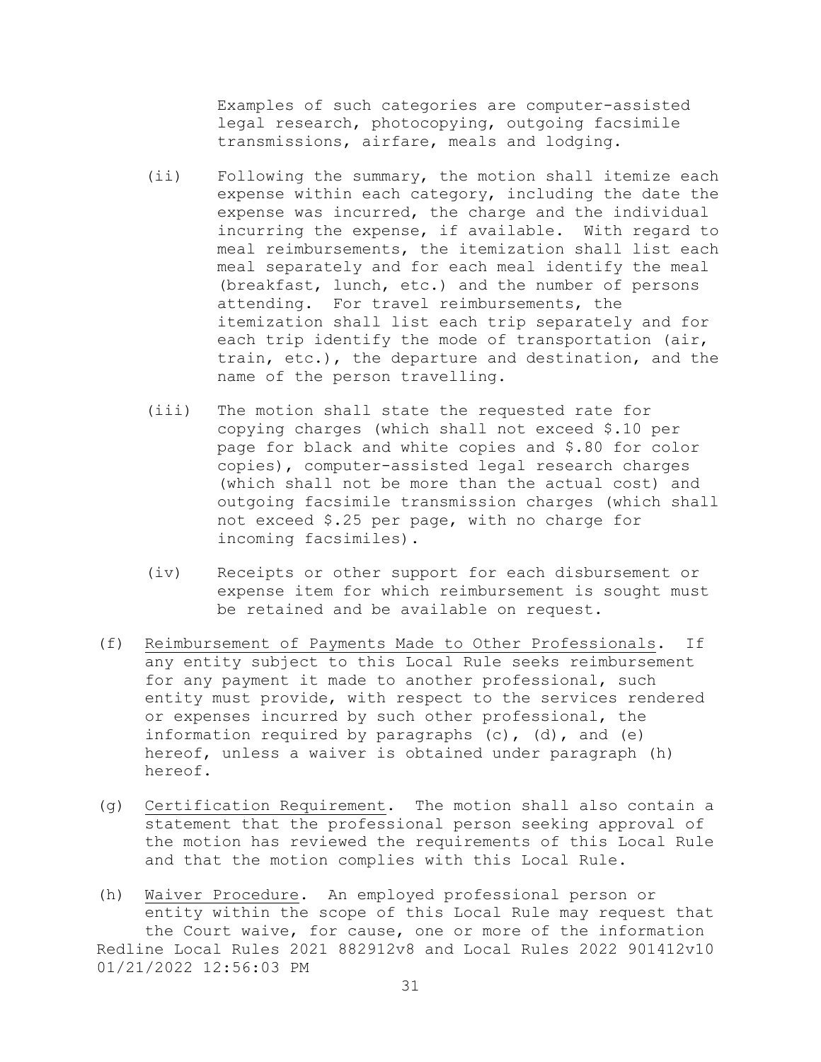Examples of such categories are computer-assisted legal research, photocopying, outgoing facsimile transmissions, airfare, meals and lodging.

(ii) Following the summary, the motion shall itemize each expense within each category, including the date the expense was incurred, the charge and the individual incurring the expense, if available. With regard to meal reimbursements, the itemization shall list each meal separately and for each meal identify the meal (breakfast, lunch, etc.) and the number of persons attending. For travel reimbursements, the itemization shall list each trip separately and for each trip identify the mode of transportation (air, train, etc.), the departure and destination, and the name of the person travelling.

(iii) The motion shall state the requested rate for copying charges (which shall not exceed $.10 per page for black and white copies and $.80 for color copies), computer-assisted legal research charges (which shall not be more than the actual cost) and outgoing facsimile transmission charges (which shall not exceed $.25 per page, with no charge for incoming facsimiles).

(iv) Receipts or other support for each disbursement or expense item for which reimbursement is sought must be retained and be available on request.

(f) Reimbursement of Payments Made to Other Professionals. If any entity subject to this Local Rule seeks reimbursement for any payment it made to another professional, such entity must provide, with respect to the services rendered or expenses incurred by such other professional, the information required by paragraphs (c), (d), and (e) hereof, unless a waiver is obtained under paragraph (h) hereof.

(g) Certification Requirement. The motion shall also contain a statement that the professional person seeking approval of the motion has reviewed the requirements of this Local Rule and that the motion complies with this Local Rule.

(h) Waiver Procedure. An employed professional person or entity within the scope of this Local Rule may request that the Court waive, for cause, one or more of the information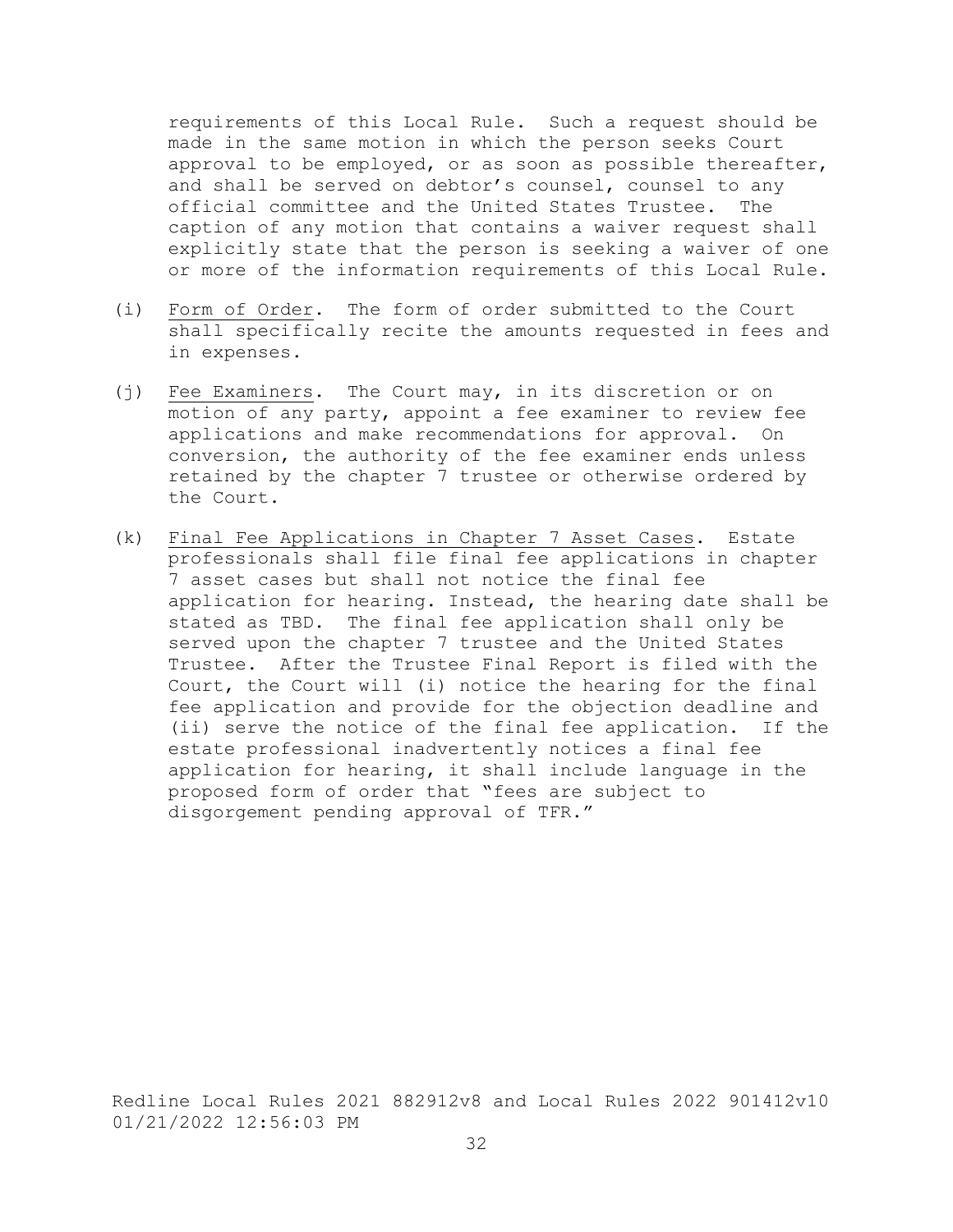requirements of this Local Rule. Such a request should be made in the same motion in which the person seeks Court approval to be employed, or as soon as possible thereafter, and shall be served on debtor's counsel, counsel to any official committee and the United States Trustee. The caption of any motion that contains a waiver request shall explicitly state that the person is seeking a waiver of one or more of the information requirements of this Local Rule.

(i) Form of Order. The form of order submitted to the Court shall specifically recite the amounts requested in fees and in expenses.

(j) Fee Examiners. The Court may, in its discretion or on motion of any party, appoint a fee examiner to review fee applications and make recommendations for approval. On conversion, the authority of the fee examiner ends unless retained by the chapter 7 trustee or otherwise ordered by the Court.

(k) Final Fee Applications in Chapter 7 Asset Cases. Estate professionals shall file final fee applications in chapter 7 asset cases but shall not notice the final fee application for hearing. Instead, the hearing date shall be stated as TBD. The final fee application shall only be served upon the chapter 7 trustee and the United States Trustee. After the Trustee Final Report is filed with the Court, the Court will (i) notice the hearing for the final fee application and provide for the objection deadline and (ii) serve the notice of the final fee application. If the estate professional inadvertently notices a final fee application for hearing, it shall include language in the proposed form of order that "fees are subject to disgorgement pending approval of TFR."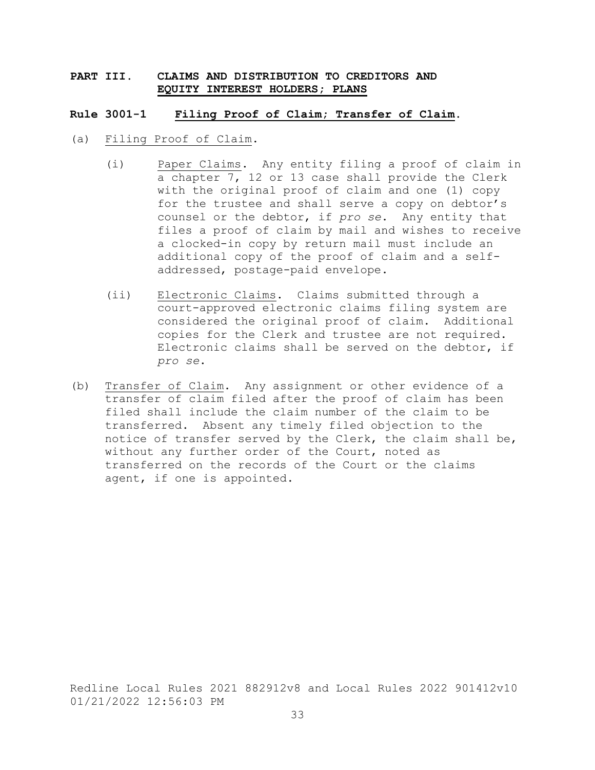## PART III. CLAIMS AND DISTRIBUTION TO CREDITORS AND EQUITY INTEREST HOLDERS; PLANS

### Rule 3001-1 Filing Proof of Claim; Transfer of Claim.

(a) Filing Proof of Claim.

(i) Paper Claims. Any entity filing a proof of claim in a chapter 7, 12 or 13 case shall provide the Clerk with the original proof of claim and one (1) copy for the trustee and shall serve a copy on debtor's counsel or the debtor, if *pro se*. Any entity that files a proof of claim by mail and wishes to receive a clocked-in copy by return mail must include an additional copy of the proof of claim and a self-addressed, postage-paid envelope.

(ii) Electronic Claims. Claims submitted through a court-approved electronic claims filing system are considered the original proof of claim. Additional copies for the Clerk and trustee are not required. Electronic claims shall be served on the debtor, if *pro se*.

(b) Transfer of Claim. Any assignment or other evidence of a transfer of claim filed after the proof of claim has been filed shall include the claim number of the claim to be transferred. Absent any timely filed objection to the notice of transfer served by the Clerk, the claim shall be, without any further order of the Court, noted as transferred on the records of the Court or the claims agent, if one is appointed.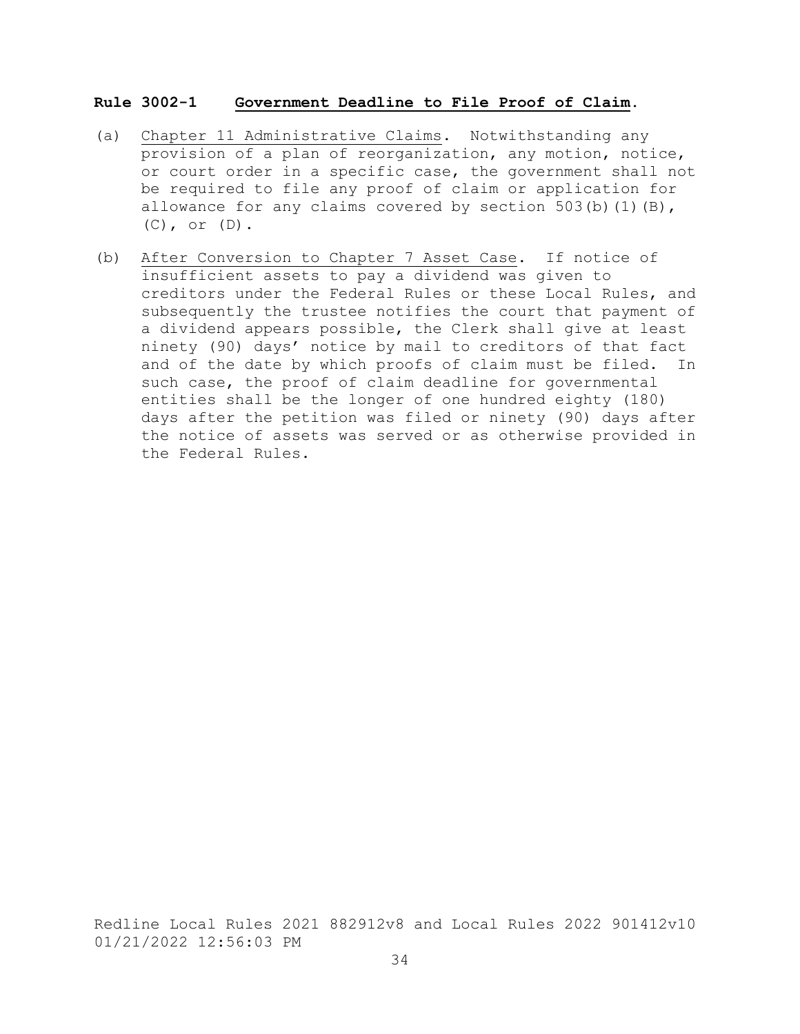## **Rule 3002-1 Government Deadline to File Proof of Claim.**

(a) Chapter 11 Administrative Claims. Notwithstanding any provision of a plan of reorganization, any motion, notice, or court order in a specific case, the government shall not be required to file any proof of claim or application for allowance for any claims covered by section 503(b)(1)(B), (C), or (D).

(b) After Conversion to Chapter 7 Asset Case. If notice of insufficient assets to pay a dividend was given to creditors under the Federal Rules or these Local Rules, and subsequently the trustee notifies the court that payment of a dividend appears possible, the Clerk shall give at least ninety (90) days' notice by mail to creditors of that fact and of the date by which proofs of claim must be filed. In such case, the proof of claim deadline for governmental entities shall be the longer of one hundred eighty (180) days after the petition was filed or ninety (90) days after the notice of assets was served or as otherwise provided in the Federal Rules.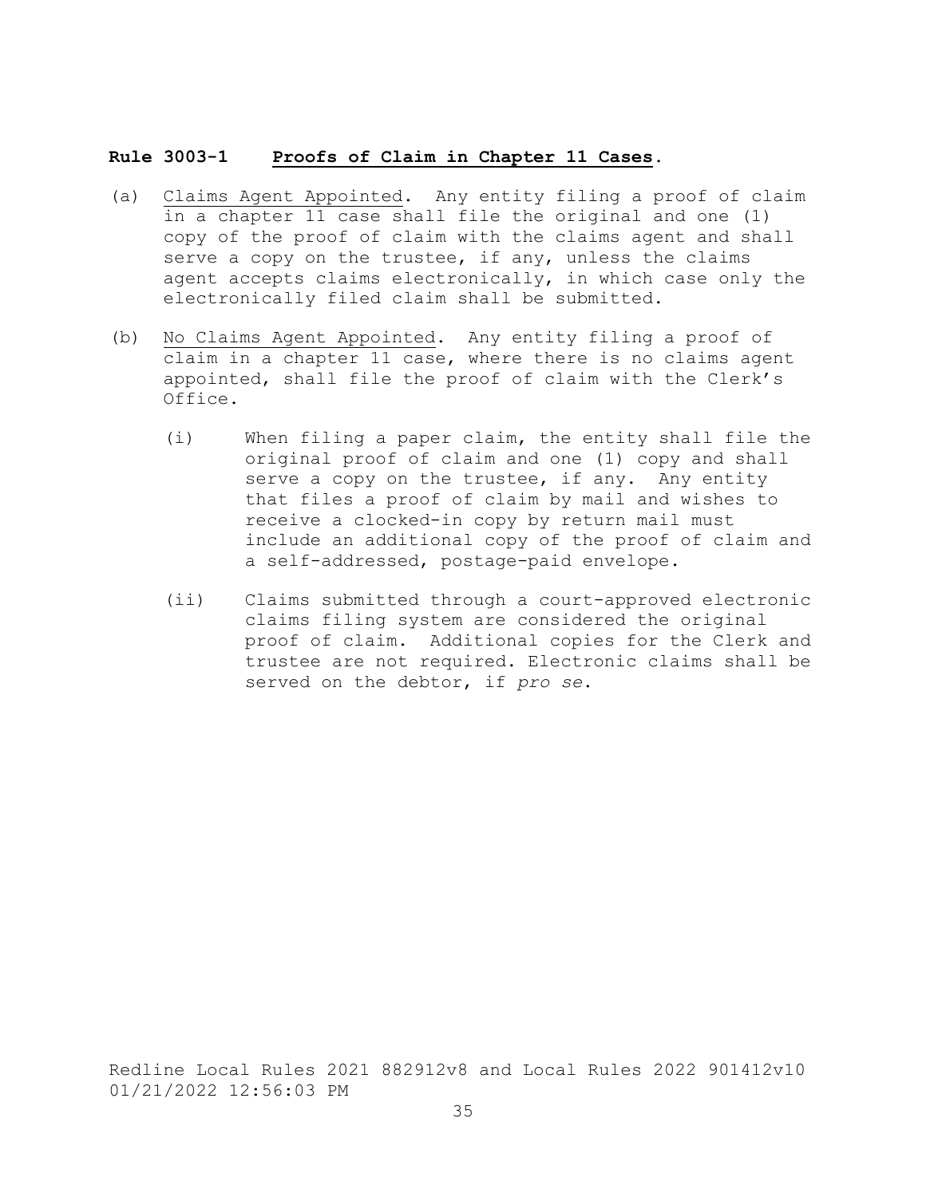**Rule 3003-1 Proofs of Claim in Chapter 11 Cases.**

(a) Claims Agent Appointed. Any entity filing a proof of claim in a chapter 11 case shall file the original and one (1) copy of the proof of claim with the claims agent and shall serve a copy on the trustee, if any, unless the claims agent accepts claims electronically, in which case only the electronically filed claim shall be submitted.

(b) No Claims Agent Appointed. Any entity filing a proof of claim in a chapter 11 case, where there is no claims agent appointed, shall file the proof of claim with the Clerk's Office.

   (i) When filing a paper claim, the entity shall file the original proof of claim and one (1) copy and shall serve a copy on the trustee, if any. Any entity that files a proof of claim by mail and wishes to receive a clocked-in copy by return mail must include an additional copy of the proof of claim and a self-addressed, postage-paid envelope.

   (ii) Claims submitted through a court-approved electronic claims filing system are considered the original proof of claim. Additional copies for the Clerk and trustee are not required. Electronic claims shall be served on the debtor, if *pro se*.

Redline Local Rules 2021 882912v8 and Local Rules 2022 901412v10
01/21/2022 12:56:03 PM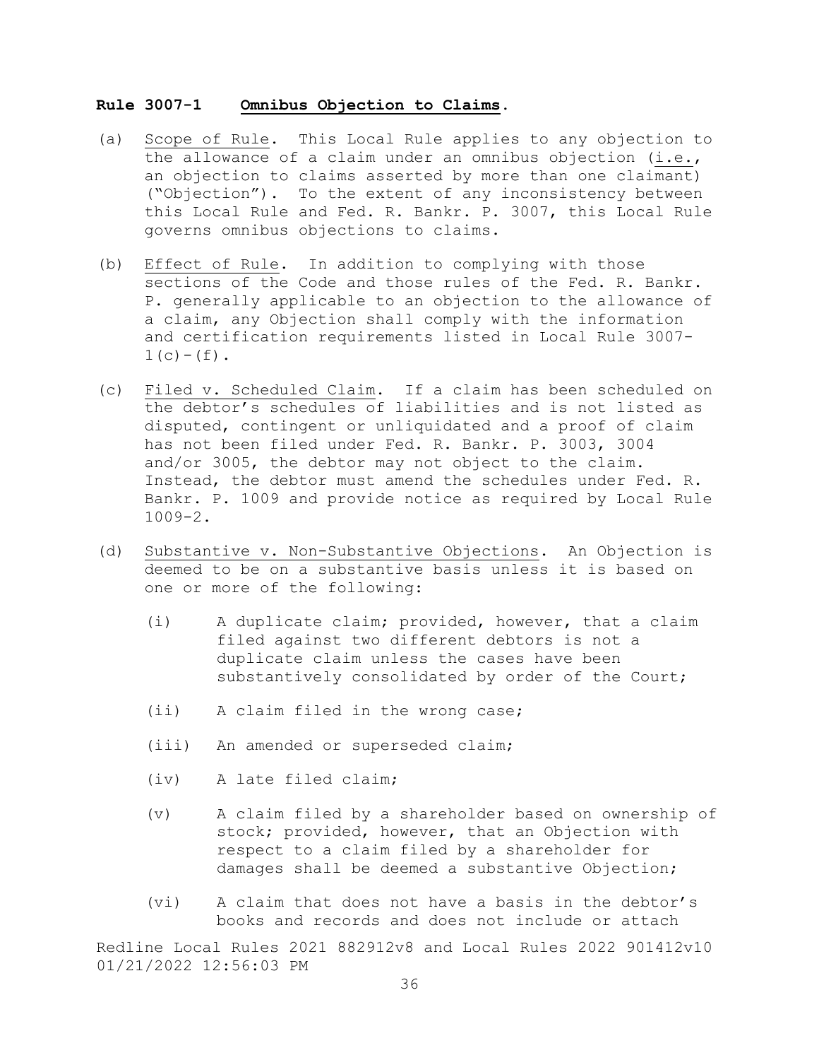**Rule 3007-1 Omnibus Objection to Claims.**

(a) Scope of Rule. This Local Rule applies to any objection to the allowance of a claim under an omnibus objection (i.e., an objection to claims asserted by more than one claimant) ("Objection"). To the extent of any inconsistency between this Local Rule and Fed. R. Bankr. P. 3007, this Local Rule governs omnibus objections to claims.

(b) Effect of Rule. In addition to complying with those sections of the Code and those rules of the Fed. R. Bankr. P. generally applicable to an objection to the allowance of a claim, any Objection shall comply with the information and certification requirements listed in Local Rule 3007-1(c)-(f).

(c) Filed v. Scheduled Claim. If a claim has been scheduled on the debtor's schedules of liabilities and is not listed as disputed, contingent or unliquidated and a proof of claim has not been filed under Fed. R. Bankr. P. 3003, 3004 and/or 3005, the debtor may not object to the claim. Instead, the debtor must amend the schedules under Fed. R. Bankr. P. 1009 and provide notice as required by Local Rule 1009-2.

(d) Substantive v. Non-Substantive Objections. An Objection is deemed to be on a substantive basis unless it is based on one or more of the following:

(i) A duplicate claim; provided, however, that a claim filed against two different debtors is not a duplicate claim unless the cases have been substantively consolidated by order of the Court;

(ii) A claim filed in the wrong case;

(iii) An amended or superseded claim;

(iv) A late filed claim;

(v) A claim filed by a shareholder based on ownership of stock; provided, however, that an Objection with respect to a claim filed by a shareholder for damages shall be deemed a substantive Objection;

(vi) A claim that does not have a basis in the debtor's books and records and does not include or attach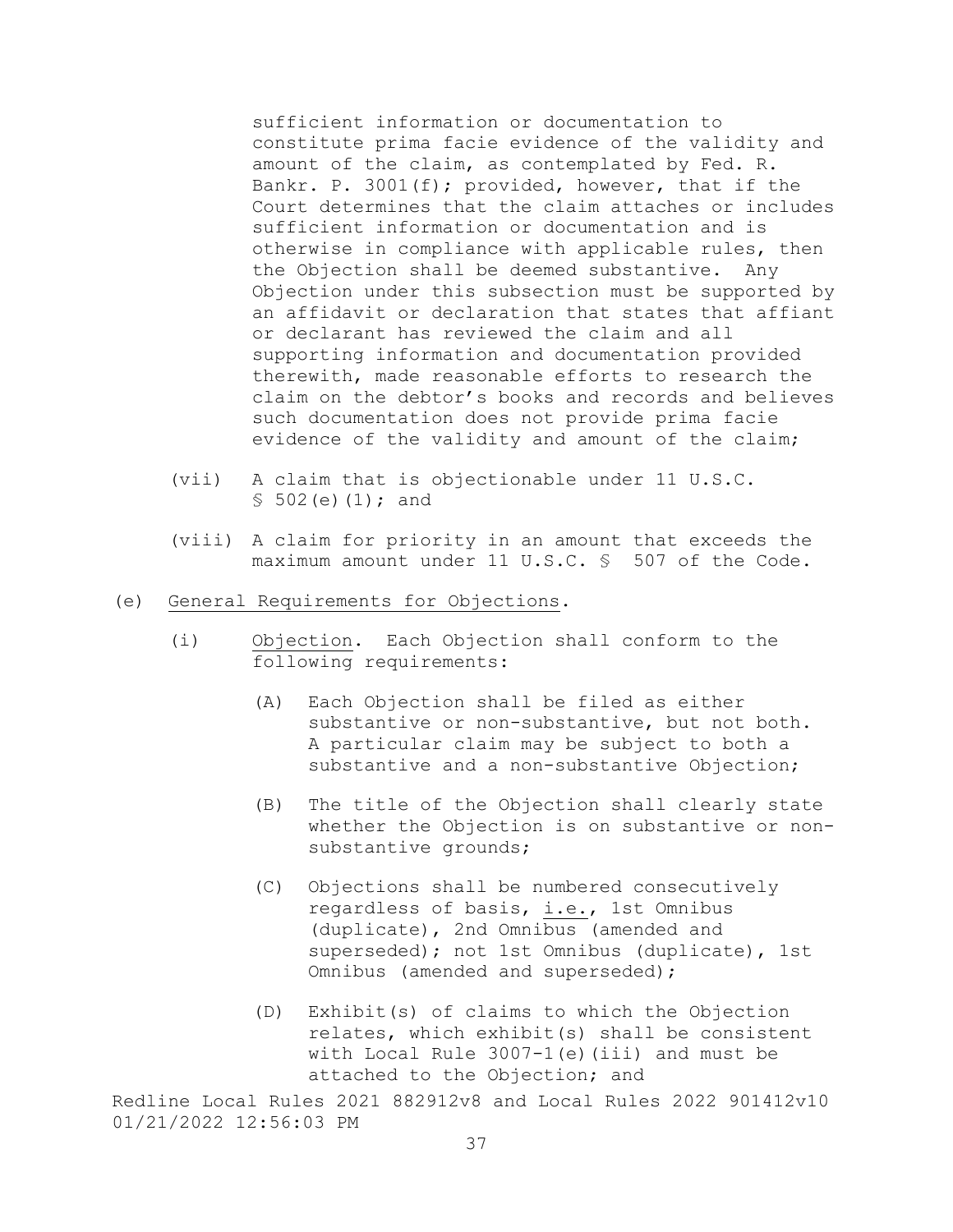sufficient information or documentation to constitute prima facie evidence of the validity and amount of the claim, as contemplated by Fed. R. Bankr. P. 3001(f); provided, however, that if the Court determines that the claim attaches or includes sufficient information or documentation and is otherwise in compliance with applicable rules, then the Objection shall be deemed substantive. Any Objection under this subsection must be supported by an affidavit or declaration that states that affiant or declarant has reviewed the claim and all supporting information and documentation provided therewith, made reasonable efforts to research the claim on the debtor's books and records and believes such documentation does not provide prima facie evidence of the validity and amount of the claim;

(vii) A claim that is objectionable under 11 U.S.C. § 502(e)(1); and

(viii) A claim for priority in an amount that exceeds the maximum amount under 11 U.S.C. § 507 of the Code.

(e) General Requirements for Objections.

(i) Objection. Each Objection shall conform to the following requirements:

(A) Each Objection shall be filed as either substantive or non-substantive, but not both. A particular claim may be subject to both a substantive and a non-substantive Objection;

(B) The title of the Objection shall clearly state whether the Objection is on substantive or non-substantive grounds;

(C) Objections shall be numbered consecutively regardless of basis, i.e., 1st Omnibus (duplicate), 2nd Omnibus (amended and superseded); not 1st Omnibus (duplicate), 1st Omnibus (amended and superseded);

(D) Exhibit(s) of claims to which the Objection relates, which exhibit(s) shall be consistent with Local Rule 3007-1(e)(iii) and must be attached to the Objection; and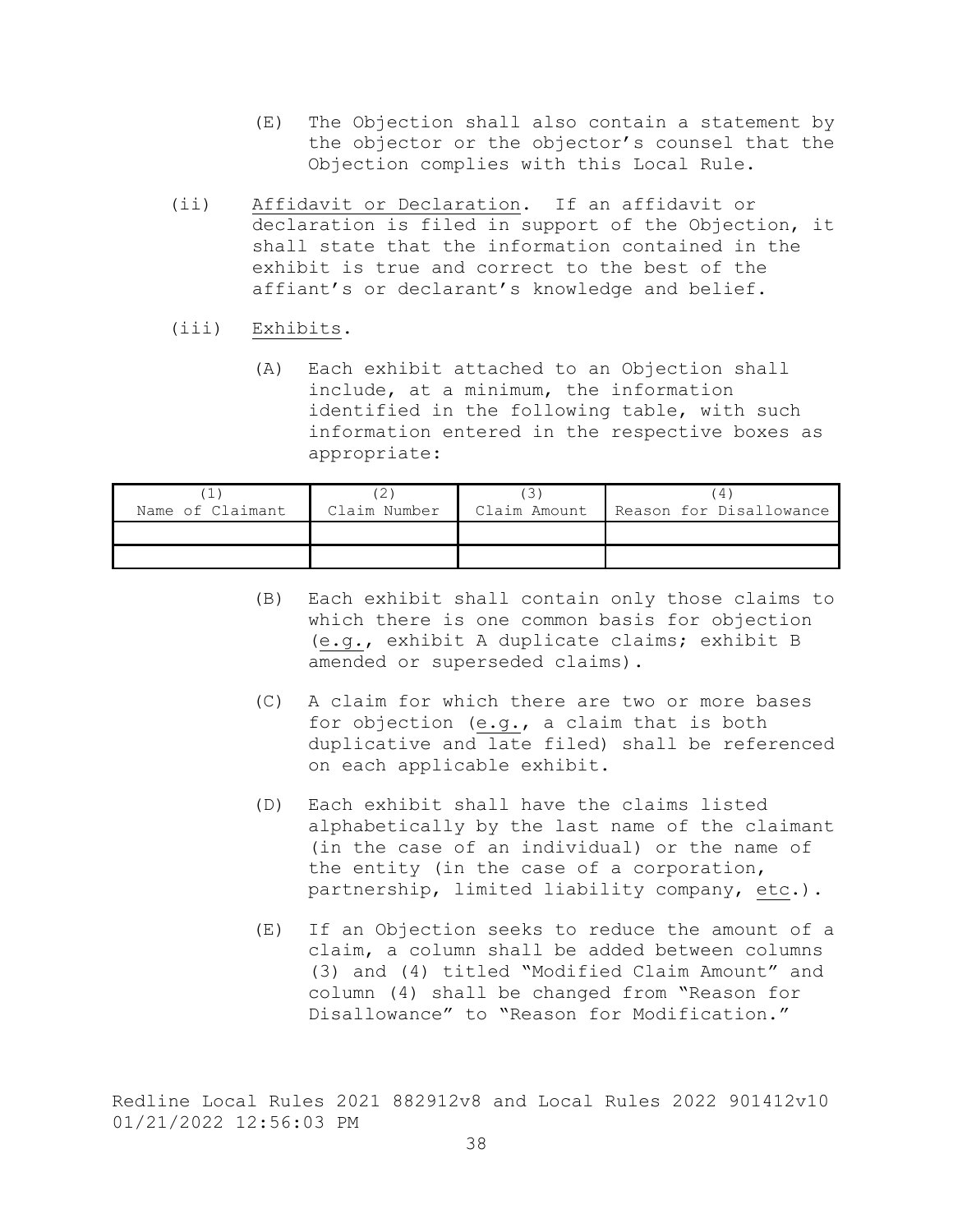(E) The Objection shall also contain a statement by the objector or the objector's counsel that the Objection complies with this Local Rule.

(ii) Affidavit or Declaration. If an affidavit or declaration is filed in support of the Objection, it shall state that the information contained in the exhibit is true and correct to the best of the affiant's or declarant's knowledge and belief.

(iii) Exhibits.

(A) Each exhibit attached to an Objection shall include, at a minimum, the information identified in the following table, with such information entered in the respective boxes as appropriate:

| (1) Name of Claimant | (2) Claim Number | (3) Claim Amount | (4) Reason for Disallowance |
|---|---|---|---|
| | | | |
| | | | |

(B) Each exhibit shall contain only those claims to which there is one common basis for objection (e.g., exhibit A duplicate claims; exhibit B amended or superseded claims).

(C) A claim for which there are two or more bases for objection (e.g., a claim that is both duplicative and late filed) shall be referenced on each applicable exhibit.

(D) Each exhibit shall have the claims listed alphabetically by the last name of the claimant (in the case of an individual) or the name of the entity (in the case of a corporation, partnership, limited liability company, etc.).

(E) If an Objection seeks to reduce the amount of a claim, a column shall be added between columns (3) and (4) titled "Modified Claim Amount" and column (4) shall be changed from "Reason for Disallowance" to "Reason for Modification."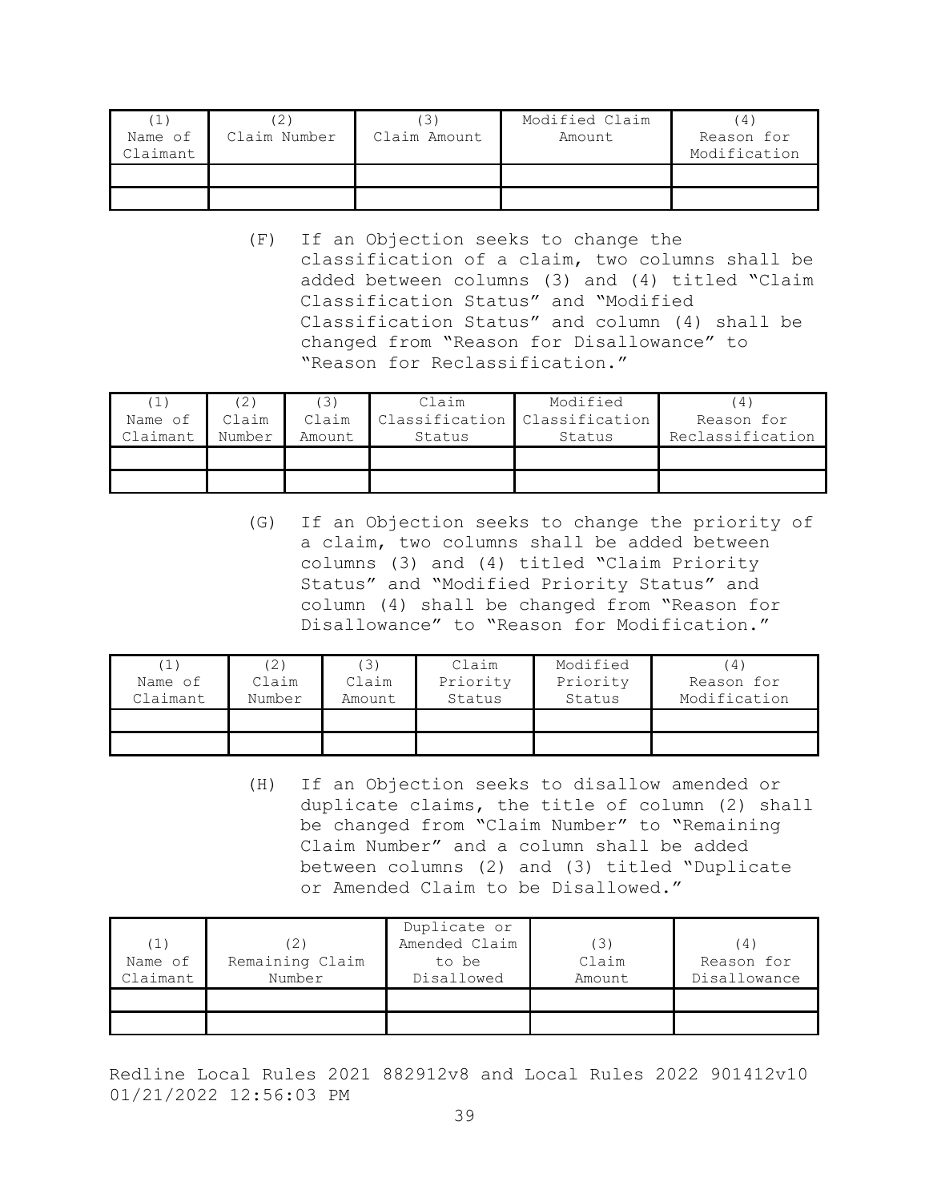| (1) Name of Claimant | (2) Claim Number | (3) Claim Amount | Modified Claim Amount | (4) Reason for Modification |
|---|---|---|---|---|
| | | | | |
| | | | | |

(F) If an Objection seeks to change the classification of a claim, two columns shall be added between columns (3) and (4) titled "Claim Classification Status" and "Modified Classification Status" and column (4) shall be changed from "Reason for Disallowance" to "Reason for Reclassification."

| (1) Name of Claimant | (2) Claim Number | (3) Claim Amount | Claim Classification Status | Modified Classification Status | (4) Reason for Reclassification |
|---|---|---|---|---|---|
| | | | | | |
| | | | | | |

(G) If an Objection seeks to change the priority of a claim, two columns shall be added between columns (3) and (4) titled "Claim Priority Status" and "Modified Priority Status" and column (4) shall be changed from "Reason for Disallowance" to "Reason for Modification."

| (1) Name of Claimant | (2) Claim Number | (3) Claim Amount | Claim Priority Status | Modified Priority Status | (4) Reason for Modification |
|---|---|---|---|---|---|
| | | | | | |
| | | | | | |

(H) If an Objection seeks to disallow amended or duplicate claims, the title of column (2) shall be changed from "Claim Number" to "Remaining Claim Number" and a column shall be added between columns (2) and (3) titled "Duplicate or Amended Claim to be Disallowed."

| (1) Name of Claimant | (2) Remaining Claim Number | Duplicate or Amended Claim to be Disallowed | (3) Claim Amount | (4) Reason for Disallowance |
|---|---|---|---|---|
| | | | | |
| | | | | |

Redline Local Rules 2021 882912v8 and Local Rules 2022 901412v10
01/21/2022 12:56:03 PM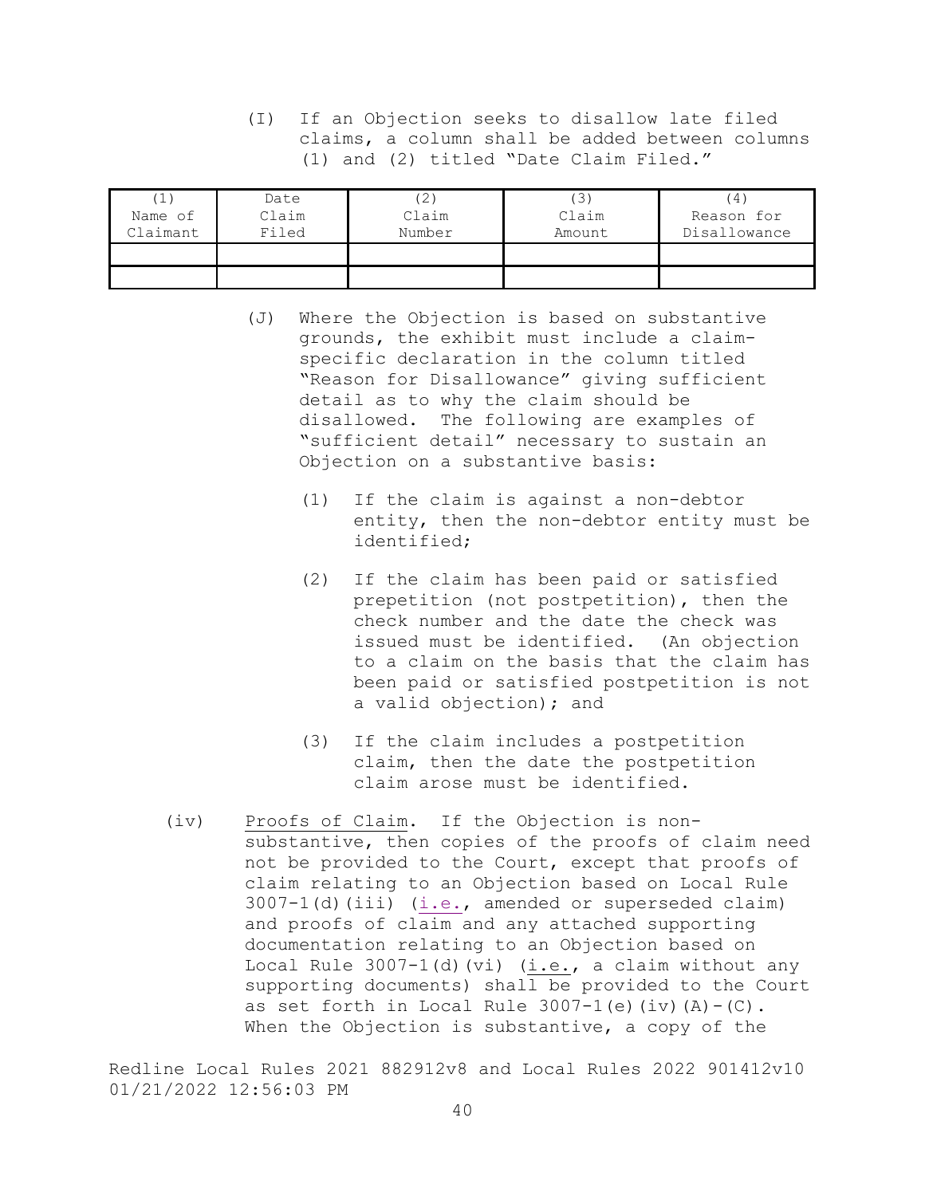(I) If an Objection seeks to disallow late filed claims, a column shall be added between columns (1) and (2) titled "Date Claim Filed."

| (1) Name of Claimant | Date Claim Filed | (2) Claim Number | (3) Claim Amount | (4) Reason for Disallowance |
|---|---|---|---|---|
| | | | | |
| | | | | |

(J) Where the Objection is based on substantive grounds, the exhibit must include a claim-specific declaration in the column titled "Reason for Disallowance" giving sufficient detail as to why the claim should be disallowed. The following are examples of "sufficient detail" necessary to sustain an Objection on a substantive basis:

(1) If the claim is against a non-debtor entity, then the non-debtor entity must be identified;

(2) If the claim has been paid or satisfied prepetition (not postpetition), then the check number and the date the check was issued must be identified. (An objection to a claim on the basis that the claim has been paid or satisfied postpetition is not a valid objection); and

(3) If the claim includes a postpetition claim, then the date the postpetition claim arose must be identified.

(iv) Proofs of Claim. If the Objection is non-substantive, then copies of the proofs of claim need not be provided to the Court, except that proofs of claim relating to an Objection based on Local Rule 3007-1(d)(iii) (i.e., amended or superseded claim) and proofs of claim and any attached supporting documentation relating to an Objection based on Local Rule 3007-1(d)(vi) (i.e., a claim without any supporting documents) shall be provided to the Court as set forth in Local Rule 3007-1(e)(iv)(A)-(C). When the Objection is substantive, a copy of the

Redline Local Rules 2021 882912v8 and Local Rules 2022 901412v10 01/21/2022 12:56:03 PM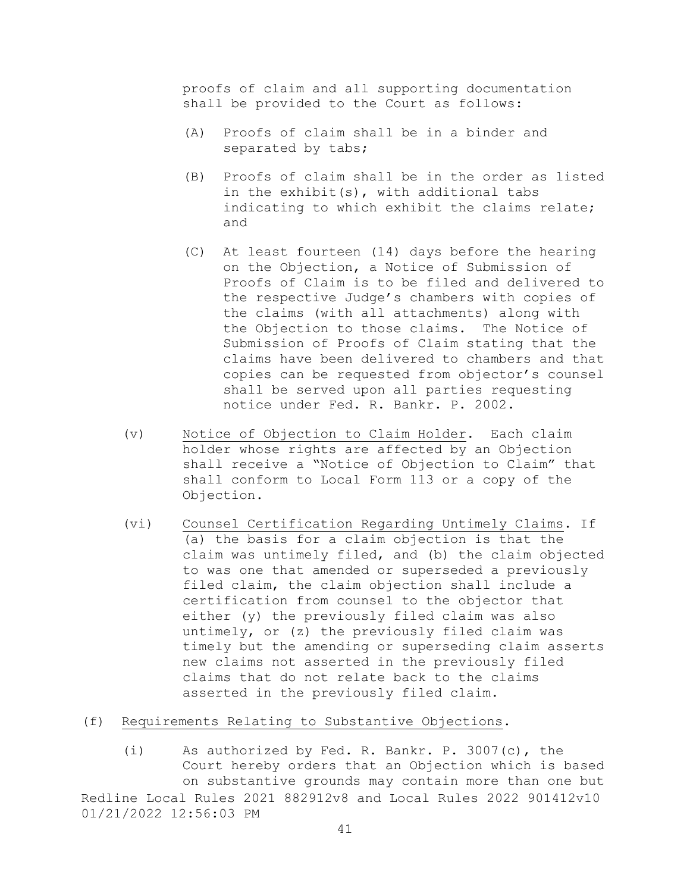proofs of claim and all supporting documentation shall be provided to the Court as follows:

(A) Proofs of claim shall be in a binder and separated by tabs;

(B) Proofs of claim shall be in the order as listed in the exhibit(s), with additional tabs indicating to which exhibit the claims relate; and

(C) At least fourteen (14) days before the hearing on the Objection, a Notice of Submission of Proofs of Claim is to be filed and delivered to the respective Judge's chambers with copies of the claims (with all attachments) along with the Objection to those claims. The Notice of Submission of Proofs of Claim stating that the claims have been delivered to chambers and that copies can be requested from objector's counsel shall be served upon all parties requesting notice under Fed. R. Bankr. P. 2002.

(v) <u>Notice of Objection to Claim Holder</u>. Each claim holder whose rights are affected by an Objection shall receive a "Notice of Objection to Claim" that shall conform to Local Form 113 or a copy of the Objection.

(vi) <u>Counsel Certification Regarding Untimely Claims</u>. If (a) the basis for a claim objection is that the claim was untimely filed, and (b) the claim objected to was one that amended or superseded a previously filed claim, the claim objection shall include a certification from counsel to the objector that either (y) the previously filed claim was also untimely, or (z) the previously filed claim was timely but the amending or superseding claim asserts new claims not asserted in the previously filed claims that do not relate back to the claims asserted in the previously filed claim.

(f) <u>Requirements Relating to Substantive Objections</u>.

(i) As authorized by Fed. R. Bankr. P. 3007(c), the Court hereby orders that an Objection which is based on substantive grounds may contain more than one but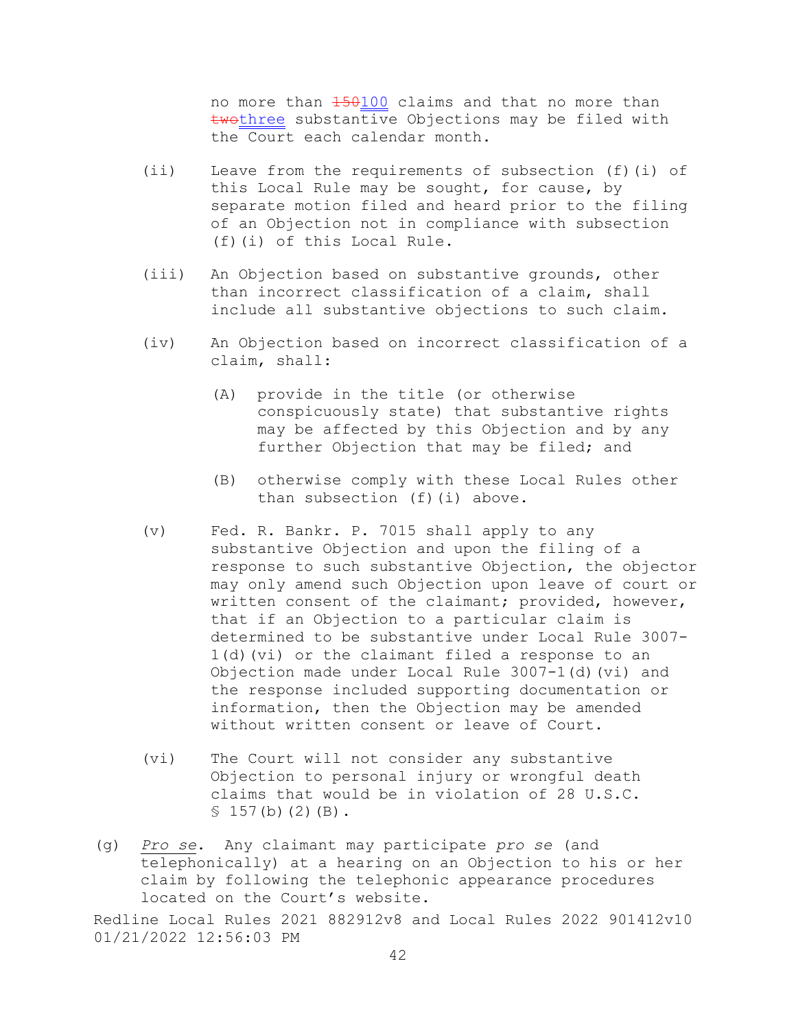no more than ~~150~~100 claims and that no more than ~~two~~three substantive Objections may be filed with the Court each calendar month.

(ii) Leave from the requirements of subsection (f)(i) of this Local Rule may be sought, for cause, by separate motion filed and heard prior to the filing of an Objection not in compliance with subsection (f)(i) of this Local Rule.

(iii) An Objection based on substantive grounds, other than incorrect classification of a claim, shall include all substantive objections to such claim.

(iv) An Objection based on incorrect classification of a claim, shall:

(A) provide in the title (or otherwise conspicuously state) that substantive rights may be affected by this Objection and by any further Objection that may be filed; and

(B) otherwise comply with these Local Rules other than subsection (f)(i) above.

(v) Fed. R. Bankr. P. 7015 shall apply to any substantive Objection and upon the filing of a response to such substantive Objection, the objector may only amend such Objection upon leave of court or written consent of the claimant; provided, however, that if an Objection to a particular claim is determined to be substantive under Local Rule 3007-1(d)(vi) or the claimant filed a response to an Objection made under Local Rule 3007-1(d)(vi) and the response included supporting documentation or information, then the Objection may be amended without written consent or leave of Court.

(vi) The Court will not consider any substantive Objection to personal injury or wrongful death claims that would be in violation of 28 U.S.C. § 157(b)(2)(B).

(g) *Pro se*. Any claimant may participate *pro se* (and telephonically) at a hearing on an Objection to his or her claim by following the telephonic appearance procedures located on the Court's website.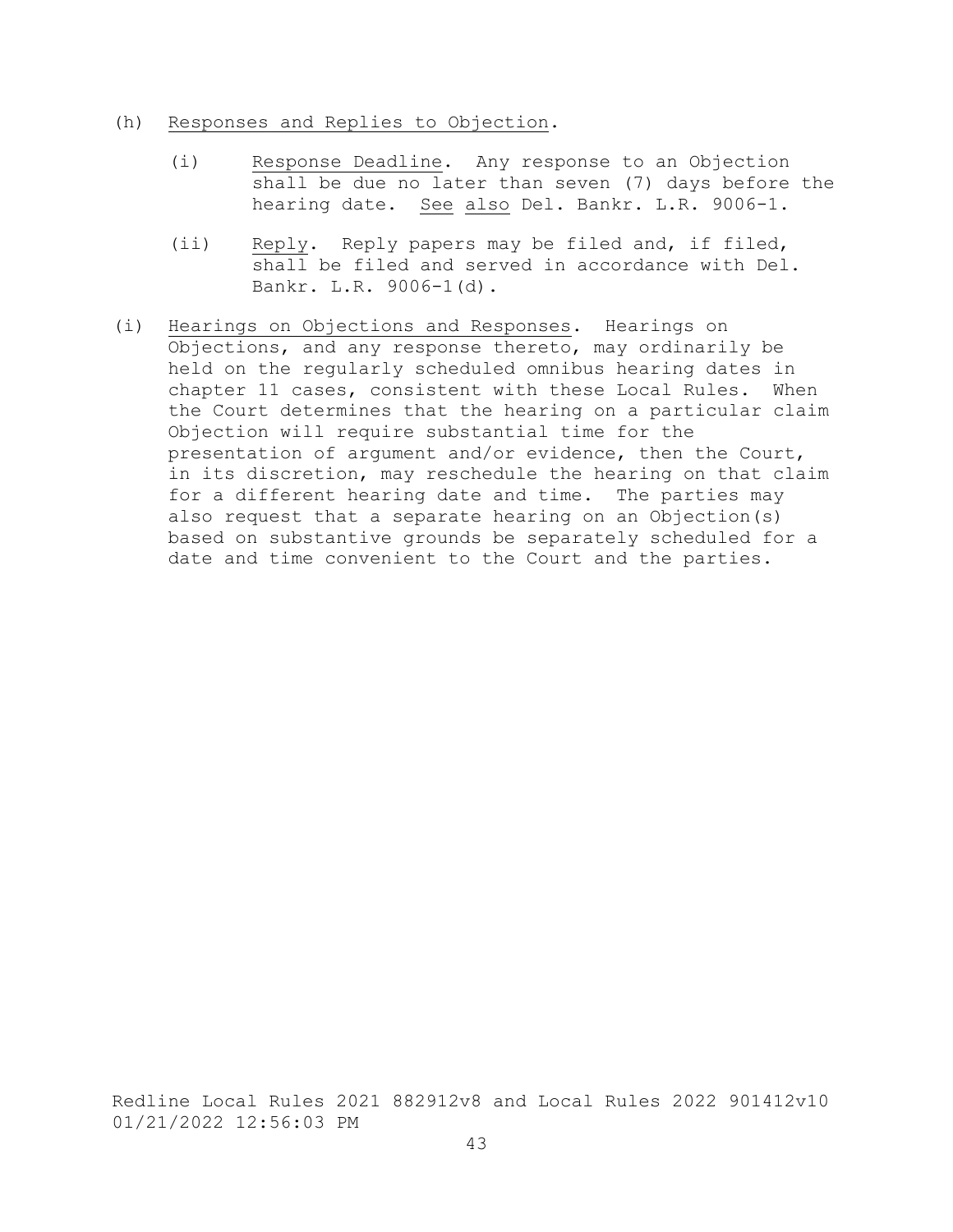(h) Responses and Replies to Objection.

  (i) Response Deadline. Any response to an Objection shall be due no later than seven (7) days before the hearing date. *See also* Del. Bankr. L.R. 9006-1.

  (ii) Reply. Reply papers may be filed and, if filed, shall be filed and served in accordance with Del. Bankr. L.R. 9006-1(d).

(i) Hearings on Objections and Responses. Hearings on Objections, and any response thereto, may ordinarily be held on the regularly scheduled omnibus hearing dates in chapter 11 cases, consistent with these Local Rules. When the Court determines that the hearing on a particular claim Objection will require substantial time for the presentation of argument and/or evidence, then the Court, in its discretion, may reschedule the hearing on that claim for a different hearing date and time. The parties may also request that a separate hearing on an Objection(s) based on substantive grounds be separately scheduled for a date and time convenient to the Court and the parties.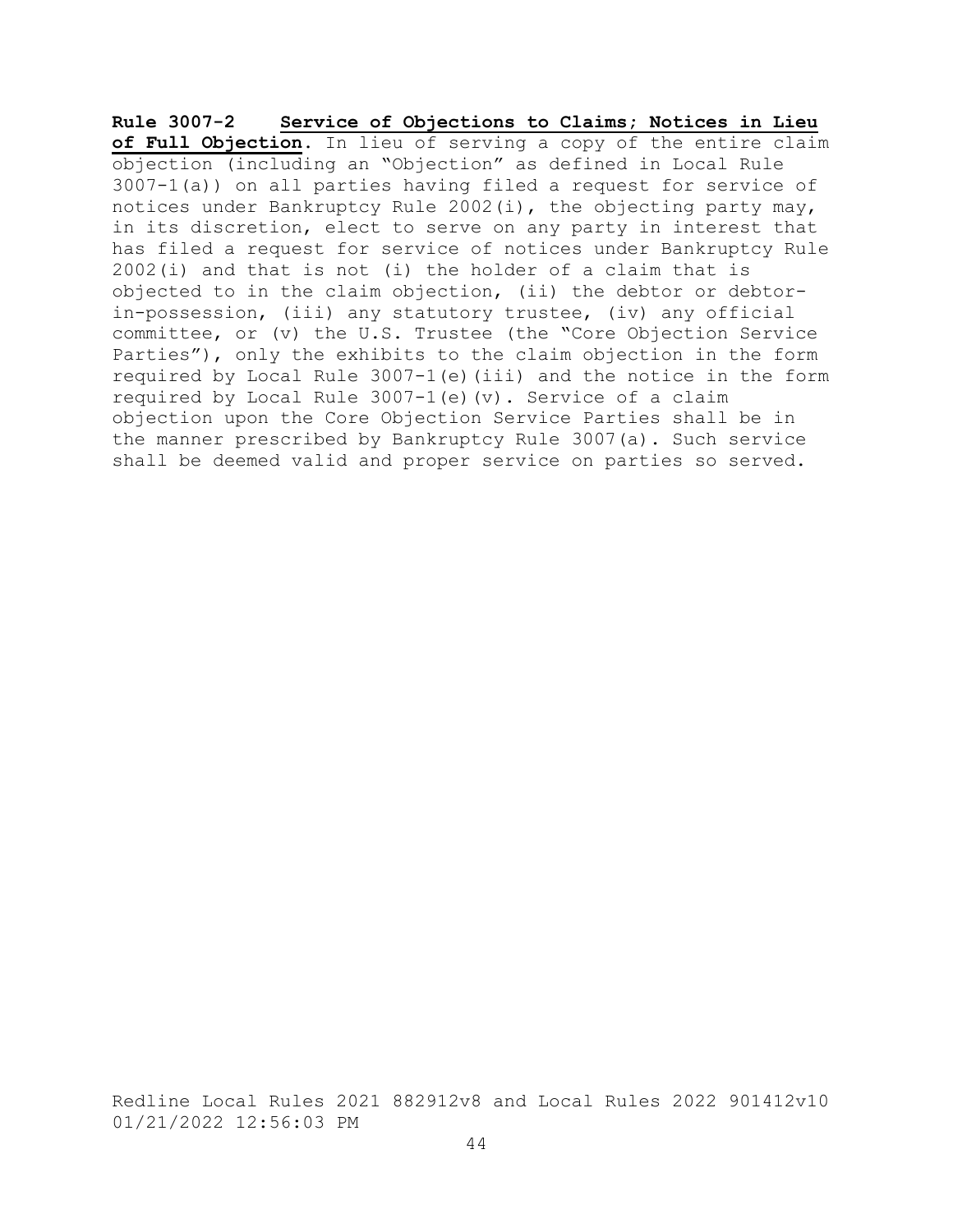**Rule 3007-2 Service of Objections to Claims; Notices in Lieu of Full Objection**. In lieu of serving a copy of the entire claim objection (including an "Objection" as defined in Local Rule 3007-1(a)) on all parties having filed a request for service of notices under Bankruptcy Rule 2002(i), the objecting party may, in its discretion, elect to serve on any party in interest that has filed a request for service of notices under Bankruptcy Rule 2002(i) and that is not (i) the holder of a claim that is objected to in the claim objection, (ii) the debtor or debtor-in-possession, (iii) any statutory trustee, (iv) any official committee, or (v) the U.S. Trustee (the "Core Objection Service Parties"), only the exhibits to the claim objection in the form required by Local Rule 3007-1(e)(iii) and the notice in the form required by Local Rule 3007-1(e)(v). Service of a claim objection upon the Core Objection Service Parties shall be in the manner prescribed by Bankruptcy Rule 3007(a). Such service shall be deemed valid and proper service on parties so served.

Redline Local Rules 2021 882912v8 and Local Rules 2022 901412v10 01/21/2022 12:56:03 PM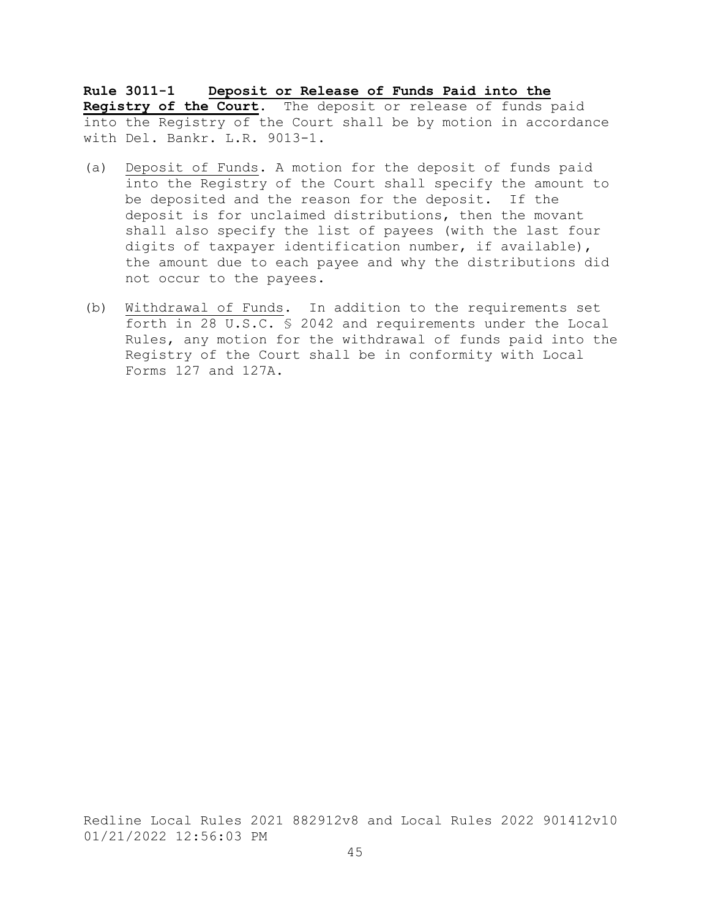**Rule 3011-1 Deposit or Release of Funds Paid into the Registry of the Court**. The deposit or release of funds paid into the Registry of the Court shall be by motion in accordance with Del. Bankr. L.R. 9013-1.

(a) Deposit of Funds. A motion for the deposit of funds paid into the Registry of the Court shall specify the amount to be deposited and the reason for the deposit. If the deposit is for unclaimed distributions, then the movant shall also specify the list of payees (with the last four digits of taxpayer identification number, if available), the amount due to each payee and why the distributions did not occur to the payees.

(b) Withdrawal of Funds. In addition to the requirements set forth in 28 U.S.C. § 2042 and requirements under the Local Rules, any motion for the withdrawal of funds paid into the Registry of the Court shall be in conformity with Local Forms 127 and 127A.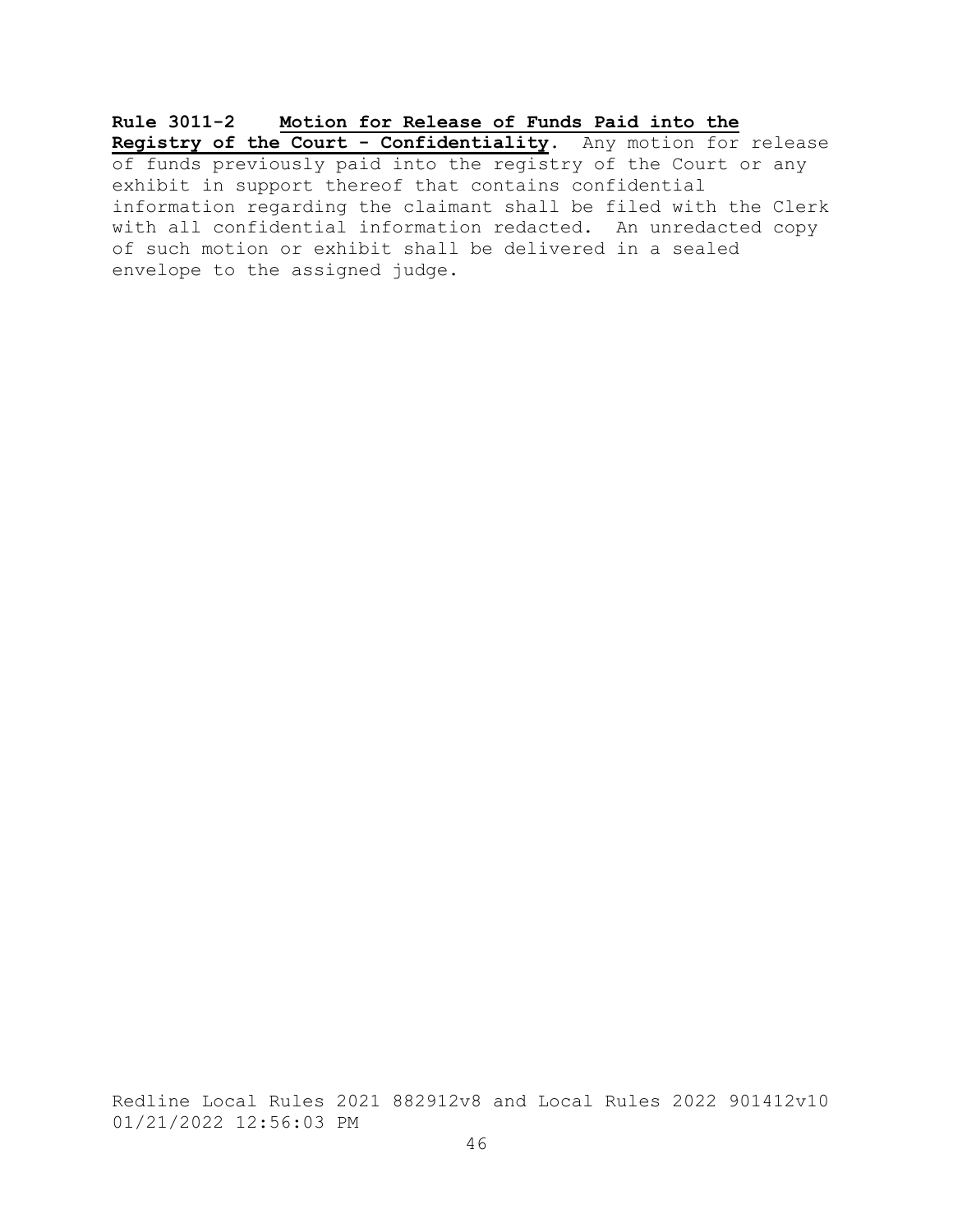**Rule 3011-2 Motion for Release of Funds Paid into the Registry of the Court - Confidentiality.** Any motion for release of funds previously paid into the registry of the Court or any exhibit in support thereof that contains confidential information regarding the claimant shall be filed with the Clerk with all confidential information redacted. An unredacted copy of such motion or exhibit shall be delivered in a sealed envelope to the assigned judge.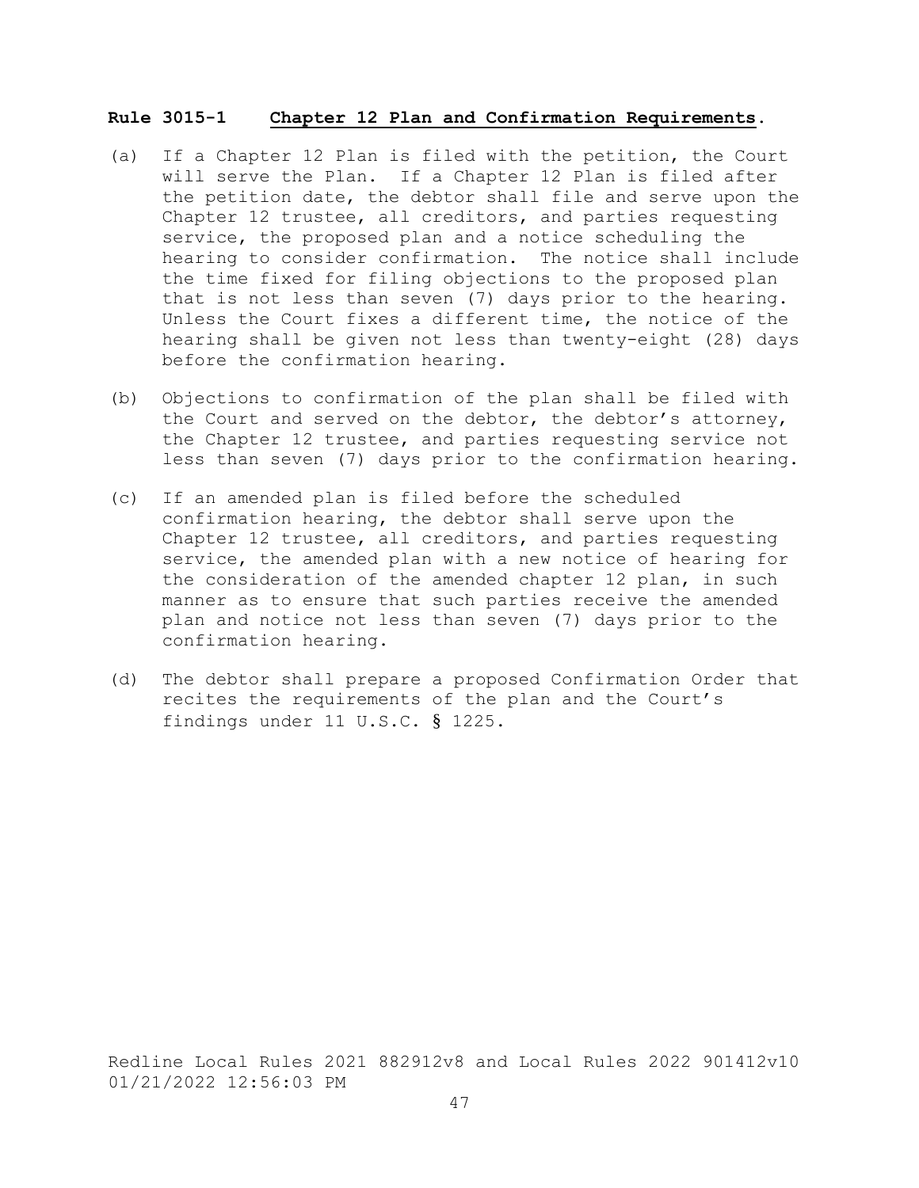**Rule 3015-1 Chapter 12 Plan and Confirmation Requirements.**

(a) If a Chapter 12 Plan is filed with the petition, the Court will serve the Plan. If a Chapter 12 Plan is filed after the petition date, the debtor shall file and serve upon the Chapter 12 trustee, all creditors, and parties requesting service, the proposed plan and a notice scheduling the hearing to consider confirmation. The notice shall include the time fixed for filing objections to the proposed plan that is not less than seven (7) days prior to the hearing. Unless the Court fixes a different time, the notice of the hearing shall be given not less than twenty-eight (28) days before the confirmation hearing.

(b) Objections to confirmation of the plan shall be filed with the Court and served on the debtor, the debtor's attorney, the Chapter 12 trustee, and parties requesting service not less than seven (7) days prior to the confirmation hearing.

(c) If an amended plan is filed before the scheduled confirmation hearing, the debtor shall serve upon the Chapter 12 trustee, all creditors, and parties requesting service, the amended plan with a new notice of hearing for the consideration of the amended chapter 12 plan, in such manner as to ensure that such parties receive the amended plan and notice not less than seven (7) days prior to the confirmation hearing.

(d) The debtor shall prepare a proposed Confirmation Order that recites the requirements of the plan and the Court's findings under 11 U.S.C. § 1225.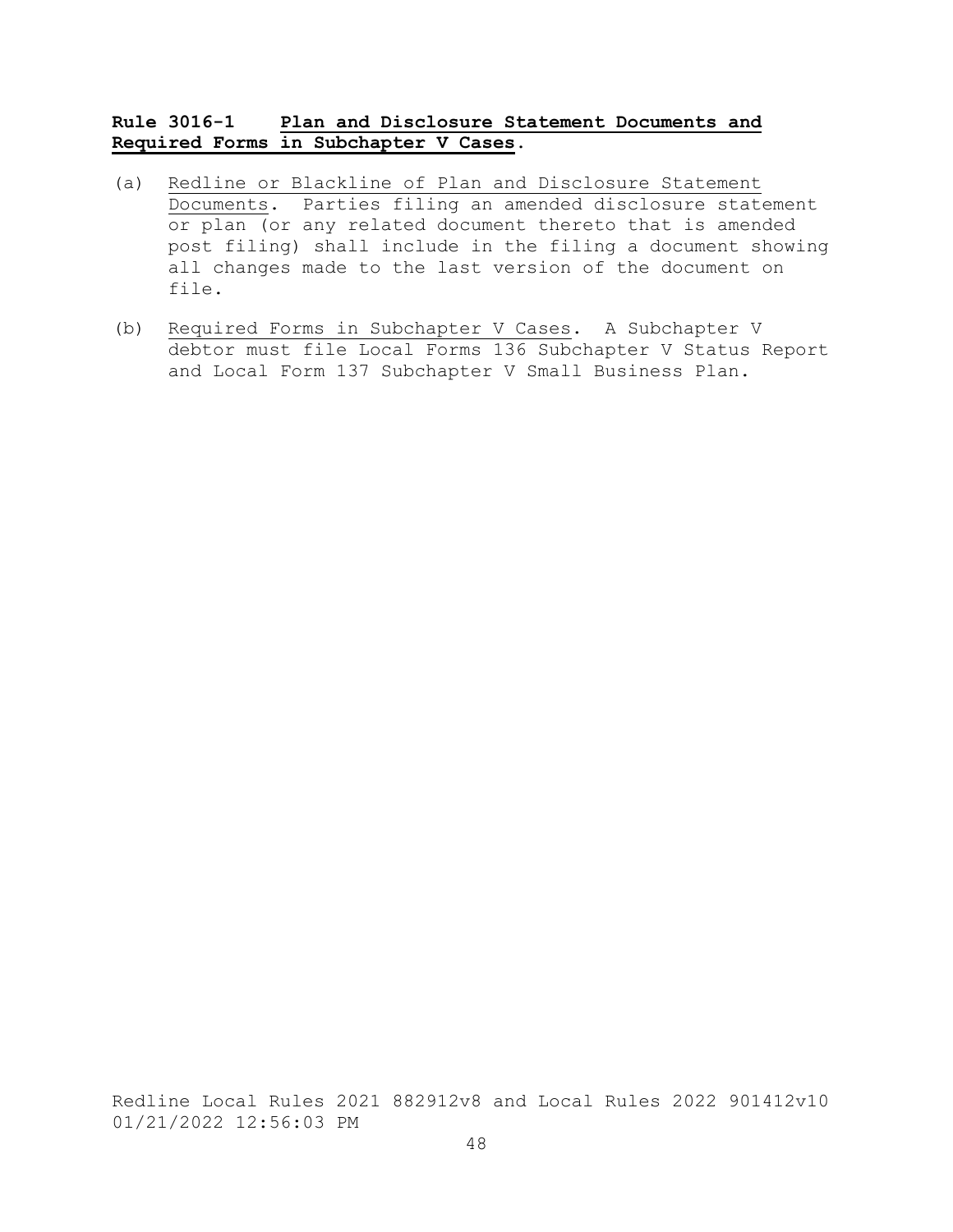**Rule 3016-1 Plan and Disclosure Statement Documents and Required Forms in Subchapter V Cases.**

(a) Redline or Blackline of Plan and Disclosure Statement Documents. Parties filing an amended disclosure statement or plan (or any related document thereto that is amended post filing) shall include in the filing a document showing all changes made to the last version of the document on file.

(b) Required Forms in Subchapter V Cases. A Subchapter V debtor must file Local Forms 136 Subchapter V Status Report and Local Form 137 Subchapter V Small Business Plan.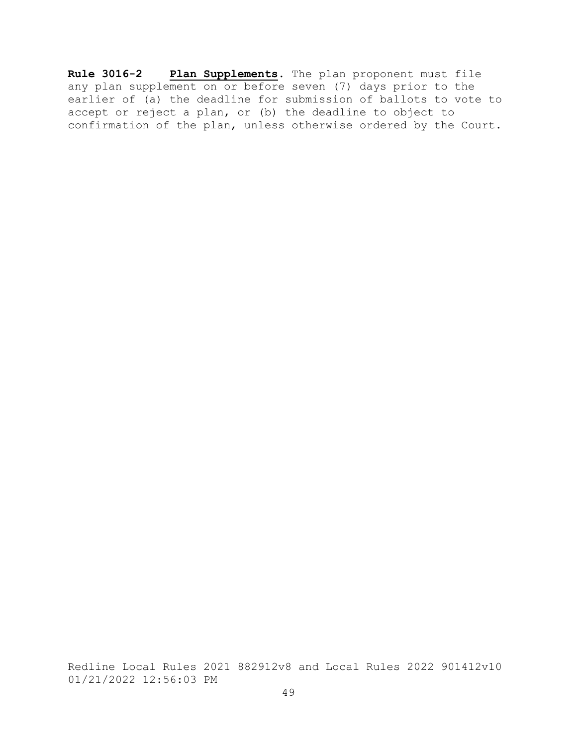**Rule 3016-2** **Plan Supplements**. The plan proponent must file any plan supplement on or before seven (7) days prior to the earlier of (a) the deadline for submission of ballots to vote to accept or reject a plan, or (b) the deadline to object to confirmation of the plan, unless otherwise ordered by the Court.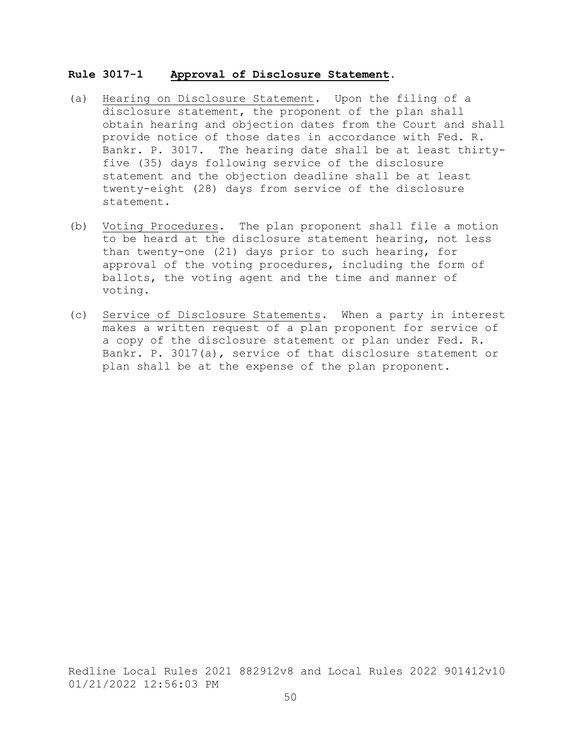**Rule 3017-1 Approval of Disclosure Statement.**

(a) Hearing on Disclosure Statement. Upon the filing of a disclosure statement, the proponent of the plan shall obtain hearing and objection dates from the Court and shall provide notice of those dates in accordance with Fed. R. Bankr. P. 3017. The hearing date shall be at least thirty-five (35) days following service of the disclosure statement and the objection deadline shall be at least twenty-eight (28) days from service of the disclosure statement.

(b) Voting Procedures. The plan proponent shall file a motion to be heard at the disclosure statement hearing, not less than twenty-one (21) days prior to such hearing, for approval of the voting procedures, including the form of ballots, the voting agent and the time and manner of voting.

(c) Service of Disclosure Statements. When a party in interest makes a written request of a plan proponent for service of a copy of the disclosure statement or plan under Fed. R. Bankr. P. 3017(a), service of that disclosure statement or plan shall be at the expense of the plan proponent.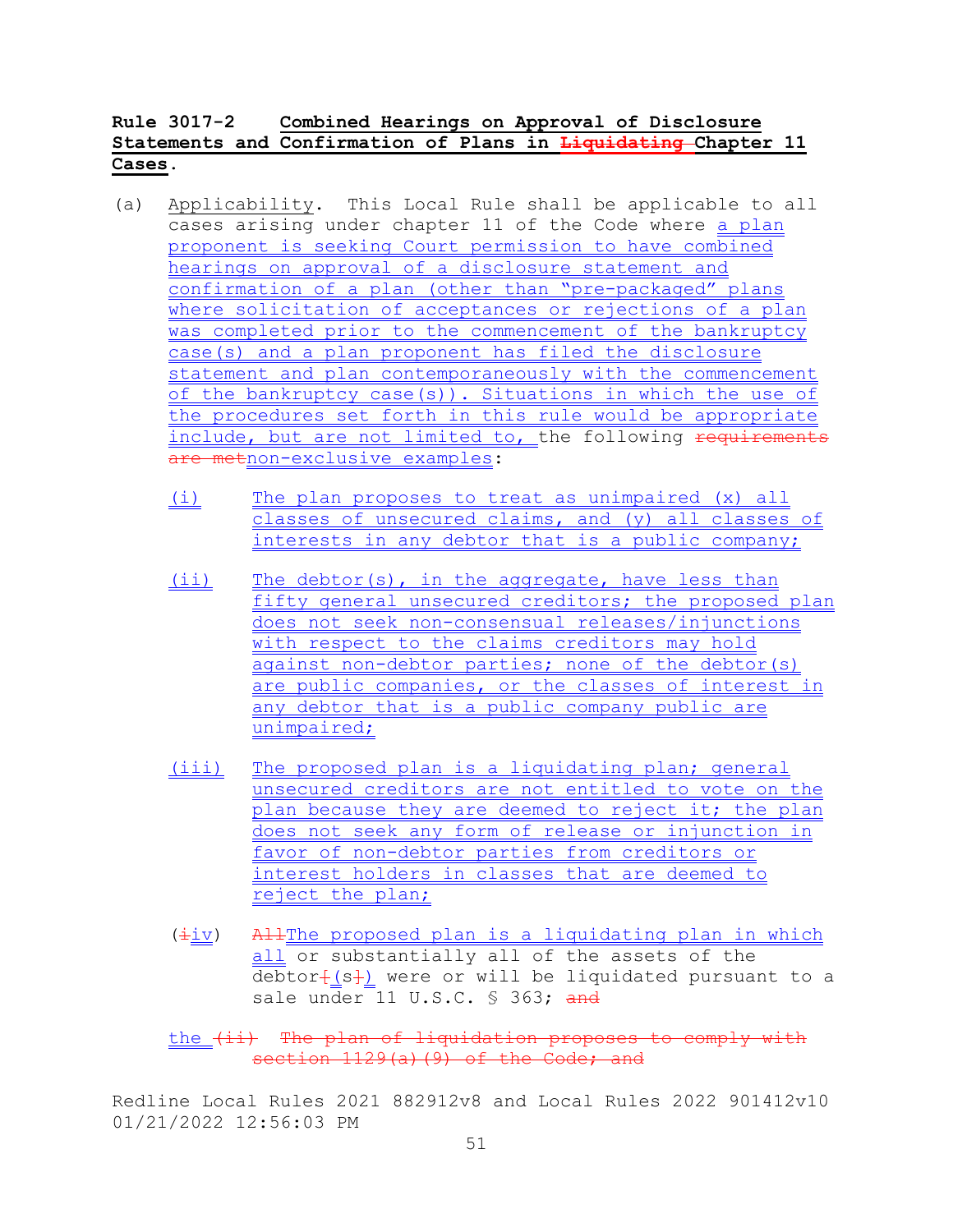**Rule 3017-2 Combined Hearings on Approval of Disclosure Statements and Confirmation of Plans in ~~Liquidating~~ Chapter 11 Cases.**

(a) Applicability. This Local Rule shall be applicable to all cases arising under chapter 11 of the Code where a plan proponent is seeking Court permission to have combined hearings on approval of a disclosure statement and confirmation of a plan (other than "pre-packaged" plans where solicitation of acceptances or rejections of a plan was completed prior to the commencement of the bankruptcy case(s) and a plan proponent has filed the disclosure statement and plan contemporaneously with the commencement of the bankruptcy case(s)). Situations in which the use of the procedures set forth in this rule would be appropriate include, but are not limited to, the following ~~requirements are met~~non-exclusive examples:

(i) The plan proposes to treat as unimpaired (x) all classes of unsecured claims, and (y) all classes of interests in any debtor that is a public company;

(ii) The debtor(s), in the aggregate, have less than fifty general unsecured creditors; the proposed plan does not seek non-consensual releases/injunctions with respect to the claims creditors may hold against non-debtor parties; none of the debtor(s) are public companies, or the classes of interest in any debtor that is a public company public are unimpaired;

(iii) The proposed plan is a liquidating plan; general unsecured creditors are not entitled to vote on the plan because they are deemed to reject it; the plan does not seek any form of release or injunction in favor of non-debtor parties from creditors or interest holders in classes that are deemed to reject the plan;

(~~i~~iv) ~~All~~The proposed plan is a liquidating plan in which all or substantially all of the assets of the debtor~~(~~(s~~)~~) were or will be liquidated pursuant to a sale under 11 U.S.C. § 363; ~~and~~

the ~~(ii) The plan of liquidation proposes to comply with section 1129(a)(9) of the Code; and~~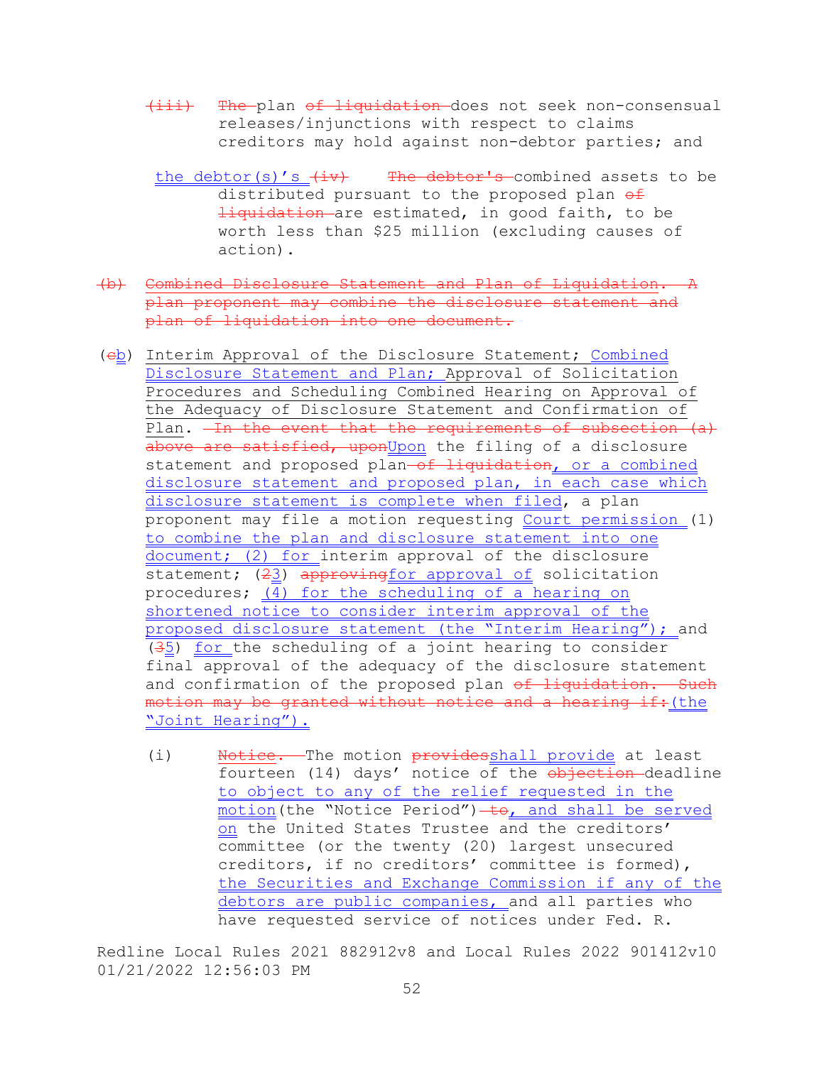~~(iii)~~ ~~The~~ plan ~~of liquidation~~ does not seek non-consensual releases/injunctions with respect to claims creditors may hold against non-debtor parties; and

<u>the debtor(s)'s</u> ~~(iv)~~ ~~The debtor's~~ combined assets to be distributed pursuant to the proposed plan ~~of liquidation~~ are estimated, in good faith, to be worth less than $25 million (excluding causes of action).

~~(b) Combined Disclosure Statement and Plan of Liquidation. A plan proponent may combine the disclosure statement and plan of liquidation into one document.~~

(~~c~~<u>b</u>) <u>Interim Approval of the Disclosure Statement; Combined Disclosure Statement and Plan; Approval of Solicitation Procedures and Scheduling Combined Hearing on Approval of the Adequacy of Disclosure Statement and Confirmation of Plan</u>. ~~In the event that the requirements of subsection (a) above are satisfied, upon~~<u>Upon</u> the filing of a disclosure statement and proposed plan ~~of liquidation~~<u>, or a combined disclosure statement and proposed plan, in each case which disclosure statement is complete when filed</u>, a plan proponent may file a motion requesting <u>Court permission</u> (1) <u>to combine the plan and disclosure statement into one document; (2) for</u> interim approval of the disclosure statement; (~~2~~<u>3</u>) ~~approving~~<u>for approval of</u> solicitation procedures; <u>(4) for the scheduling of a hearing on shortened notice to consider interim approval of the proposed disclosure statement (the "Interim Hearing");</u> and (~~3~~<u>5</u>) <u>for</u> the scheduling of a joint hearing to consider final approval of the adequacy of the disclosure statement and confirmation of the proposed plan ~~of liquidation. Such motion may be granted without notice and a hearing if:~~<u>(the "Joint Hearing").</u>

(i) ~~Notice.~~ The motion ~~provides~~<u>shall provide</u> at least fourteen (14) days' notice of the ~~objection~~ deadline <u>to object to any of the relief requested in the motion</u>(the "Notice Period") ~~to~~<u>, and shall be served on</u> the United States Trustee and the creditors' committee (or the twenty (20) largest unsecured creditors, if no creditors' committee is formed), <u>the Securities and Exchange Commission if any of the debtors are public companies,</u> and all parties who have requested service of notices under Fed. R.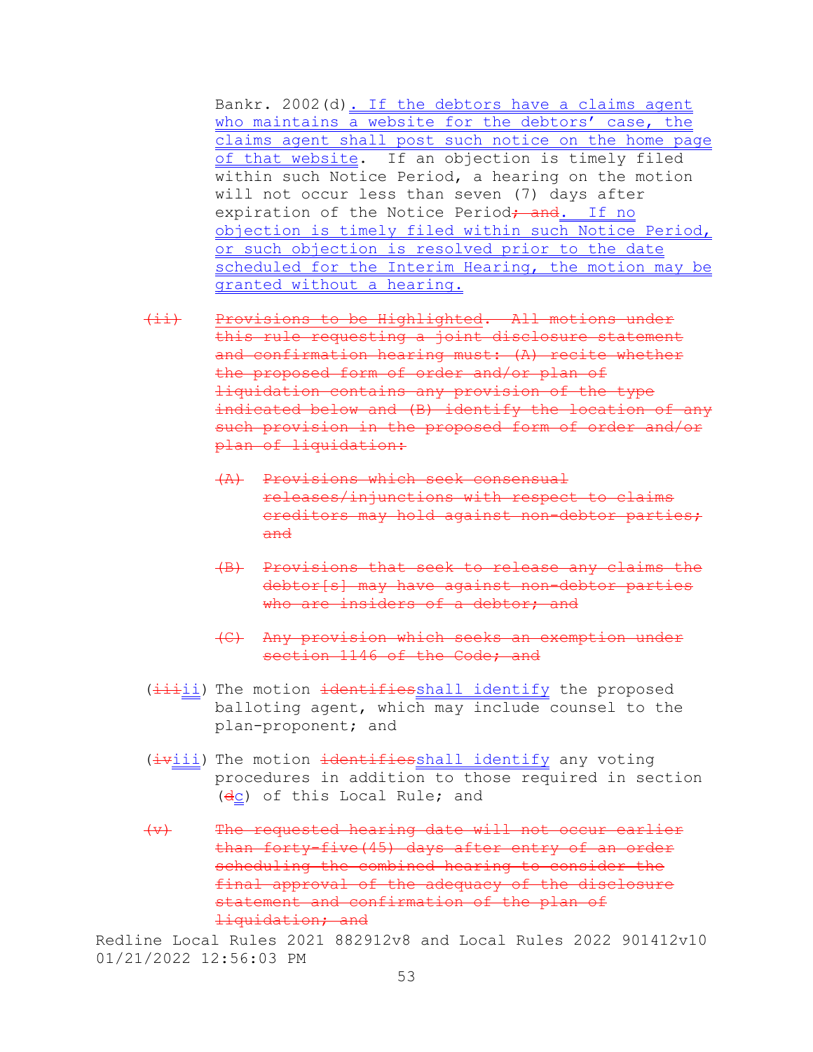Bankr. 2002(d). If the debtors have a claims agent who maintains a website for the debtors' case, the claims agent shall post such notice on the home page of that website. If an objection is timely filed within such Notice Period, a hearing on the motion will not occur less than seven (7) days after expiration of the Notice Period~~; and~~. If no objection is timely filed within such Notice Period, or such objection is resolved prior to the date scheduled for the Interim Hearing, the motion may be granted without a hearing.

~~(ii) Provisions to be Highlighted. All motions under this rule requesting a joint disclosure statement and confirmation hearing must: (A) recite whether the proposed form of order and/or plan of liquidation contains any provision of the type indicated below and (B) identify the location of any such provision in the proposed form of order and/or plan of liquidation:~~

~~(A) Provisions which seek consensual releases/injunctions with respect to claims creditors may hold against non-debtor parties; and~~

~~(B) Provisions that seek to release any claims the debtor[s] may have against non-debtor parties who are insiders of a debtor; and~~

~~(C) Any provision which seeks an exemption under section 1146 of the Code; and~~

(~~iii~~ii) The motion ~~identifies~~shall identify the proposed balloting agent, which may include counsel to the plan-proponent; and

(~~iv~~iii) The motion ~~identifies~~shall identify any voting procedures in addition to those required in section (~~d~~c) of this Local Rule; and

~~(v) The requested hearing date will not occur earlier than forty-five(45) days after entry of an order scheduling the combined hearing to consider the final approval of the adequacy of the disclosure statement and confirmation of the plan of liquidation; and~~

Redline Local Rules 2021 882912v8 and Local Rules 2022 901412v10 01/21/2022 12:56:03 PM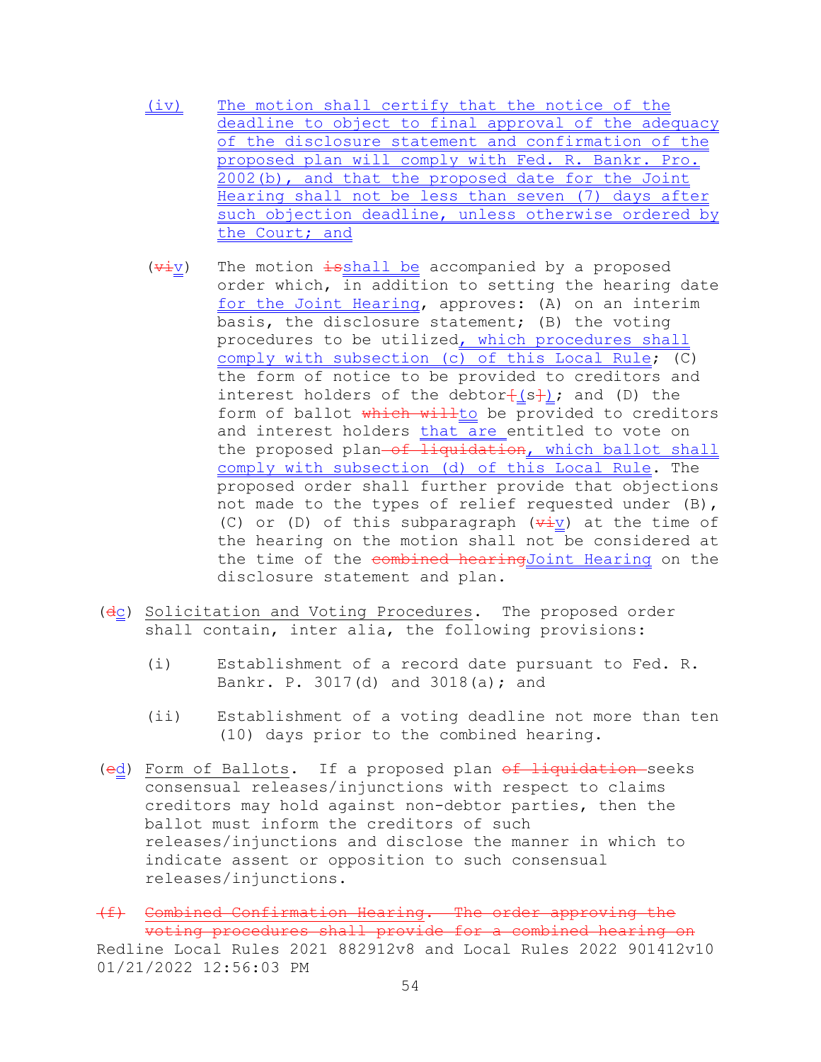(iv) The motion shall certify that the notice of the deadline to object to final approval of the adequacy of the disclosure statement and confirmation of the proposed plan will comply with Fed. R. Bankr. Pro. 2002(b), and that the proposed date for the Joint Hearing shall not be less than seven (7) days after such objection deadline, unless otherwise ordered by the Court; and

(~~vi~~v) The motion ~~is~~shall be accompanied by a proposed order which, in addition to setting the hearing date for the Joint Hearing, approves: (A) on an interim basis, the disclosure statement; (B) the voting procedures to be utilized, which procedures shall comply with subsection (c) of this Local Rule; (C) the form of notice to be provided to creditors and interest holders of the debtor~~[~~(s~~]~~); and (D) the form of ballot ~~which will~~to be provided to creditors and interest holders that are entitled to vote on the proposed plan ~~of liquidation~~, which ballot shall comply with subsection (d) of this Local Rule. The proposed order shall further provide that objections not made to the types of relief requested under (B), (C) or (D) of this subparagraph (~~vi~~v) at the time of the hearing on the motion shall not be considered at the time of the ~~combined hearing~~Joint Hearing on the disclosure statement and plan.

(~~d~~c) Solicitation and Voting Procedures. The proposed order shall contain, inter alia, the following provisions:

(i) Establishment of a record date pursuant to Fed. R. Bankr. P. 3017(d) and 3018(a); and

(ii) Establishment of a voting deadline not more than ten (10) days prior to the combined hearing.

(~~e~~d) Form of Ballots. If a proposed plan ~~of liquidation~~ seeks consensual releases/injunctions with respect to claims creditors may hold against non-debtor parties, then the ballot must inform the creditors of such releases/injunctions and disclose the manner in which to indicate assent or opposition to such consensual releases/injunctions.

~~(f) Combined Confirmation Hearing. The order approving the voting procedures shall provide for a combined hearing on~~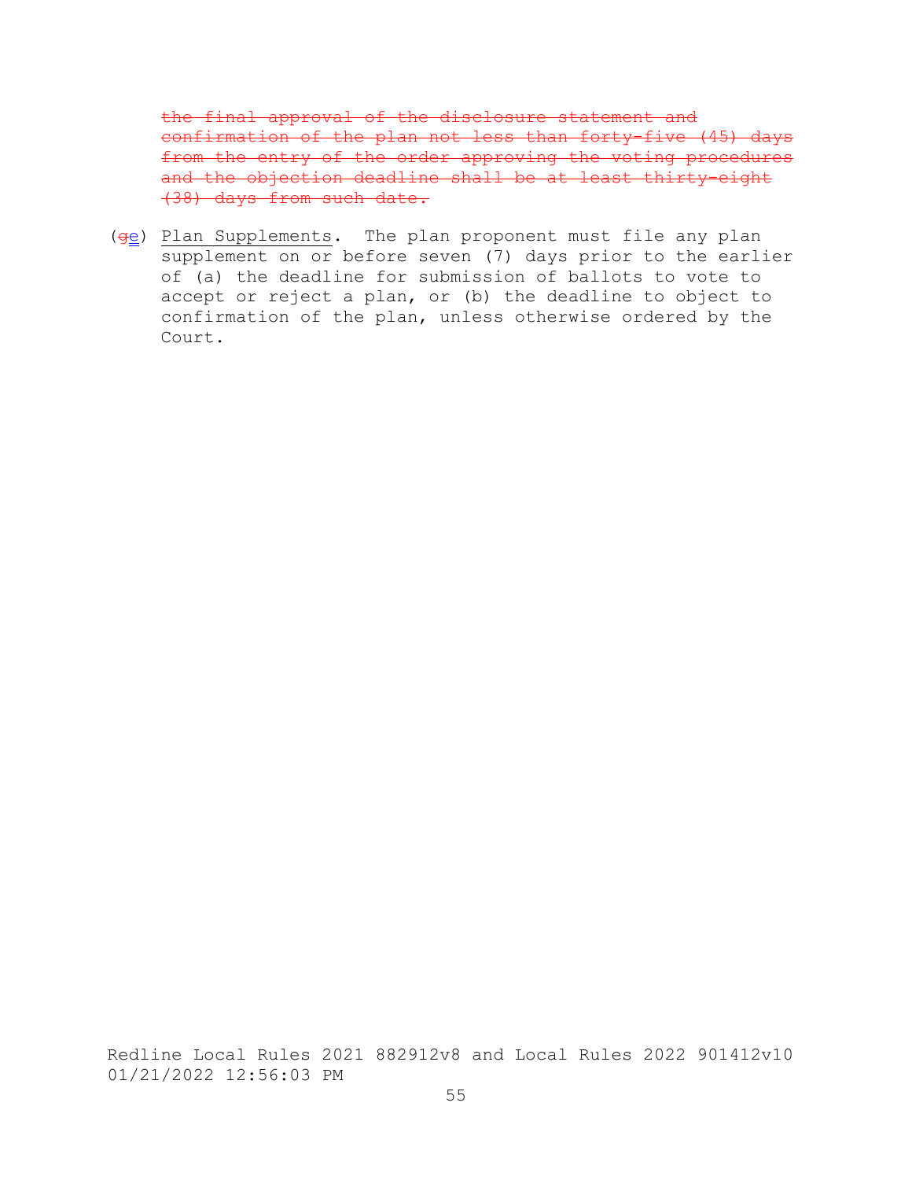~~the final approval of the disclosure statement and confirmation of the plan not less than forty-five (45) days from the entry of the order approving the voting procedures and the objection deadline shall be at least thirty-eight (38) days from such date.~~

(~~g~~e) Plan Supplements. The plan proponent must file any plan supplement on or before seven (7) days prior to the earlier of (a) the deadline for submission of ballots to vote to accept or reject a plan, or (b) the deadline to object to confirmation of the plan, unless otherwise ordered by the Court.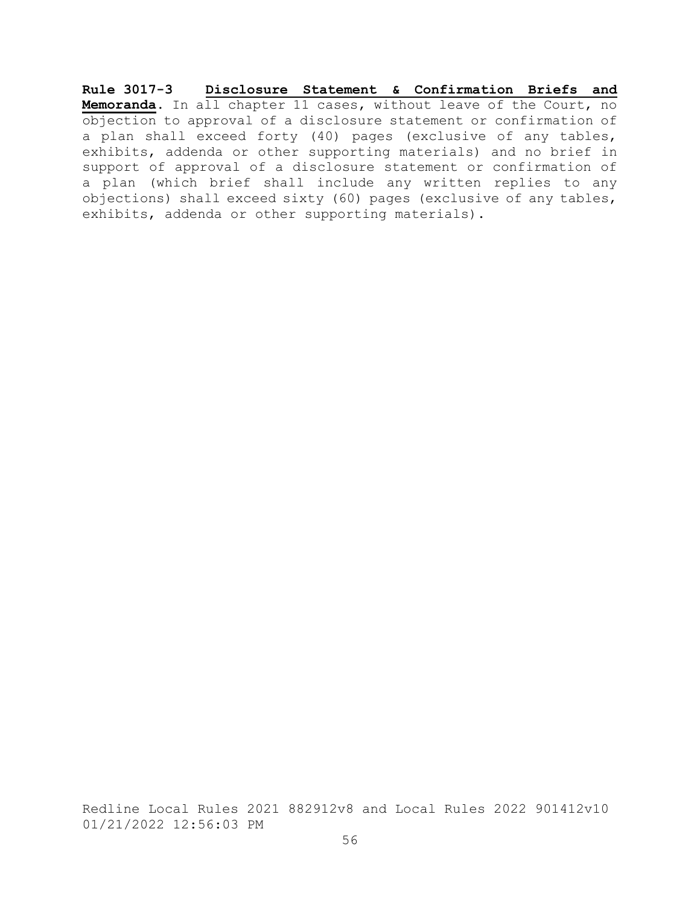**Rule 3017-3 <u>Disclosure Statement & Confirmation Briefs and Memoranda</u>.** In all chapter 11 cases, without leave of the Court, no objection to approval of a disclosure statement or confirmation of a plan shall exceed forty (40) pages (exclusive of any tables, exhibits, addenda or other supporting materials) and no brief in support of approval of a disclosure statement or confirmation of a plan (which brief shall include any written replies to any objections) shall exceed sixty (60) pages (exclusive of any tables, exhibits, addenda or other supporting materials).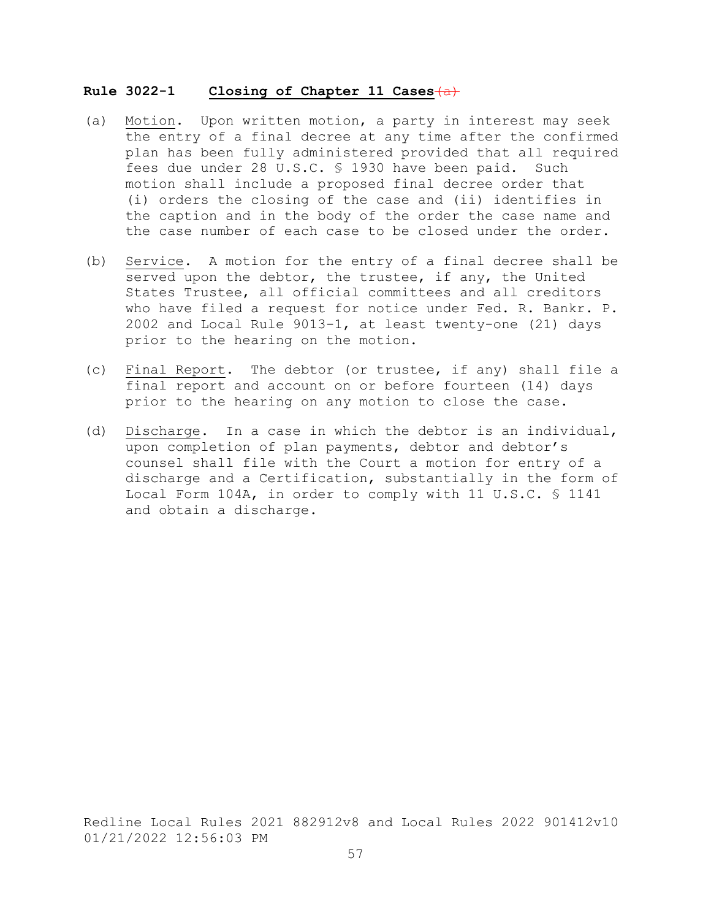**Rule 3022-1 Closing of Chapter 11 Cases~~(a)~~**

(a) Motion. Upon written motion, a party in interest may seek the entry of a final decree at any time after the confirmed plan has been fully administered provided that all required fees due under 28 U.S.C. § 1930 have been paid. Such motion shall include a proposed final decree order that (i) orders the closing of the case and (ii) identifies in the caption and in the body of the order the case name and the case number of each case to be closed under the order.

(b) Service. A motion for the entry of a final decree shall be served upon the debtor, the trustee, if any, the United States Trustee, all official committees and all creditors who have filed a request for notice under Fed. R. Bankr. P. 2002 and Local Rule 9013-1, at least twenty-one (21) days prior to the hearing on the motion.

(c) Final Report. The debtor (or trustee, if any) shall file a final report and account on or before fourteen (14) days prior to the hearing on any motion to close the case.

(d) Discharge. In a case in which the debtor is an individual, upon completion of plan payments, debtor and debtor's counsel shall file with the Court a motion for entry of a discharge and a Certification, substantially in the form of Local Form 104A, in order to comply with 11 U.S.C. § 1141 and obtain a discharge.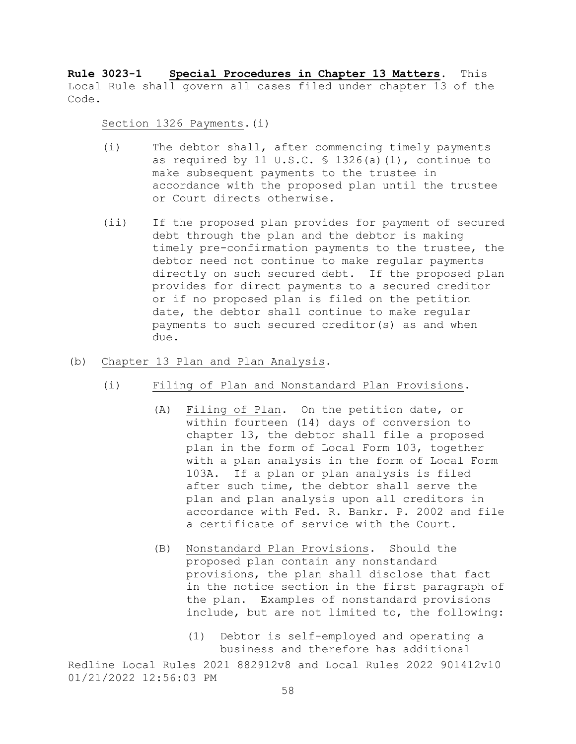**Rule 3023-1 Special Procedures in Chapter 13 Matters**. This Local Rule shall govern all cases filed under chapter 13 of the Code.

Section 1326 Payments.(i)

- (i) The debtor shall, after commencing timely payments as required by 11 U.S.C. § 1326(a)(1), continue to make subsequent payments to the trustee in accordance with the proposed plan until the trustee or Court directs otherwise.

- (ii) If the proposed plan provides for payment of secured debt through the plan and the debtor is making timely pre-confirmation payments to the trustee, the debtor need not continue to make regular payments directly on such secured debt. If the proposed plan provides for direct payments to a secured creditor or if no proposed plan is filed on the petition date, the debtor shall continue to make regular payments to such secured creditor(s) as and when due.

(b) Chapter 13 Plan and Plan Analysis.

- (i) Filing of Plan and Nonstandard Plan Provisions.

  - (A) Filing of Plan. On the petition date, or within fourteen (14) days of conversion to chapter 13, the debtor shall file a proposed plan in the form of Local Form 103, together with a plan analysis in the form of Local Form 103A. If a plan or plan analysis is filed after such time, the debtor shall serve the plan and plan analysis upon all creditors in accordance with Fed. R. Bankr. P. 2002 and file a certificate of service with the Court.

  - (B) Nonstandard Plan Provisions. Should the proposed plan contain any nonstandard provisions, the plan shall disclose that fact in the notice section in the first paragraph of the plan. Examples of nonstandard provisions include, but are not limited to, the following:

    - (1) Debtor is self-employed and operating a business and therefore has additional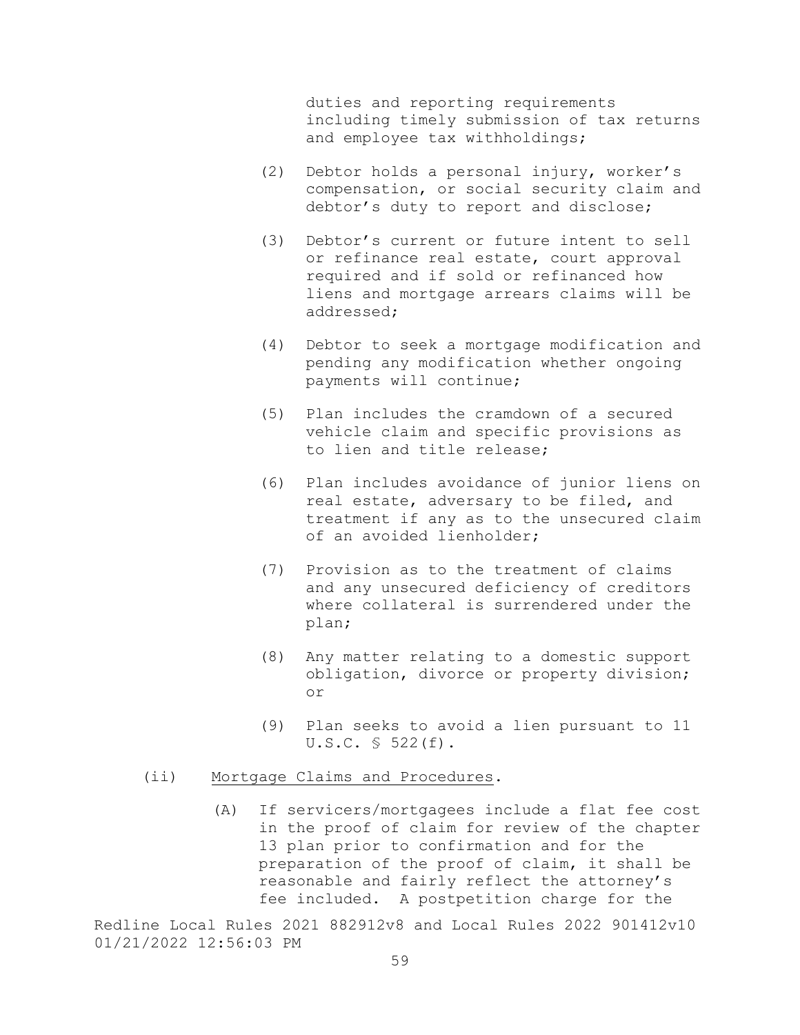duties and reporting requirements including timely submission of tax returns and employee tax withholdings;

(2) Debtor holds a personal injury, worker's compensation, or social security claim and debtor's duty to report and disclose;

(3) Debtor's current or future intent to sell or refinance real estate, court approval required and if sold or refinanced how liens and mortgage arrears claims will be addressed;

(4) Debtor to seek a mortgage modification and pending any modification whether ongoing payments will continue;

(5) Plan includes the cramdown of a secured vehicle claim and specific provisions as to lien and title release;

(6) Plan includes avoidance of junior liens on real estate, adversary to be filed, and treatment if any as to the unsecured claim of an avoided lienholder;

(7) Provision as to the treatment of claims and any unsecured deficiency of creditors where collateral is surrendered under the plan;

(8) Any matter relating to a domestic support obligation, divorce or property division; or

(9) Plan seeks to avoid a lien pursuant to 11 U.S.C. § 522(f).

(ii) Mortgage Claims and Procedures.

(A) If servicers/mortgagees include a flat fee cost in the proof of claim for review of the chapter 13 plan prior to confirmation and for the preparation of the proof of claim, it shall be reasonable and fairly reflect the attorney's fee included. A postpetition charge for the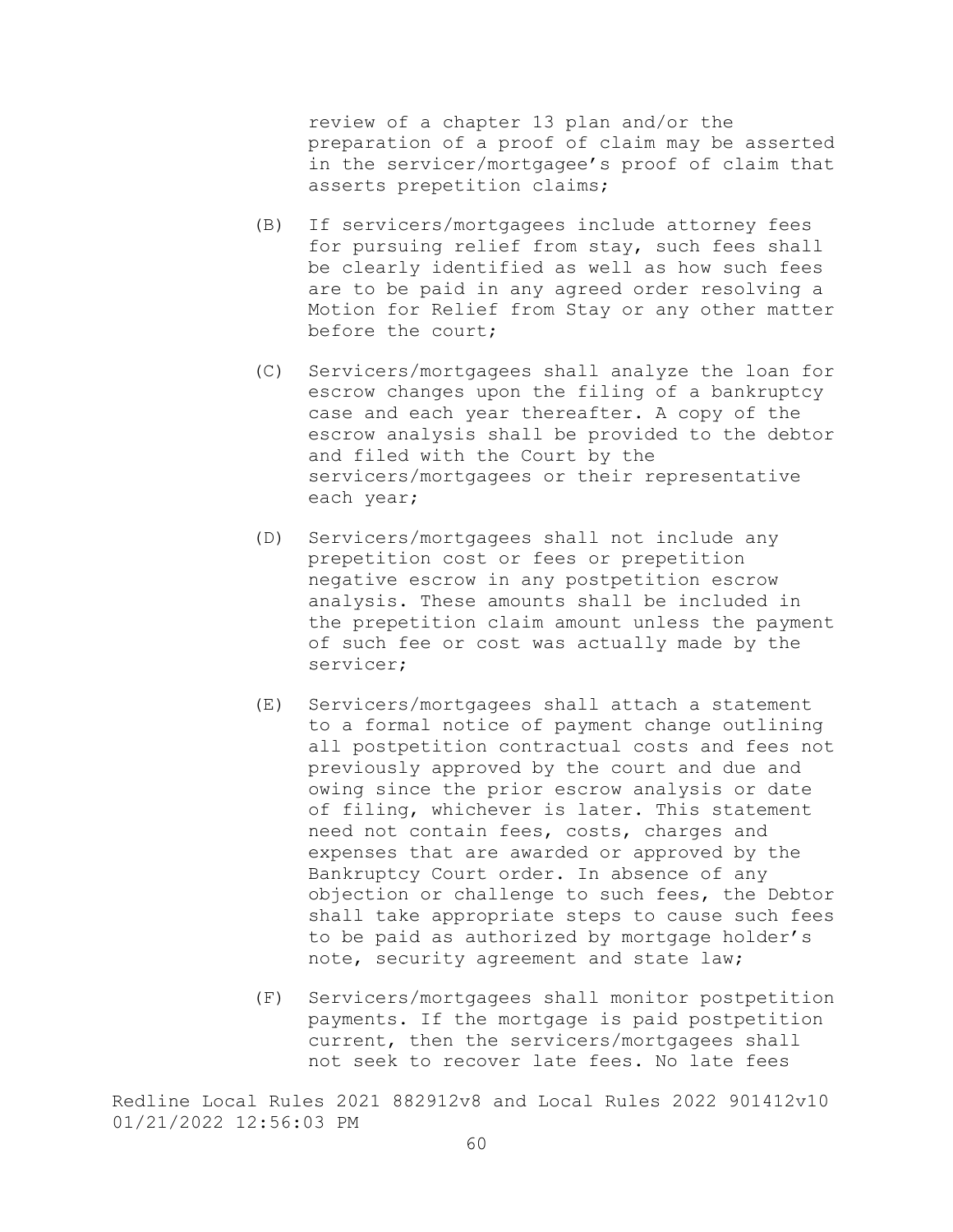review of a chapter 13 plan and/or the preparation of a proof of claim may be asserted in the servicer/mortgagee's proof of claim that asserts prepetition claims;

(B) If servicers/mortgagees include attorney fees for pursuing relief from stay, such fees shall be clearly identified as well as how such fees are to be paid in any agreed order resolving a Motion for Relief from Stay or any other matter before the court;

(C) Servicers/mortgagees shall analyze the loan for escrow changes upon the filing of a bankruptcy case and each year thereafter. A copy of the escrow analysis shall be provided to the debtor and filed with the Court by the servicers/mortgagees or their representative each year;

(D) Servicers/mortgagees shall not include any prepetition cost or fees or prepetition negative escrow in any postpetition escrow analysis. These amounts shall be included in the prepetition claim amount unless the payment of such fee or cost was actually made by the servicer;

(E) Servicers/mortgagees shall attach a statement to a formal notice of payment change outlining all postpetition contractual costs and fees not previously approved by the court and due and owing since the prior escrow analysis or date of filing, whichever is later. This statement need not contain fees, costs, charges and expenses that are awarded or approved by the Bankruptcy Court order. In absence of any objection or challenge to such fees, the Debtor shall take appropriate steps to cause such fees to be paid as authorized by mortgage holder's note, security agreement and state law;

(F) Servicers/mortgagees shall monitor postpetition payments. If the mortgage is paid postpetition current, then the servicers/mortgagees shall not seek to recover late fees. No late fees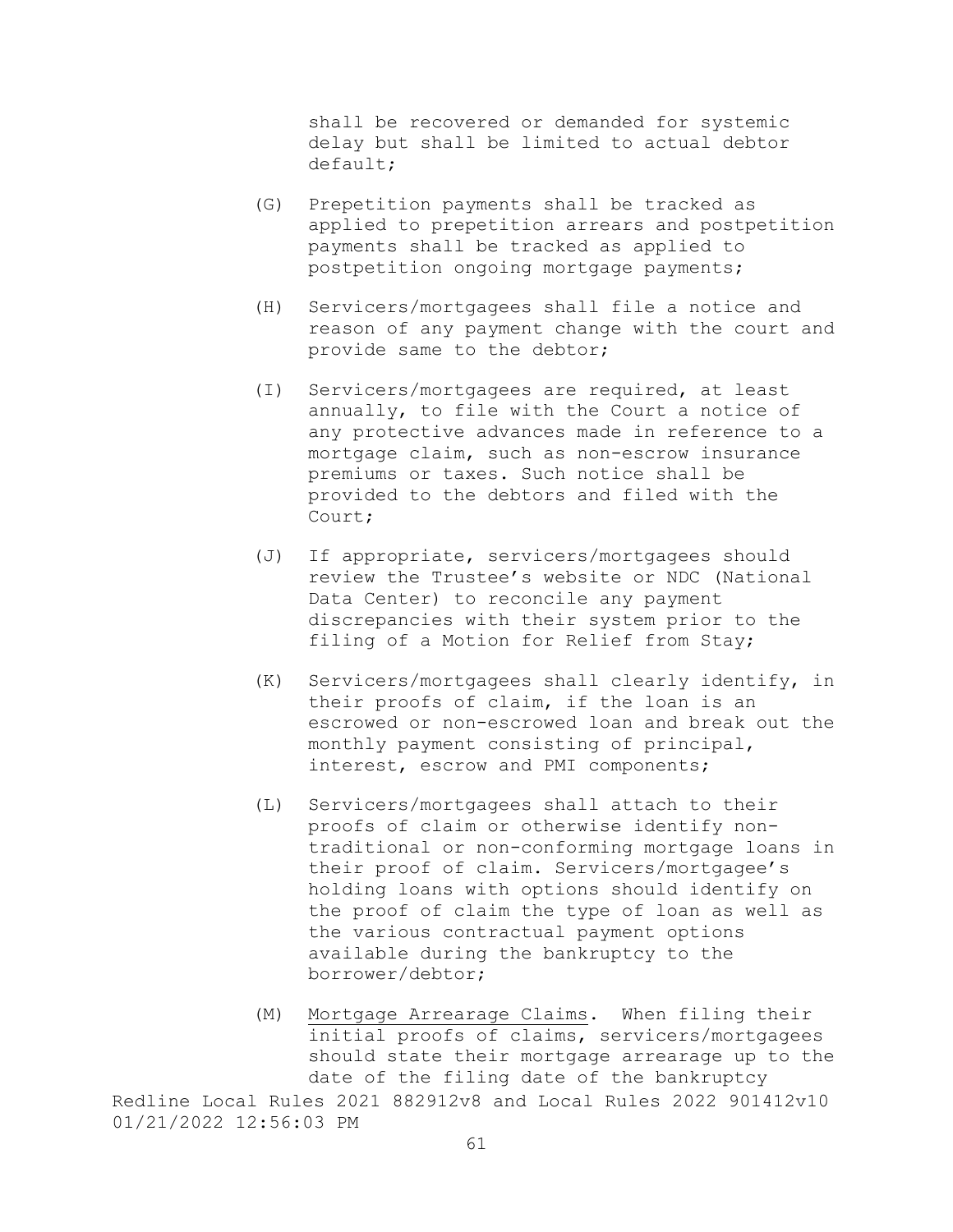shall be recovered or demanded for systemic delay but shall be limited to actual debtor default;

(G) Prepetition payments shall be tracked as applied to prepetition arrears and postpetition payments shall be tracked as applied to postpetition ongoing mortgage payments;

(H) Servicers/mortgagees shall file a notice and reason of any payment change with the court and provide same to the debtor;

(I) Servicers/mortgagees are required, at least annually, to file with the Court a notice of any protective advances made in reference to a mortgage claim, such as non-escrow insurance premiums or taxes. Such notice shall be provided to the debtors and filed with the Court;

(J) If appropriate, servicers/mortgagees should review the Trustee's website or NDC (National Data Center) to reconcile any payment discrepancies with their system prior to the filing of a Motion for Relief from Stay;

(K) Servicers/mortgagees shall clearly identify, in their proofs of claim, if the loan is an escrowed or non-escrowed loan and break out the monthly payment consisting of principal, interest, escrow and PMI components;

(L) Servicers/mortgagees shall attach to their proofs of claim or otherwise identify non-traditional or non-conforming mortgage loans in their proof of claim. Servicers/mortgagee's holding loans with options should identify on the proof of claim the type of loan as well as the various contractual payment options available during the bankruptcy to the borrower/debtor;

(M) Mortgage Arrearage Claims. When filing their initial proofs of claims, servicers/mortgagees should state their mortgage arrearage up to the date of the filing date of the bankruptcy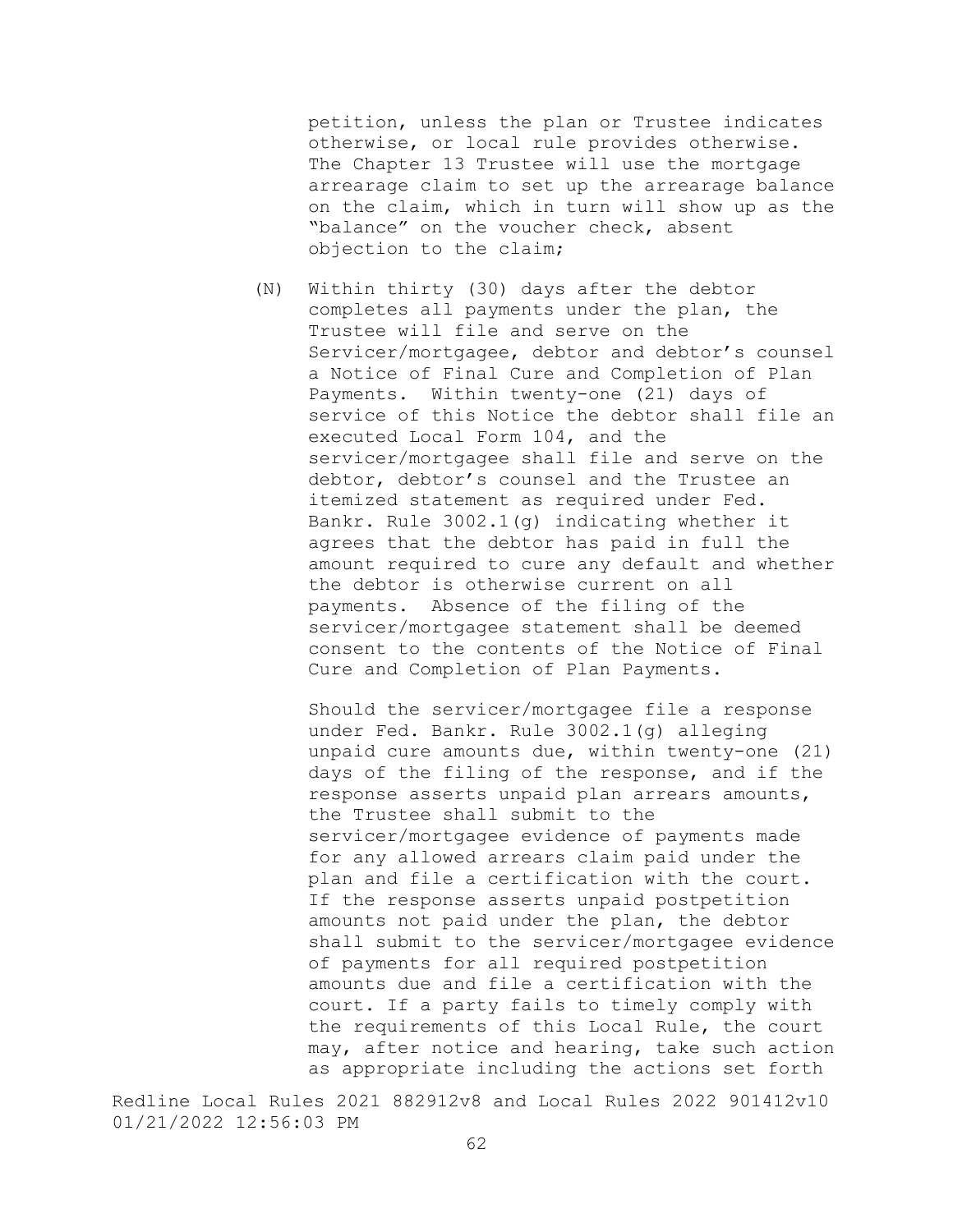petition, unless the plan or Trustee indicates otherwise, or local rule provides otherwise. The Chapter 13 Trustee will use the mortgage arrearage claim to set up the arrearage balance on the claim, which in turn will show up as the "balance" on the voucher check, absent objection to the claim;

(N) Within thirty (30) days after the debtor completes all payments under the plan, the Trustee will file and serve on the Servicer/mortgagee, debtor and debtor's counsel a Notice of Final Cure and Completion of Plan Payments. Within twenty-one (21) days of service of this Notice the debtor shall file an executed Local Form 104, and the servicer/mortgagee shall file and serve on the debtor, debtor's counsel and the Trustee an itemized statement as required under Fed. Bankr. Rule 3002.1(g) indicating whether it agrees that the debtor has paid in full the amount required to cure any default and whether the debtor is otherwise current on all payments. Absence of the filing of the servicer/mortgagee statement shall be deemed consent to the contents of the Notice of Final Cure and Completion of Plan Payments.

Should the servicer/mortgagee file a response under Fed. Bankr. Rule 3002.1(g) alleging unpaid cure amounts due, within twenty-one (21) days of the filing of the response, and if the response asserts unpaid plan arrears amounts, the Trustee shall submit to the servicer/mortgagee evidence of payments made for any allowed arrears claim paid under the plan and file a certification with the court. If the response asserts unpaid postpetition amounts not paid under the plan, the debtor shall submit to the servicer/mortgagee evidence of payments for all required postpetition amounts due and file a certification with the court. If a party fails to timely comply with the requirements of this Local Rule, the court may, after notice and hearing, take such action as appropriate including the actions set forth

Redline Local Rules 2021 882912v8 and Local Rules 2022 901412v10
01/21/2022 12:56:03 PM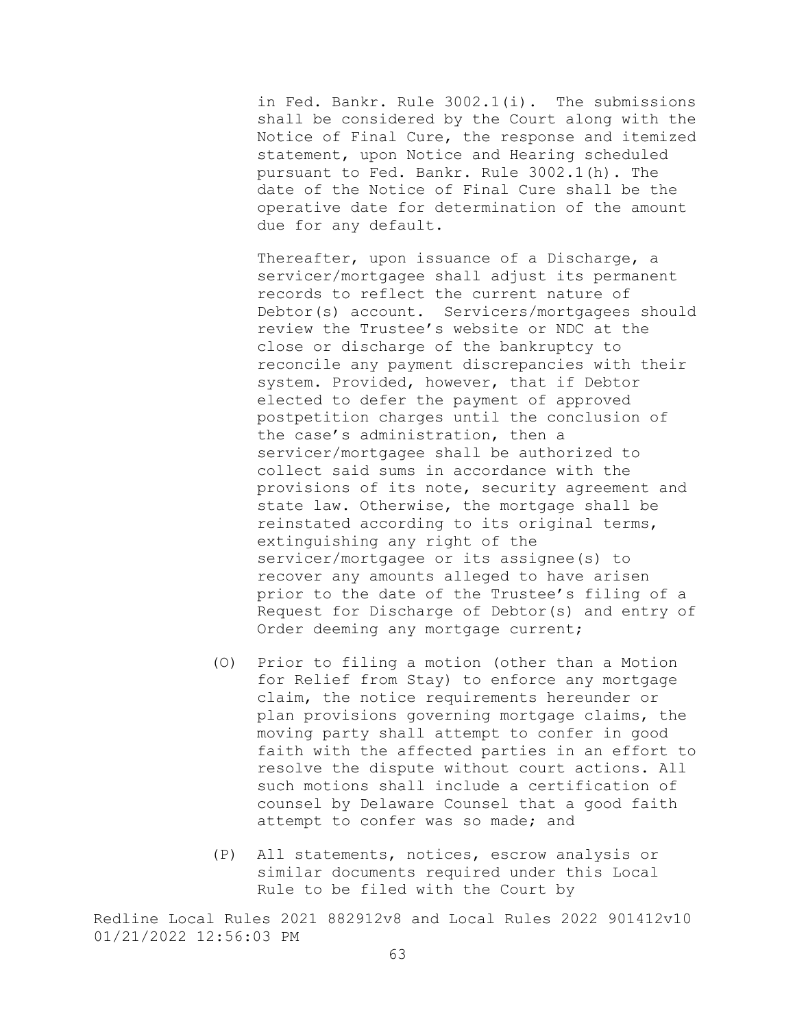in Fed. Bankr. Rule 3002.1(i). The submissions shall be considered by the Court along with the Notice of Final Cure, the response and itemized statement, upon Notice and Hearing scheduled pursuant to Fed. Bankr. Rule 3002.1(h). The date of the Notice of Final Cure shall be the operative date for determination of the amount due for any default.

Thereafter, upon issuance of a Discharge, a servicer/mortgagee shall adjust its permanent records to reflect the current nature of Debtor(s) account. Servicers/mortgagees should review the Trustee's website or NDC at the close or discharge of the bankruptcy to reconcile any payment discrepancies with their system. Provided, however, that if Debtor elected to defer the payment of approved postpetition charges until the conclusion of the case's administration, then a servicer/mortgagee shall be authorized to collect said sums in accordance with the provisions of its note, security agreement and state law. Otherwise, the mortgage shall be reinstated according to its original terms, extinguishing any right of the servicer/mortgagee or its assignee(s) to recover any amounts alleged to have arisen prior to the date of the Trustee's filing of a Request for Discharge of Debtor(s) and entry of Order deeming any mortgage current;

(O) Prior to filing a motion (other than a Motion for Relief from Stay) to enforce any mortgage claim, the notice requirements hereunder or plan provisions governing mortgage claims, the moving party shall attempt to confer in good faith with the affected parties in an effort to resolve the dispute without court actions. All such motions shall include a certification of counsel by Delaware Counsel that a good faith attempt to confer was so made; and

(P) All statements, notices, escrow analysis or similar documents required under this Local Rule to be filed with the Court by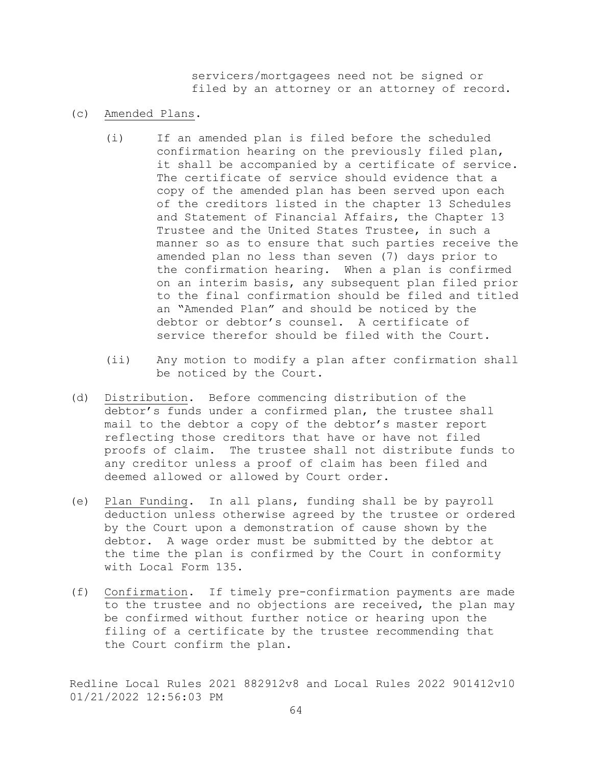servicers/mortgagees need not be signed or filed by an attorney or an attorney of record.

(c) Amended Plans.

(i) If an amended plan is filed before the scheduled confirmation hearing on the previously filed plan, it shall be accompanied by a certificate of service. The certificate of service should evidence that a copy of the amended plan has been served upon each of the creditors listed in the chapter 13 Schedules and Statement of Financial Affairs, the Chapter 13 Trustee and the United States Trustee, in such a manner so as to ensure that such parties receive the amended plan no less than seven (7) days prior to the confirmation hearing. When a plan is confirmed on an interim basis, any subsequent plan filed prior to the final confirmation should be filed and titled an "Amended Plan" and should be noticed by the debtor or debtor's counsel. A certificate of service therefor should be filed with the Court.

(ii) Any motion to modify a plan after confirmation shall be noticed by the Court.

(d) Distribution. Before commencing distribution of the debtor's funds under a confirmed plan, the trustee shall mail to the debtor a copy of the debtor's master report reflecting those creditors that have or have not filed proofs of claim. The trustee shall not distribute funds to any creditor unless a proof of claim has been filed and deemed allowed or allowed by Court order.

(e) Plan Funding. In all plans, funding shall be by payroll deduction unless otherwise agreed by the trustee or ordered by the Court upon a demonstration of cause shown by the debtor. A wage order must be submitted by the debtor at the time the plan is confirmed by the Court in conformity with Local Form 135.

(f) Confirmation. If timely pre-confirmation payments are made to the trustee and no objections are received, the plan may be confirmed without further notice or hearing upon the filing of a certificate by the trustee recommending that the Court confirm the plan.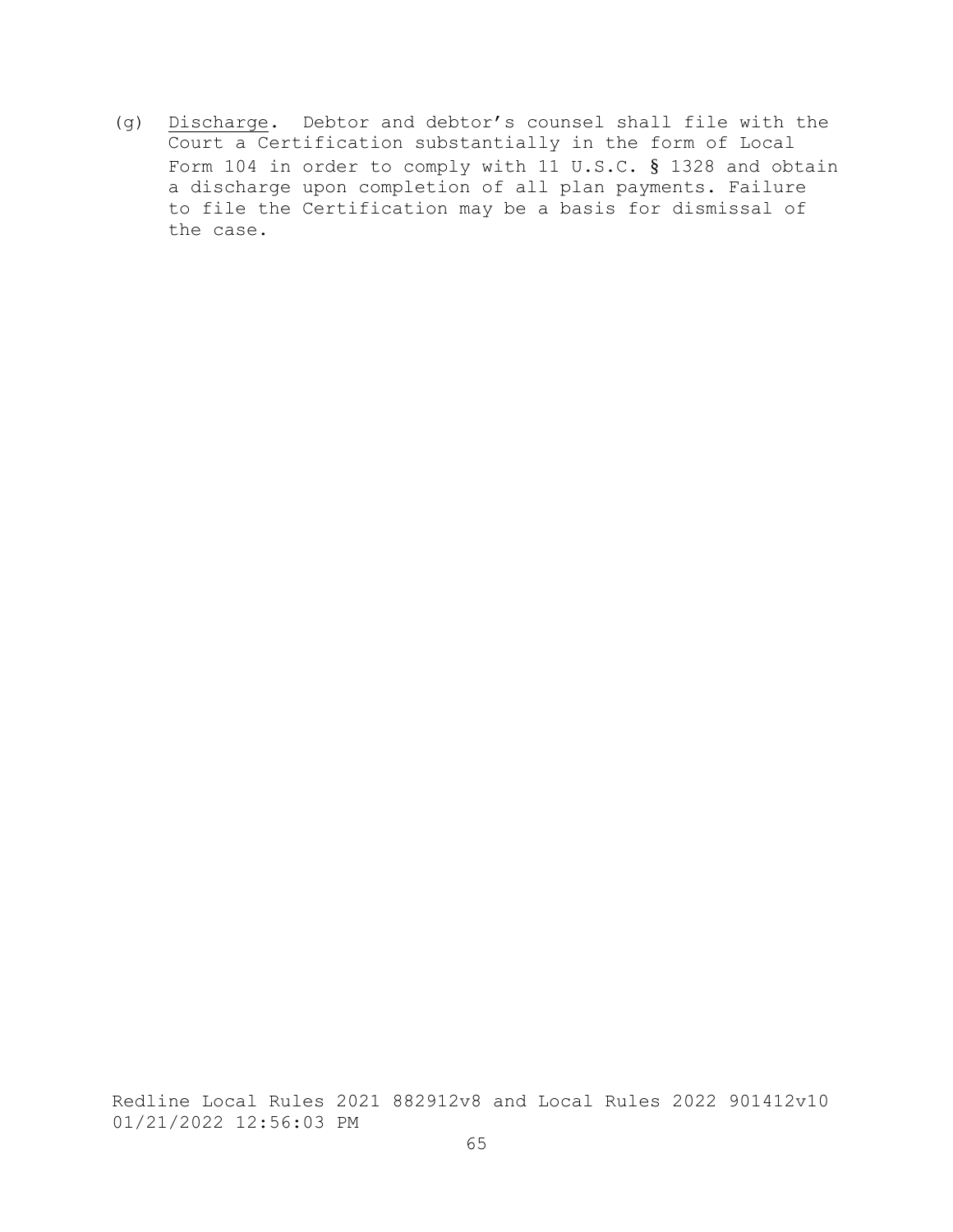(g) Discharge. Debtor and debtor's counsel shall file with the Court a Certification substantially in the form of Local Form 104 in order to comply with 11 U.S.C. § 1328 and obtain a discharge upon completion of all plan payments. Failure to file the Certification may be a basis for dismissal of the case.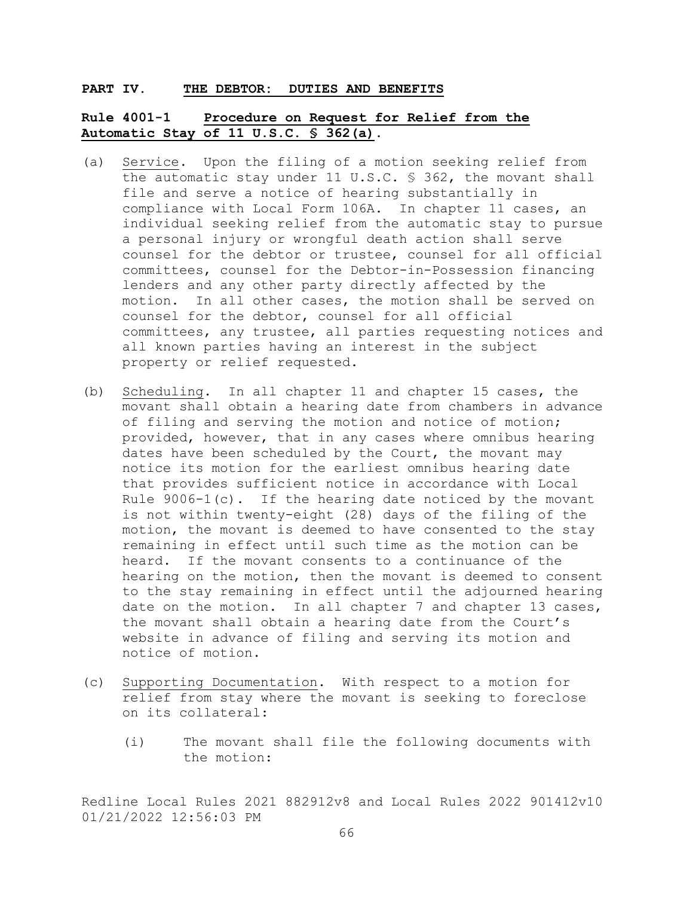## PART IV. THE DEBTOR: DUTIES AND BENEFITS

### Rule 4001-1 Procedure on Request for Relief from the Automatic Stay of 11 U.S.C. § 362(a).

(a) Service. Upon the filing of a motion seeking relief from the automatic stay under 11 U.S.C. § 362, the movant shall file and serve a notice of hearing substantially in compliance with Local Form 106A. In chapter 11 cases, an individual seeking relief from the automatic stay to pursue a personal injury or wrongful death action shall serve counsel for the debtor or trustee, counsel for all official committees, counsel for the Debtor-in-Possession financing lenders and any other party directly affected by the motion. In all other cases, the motion shall be served on counsel for the debtor, counsel for all official committees, any trustee, all parties requesting notices and all known parties having an interest in the subject property or relief requested.

(b) Scheduling. In all chapter 11 and chapter 15 cases, the movant shall obtain a hearing date from chambers in advance of filing and serving the motion and notice of motion; provided, however, that in any cases where omnibus hearing dates have been scheduled by the Court, the movant may notice its motion for the earliest omnibus hearing date that provides sufficient notice in accordance with Local Rule 9006-1(c). If the hearing date noticed by the movant is not within twenty-eight (28) days of the filing of the motion, the movant is deemed to have consented to the stay remaining in effect until such time as the motion can be heard. If the movant consents to a continuance of the hearing on the motion, then the movant is deemed to consent to the stay remaining in effect until the adjourned hearing date on the motion. In all chapter 7 and chapter 13 cases, the movant shall obtain a hearing date from the Court's website in advance of filing and serving its motion and notice of motion.

(c) Supporting Documentation. With respect to a motion for relief from stay where the movant is seeking to foreclose on its collateral:

  (i) The movant shall file the following documents with the motion: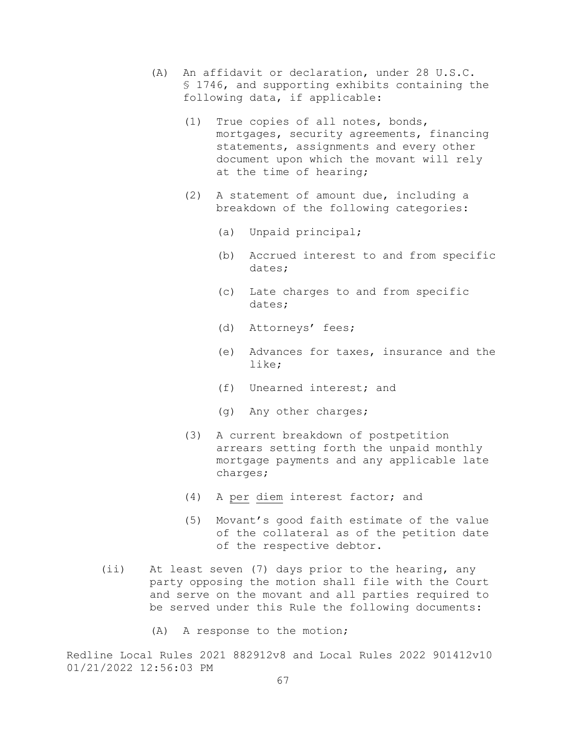(A) An affidavit or declaration, under 28 U.S.C. § 1746, and supporting exhibits containing the following data, if applicable:

(1) True copies of all notes, bonds, mortgages, security agreements, financing statements, assignments and every other document upon which the movant will rely at the time of hearing;

(2) A statement of amount due, including a breakdown of the following categories:

(a) Unpaid principal;

(b) Accrued interest to and from specific dates;

(c) Late charges to and from specific dates;

(d) Attorneys' fees;

(e) Advances for taxes, insurance and the like;

(f) Unearned interest; and

(g) Any other charges;

(3) A current breakdown of postpetition arrears setting forth the unpaid monthly mortgage payments and any applicable late charges;

(4) A per diem interest factor; and

(5) Movant's good faith estimate of the value of the collateral as of the petition date of the respective debtor.

(ii) At least seven (7) days prior to the hearing, any party opposing the motion shall file with the Court and serve on the movant and all parties required to be served under this Rule the following documents:

(A) A response to the motion;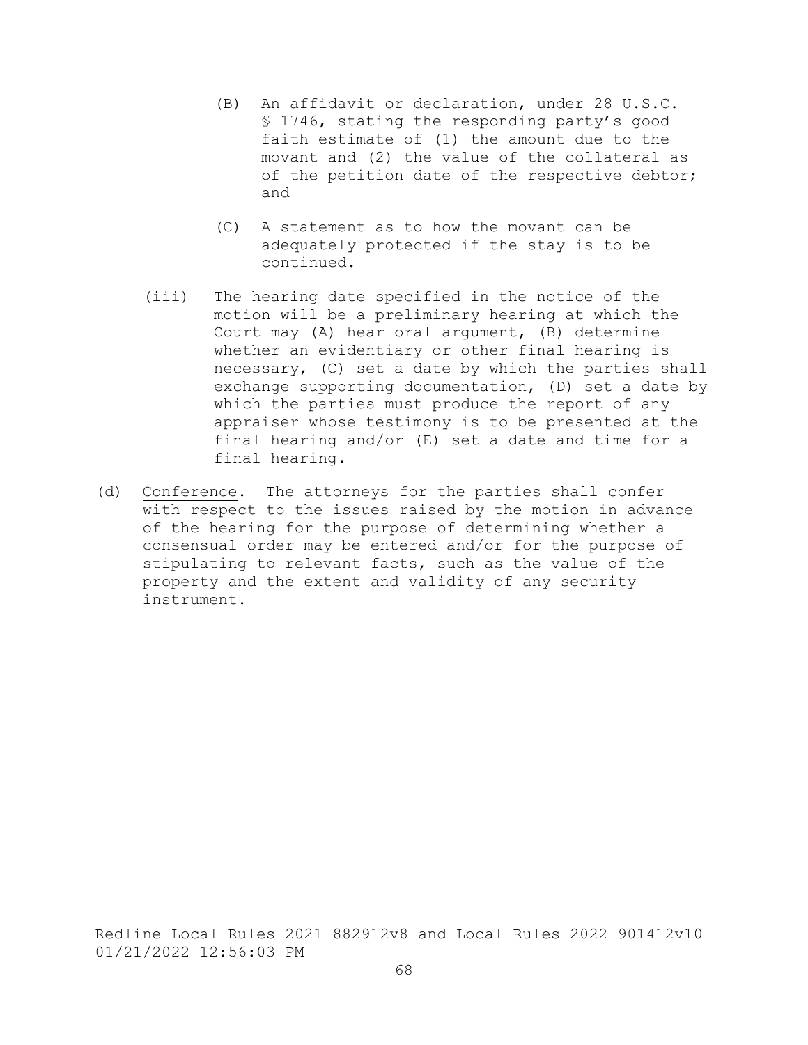(B) An affidavit or declaration, under 28 U.S.C. § 1746, stating the responding party's good faith estimate of (1) the amount due to the movant and (2) the value of the collateral as of the petition date of the respective debtor; and

(C) A statement as to how the movant can be adequately protected if the stay is to be continued.

(iii) The hearing date specified in the notice of the motion will be a preliminary hearing at which the Court may (A) hear oral argument, (B) determine whether an evidentiary or other final hearing is necessary, (C) set a date by which the parties shall exchange supporting documentation, (D) set a date by which the parties must produce the report of any appraiser whose testimony is to be presented at the final hearing and/or (E) set a date and time for a final hearing.

(d) Conference. The attorneys for the parties shall confer with respect to the issues raised by the motion in advance of the hearing for the purpose of determining whether a consensual order may be entered and/or for the purpose of stipulating to relevant facts, such as the value of the property and the extent and validity of any security instrument.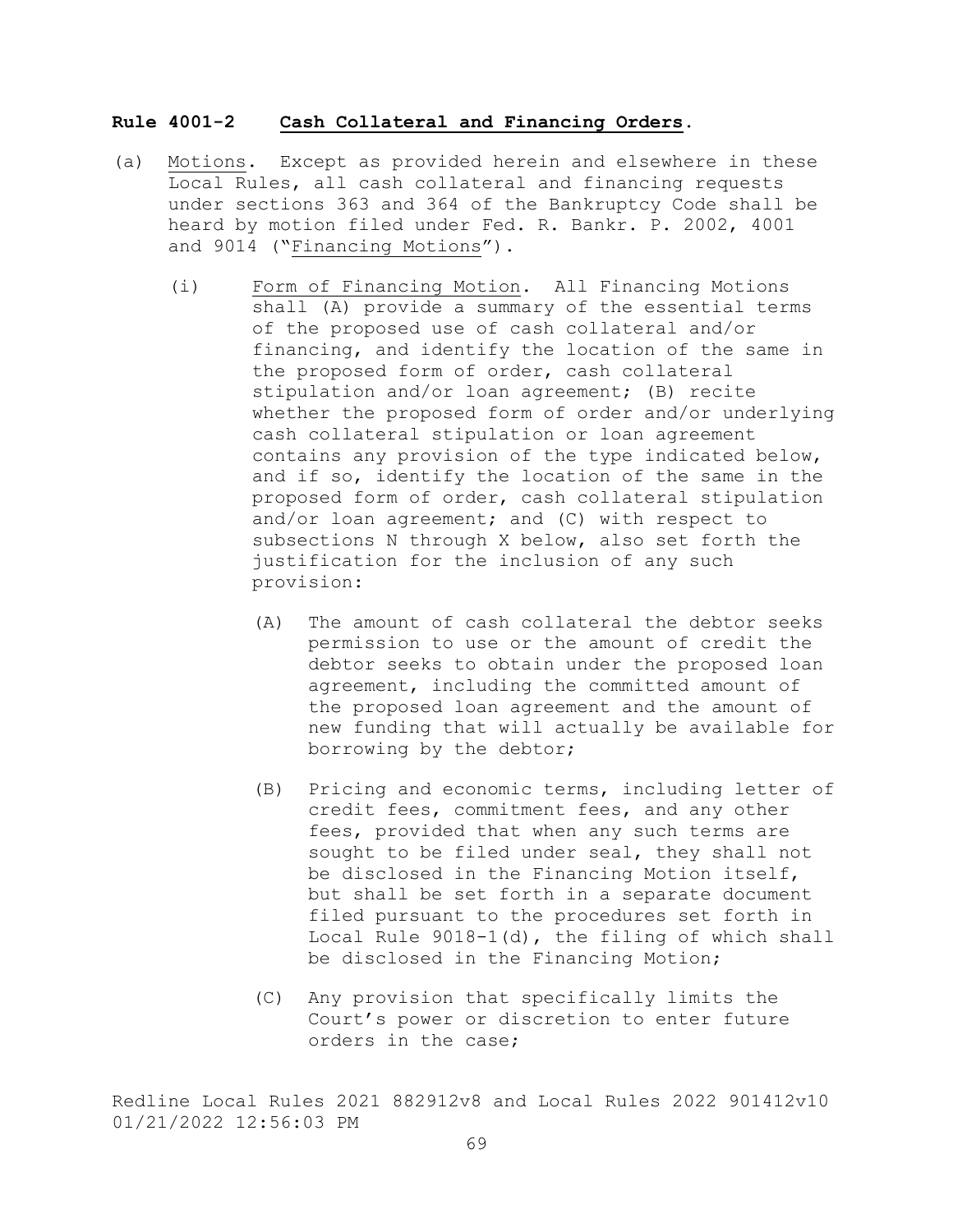**Rule 4001-2 Cash Collateral and Financing Orders.**

(a) Motions. Except as provided herein and elsewhere in these Local Rules, all cash collateral and financing requests under sections 363 and 364 of the Bankruptcy Code shall be heard by motion filed under Fed. R. Bankr. P. 2002, 4001 and 9014 ("Financing Motions").

(i) Form of Financing Motion. All Financing Motions shall (A) provide a summary of the essential terms of the proposed use of cash collateral and/or financing, and identify the location of the same in the proposed form of order, cash collateral stipulation and/or loan agreement; (B) recite whether the proposed form of order and/or underlying cash collateral stipulation or loan agreement contains any provision of the type indicated below, and if so, identify the location of the same in the proposed form of order, cash collateral stipulation and/or loan agreement; and (C) with respect to subsections N through X below, also set forth the justification for the inclusion of any such provision:

(A) The amount of cash collateral the debtor seeks permission to use or the amount of credit the debtor seeks to obtain under the proposed loan agreement, including the committed amount of the proposed loan agreement and the amount of new funding that will actually be available for borrowing by the debtor;

(B) Pricing and economic terms, including letter of credit fees, commitment fees, and any other fees, provided that when any such terms are sought to be filed under seal, they shall not be disclosed in the Financing Motion itself, but shall be set forth in a separate document filed pursuant to the procedures set forth in Local Rule 9018-1(d), the filing of which shall be disclosed in the Financing Motion;

(C) Any provision that specifically limits the Court's power or discretion to enter future orders in the case;

Redline Local Rules 2021 882912v8 and Local Rules 2022 901412v10
01/21/2022 12:56:03 PM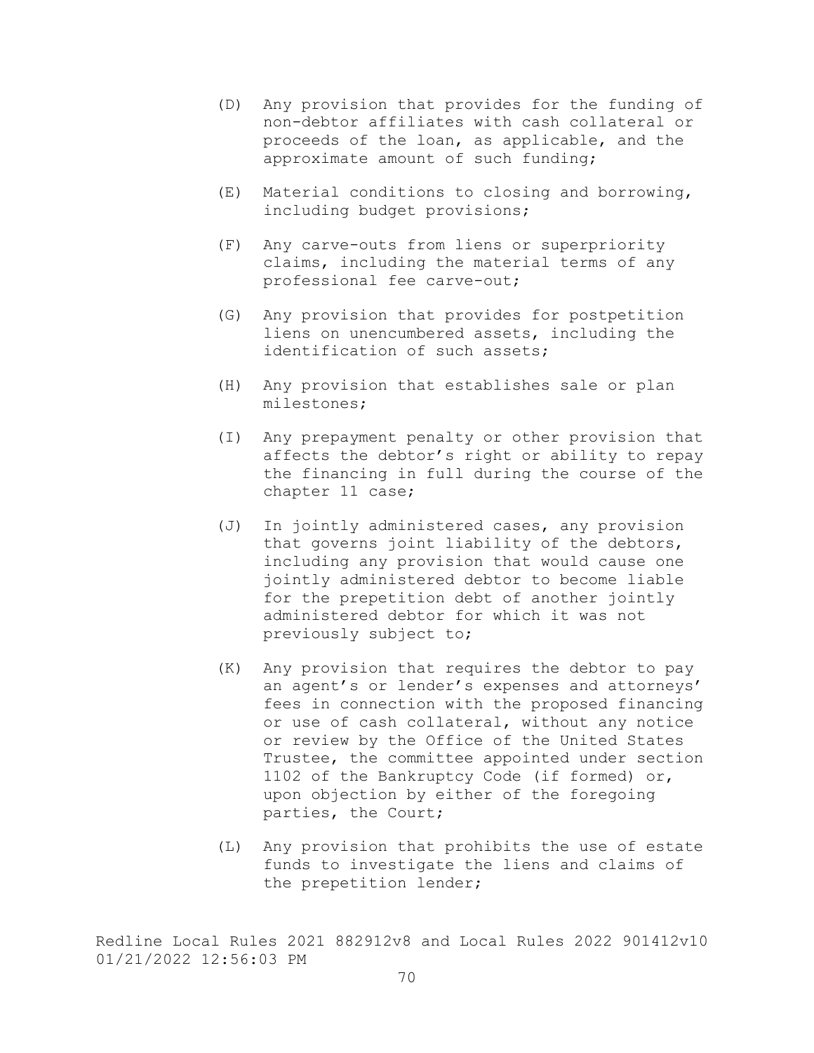(D) Any provision that provides for the funding of non-debtor affiliates with cash collateral or proceeds of the loan, as applicable, and the approximate amount of such funding;

(E) Material conditions to closing and borrowing, including budget provisions;

(F) Any carve-outs from liens or superpriority claims, including the material terms of any professional fee carve-out;

(G) Any provision that provides for postpetition liens on unencumbered assets, including the identification of such assets;

(H) Any provision that establishes sale or plan milestones;

(I) Any prepayment penalty or other provision that affects the debtor's right or ability to repay the financing in full during the course of the chapter 11 case;

(J) In jointly administered cases, any provision that governs joint liability of the debtors, including any provision that would cause one jointly administered debtor to become liable for the prepetition debt of another jointly administered debtor for which it was not previously subject to;

(K) Any provision that requires the debtor to pay an agent's or lender's expenses and attorneys' fees in connection with the proposed financing or use of cash collateral, without any notice or review by the Office of the United States Trustee, the committee appointed under section 1102 of the Bankruptcy Code (if formed) or, upon objection by either of the foregoing parties, the Court;

(L) Any provision that prohibits the use of estate funds to investigate the liens and claims of the prepetition lender;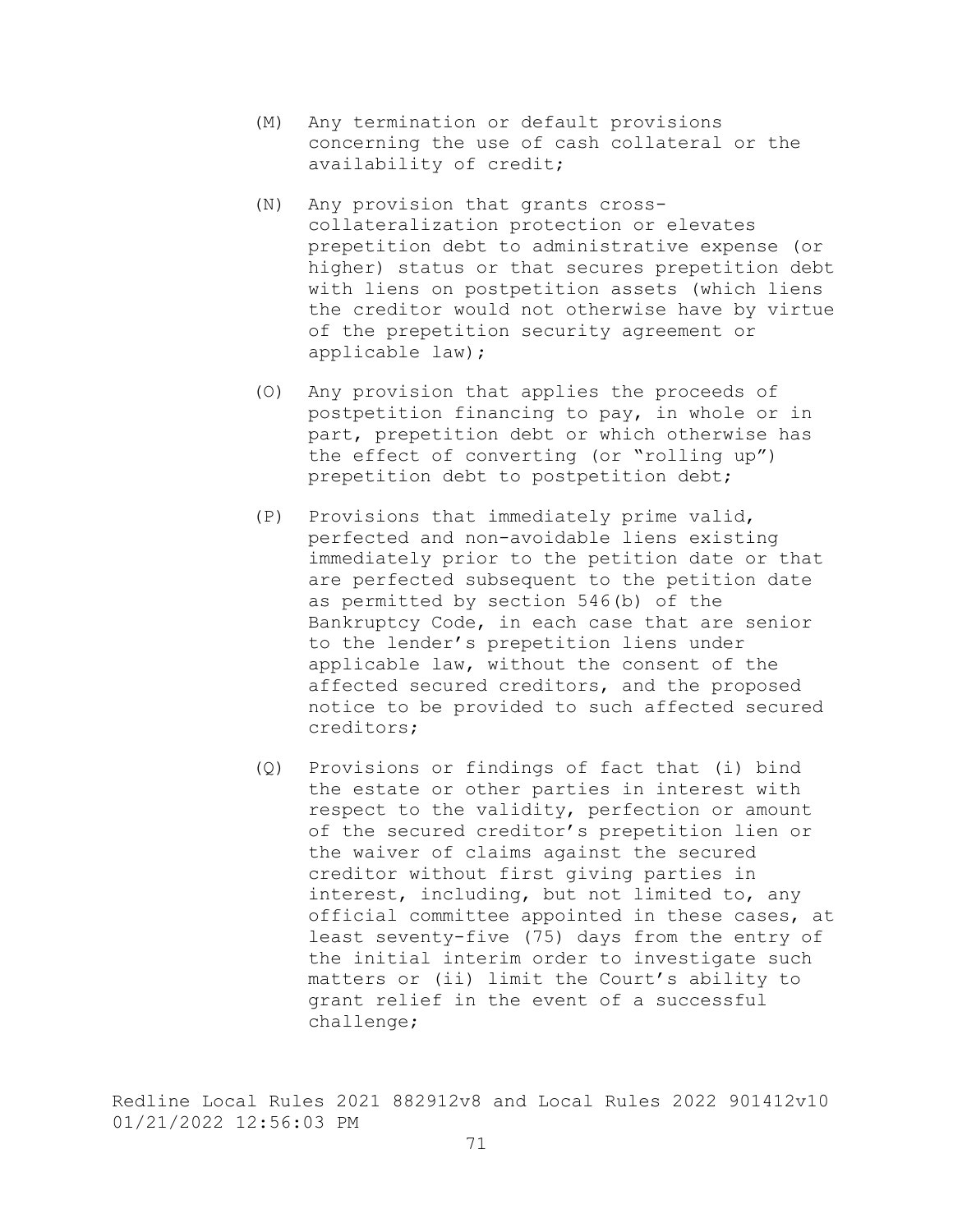(M) Any termination or default provisions concerning the use of cash collateral or the availability of credit;

(N) Any provision that grants cross-collateralization protection or elevates prepetition debt to administrative expense (or higher) status or that secures prepetition debt with liens on postpetition assets (which liens the creditor would not otherwise have by virtue of the prepetition security agreement or applicable law);

(O) Any provision that applies the proceeds of postpetition financing to pay, in whole or in part, prepetition debt or which otherwise has the effect of converting (or "rolling up") prepetition debt to postpetition debt;

(P) Provisions that immediately prime valid, perfected and non-avoidable liens existing immediately prior to the petition date or that are perfected subsequent to the petition date as permitted by section 546(b) of the Bankruptcy Code, in each case that are senior to the lender's prepetition liens under applicable law, without the consent of the affected secured creditors, and the proposed notice to be provided to such affected secured creditors;

(Q) Provisions or findings of fact that (i) bind the estate or other parties in interest with respect to the validity, perfection or amount of the secured creditor's prepetition lien or the waiver of claims against the secured creditor without first giving parties in interest, including, but not limited to, any official committee appointed in these cases, at least seventy-five (75) days from the entry of the initial interim order to investigate such matters or (ii) limit the Court's ability to grant relief in the event of a successful challenge;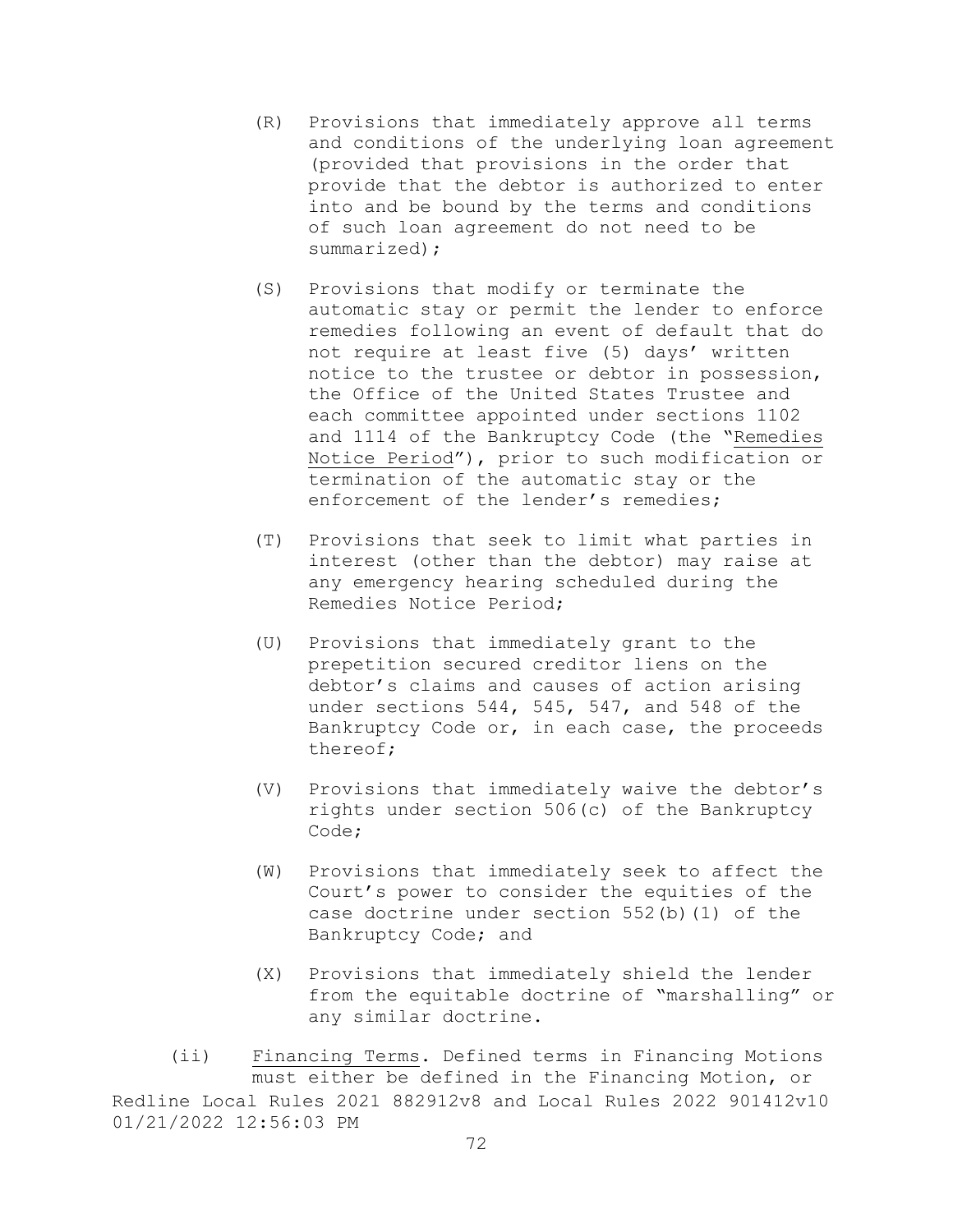(R) Provisions that immediately approve all terms and conditions of the underlying loan agreement (provided that provisions in the order that provide that the debtor is authorized to enter into and be bound by the terms and conditions of such loan agreement do not need to be summarized);

(S) Provisions that modify or terminate the automatic stay or permit the lender to enforce remedies following an event of default that do not require at least five (5) days' written notice to the trustee or debtor in possession, the Office of the United States Trustee and each committee appointed under sections 1102 and 1114 of the Bankruptcy Code (the "Remedies Notice Period"), prior to such modification or termination of the automatic stay or the enforcement of the lender's remedies;

(T) Provisions that seek to limit what parties in interest (other than the debtor) may raise at any emergency hearing scheduled during the Remedies Notice Period;

(U) Provisions that immediately grant to the prepetition secured creditor liens on the debtor's claims and causes of action arising under sections 544, 545, 547, and 548 of the Bankruptcy Code or, in each case, the proceeds thereof;

(V) Provisions that immediately waive the debtor's rights under section 506(c) of the Bankruptcy Code;

(W) Provisions that immediately seek to affect the Court's power to consider the equities of the case doctrine under section 552(b)(1) of the Bankruptcy Code; and

(X) Provisions that immediately shield the lender from the equitable doctrine of "marshalling" or any similar doctrine.

(ii) Financing Terms. Defined terms in Financing Motions must either be defined in the Financing Motion, or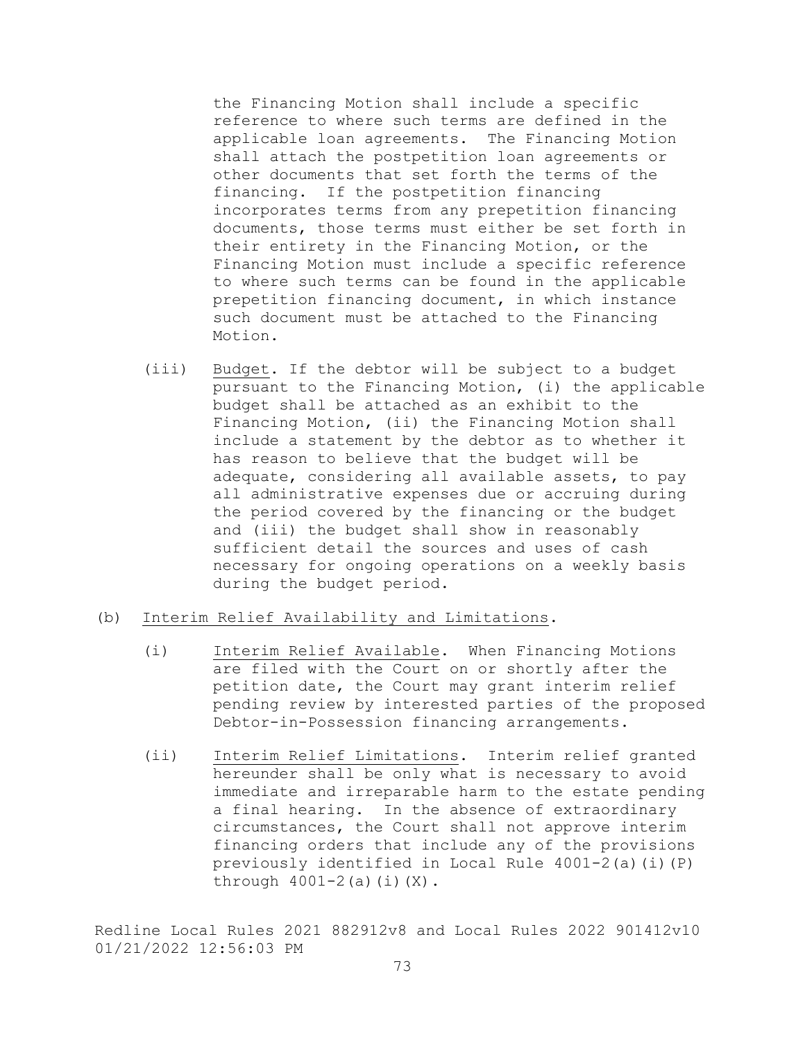the Financing Motion shall include a specific reference to where such terms are defined in the applicable loan agreements. The Financing Motion shall attach the postpetition loan agreements or other documents that set forth the terms of the financing. If the postpetition financing incorporates terms from any prepetition financing documents, those terms must either be set forth in their entirety in the Financing Motion, or the Financing Motion must include a specific reference to where such terms can be found in the applicable prepetition financing document, in which instance such document must be attached to the Financing Motion.

(iii) Budget. If the debtor will be subject to a budget pursuant to the Financing Motion, (i) the applicable budget shall be attached as an exhibit to the Financing Motion, (ii) the Financing Motion shall include a statement by the debtor as to whether it has reason to believe that the budget will be adequate, considering all available assets, to pay all administrative expenses due or accruing during the period covered by the financing or the budget and (iii) the budget shall show in reasonably sufficient detail the sources and uses of cash necessary for ongoing operations on a weekly basis during the budget period.

(b) Interim Relief Availability and Limitations.

(i) Interim Relief Available. When Financing Motions are filed with the Court on or shortly after the petition date, the Court may grant interim relief pending review by interested parties of the proposed Debtor-in-Possession financing arrangements.

(ii) Interim Relief Limitations. Interim relief granted hereunder shall be only what is necessary to avoid immediate and irreparable harm to the estate pending a final hearing. In the absence of extraordinary circumstances, the Court shall not approve interim financing orders that include any of the provisions previously identified in Local Rule 4001-2(a)(i)(P) through 4001-2(a)(i)(X).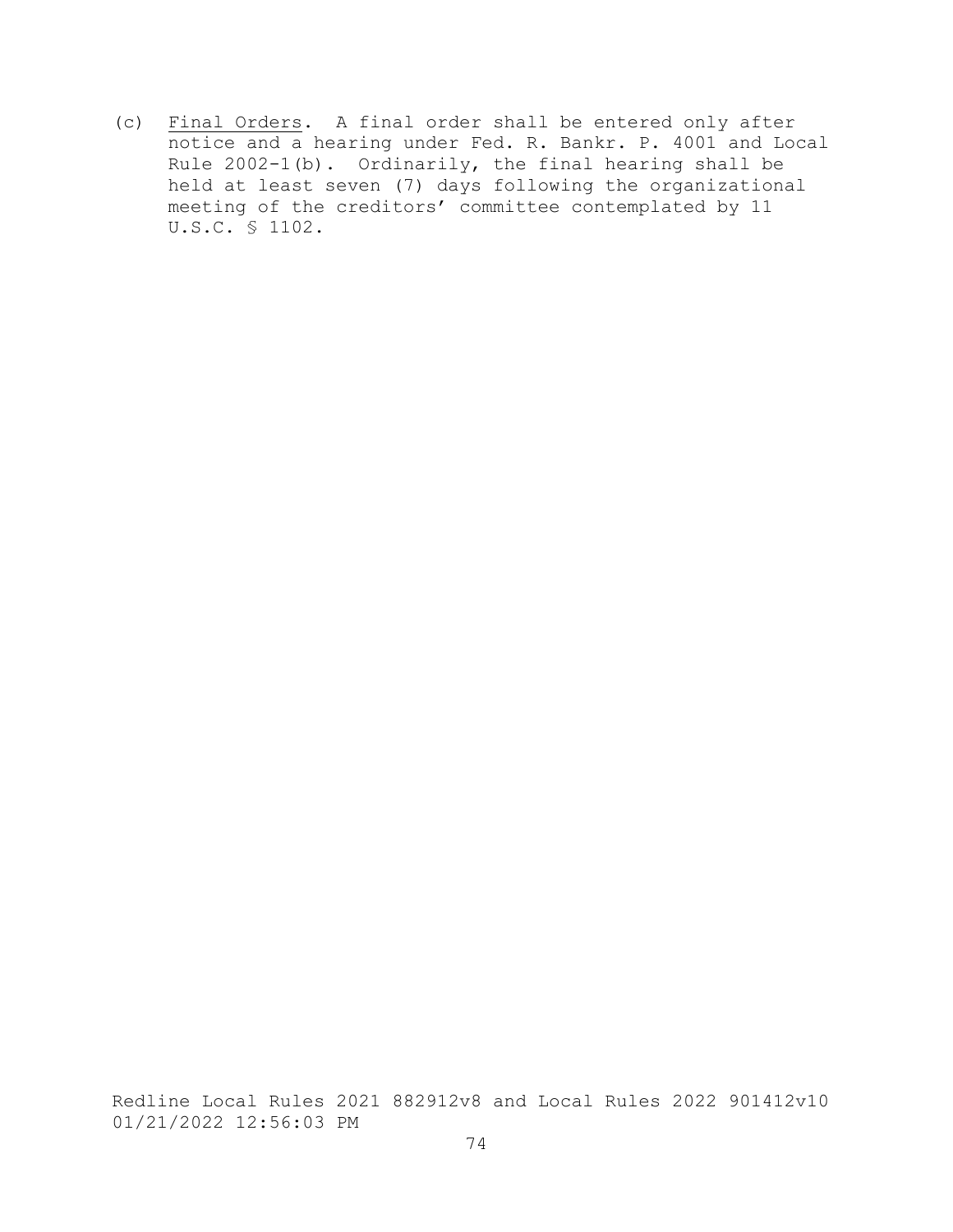(c) Final Orders. A final order shall be entered only after notice and a hearing under Fed. R. Bankr. P. 4001 and Local Rule 2002-1(b). Ordinarily, the final hearing shall be held at least seven (7) days following the organizational meeting of the creditors' committee contemplated by 11 U.S.C. § 1102.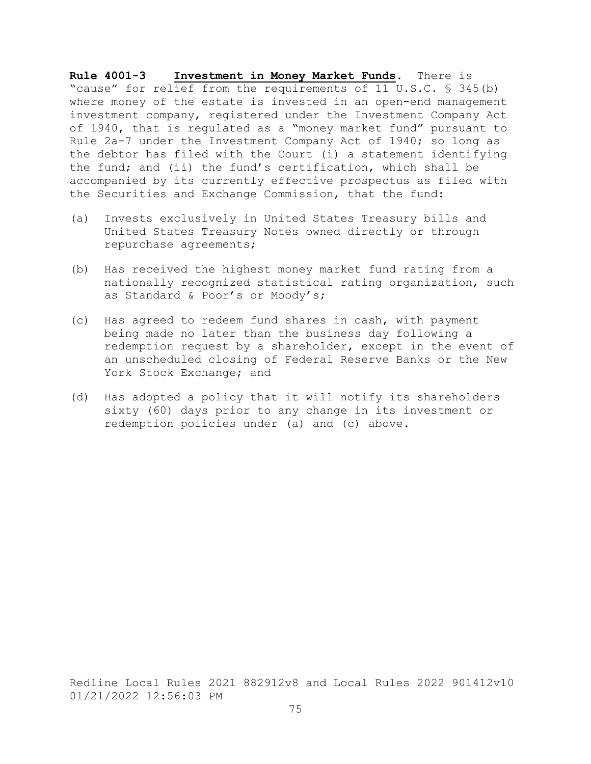**Rule 4001-3 Investment in Money Market Funds.** There is "cause" for relief from the requirements of 11 U.S.C. § 345(b) where money of the estate is invested in an open-end management investment company, registered under the Investment Company Act of 1940, that is regulated as a "money market fund" pursuant to Rule 2a-7 under the Investment Company Act of 1940; so long as the debtor has filed with the Court (i) a statement identifying the fund; and (ii) the fund's certification, which shall be accompanied by its currently effective prospectus as filed with the Securities and Exchange Commission, that the fund:

(a) Invests exclusively in United States Treasury bills and United States Treasury Notes owned directly or through repurchase agreements;

(b) Has received the highest money market fund rating from a nationally recognized statistical rating organization, such as Standard & Poor's or Moody's;

(c) Has agreed to redeem fund shares in cash, with payment being made no later than the business day following a redemption request by a shareholder, except in the event of an unscheduled closing of Federal Reserve Banks or the New York Stock Exchange; and

(d) Has adopted a policy that it will notify its shareholders sixty (60) days prior to any change in its investment or redemption policies under (a) and (c) above.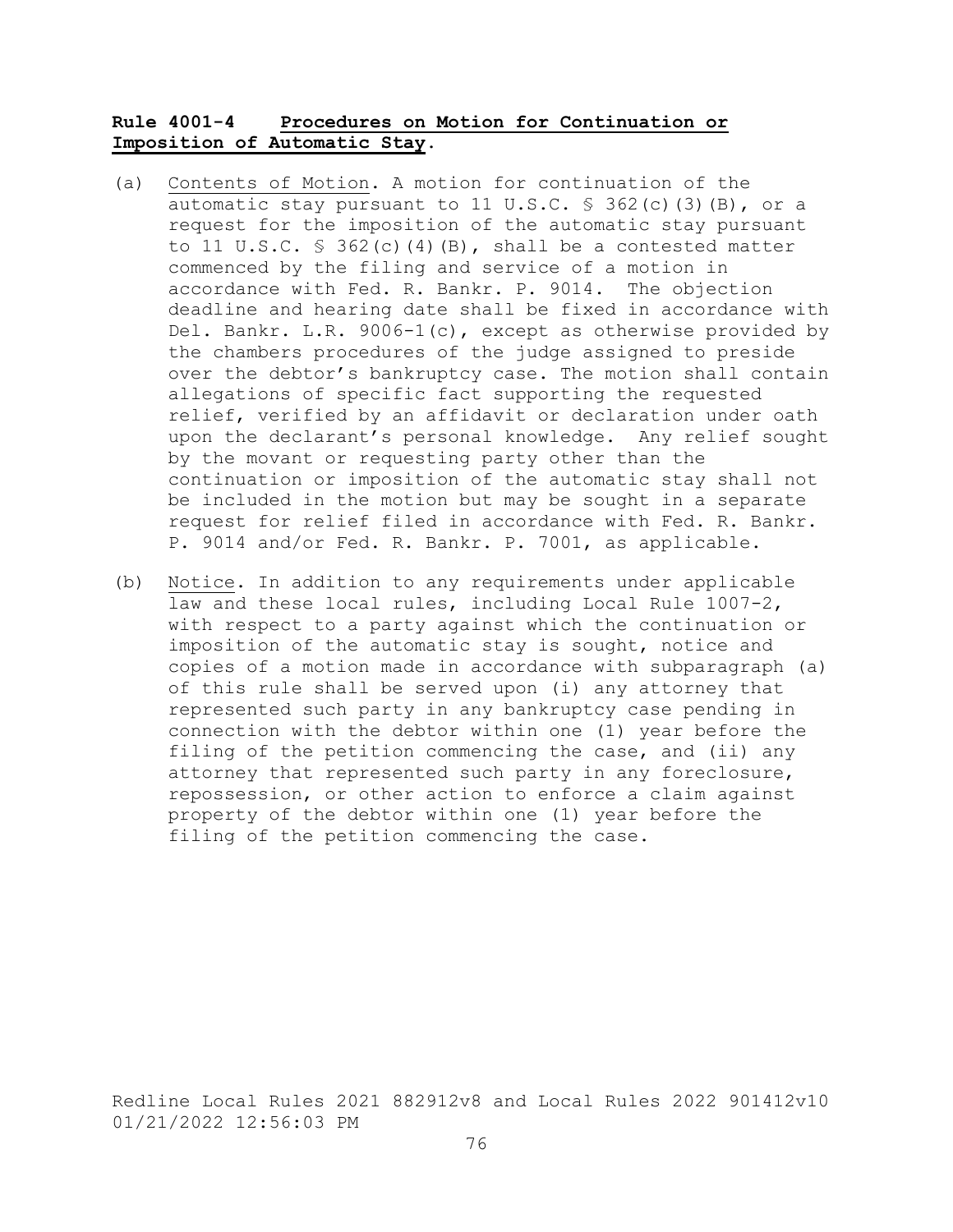**Rule 4001-4 Procedures on Motion for Continuation or Imposition of Automatic Stay.**

(a) Contents of Motion. A motion for continuation of the automatic stay pursuant to 11 U.S.C. § 362(c)(3)(B), or a request for the imposition of the automatic stay pursuant to 11 U.S.C. § 362(c)(4)(B), shall be a contested matter commenced by the filing and service of a motion in accordance with Fed. R. Bankr. P. 9014. The objection deadline and hearing date shall be fixed in accordance with Del. Bankr. L.R. 9006-1(c), except as otherwise provided by the chambers procedures of the judge assigned to preside over the debtor's bankruptcy case. The motion shall contain allegations of specific fact supporting the requested relief, verified by an affidavit or declaration under oath upon the declarant's personal knowledge. Any relief sought by the movant or requesting party other than the continuation or imposition of the automatic stay shall not be included in the motion but may be sought in a separate request for relief filed in accordance with Fed. R. Bankr. P. 9014 and/or Fed. R. Bankr. P. 7001, as applicable.

(b) Notice. In addition to any requirements under applicable law and these local rules, including Local Rule 1007-2, with respect to a party against which the continuation or imposition of the automatic stay is sought, notice and copies of a motion made in accordance with subparagraph (a) of this rule shall be served upon (i) any attorney that represented such party in any bankruptcy case pending in connection with the debtor within one (1) year before the filing of the petition commencing the case, and (ii) any attorney that represented such party in any foreclosure, repossession, or other action to enforce a claim against property of the debtor within one (1) year before the filing of the petition commencing the case.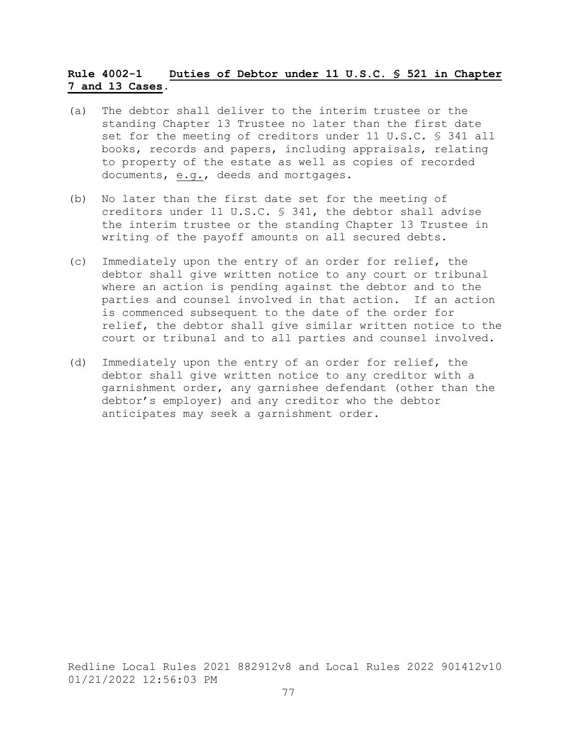**Rule 4002-1 Duties of Debtor under 11 U.S.C. § 521 in Chapter 7 and 13 Cases.**

(a) The debtor shall deliver to the interim trustee or the standing Chapter 13 Trustee no later than the first date set for the meeting of creditors under 11 U.S.C. § 341 all books, records and papers, including appraisals, relating to property of the estate as well as copies of recorded documents, e.g., deeds and mortgages.

(b) No later than the first date set for the meeting of creditors under 11 U.S.C. § 341, the debtor shall advise the interim trustee or the standing Chapter 13 Trustee in writing of the payoff amounts on all secured debts.

(c) Immediately upon the entry of an order for relief, the debtor shall give written notice to any court or tribunal where an action is pending against the debtor and to the parties and counsel involved in that action. If an action is commenced subsequent to the date of the order for relief, the debtor shall give similar written notice to the court or tribunal and to all parties and counsel involved.

(d) Immediately upon the entry of an order for relief, the debtor shall give written notice to any creditor with a garnishment order, any garnishee defendant (other than the debtor's employer) and any creditor who the debtor anticipates may seek a garnishment order.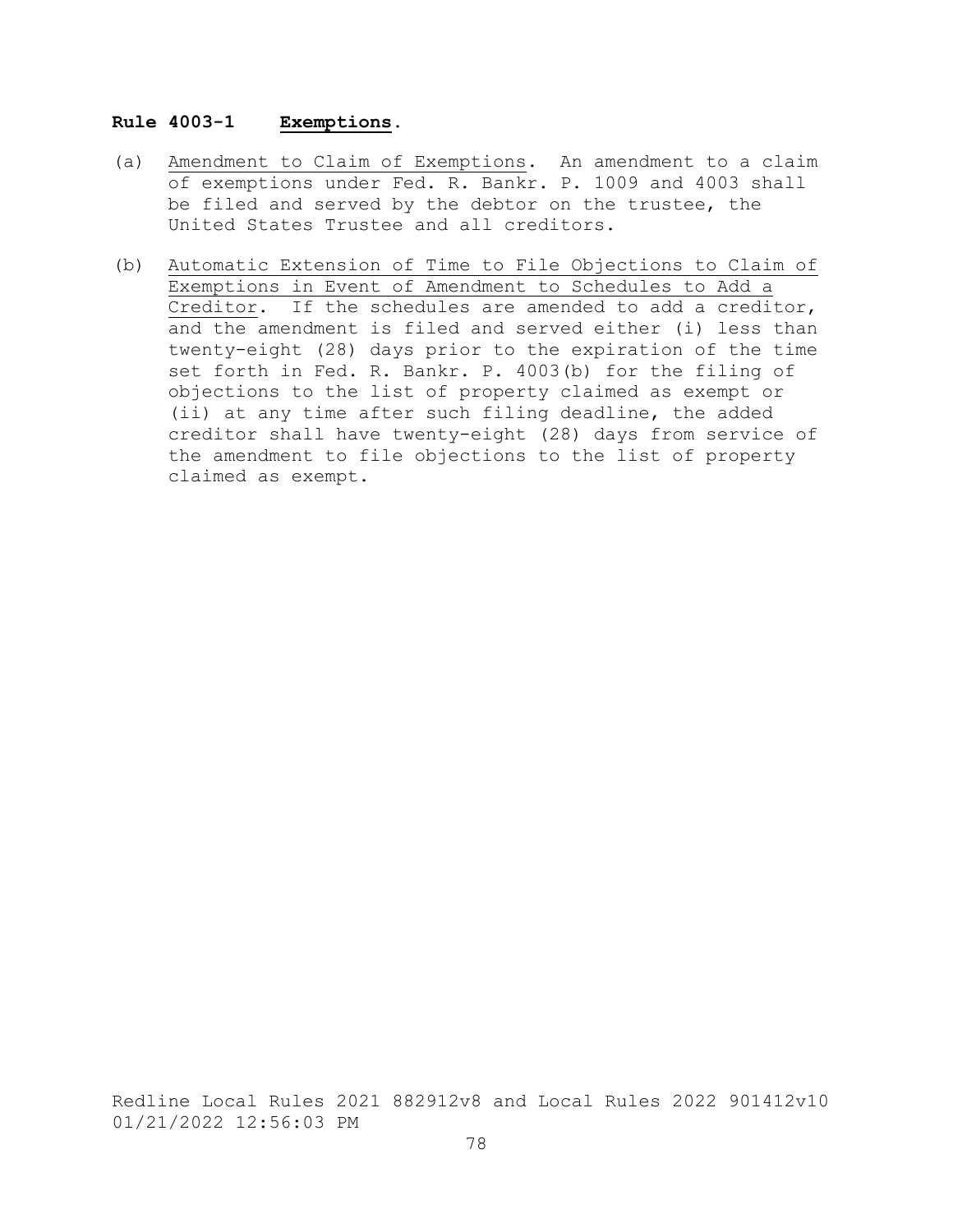## Rule 4003-1 Exemptions.

(a) Amendment to Claim of Exemptions. An amendment to a claim of exemptions under Fed. R. Bankr. P. 1009 and 4003 shall be filed and served by the debtor on the trustee, the United States Trustee and all creditors.

(b) Automatic Extension of Time to File Objections to Claim of Exemptions in Event of Amendment to Schedules to Add a Creditor. If the schedules are amended to add a creditor, and the amendment is filed and served either (i) less than twenty-eight (28) days prior to the expiration of the time set forth in Fed. R. Bankr. P. 4003(b) for the filing of objections to the list of property claimed as exempt or (ii) at any time after such filing deadline, the added creditor shall have twenty-eight (28) days from service of the amendment to file objections to the list of property claimed as exempt.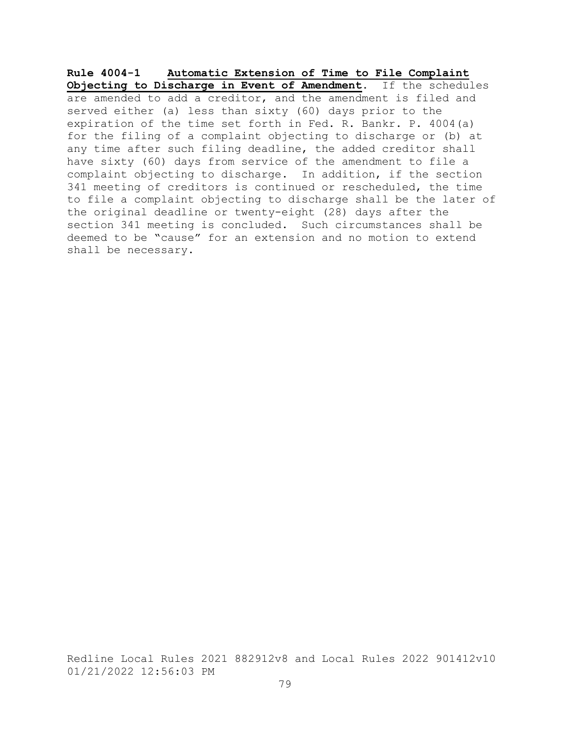**Rule 4004-1 Automatic Extension of Time to File Complaint Objecting to Discharge in Event of Amendment**. If the schedules are amended to add a creditor, and the amendment is filed and served either (a) less than sixty (60) days prior to the expiration of the time set forth in Fed. R. Bankr. P. 4004(a) for the filing of a complaint objecting to discharge or (b) at any time after such filing deadline, the added creditor shall have sixty (60) days from service of the amendment to file a complaint objecting to discharge. In addition, if the section 341 meeting of creditors is continued or rescheduled, the time to file a complaint objecting to discharge shall be the later of the original deadline or twenty-eight (28) days after the section 341 meeting is concluded. Such circumstances shall be deemed to be "cause" for an extension and no motion to extend shall be necessary.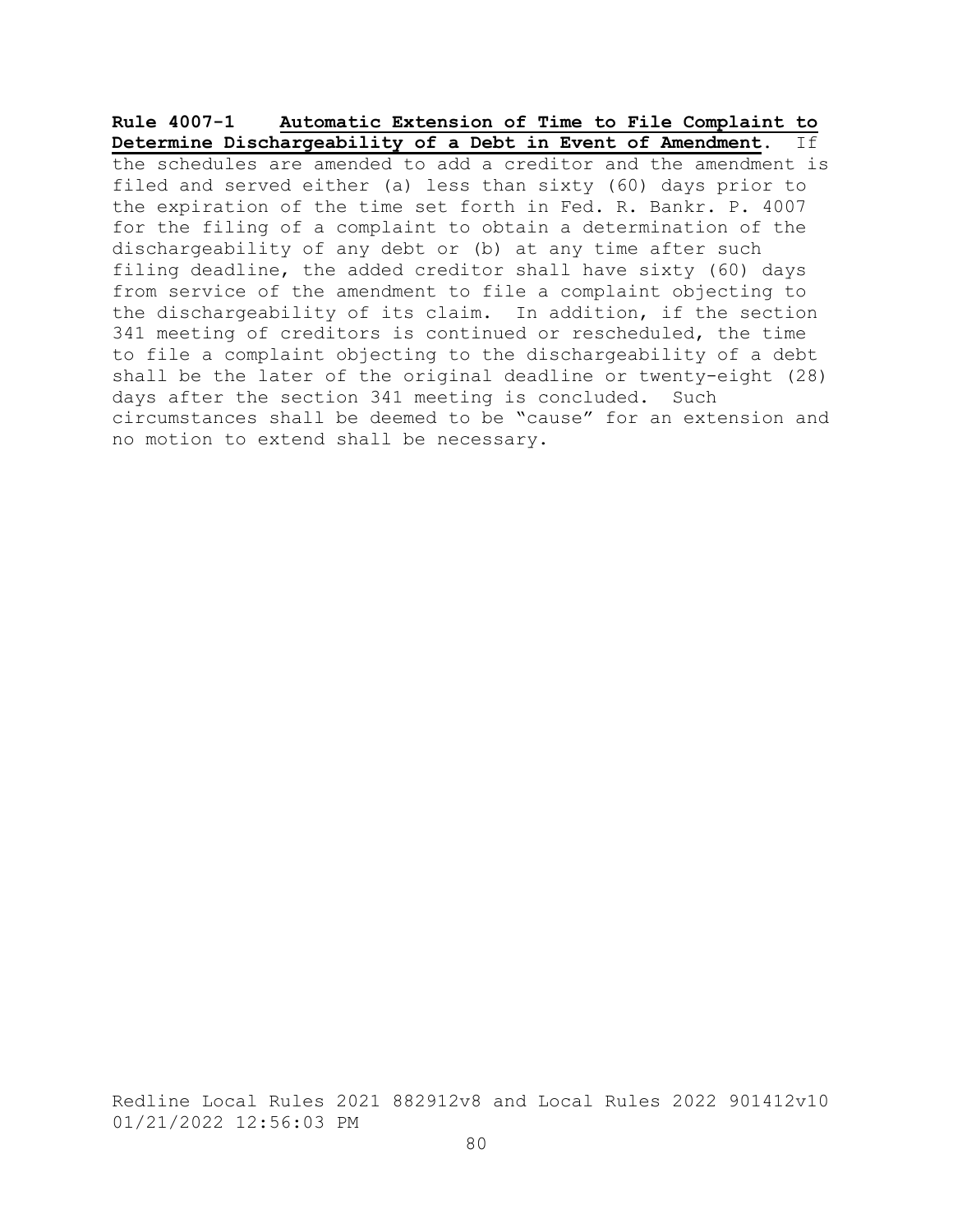**Rule 4007-1 Automatic Extension of Time to File Complaint to Determine Dischargeability of a Debt in Event of Amendment.** If the schedules are amended to add a creditor and the amendment is filed and served either (a) less than sixty (60) days prior to the expiration of the time set forth in Fed. R. Bankr. P. 4007 for the filing of a complaint to obtain a determination of the dischargeability of any debt or (b) at any time after such filing deadline, the added creditor shall have sixty (60) days from service of the amendment to file a complaint objecting to the dischargeability of its claim. In addition, if the section 341 meeting of creditors is continued or rescheduled, the time to file a complaint objecting to the dischargeability of a debt shall be the later of the original deadline or twenty-eight (28) days after the section 341 meeting is concluded. Such circumstances shall be deemed to be "cause" for an extension and no motion to extend shall be necessary.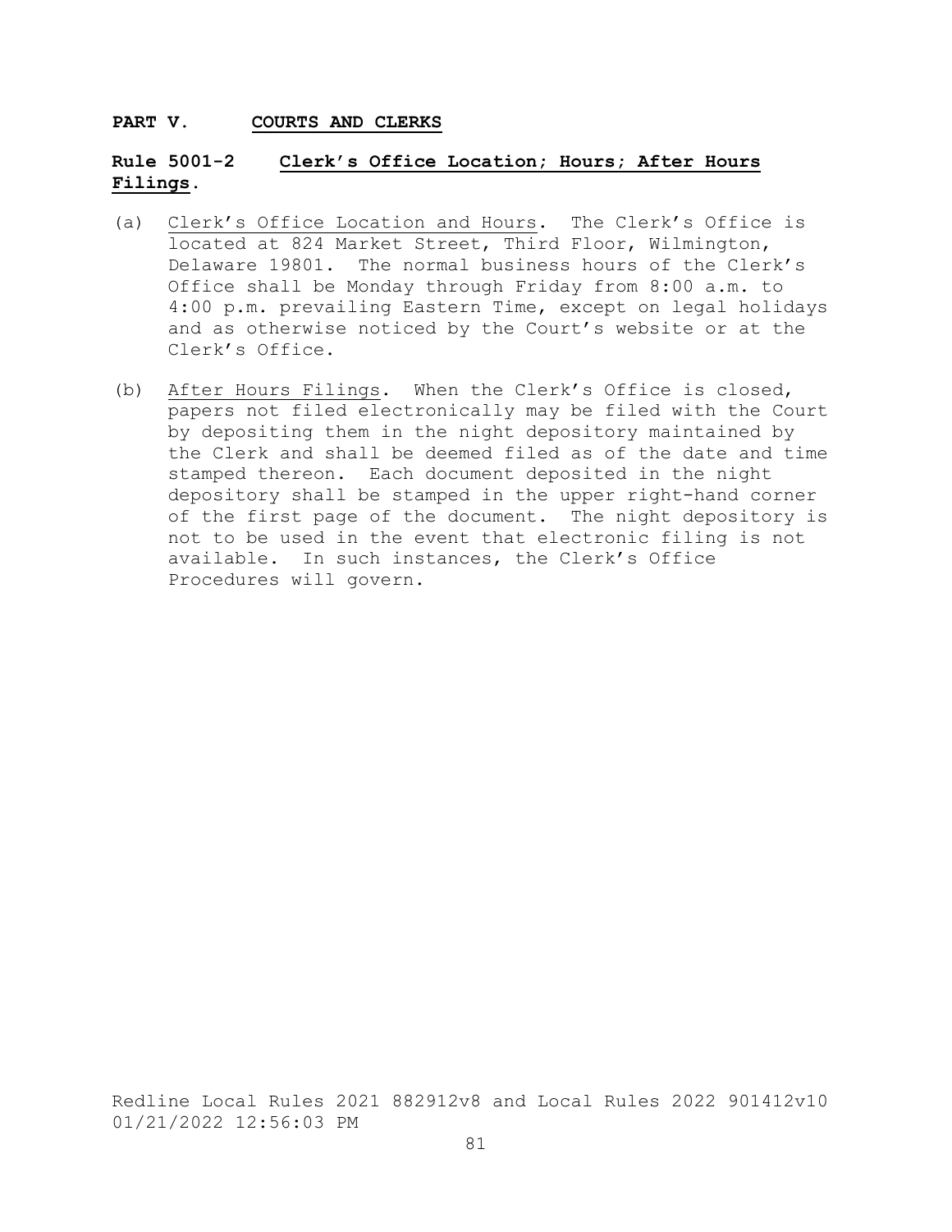## PART V. COURTS AND CLERKS

### Rule 5001-2 Clerk's Office Location; Hours; After Hours Filings.

(a) Clerk's Office Location and Hours. The Clerk's Office is located at 824 Market Street, Third Floor, Wilmington, Delaware 19801. The normal business hours of the Clerk's Office shall be Monday through Friday from 8:00 a.m. to 4:00 p.m. prevailing Eastern Time, except on legal holidays and as otherwise noticed by the Court's website or at the Clerk's Office.

(b) After Hours Filings. When the Clerk's Office is closed, papers not filed electronically may be filed with the Court by depositing them in the night depository maintained by the Clerk and shall be deemed filed as of the date and time stamped thereon. Each document deposited in the night depository shall be stamped in the upper right-hand corner of the first page of the document. The night depository is not to be used in the event that electronic filing is not available. In such instances, the Clerk's Office Procedures will govern.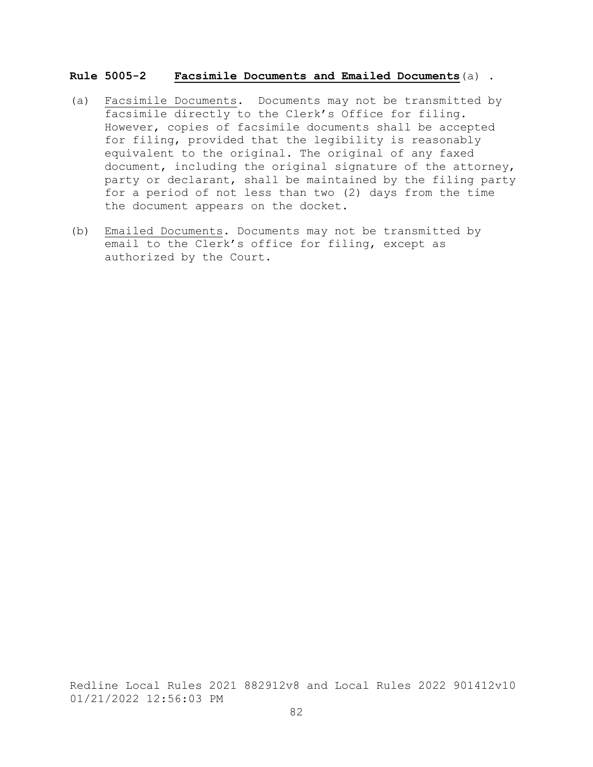**Rule 5005-2 Facsimile Documents and Emailed Documents**(a) .

(a) Facsimile Documents. Documents may not be transmitted by facsimile directly to the Clerk's Office for filing. However, copies of facsimile documents shall be accepted for filing, provided that the legibility is reasonably equivalent to the original. The original of any faxed document, including the original signature of the attorney, party or declarant, shall be maintained by the filing party for a period of not less than two (2) days from the time the document appears on the docket.

(b) Emailed Documents. Documents may not be transmitted by email to the Clerk's office for filing, except as authorized by the Court.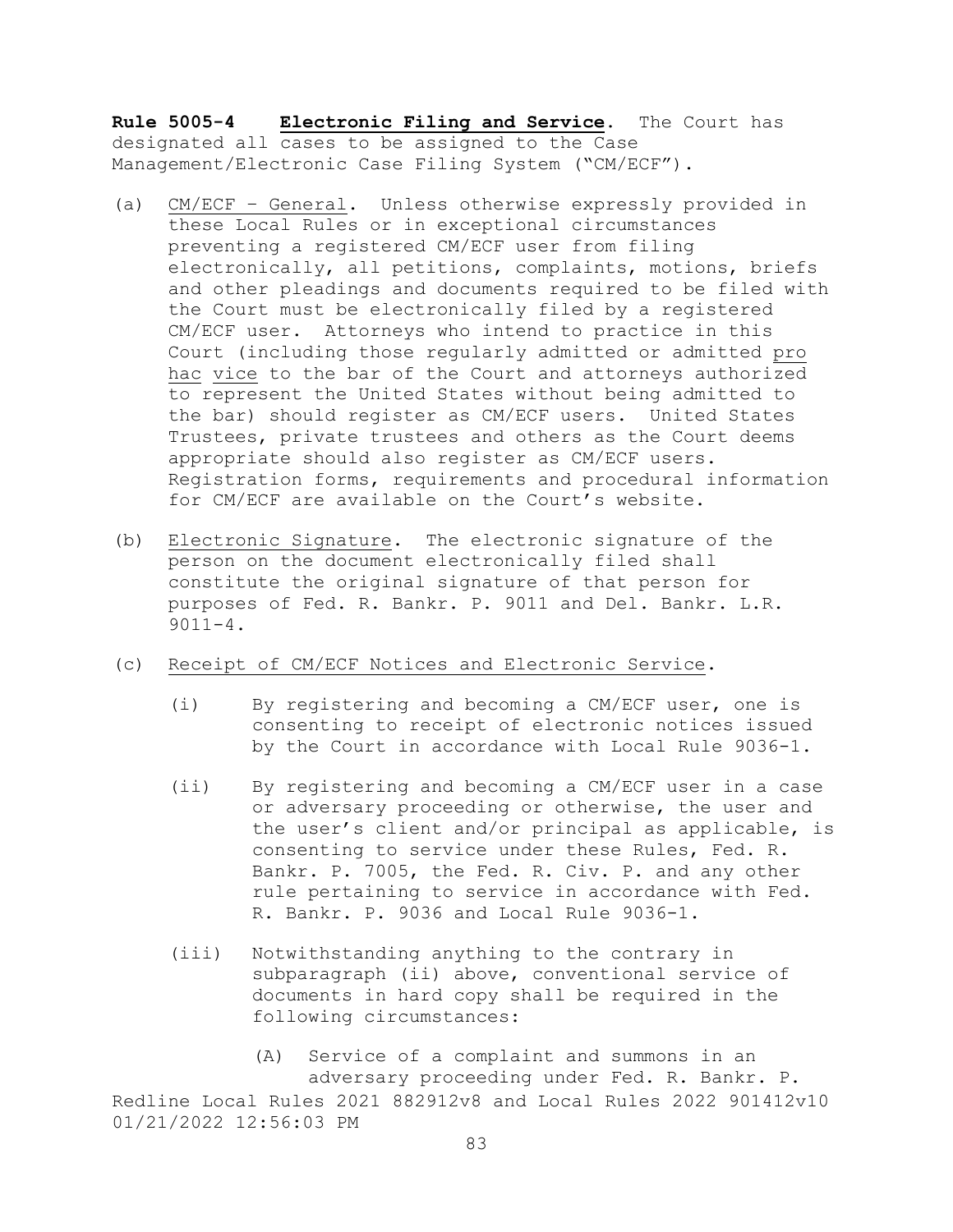**Rule 5005-4** **Electronic Filing and Service**. The Court has designated all cases to be assigned to the Case Management/Electronic Case Filing System ("CM/ECF").

(a) CM/ECF – General. Unless otherwise expressly provided in these Local Rules or in exceptional circumstances preventing a registered CM/ECF user from filing electronically, all petitions, complaints, motions, briefs and other pleadings and documents required to be filed with the Court must be electronically filed by a registered CM/ECF user. Attorneys who intend to practice in this Court (including those regularly admitted or admitted pro hac vice to the bar of the Court and attorneys authorized to represent the United States without being admitted to the bar) should register as CM/ECF users. United States Trustees, private trustees and others as the Court deems appropriate should also register as CM/ECF users. Registration forms, requirements and procedural information for CM/ECF are available on the Court's website.

(b) Electronic Signature. The electronic signature of the person on the document electronically filed shall constitute the original signature of that person for purposes of Fed. R. Bankr. P. 9011 and Del. Bankr. L.R. 9011-4.

(c) Receipt of CM/ECF Notices and Electronic Service.

(i) By registering and becoming a CM/ECF user, one is consenting to receipt of electronic notices issued by the Court in accordance with Local Rule 9036-1.

(ii) By registering and becoming a CM/ECF user in a case or adversary proceeding or otherwise, the user and the user's client and/or principal as applicable, is consenting to service under these Rules, Fed. R. Bankr. P. 7005, the Fed. R. Civ. P. and any other rule pertaining to service in accordance with Fed. R. Bankr. P. 9036 and Local Rule 9036-1.

(iii) Notwithstanding anything to the contrary in subparagraph (ii) above, conventional service of documents in hard copy shall be required in the following circumstances:

(A) Service of a complaint and summons in an adversary proceeding under Fed. R. Bankr. P.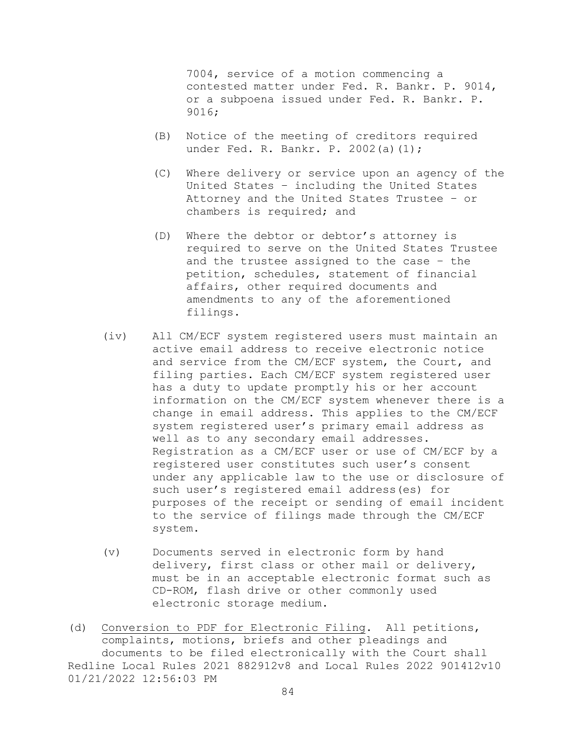7004, service of a motion commencing a contested matter under Fed. R. Bankr. P. 9014, or a subpoena issued under Fed. R. Bankr. P. 9016;

(B) Notice of the meeting of creditors required under Fed. R. Bankr. P. 2002(a)(1);

(C) Where delivery or service upon an agency of the United States – including the United States Attorney and the United States Trustee – or chambers is required; and

(D) Where the debtor or debtor's attorney is required to serve on the United States Trustee and the trustee assigned to the case – the petition, schedules, statement of financial affairs, other required documents and amendments to any of the aforementioned filings.

(iv) All CM/ECF system registered users must maintain an active email address to receive electronic notice and service from the CM/ECF system, the Court, and filing parties. Each CM/ECF system registered user has a duty to update promptly his or her account information on the CM/ECF system whenever there is a change in email address. This applies to the CM/ECF system registered user's primary email address as well as to any secondary email addresses. Registration as a CM/ECF user or use of CM/ECF by a registered user constitutes such user's consent under any applicable law to the use or disclosure of such user's registered email address(es) for purposes of the receipt or sending of email incident to the service of filings made through the CM/ECF system.

(v) Documents served in electronic form by hand delivery, first class or other mail or delivery, must be in an acceptable electronic format such as CD-ROM, flash drive or other commonly used electronic storage medium.

(d) <u>Conversion to PDF for Electronic Filing</u>. All petitions, complaints, motions, briefs and other pleadings and documents to be filed electronically with the Court shall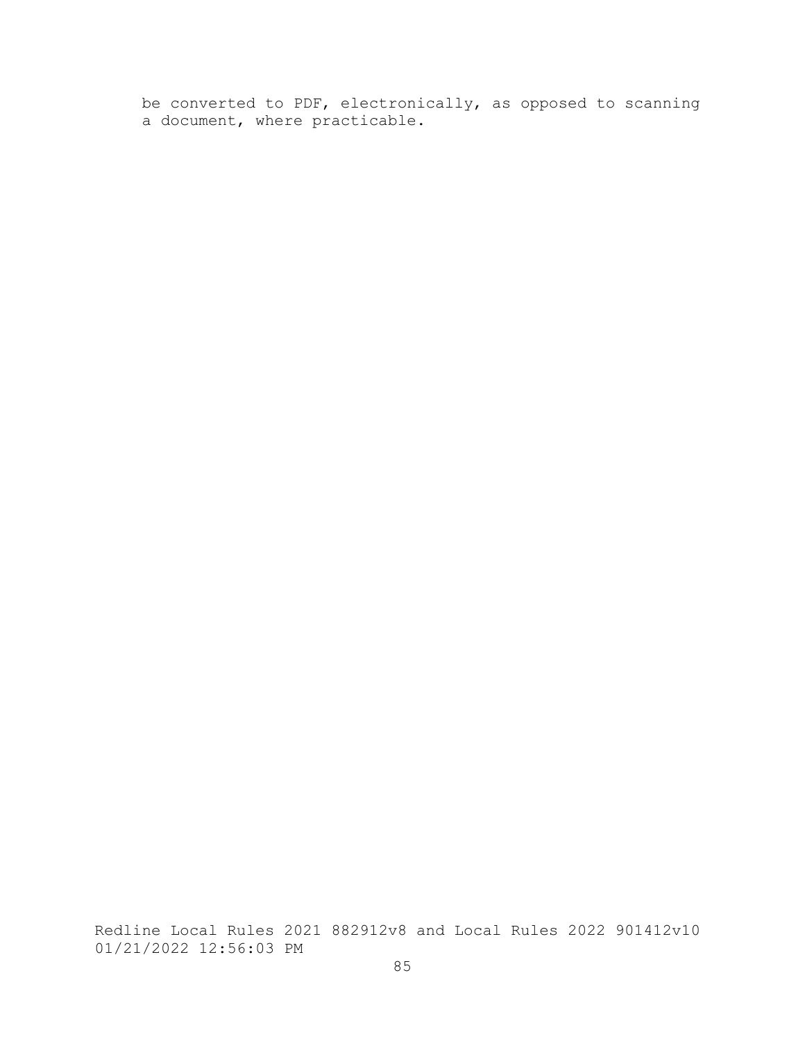be converted to PDF, electronically, as opposed to scanning a document, where practicable.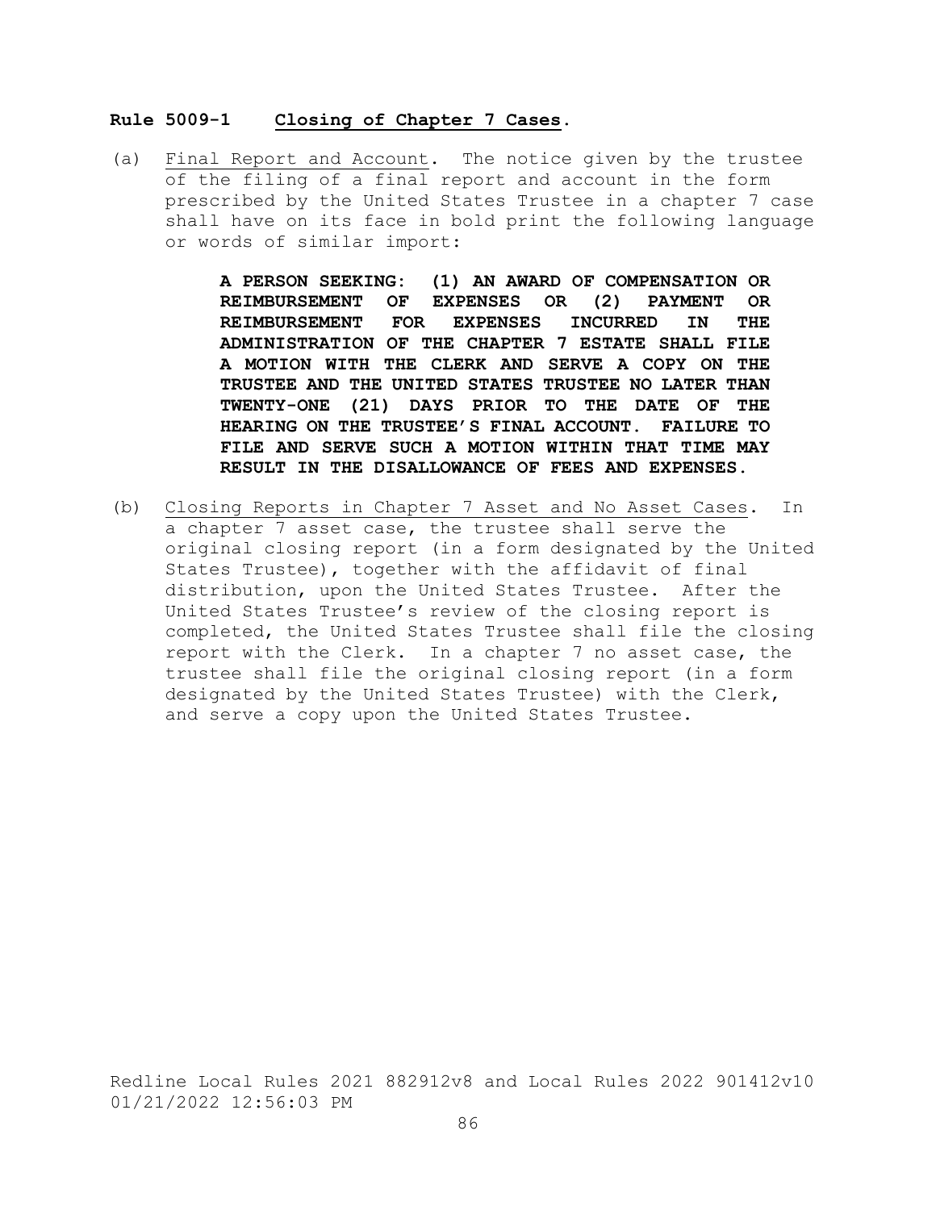**Rule 5009-1 Closing of Chapter 7 Cases.**

(a) Final Report and Account. The notice given by the trustee of the filing of a final report and account in the form prescribed by the United States Trustee in a chapter 7 case shall have on its face in bold print the following language or words of similar import:

> **A PERSON SEEKING: (1) AN AWARD OF COMPENSATION OR REIMBURSEMENT OF EXPENSES OR (2) PAYMENT OR REIMBURSEMENT FOR EXPENSES INCURRED IN THE ADMINISTRATION OF THE CHAPTER 7 ESTATE SHALL FILE A MOTION WITH THE CLERK AND SERVE A COPY ON THE TRUSTEE AND THE UNITED STATES TRUSTEE NO LATER THAN TWENTY-ONE (21) DAYS PRIOR TO THE DATE OF THE HEARING ON THE TRUSTEE'S FINAL ACCOUNT. FAILURE TO FILE AND SERVE SUCH A MOTION WITHIN THAT TIME MAY RESULT IN THE DISALLOWANCE OF FEES AND EXPENSES.**

(b) Closing Reports in Chapter 7 Asset and No Asset Cases. In a chapter 7 asset case, the trustee shall serve the original closing report (in a form designated by the United States Trustee), together with the affidavit of final distribution, upon the United States Trustee. After the United States Trustee's review of the closing report is completed, the United States Trustee shall file the closing report with the Clerk. In a chapter 7 no asset case, the trustee shall file the original closing report (in a form designated by the United States Trustee) with the Clerk, and serve a copy upon the United States Trustee.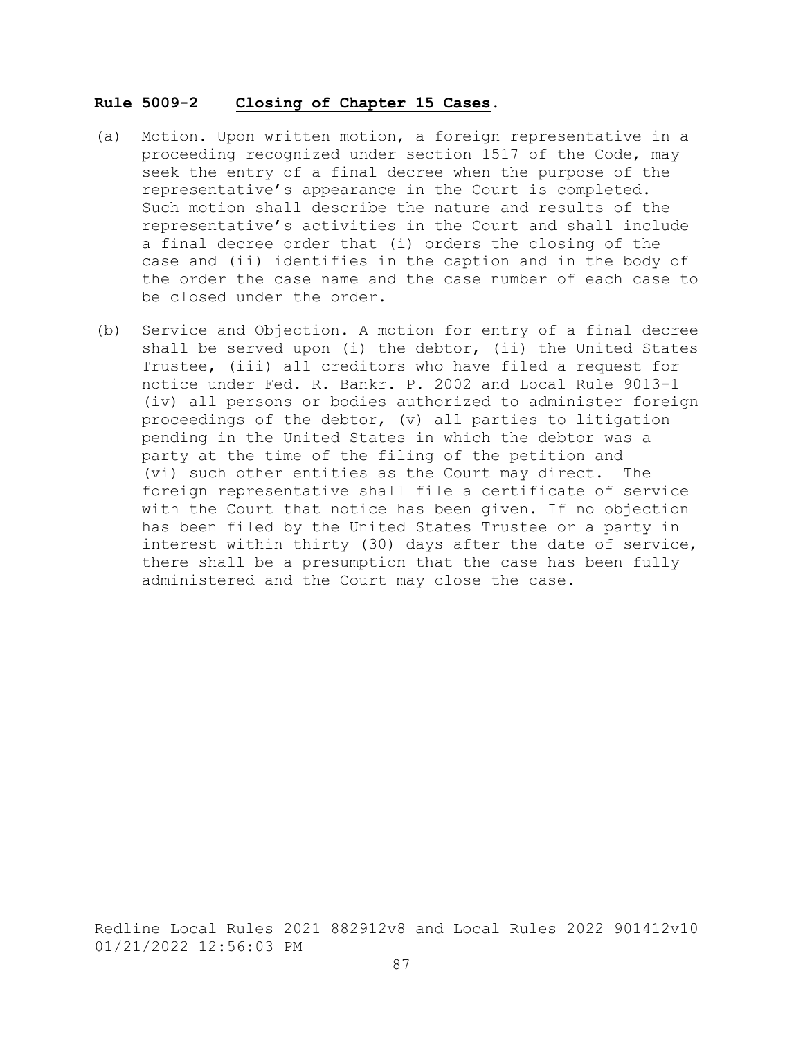## **Rule 5009-2 Closing of Chapter 15 Cases.**

(a) Motion. Upon written motion, a foreign representative in a proceeding recognized under section 1517 of the Code, may seek the entry of a final decree when the purpose of the representative's appearance in the Court is completed. Such motion shall describe the nature and results of the representative's activities in the Court and shall include a final decree order that (i) orders the closing of the case and (ii) identifies in the caption and in the body of the order the case name and the case number of each case to be closed under the order.

(b) Service and Objection. A motion for entry of a final decree shall be served upon (i) the debtor, (ii) the United States Trustee, (iii) all creditors who have filed a request for notice under Fed. R. Bankr. P. 2002 and Local Rule 9013-1 (iv) all persons or bodies authorized to administer foreign proceedings of the debtor, (v) all parties to litigation pending in the United States in which the debtor was a party at the time of the filing of the petition and (vi) such other entities as the Court may direct. The foreign representative shall file a certificate of service with the Court that notice has been given. If no objection has been filed by the United States Trustee or a party in interest within thirty (30) days after the date of service, there shall be a presumption that the case has been fully administered and the Court may close the case.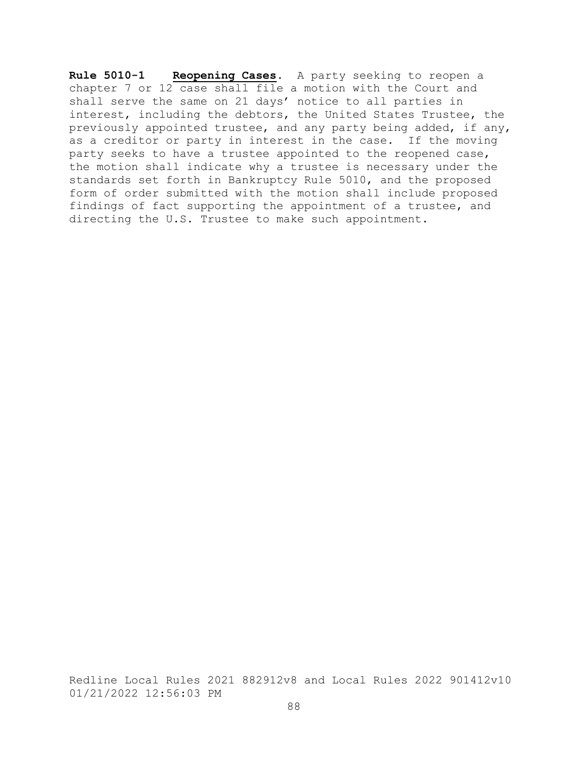**Rule 5010-1** **<u>Reopening Cases</u>.** A party seeking to reopen a chapter 7 or 12 case shall file a motion with the Court and shall serve the same on 21 days' notice to all parties in interest, including the debtors, the United States Trustee, the previously appointed trustee, and any party being added, if any, as a creditor or party in interest in the case. If the moving party seeks to have a trustee appointed to the reopened case, the motion shall indicate why a trustee is necessary under the standards set forth in Bankruptcy Rule 5010, and the proposed form of order submitted with the motion shall include proposed findings of fact supporting the appointment of a trustee, and directing the U.S. Trustee to make such appointment.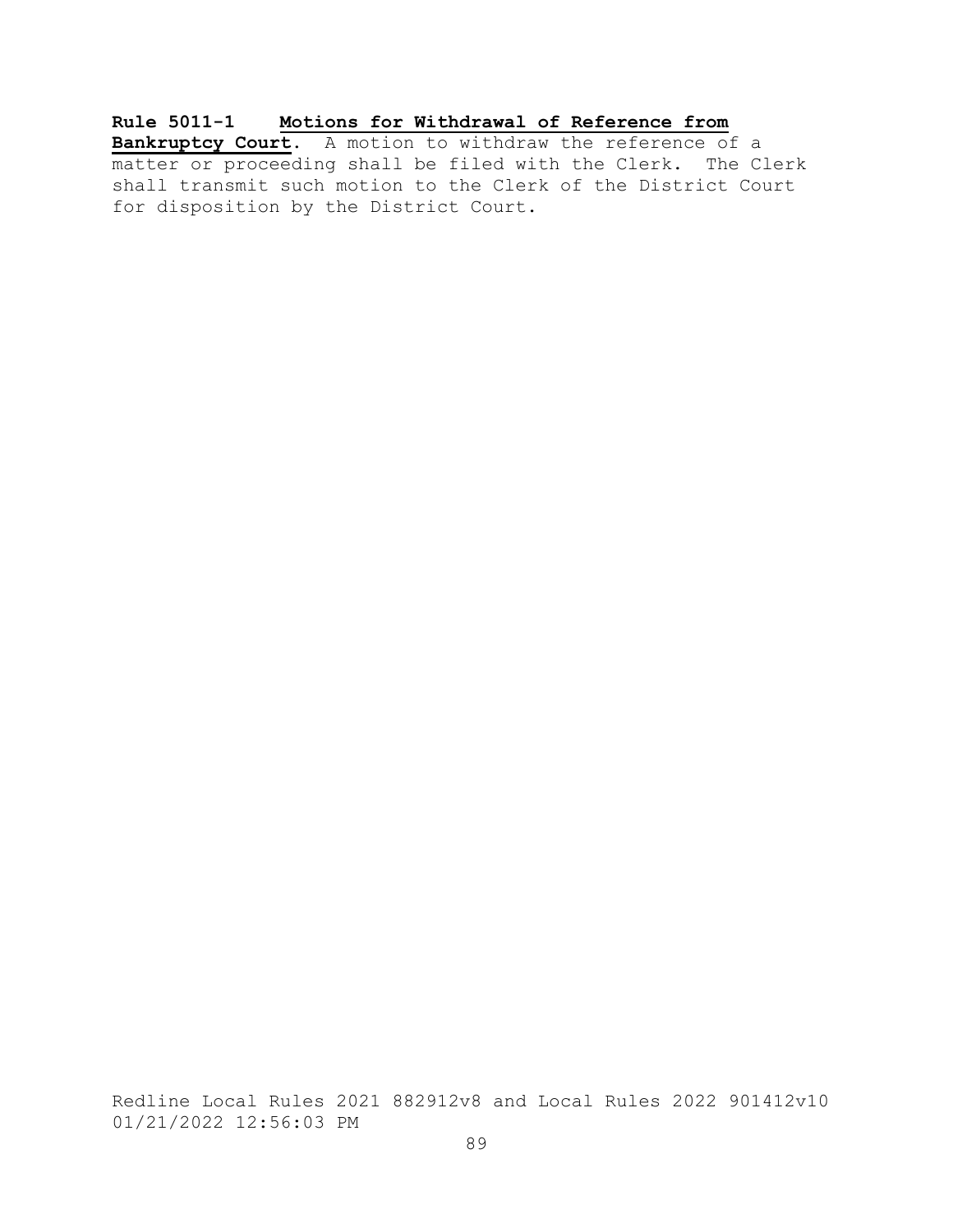**Rule 5011-1 Motions for Withdrawal of Reference from Bankruptcy Court**. A motion to withdraw the reference of a matter or proceeding shall be filed with the Clerk. The Clerk shall transmit such motion to the Clerk of the District Court for disposition by the District Court.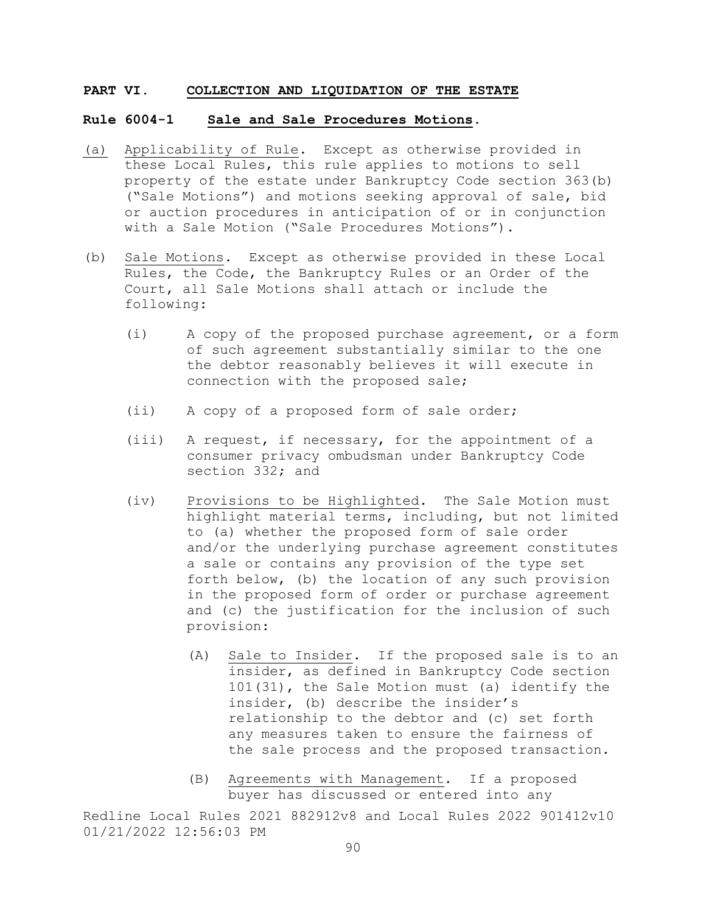## PART VI. COLLECTION AND LIQUIDATION OF THE ESTATE

### Rule 6004-1 Sale and Sale Procedures Motions.

(a) Applicability of Rule. Except as otherwise provided in these Local Rules, this rule applies to motions to sell property of the estate under Bankruptcy Code section 363(b) ("Sale Motions") and motions seeking approval of sale, bid or auction procedures in anticipation of or in conjunction with a Sale Motion ("Sale Procedures Motions").

(b) Sale Motions. Except as otherwise provided in these Local Rules, the Code, the Bankruptcy Rules or an Order of the Court, all Sale Motions shall attach or include the following:

  (i) A copy of the proposed purchase agreement, or a form of such agreement substantially similar to the one the debtor reasonably believes it will execute in connection with the proposed sale;

  (ii) A copy of a proposed form of sale order;

  (iii) A request, if necessary, for the appointment of a consumer privacy ombudsman under Bankruptcy Code section 332; and

  (iv) Provisions to be Highlighted. The Sale Motion must highlight material terms, including, but not limited to (a) whether the proposed form of sale order and/or the underlying purchase agreement constitutes a sale or contains any provision of the type set forth below, (b) the location of any such provision in the proposed form of order or purchase agreement and (c) the justification for the inclusion of such provision:

    (A) Sale to Insider. If the proposed sale is to an insider, as defined in Bankruptcy Code section 101(31), the Sale Motion must (a) identify the insider, (b) describe the insider's relationship to the debtor and (c) set forth any measures taken to ensure the fairness of the sale process and the proposed transaction.

    (B) Agreements with Management. If a proposed buyer has discussed or entered into any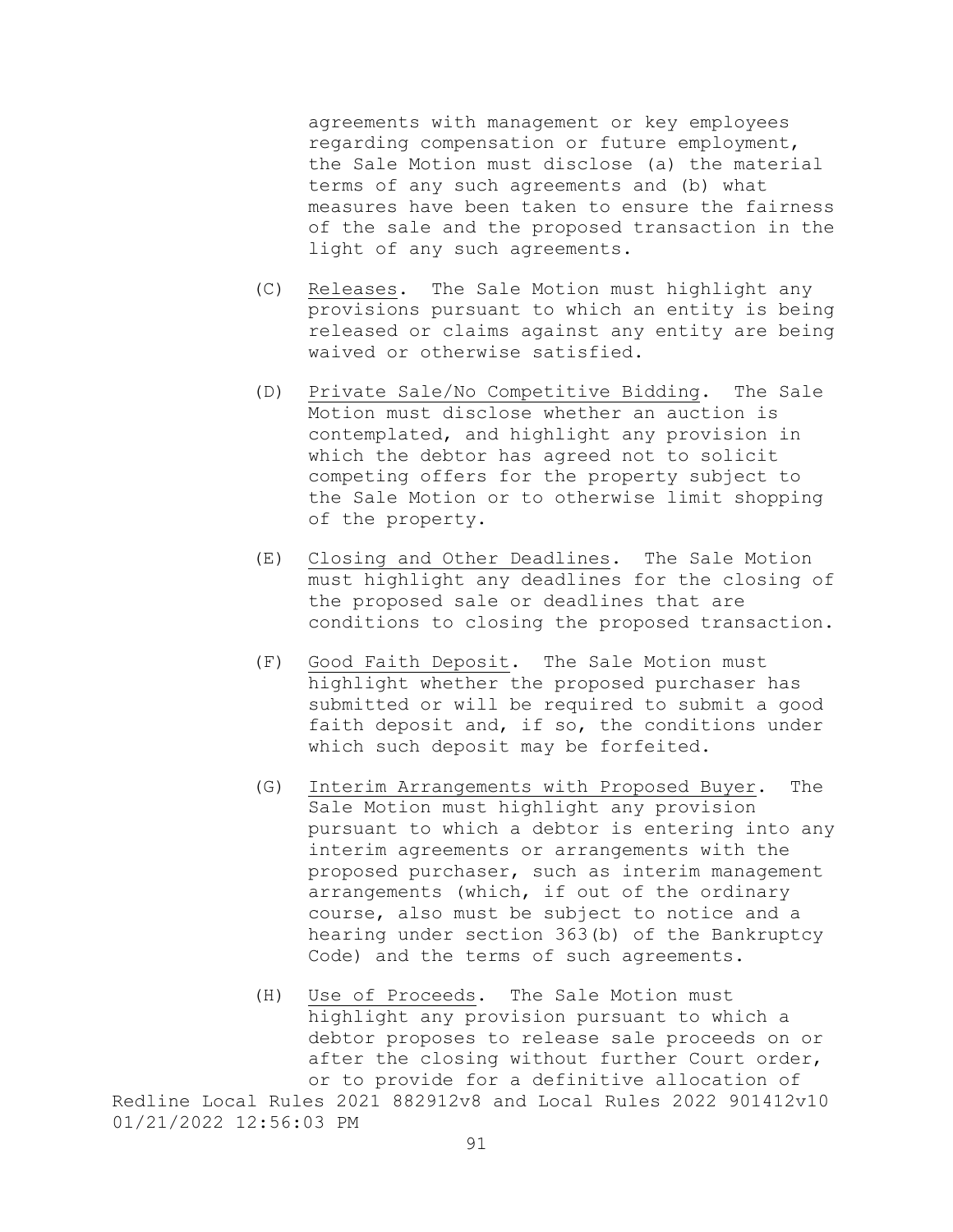agreements with management or key employees regarding compensation or future employment, the Sale Motion must disclose (a) the material terms of any such agreements and (b) what measures have been taken to ensure the fairness of the sale and the proposed transaction in the light of any such agreements.

(C) Releases. The Sale Motion must highlight any provisions pursuant to which an entity is being released or claims against any entity are being waived or otherwise satisfied.

(D) Private Sale/No Competitive Bidding. The Sale Motion must disclose whether an auction is contemplated, and highlight any provision in which the debtor has agreed not to solicit competing offers for the property subject to the Sale Motion or to otherwise limit shopping of the property.

(E) Closing and Other Deadlines. The Sale Motion must highlight any deadlines for the closing of the proposed sale or deadlines that are conditions to closing the proposed transaction.

(F) Good Faith Deposit. The Sale Motion must highlight whether the proposed purchaser has submitted or will be required to submit a good faith deposit and, if so, the conditions under which such deposit may be forfeited.

(G) Interim Arrangements with Proposed Buyer. The Sale Motion must highlight any provision pursuant to which a debtor is entering into any interim agreements or arrangements with the proposed purchaser, such as interim management arrangements (which, if out of the ordinary course, also must be subject to notice and a hearing under section 363(b) of the Bankruptcy Code) and the terms of such agreements.

(H) Use of Proceeds. The Sale Motion must highlight any provision pursuant to which a debtor proposes to release sale proceeds on or after the closing without further Court order, or to provide for a definitive allocation of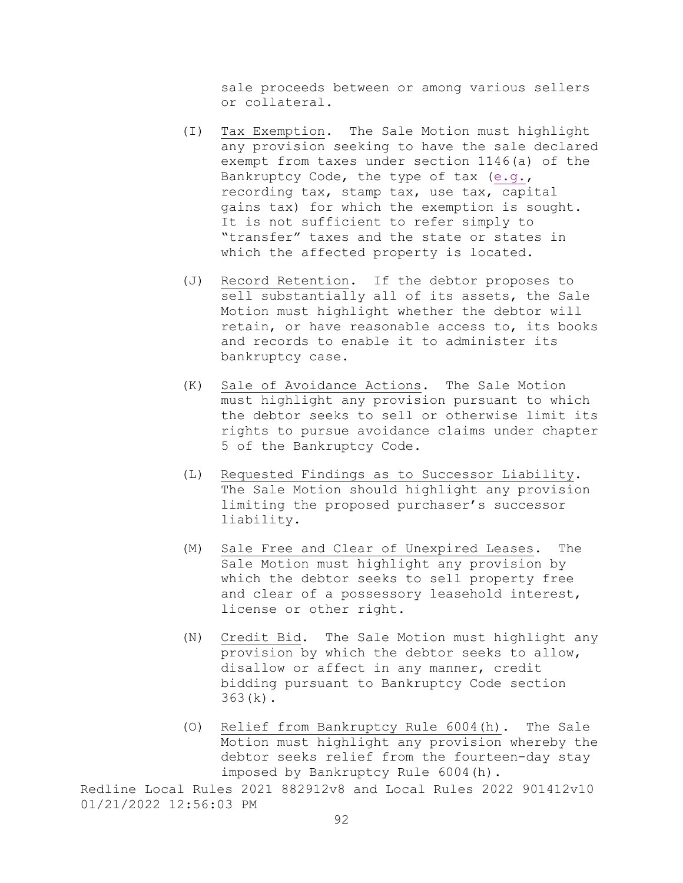sale proceeds between or among various sellers or collateral.

(I) Tax Exemption. The Sale Motion must highlight any provision seeking to have the sale declared exempt from taxes under section 1146(a) of the Bankruptcy Code, the type of tax (e.g., recording tax, stamp tax, use tax, capital gains tax) for which the exemption is sought. It is not sufficient to refer simply to "transfer" taxes and the state or states in which the affected property is located.

(J) Record Retention. If the debtor proposes to sell substantially all of its assets, the Sale Motion must highlight whether the debtor will retain, or have reasonable access to, its books and records to enable it to administer its bankruptcy case.

(K) Sale of Avoidance Actions. The Sale Motion must highlight any provision pursuant to which the debtor seeks to sell or otherwise limit its rights to pursue avoidance claims under chapter 5 of the Bankruptcy Code.

(L) Requested Findings as to Successor Liability. The Sale Motion should highlight any provision limiting the proposed purchaser's successor liability.

(M) Sale Free and Clear of Unexpired Leases. The Sale Motion must highlight any provision by which the debtor seeks to sell property free and clear of a possessory leasehold interest, license or other right.

(N) Credit Bid. The Sale Motion must highlight any provision by which the debtor seeks to allow, disallow or affect in any manner, credit bidding pursuant to Bankruptcy Code section 363(k).

(O) Relief from Bankruptcy Rule 6004(h). The Sale Motion must highlight any provision whereby the debtor seeks relief from the fourteen-day stay imposed by Bankruptcy Rule 6004(h).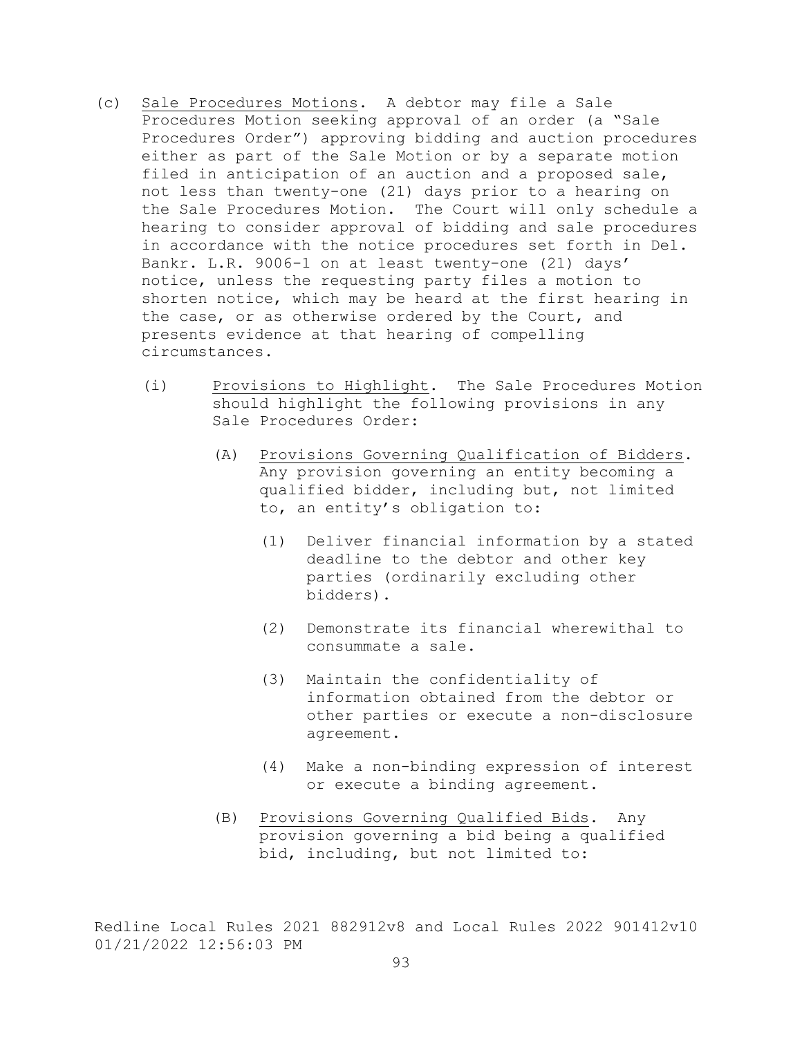(c) Sale Procedures Motions. A debtor may file a Sale Procedures Motion seeking approval of an order (a "Sale Procedures Order") approving bidding and auction procedures either as part of the Sale Motion or by a separate motion filed in anticipation of an auction and a proposed sale, not less than twenty-one (21) days prior to a hearing on the Sale Procedures Motion. The Court will only schedule a hearing to consider approval of bidding and sale procedures in accordance with the notice procedures set forth in Del. Bankr. L.R. 9006-1 on at least twenty-one (21) days' notice, unless the requesting party files a motion to shorten notice, which may be heard at the first hearing in the case, or as otherwise ordered by the Court, and presents evidence at that hearing of compelling circumstances.

   (i) Provisions to Highlight. The Sale Procedures Motion should highlight the following provisions in any Sale Procedures Order:

      (A) Provisions Governing Qualification of Bidders. Any provision governing an entity becoming a qualified bidder, including but, not limited to, an entity's obligation to:

         (1) Deliver financial information by a stated deadline to the debtor and other key parties (ordinarily excluding other bidders).

         (2) Demonstrate its financial wherewithal to consummate a sale.

         (3) Maintain the confidentiality of information obtained from the debtor or other parties or execute a non-disclosure agreement.

         (4) Make a non-binding expression of interest or execute a binding agreement.

      (B) Provisions Governing Qualified Bids. Any provision governing a bid being a qualified bid, including, but not limited to: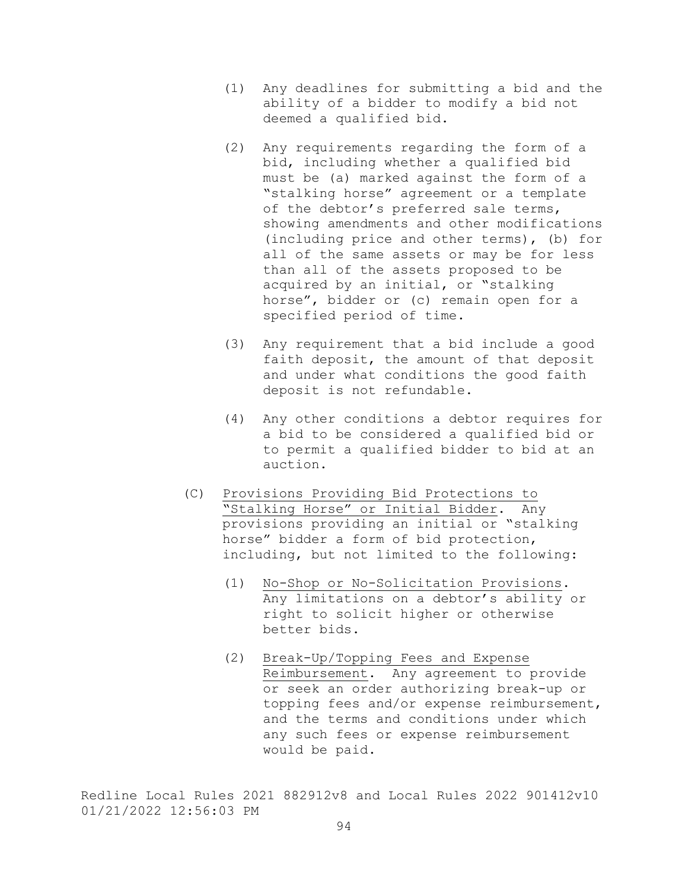(1) Any deadlines for submitting a bid and the ability of a bidder to modify a bid not deemed a qualified bid.

(2) Any requirements regarding the form of a bid, including whether a qualified bid must be (a) marked against the form of a "stalking horse" agreement or a template of the debtor's preferred sale terms, showing amendments and other modifications (including price and other terms), (b) for all of the same assets or may be for less than all of the assets proposed to be acquired by an initial, or "stalking horse", bidder or (c) remain open for a specified period of time.

(3) Any requirement that a bid include a good faith deposit, the amount of that deposit and under what conditions the good faith deposit is not refundable.

(4) Any other conditions a debtor requires for a bid to be considered a qualified bid or to permit a qualified bidder to bid at an auction.

(C) Provisions Providing Bid Protections to "Stalking Horse" or Initial Bidder. Any provisions providing an initial or "stalking horse" bidder a form of bid protection, including, but not limited to the following:

(1) No-Shop or No-Solicitation Provisions. Any limitations on a debtor's ability or right to solicit higher or otherwise better bids.

(2) Break-Up/Topping Fees and Expense Reimbursement. Any agreement to provide or seek an order authorizing break-up or topping fees and/or expense reimbursement, and the terms and conditions under which any such fees or expense reimbursement would be paid.

Redline Local Rules 2021 882912v8 and Local Rules 2022 901412v10
01/21/2022 12:56:03 PM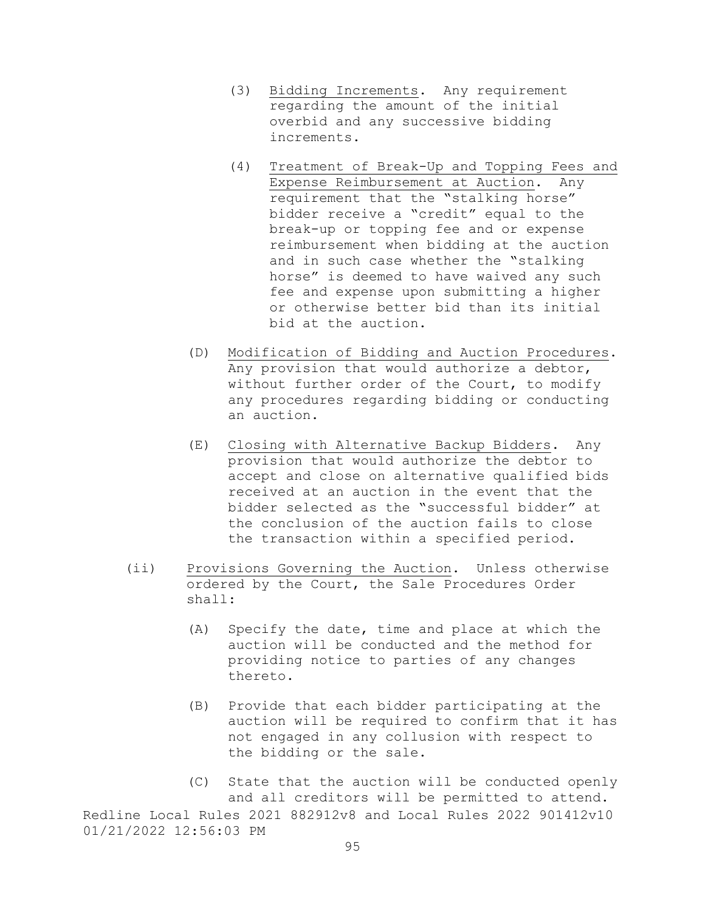(3) Bidding Increments. Any requirement regarding the amount of the initial overbid and any successive bidding increments.

(4) Treatment of Break-Up and Topping Fees and Expense Reimbursement at Auction. Any requirement that the "stalking horse" bidder receive a "credit" equal to the break-up or topping fee and or expense reimbursement when bidding at the auction and in such case whether the "stalking horse" is deemed to have waived any such fee and expense upon submitting a higher or otherwise better bid than its initial bid at the auction.

(D) Modification of Bidding and Auction Procedures. Any provision that would authorize a debtor, without further order of the Court, to modify any procedures regarding bidding or conducting an auction.

(E) Closing with Alternative Backup Bidders. Any provision that would authorize the debtor to accept and close on alternative qualified bids received at an auction in the event that the bidder selected as the "successful bidder" at the conclusion of the auction fails to close the transaction within a specified period.

(ii) Provisions Governing the Auction. Unless otherwise ordered by the Court, the Sale Procedures Order shall:

(A) Specify the date, time and place at which the auction will be conducted and the method for providing notice to parties of any changes thereto.

(B) Provide that each bidder participating at the auction will be required to confirm that it has not engaged in any collusion with respect to the bidding or the sale.

(C) State that the auction will be conducted openly and all creditors will be permitted to attend.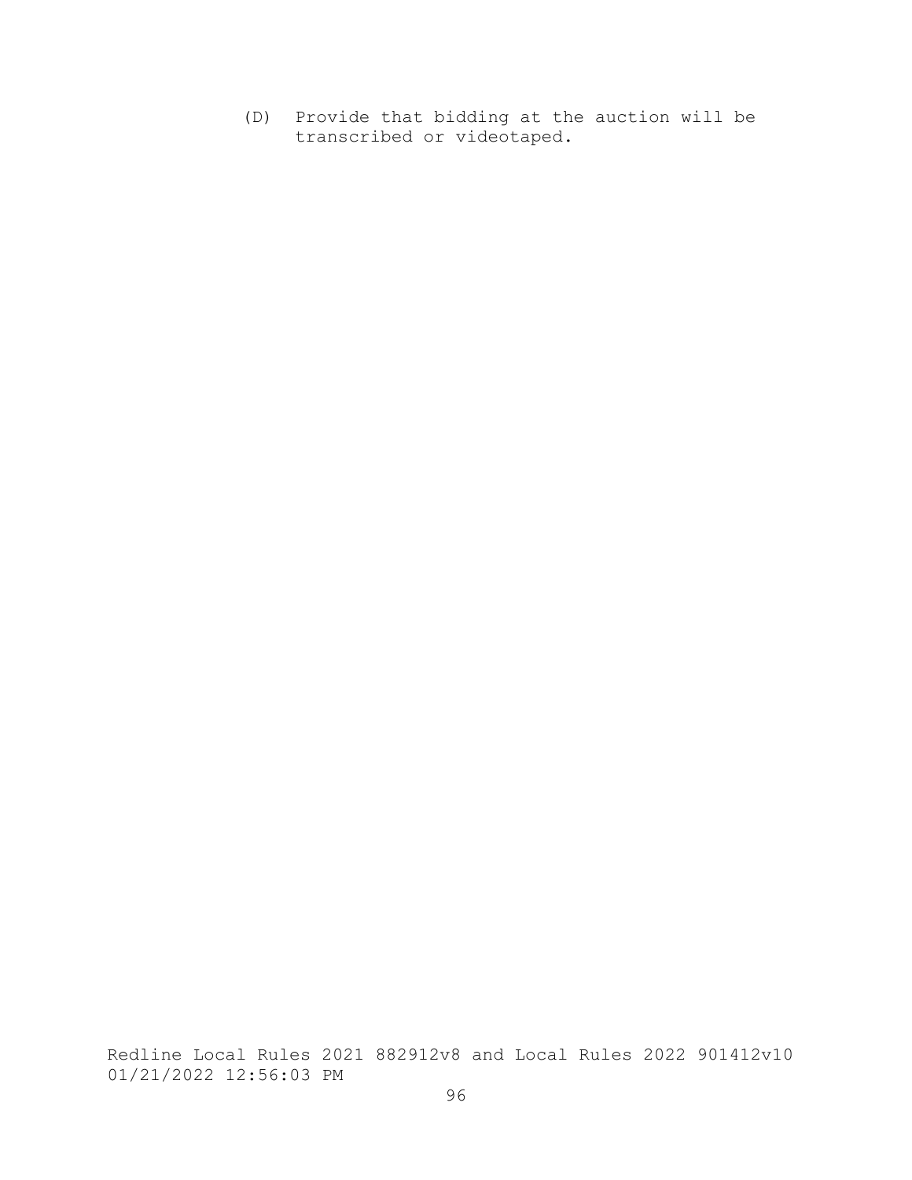(D) Provide that bidding at the auction will be transcribed or videotaped.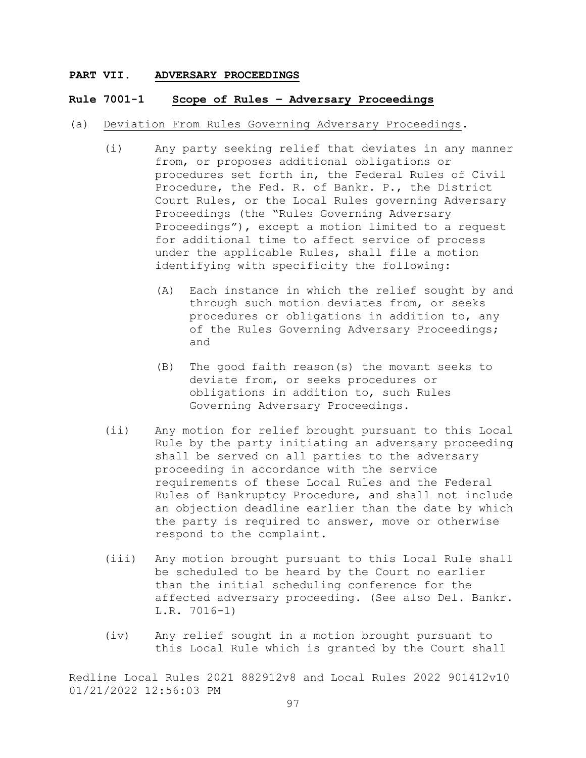**PART VII. <u>ADVERSARY PROCEEDINGS</u>**

**Rule 7001-1 <u>Scope of Rules – Adversary Proceedings</u>**

(a) <u>Deviation From Rules Governing Adversary Proceedings</u>.

(i) Any party seeking relief that deviates in any manner from, or proposes additional obligations or procedures set forth in, the Federal Rules of Civil Procedure, the Fed. R. of Bankr. P., the District Court Rules, or the Local Rules governing Adversary Proceedings (the "Rules Governing Adversary Proceedings"), except a motion limited to a request for additional time to affect service of process under the applicable Rules, shall file a motion identifying with specificity the following:

(A) Each instance in which the relief sought by and through such motion deviates from, or seeks procedures or obligations in addition to, any of the Rules Governing Adversary Proceedings; and

(B) The good faith reason(s) the movant seeks to deviate from, or seeks procedures or obligations in addition to, such Rules Governing Adversary Proceedings.

(ii) Any motion for relief brought pursuant to this Local Rule by the party initiating an adversary proceeding shall be served on all parties to the adversary proceeding in accordance with the service requirements of these Local Rules and the Federal Rules of Bankruptcy Procedure, and shall not include an objection deadline earlier than the date by which the party is required to answer, move or otherwise respond to the complaint.

(iii) Any motion brought pursuant to this Local Rule shall be scheduled to be heard by the Court no earlier than the initial scheduling conference for the affected adversary proceeding. (See also Del. Bankr. L.R. 7016-1)

(iv) Any relief sought in a motion brought pursuant to this Local Rule which is granted by the Court shall

Redline Local Rules 2021 882912v8 and Local Rules 2022 901412v10
01/21/2022 12:56:03 PM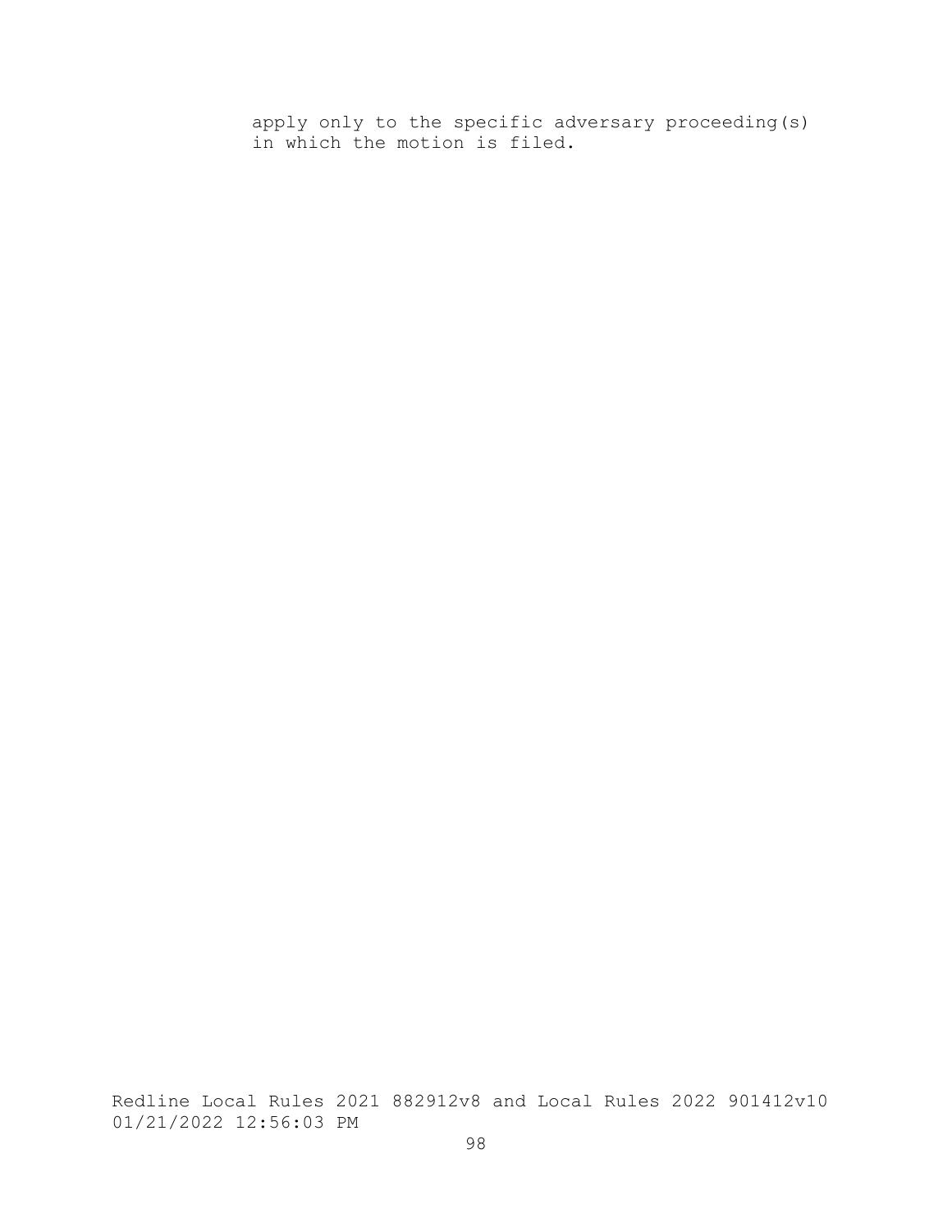apply only to the specific adversary proceeding(s) in which the motion is filed.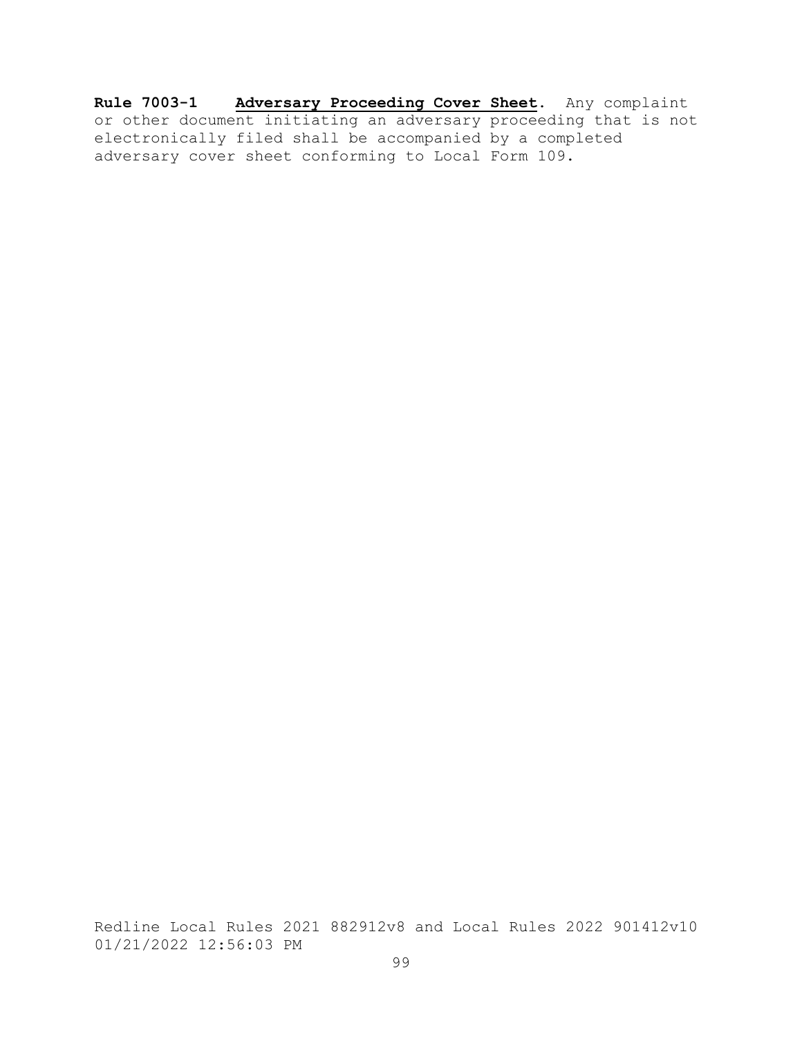**Rule 7003-1 Adversary Proceeding Cover Sheet**. Any complaint or other document initiating an adversary proceeding that is not electronically filed shall be accompanied by a completed adversary cover sheet conforming to Local Form 109.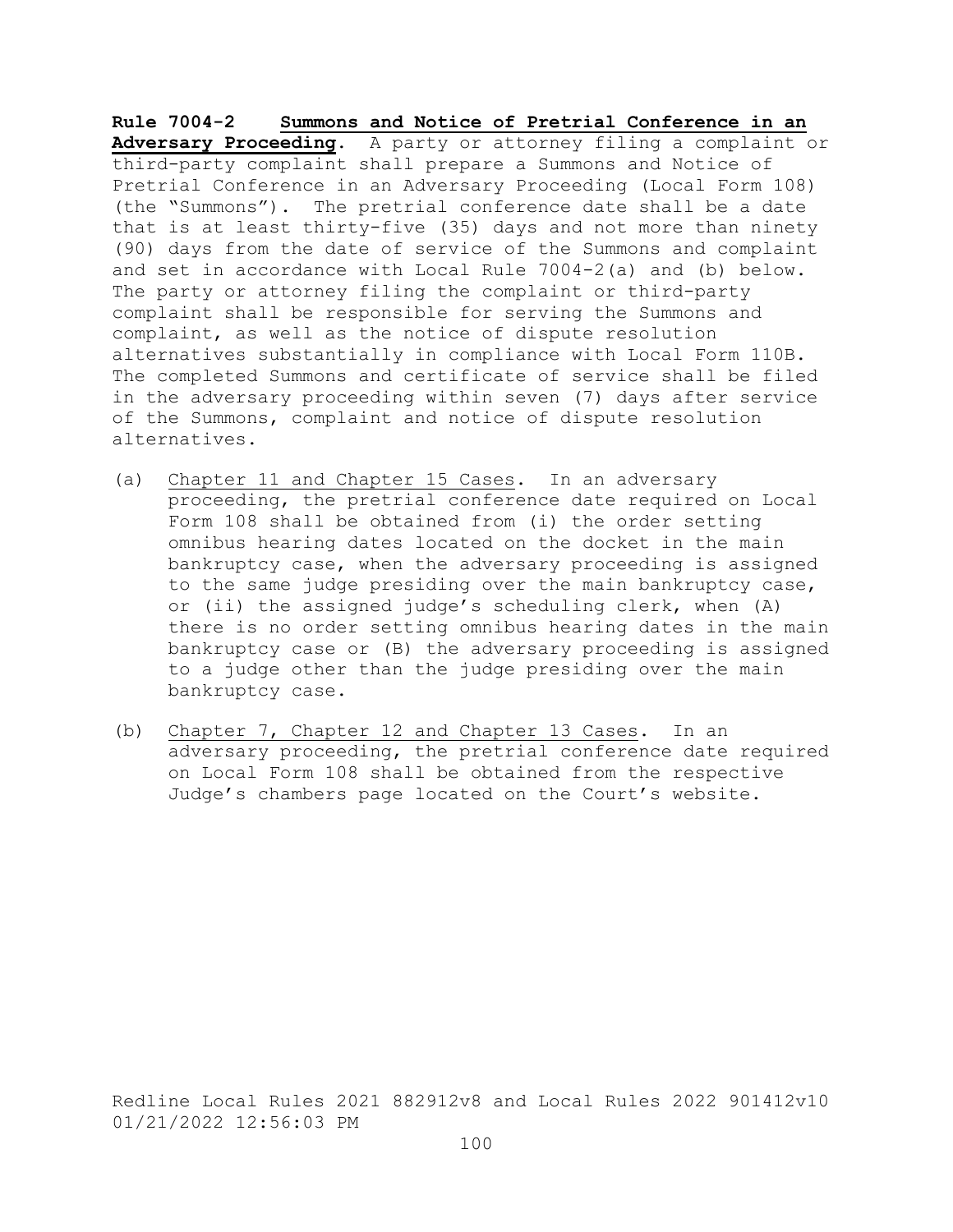**Rule 7004-2 Summons and Notice of Pretrial Conference in an Adversary Proceeding**. A party or attorney filing a complaint or third-party complaint shall prepare a Summons and Notice of Pretrial Conference in an Adversary Proceeding (Local Form 108) (the "Summons"). The pretrial conference date shall be a date that is at least thirty-five (35) days and not more than ninety (90) days from the date of service of the Summons and complaint and set in accordance with Local Rule 7004-2(a) and (b) below. The party or attorney filing the complaint or third-party complaint shall be responsible for serving the Summons and complaint, as well as the notice of dispute resolution alternatives substantially in compliance with Local Form 110B. The completed Summons and certificate of service shall be filed in the adversary proceeding within seven (7) days after service of the Summons, complaint and notice of dispute resolution alternatives.

(a) Chapter 11 and Chapter 15 Cases. In an adversary proceeding, the pretrial conference date required on Local Form 108 shall be obtained from (i) the order setting omnibus hearing dates located on the docket in the main bankruptcy case, when the adversary proceeding is assigned to the same judge presiding over the main bankruptcy case, or (ii) the assigned judge's scheduling clerk, when (A) there is no order setting omnibus hearing dates in the main bankruptcy case or (B) the adversary proceeding is assigned to a judge other than the judge presiding over the main bankruptcy case.

(b) Chapter 7, Chapter 12 and Chapter 13 Cases. In an adversary proceeding, the pretrial conference date required on Local Form 108 shall be obtained from the respective Judge's chambers page located on the Court's website.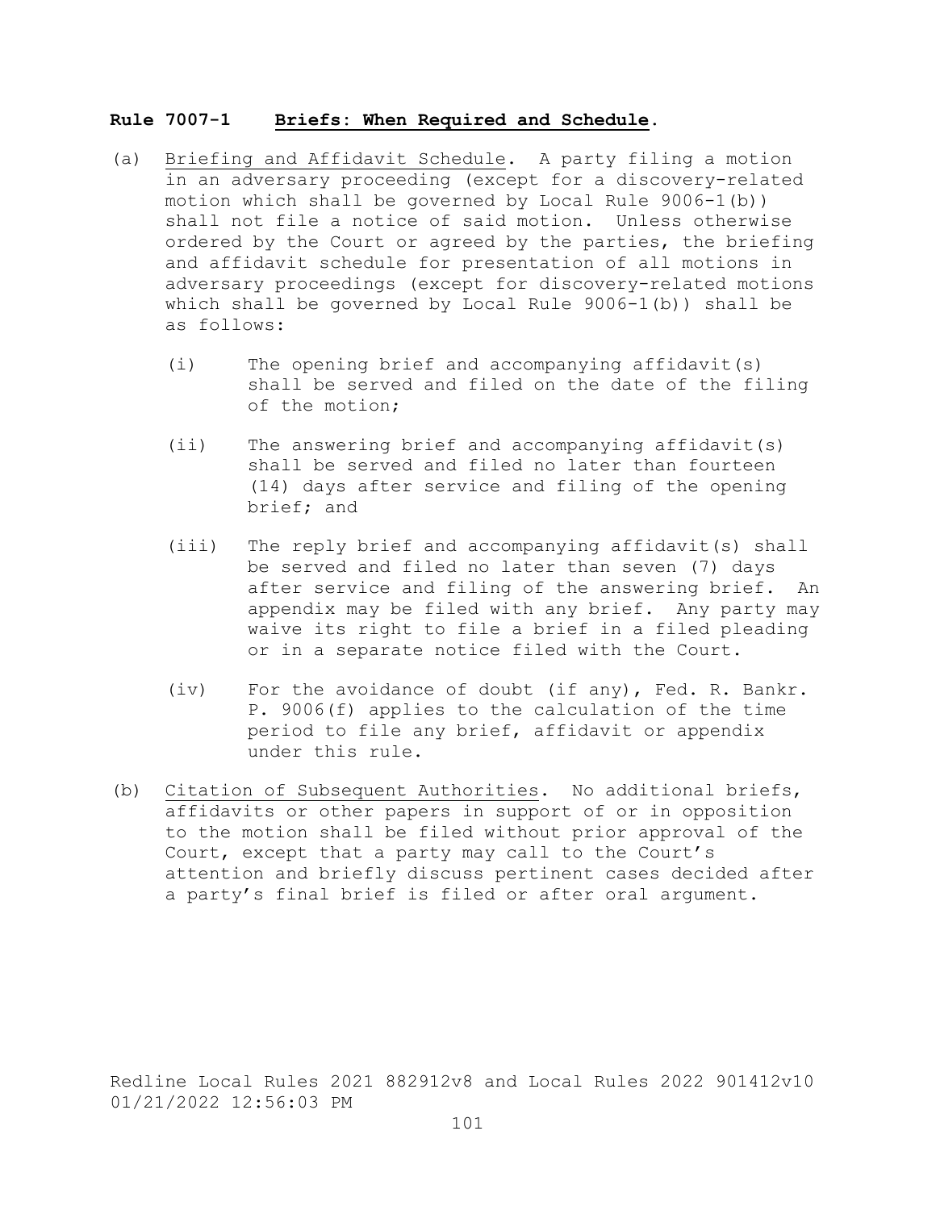## Rule 7007-1 Briefs: When Required and Schedule.

(a) Briefing and Affidavit Schedule. A party filing a motion in an adversary proceeding (except for a discovery-related motion which shall be governed by Local Rule 9006-1(b)) shall not file a notice of said motion. Unless otherwise ordered by the Court or agreed by the parties, the briefing and affidavit schedule for presentation of all motions in adversary proceedings (except for discovery-related motions which shall be governed by Local Rule 9006-1(b)) shall be as follows:

   (i) The opening brief and accompanying affidavit(s) shall be served and filed on the date of the filing of the motion;

   (ii) The answering brief and accompanying affidavit(s) shall be served and filed no later than fourteen (14) days after service and filing of the opening brief; and

   (iii) The reply brief and accompanying affidavit(s) shall be served and filed no later than seven (7) days after service and filing of the answering brief. An appendix may be filed with any brief. Any party may waive its right to file a brief in a filed pleading or in a separate notice filed with the Court.

   (iv) For the avoidance of doubt (if any), Fed. R. Bankr. P. 9006(f) applies to the calculation of the time period to file any brief, affidavit or appendix under this rule.

(b) Citation of Subsequent Authorities. No additional briefs, affidavits or other papers in support of or in opposition to the motion shall be filed without prior approval of the Court, except that a party may call to the Court's attention and briefly discuss pertinent cases decided after a party's final brief is filed or after oral argument.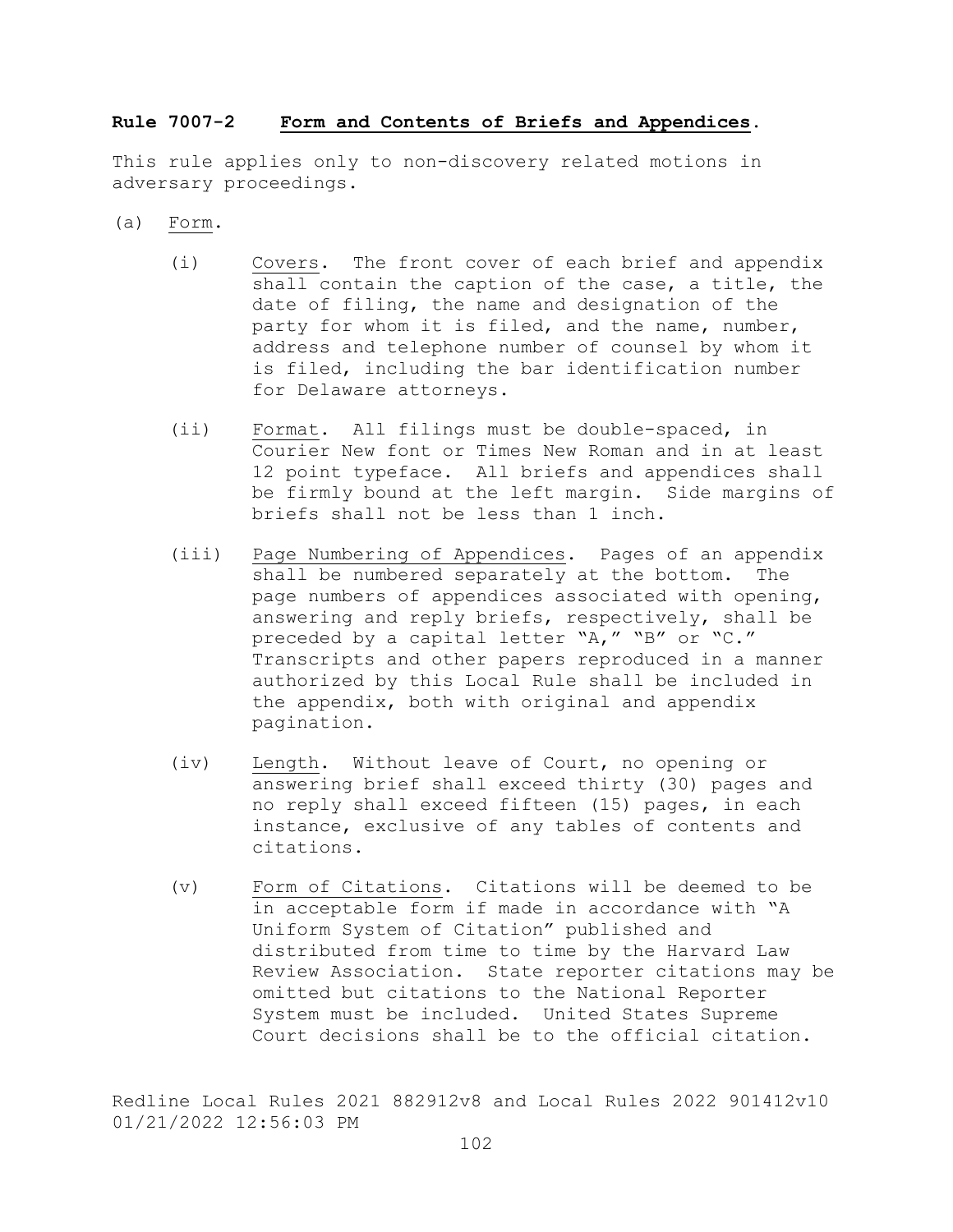**Rule 7007-2 Form and Contents of Briefs and Appendices.**

This rule applies only to non-discovery related motions in adversary proceedings.

(a) Form.

(i) Covers. The front cover of each brief and appendix shall contain the caption of the case, a title, the date of filing, the name and designation of the party for whom it is filed, and the name, number, address and telephone number of counsel by whom it is filed, including the bar identification number for Delaware attorneys.

(ii) Format. All filings must be double-spaced, in Courier New font or Times New Roman and in at least 12 point typeface. All briefs and appendices shall be firmly bound at the left margin. Side margins of briefs shall not be less than 1 inch.

(iii) Page Numbering of Appendices. Pages of an appendix shall be numbered separately at the bottom. The page numbers of appendices associated with opening, answering and reply briefs, respectively, shall be preceded by a capital letter "A," "B" or "C." Transcripts and other papers reproduced in a manner authorized by this Local Rule shall be included in the appendix, both with original and appendix pagination.

(iv) Length. Without leave of Court, no opening or answering brief shall exceed thirty (30) pages and no reply shall exceed fifteen (15) pages, in each instance, exclusive of any tables of contents and citations.

(v) Form of Citations. Citations will be deemed to be in acceptable form if made in accordance with "A Uniform System of Citation" published and distributed from time to time by the Harvard Law Review Association. State reporter citations may be omitted but citations to the National Reporter System must be included. United States Supreme Court decisions shall be to the official citation.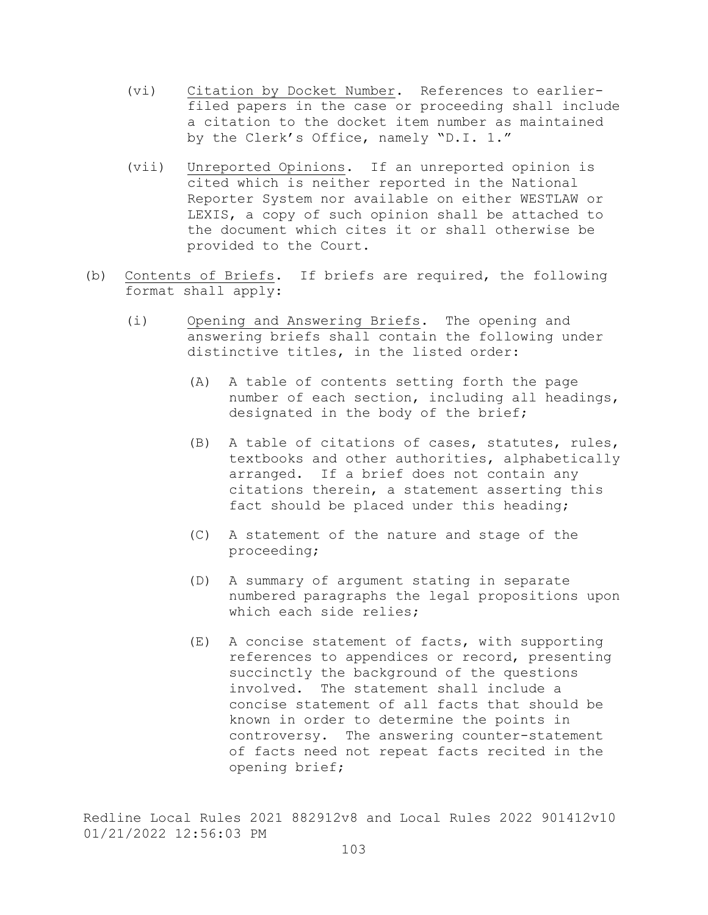(vi) Citation by Docket Number. References to earlier-filed papers in the case or proceeding shall include a citation to the docket item number as maintained by the Clerk's Office, namely "D.I. 1."

(vii) Unreported Opinions. If an unreported opinion is cited which is neither reported in the National Reporter System nor available on either WESTLAW or LEXIS, a copy of such opinion shall be attached to the document which cites it or shall otherwise be provided to the Court.

(b) Contents of Briefs. If briefs are required, the following format shall apply:

(i) Opening and Answering Briefs. The opening and answering briefs shall contain the following under distinctive titles, in the listed order:

(A) A table of contents setting forth the page number of each section, including all headings, designated in the body of the brief;

(B) A table of citations of cases, statutes, rules, textbooks and other authorities, alphabetically arranged. If a brief does not contain any citations therein, a statement asserting this fact should be placed under this heading;

(C) A statement of the nature and stage of the proceeding;

(D) A summary of argument stating in separate numbered paragraphs the legal propositions upon which each side relies;

(E) A concise statement of facts, with supporting references to appendices or record, presenting succinctly the background of the questions involved. The statement shall include a concise statement of all facts that should be known in order to determine the points in controversy. The answering counter-statement of facts need not repeat facts recited in the opening brief;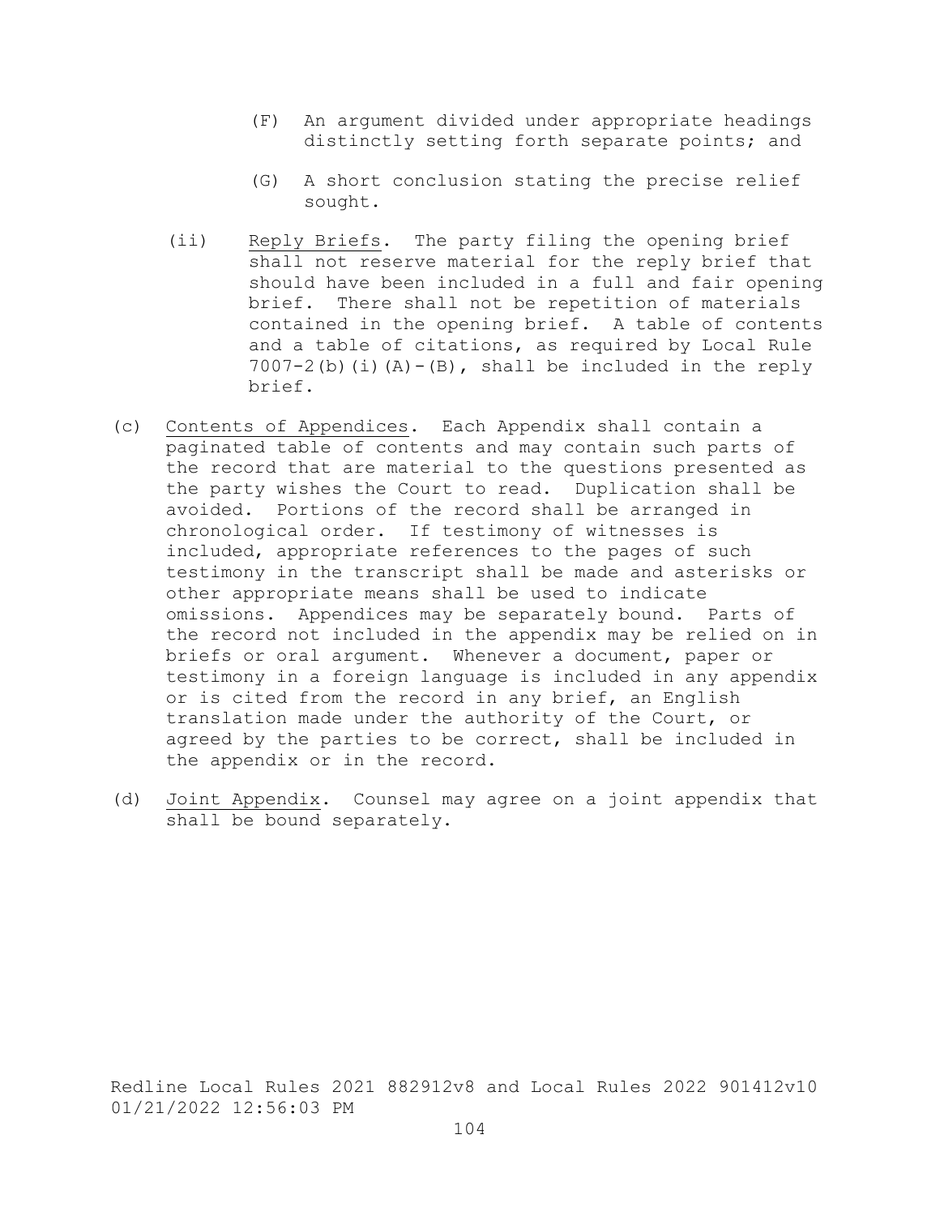(F) An argument divided under appropriate headings distinctly setting forth separate points; and

(G) A short conclusion stating the precise relief sought.

(ii) Reply Briefs. The party filing the opening brief shall not reserve material for the reply brief that should have been included in a full and fair opening brief. There shall not be repetition of materials contained in the opening brief. A table of contents and a table of citations, as required by Local Rule 7007-2(b)(i)(A)-(B), shall be included in the reply brief.

(c) Contents of Appendices. Each Appendix shall contain a paginated table of contents and may contain such parts of the record that are material to the questions presented as the party wishes the Court to read. Duplication shall be avoided. Portions of the record shall be arranged in chronological order. If testimony of witnesses is included, appropriate references to the pages of such testimony in the transcript shall be made and asterisks or other appropriate means shall be used to indicate omissions. Appendices may be separately bound. Parts of the record not included in the appendix may be relied on in briefs or oral argument. Whenever a document, paper or testimony in a foreign language is included in any appendix or is cited from the record in any brief, an English translation made under the authority of the Court, or agreed by the parties to be correct, shall be included in the appendix or in the record.

(d) Joint Appendix. Counsel may agree on a joint appendix that shall be bound separately.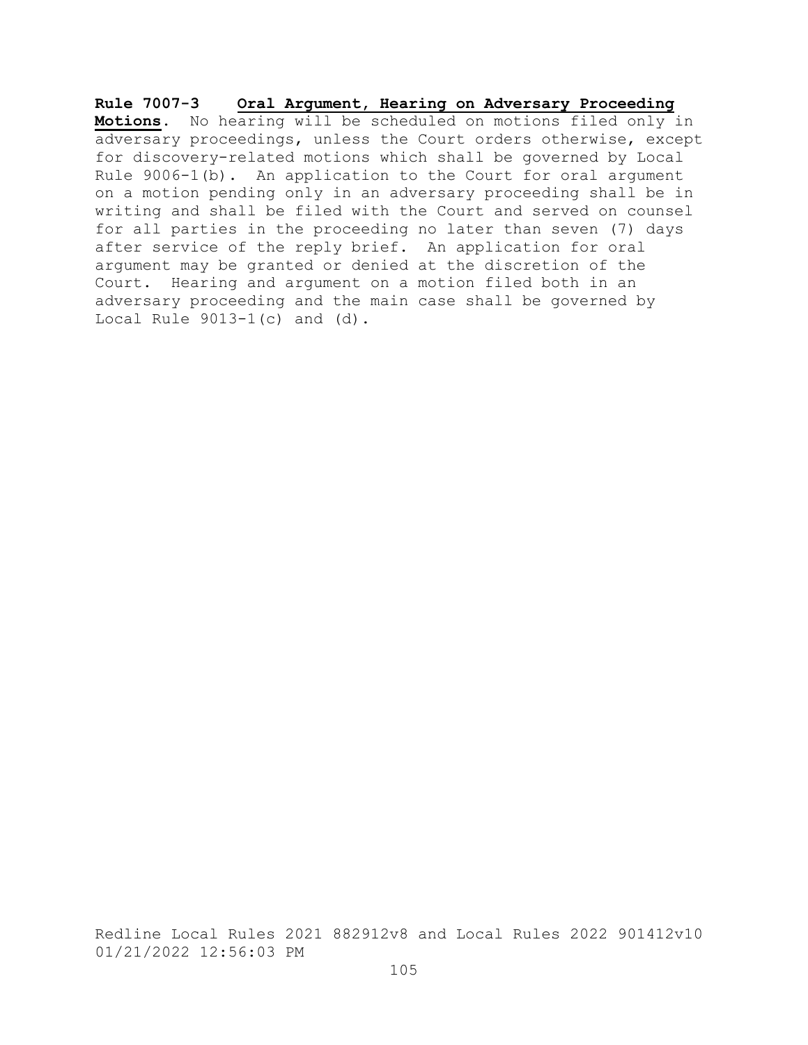**Rule 7007-3 Oral Argument, Hearing on Adversary Proceeding Motions.** No hearing will be scheduled on motions filed only in adversary proceedings, unless the Court orders otherwise, except for discovery-related motions which shall be governed by Local Rule 9006-1(b). An application to the Court for oral argument on a motion pending only in an adversary proceeding shall be in writing and shall be filed with the Court and served on counsel for all parties in the proceeding no later than seven (7) days after service of the reply brief. An application for oral argument may be granted or denied at the discretion of the Court. Hearing and argument on a motion filed both in an adversary proceeding and the main case shall be governed by Local Rule 9013-1(c) and (d).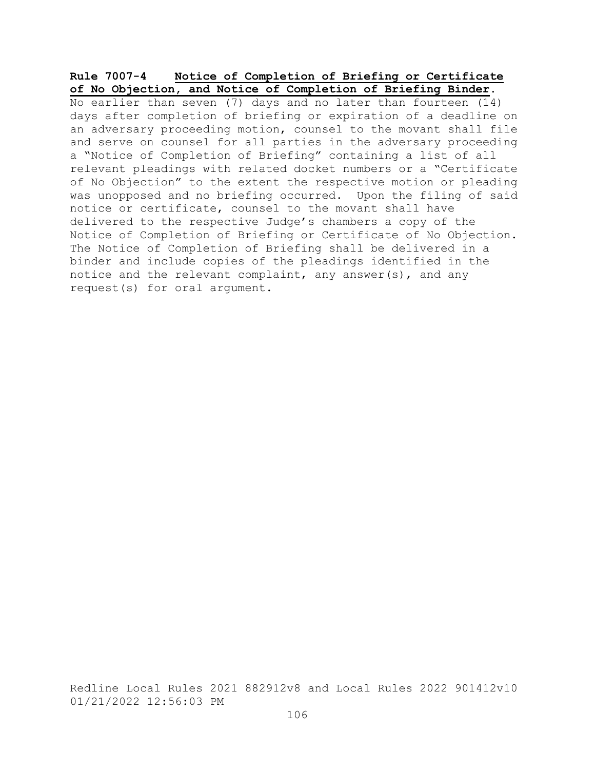**Rule 7007-4 Notice of Completion of Briefing or Certificate of No Objection, and Notice of Completion of Briefing Binder.**

No earlier than seven (7) days and no later than fourteen (14) days after completion of briefing or expiration of a deadline on an adversary proceeding motion, counsel to the movant shall file and serve on counsel for all parties in the adversary proceeding a "Notice of Completion of Briefing" containing a list of all relevant pleadings with related docket numbers or a "Certificate of No Objection" to the extent the respective motion or pleading was unopposed and no briefing occurred. Upon the filing of said notice or certificate, counsel to the movant shall have delivered to the respective Judge's chambers a copy of the Notice of Completion of Briefing or Certificate of No Objection. The Notice of Completion of Briefing shall be delivered in a binder and include copies of the pleadings identified in the notice and the relevant complaint, any answer(s), and any request(s) for oral argument.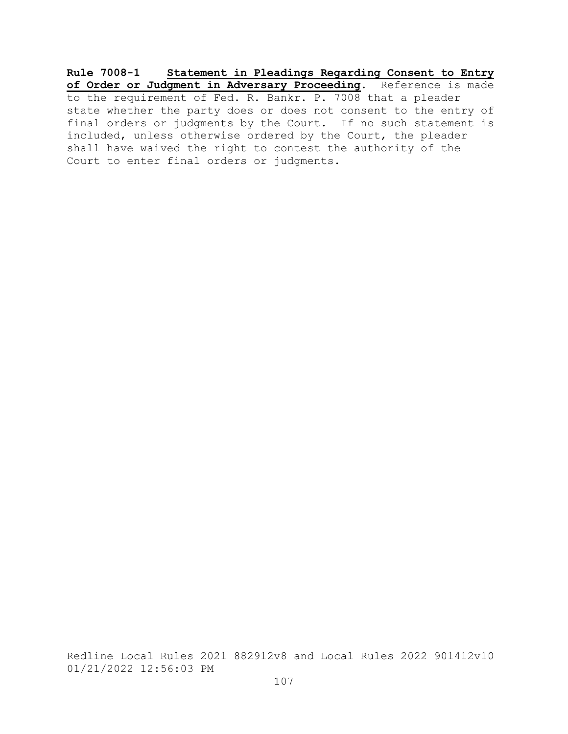**Rule 7008-1 Statement in Pleadings Regarding Consent to Entry of Order or Judgment in Adversary Proceeding**. Reference is made to the requirement of Fed. R. Bankr. P. 7008 that a pleader state whether the party does or does not consent to the entry of final orders or judgments by the Court. If no such statement is included, unless otherwise ordered by the Court, the pleader shall have waived the right to contest the authority of the Court to enter final orders or judgments.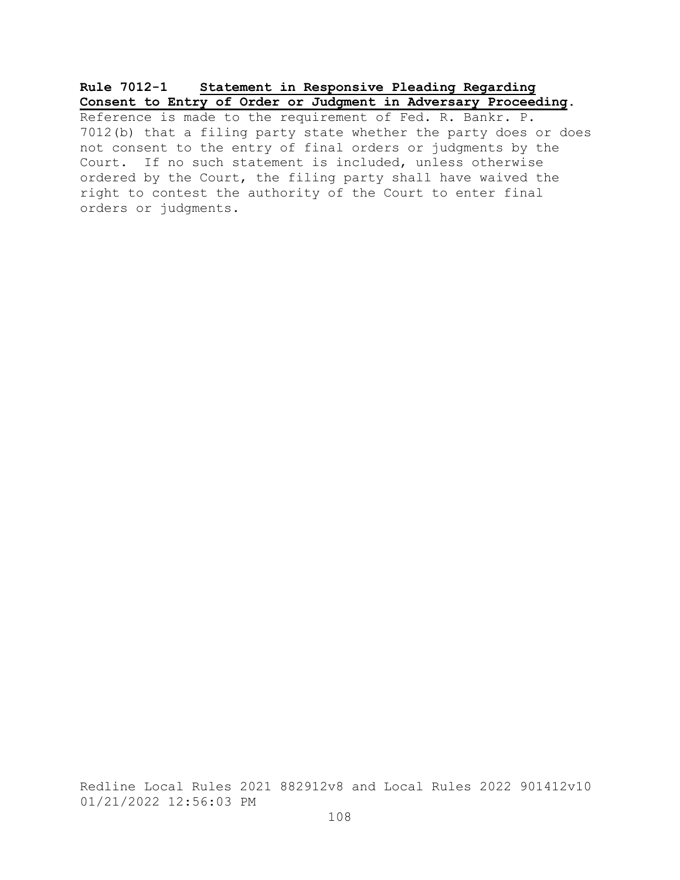**Rule 7012-1 Statement in Responsive Pleading Regarding Consent to Entry of Order or Judgment in Adversary Proceeding.**

Reference is made to the requirement of Fed. R. Bankr. P. 7012(b) that a filing party state whether the party does or does not consent to the entry of final orders or judgments by the Court. If no such statement is included, unless otherwise ordered by the Court, the filing party shall have waived the right to contest the authority of the Court to enter final orders or judgments.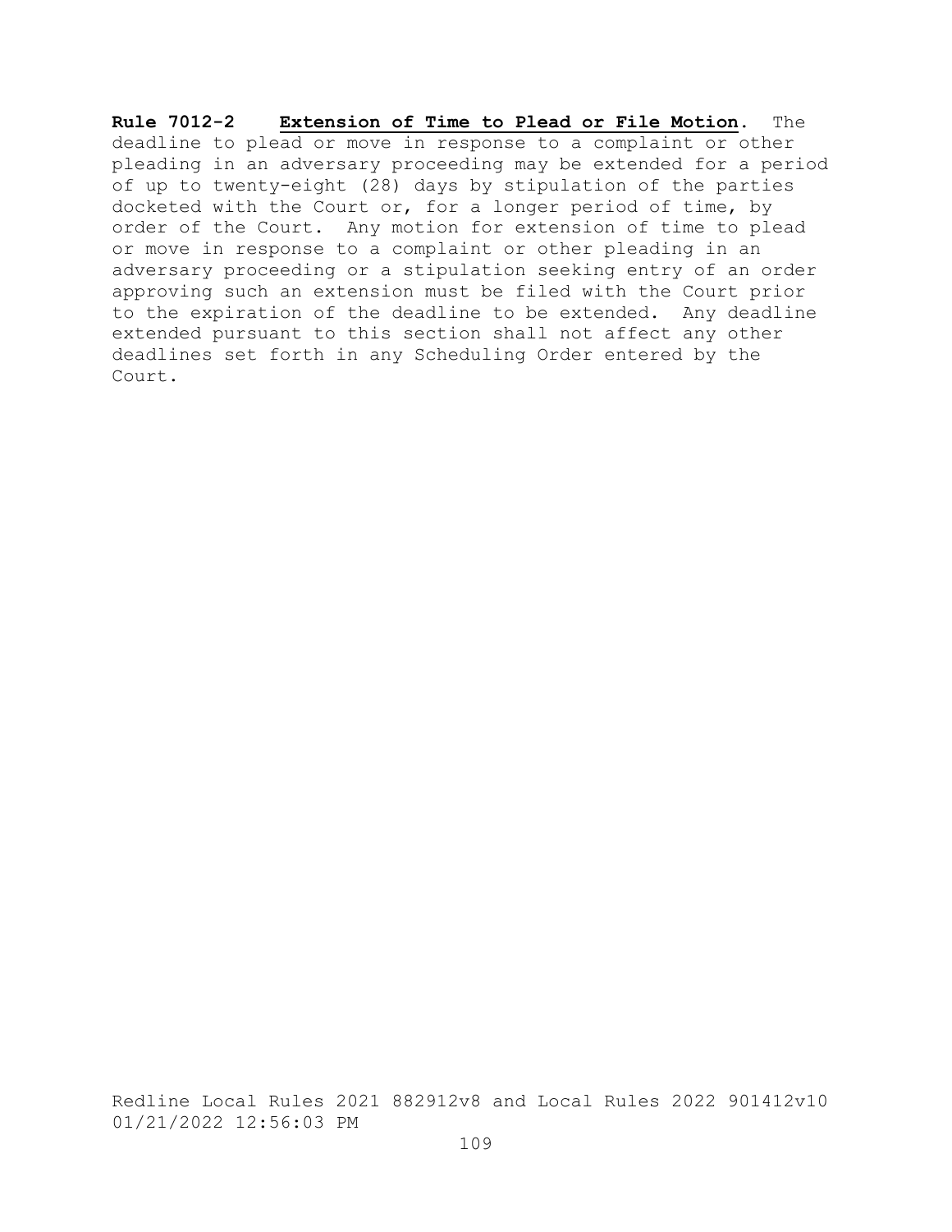**Rule 7012-2** **<u>Extension of Time to Plead or File Motion</u>**. The deadline to plead or move in response to a complaint or other pleading in an adversary proceeding may be extended for a period of up to twenty-eight (28) days by stipulation of the parties docketed with the Court or, for a longer period of time, by order of the Court. Any motion for extension of time to plead or move in response to a complaint or other pleading in an adversary proceeding or a stipulation seeking entry of an order approving such an extension must be filed with the Court prior to the expiration of the deadline to be extended. Any deadline extended pursuant to this section shall not affect any other deadlines set forth in any Scheduling Order entered by the Court.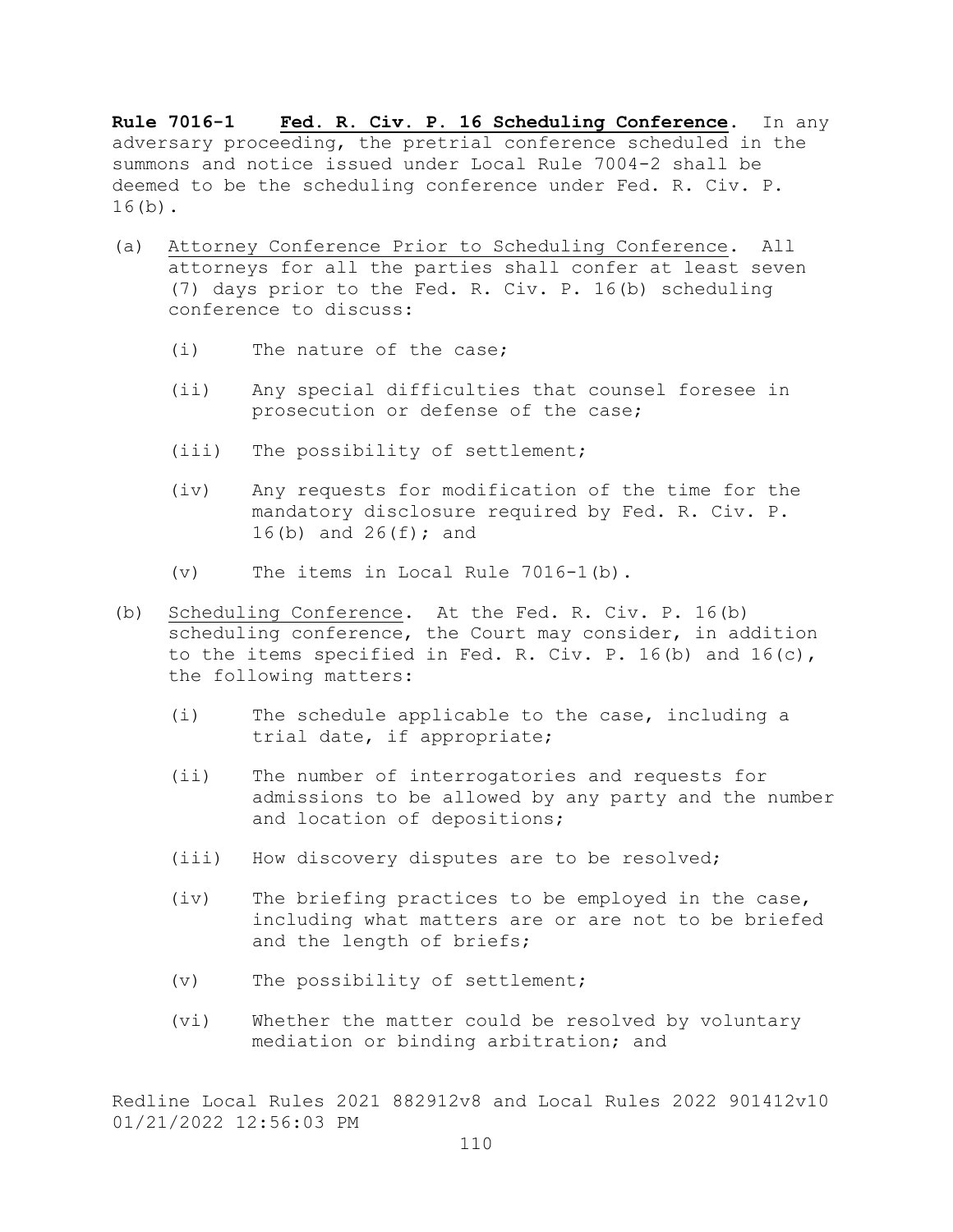**Rule 7016-1 Fed. R. Civ. P. 16 Scheduling Conference.** In any adversary proceeding, the pretrial conference scheduled in the summons and notice issued under Local Rule 7004-2 shall be deemed to be the scheduling conference under Fed. R. Civ. P. 16(b).

(a) Attorney Conference Prior to Scheduling Conference. All attorneys for all the parties shall confer at least seven (7) days prior to the Fed. R. Civ. P. 16(b) scheduling conference to discuss:

- (i) The nature of the case;
- (ii) Any special difficulties that counsel foresee in prosecution or defense of the case;
- (iii) The possibility of settlement;
- (iv) Any requests for modification of the time for the mandatory disclosure required by Fed. R. Civ. P. 16(b) and 26(f); and
- (v) The items in Local Rule 7016-1(b).

(b) Scheduling Conference. At the Fed. R. Civ. P. 16(b) scheduling conference, the Court may consider, in addition to the items specified in Fed. R. Civ. P. 16(b) and 16(c), the following matters:

- (i) The schedule applicable to the case, including a trial date, if appropriate;
- (ii) The number of interrogatories and requests for admissions to be allowed by any party and the number and location of depositions;
- (iii) How discovery disputes are to be resolved;
- (iv) The briefing practices to be employed in the case, including what matters are or are not to be briefed and the length of briefs;
- (v) The possibility of settlement;
- (vi) Whether the matter could be resolved by voluntary mediation or binding arbitration; and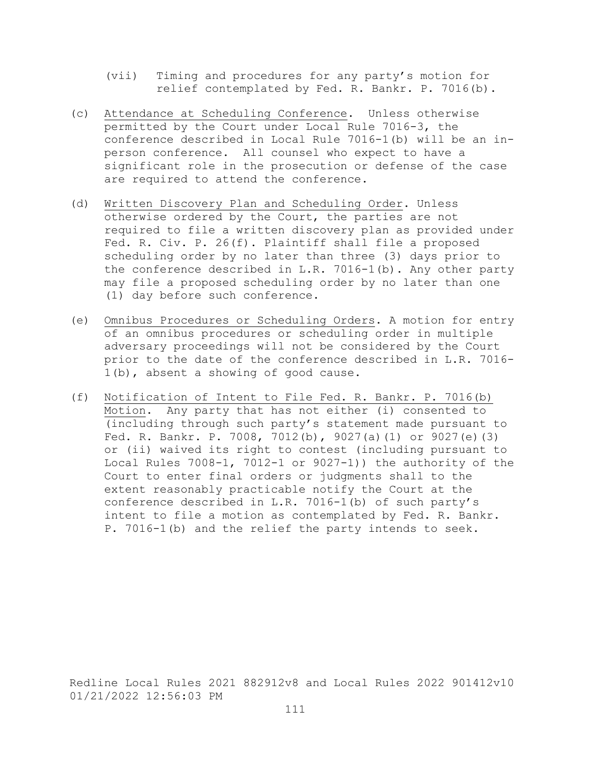(vii) Timing and procedures for any party's motion for relief contemplated by Fed. R. Bankr. P. 7016(b).

(c) Attendance at Scheduling Conference. Unless otherwise permitted by the Court under Local Rule 7016-3, the conference described in Local Rule 7016-1(b) will be an in-person conference. All counsel who expect to have a significant role in the prosecution or defense of the case are required to attend the conference.

(d) Written Discovery Plan and Scheduling Order. Unless otherwise ordered by the Court, the parties are not required to file a written discovery plan as provided under Fed. R. Civ. P. 26(f). Plaintiff shall file a proposed scheduling order by no later than three (3) days prior to the conference described in L.R. 7016-1(b). Any other party may file a proposed scheduling order by no later than one (1) day before such conference.

(e) Omnibus Procedures or Scheduling Orders. A motion for entry of an omnibus procedures or scheduling order in multiple adversary proceedings will not be considered by the Court prior to the date of the conference described in L.R. 7016-1(b), absent a showing of good cause.

(f) Notification of Intent to File Fed. R. Bankr. P. 7016(b) Motion. Any party that has not either (i) consented to (including through such party's statement made pursuant to Fed. R. Bankr. P. 7008, 7012(b), 9027(a)(1) or 9027(e)(3) or (ii) waived its right to contest (including pursuant to Local Rules 7008-1, 7012-1 or 9027-1)) the authority of the Court to enter final orders or judgments shall to the extent reasonably practicable notify the Court at the conference described in L.R. 7016-1(b) of such party's intent to file a motion as contemplated by Fed. R. Bankr. P. 7016-1(b) and the relief the party intends to seek.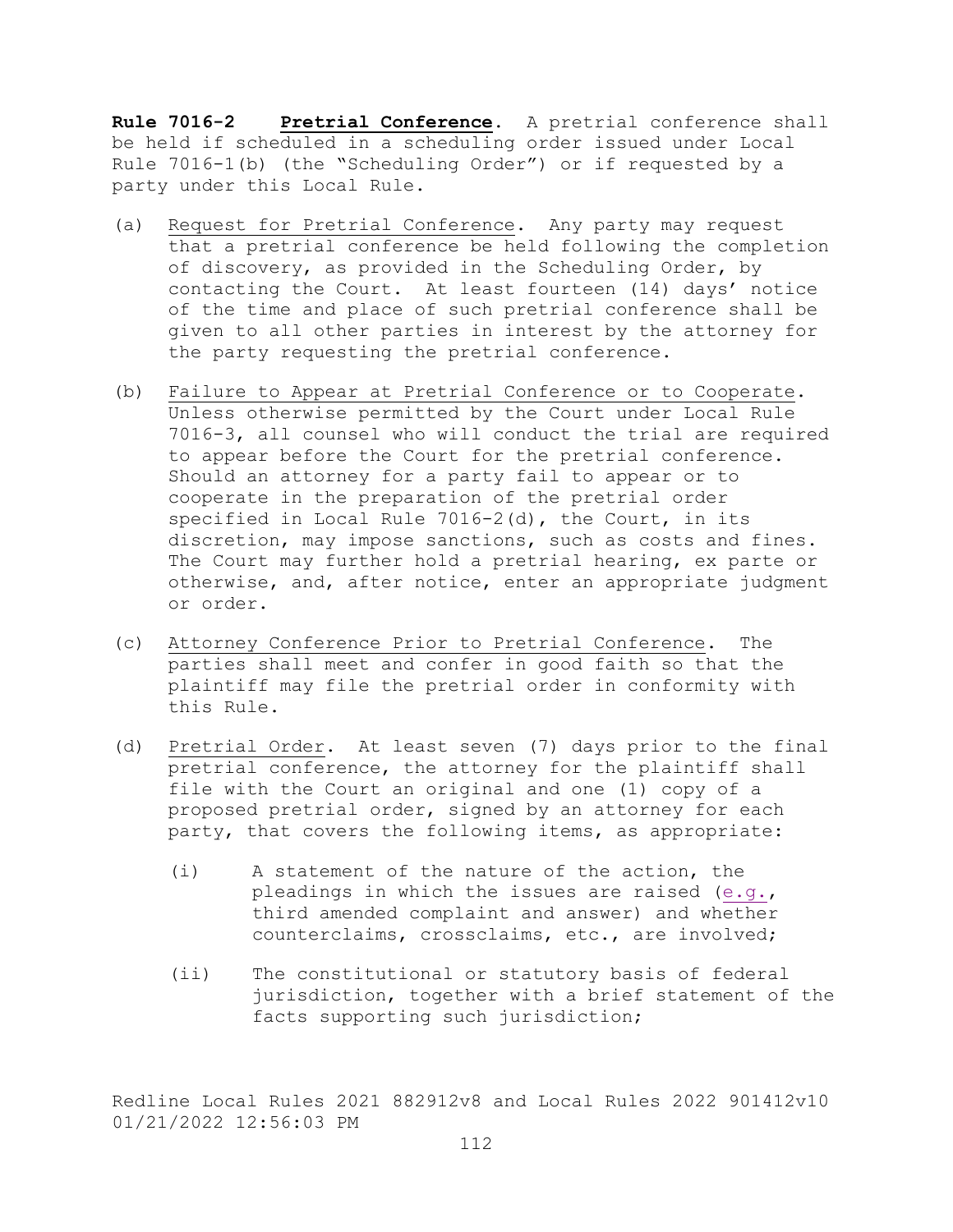**Rule 7016-2 Pretrial Conference.** A pretrial conference shall be held if scheduled in a scheduling order issued under Local Rule 7016-1(b) (the "Scheduling Order") or if requested by a party under this Local Rule.

(a) Request for Pretrial Conference. Any party may request that a pretrial conference be held following the completion of discovery, as provided in the Scheduling Order, by contacting the Court. At least fourteen (14) days' notice of the time and place of such pretrial conference shall be given to all other parties in interest by the attorney for the party requesting the pretrial conference.

(b) Failure to Appear at Pretrial Conference or to Cooperate. Unless otherwise permitted by the Court under Local Rule 7016-3, all counsel who will conduct the trial are required to appear before the Court for the pretrial conference. Should an attorney for a party fail to appear or to cooperate in the preparation of the pretrial order specified in Local Rule 7016-2(d), the Court, in its discretion, may impose sanctions, such as costs and fines. The Court may further hold a pretrial hearing, ex parte or otherwise, and, after notice, enter an appropriate judgment or order.

(c) Attorney Conference Prior to Pretrial Conference. The parties shall meet and confer in good faith so that the plaintiff may file the pretrial order in conformity with this Rule.

(d) Pretrial Order. At least seven (7) days prior to the final pretrial conference, the attorney for the plaintiff shall file with the Court an original and one (1) copy of a proposed pretrial order, signed by an attorney for each party, that covers the following items, as appropriate:

   (i) A statement of the nature of the action, the pleadings in which the issues are raised (e.g., third amended complaint and answer) and whether counterclaims, crossclaims, etc., are involved;

   (ii) The constitutional or statutory basis of federal jurisdiction, together with a brief statement of the facts supporting such jurisdiction;

Redline Local Rules 2021 882912v8 and Local Rules 2022 901412v10
01/21/2022 12:56:03 PM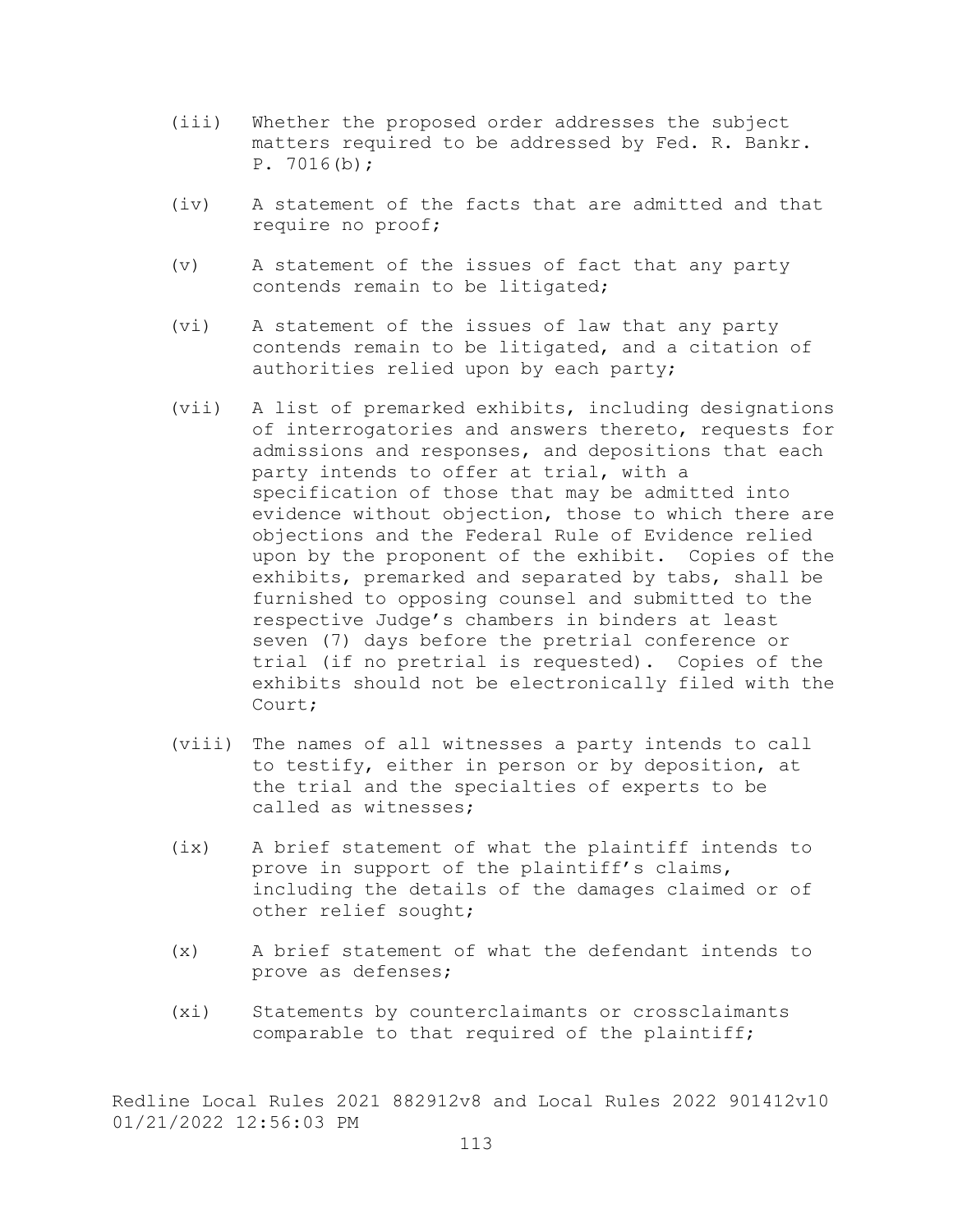(iii) Whether the proposed order addresses the subject matters required to be addressed by Fed. R. Bankr. P. 7016(b);

(iv) A statement of the facts that are admitted and that require no proof;

(v) A statement of the issues of fact that any party contends remain to be litigated;

(vi) A statement of the issues of law that any party contends remain to be litigated, and a citation of authorities relied upon by each party;

(vii) A list of premarked exhibits, including designations of interrogatories and answers thereto, requests for admissions and responses, and depositions that each party intends to offer at trial, with a specification of those that may be admitted into evidence without objection, those to which there are objections and the Federal Rule of Evidence relied upon by the proponent of the exhibit. Copies of the exhibits, premarked and separated by tabs, shall be furnished to opposing counsel and submitted to the respective Judge's chambers in binders at least seven (7) days before the pretrial conference or trial (if no pretrial is requested). Copies of the exhibits should not be electronically filed with the Court;

(viii) The names of all witnesses a party intends to call to testify, either in person or by deposition, at the trial and the specialties of experts to be called as witnesses;

(ix) A brief statement of what the plaintiff intends to prove in support of the plaintiff's claims, including the details of the damages claimed or of other relief sought;

(x) A brief statement of what the defendant intends to prove as defenses;

(xi) Statements by counterclaimants or crossclaimants comparable to that required of the plaintiff;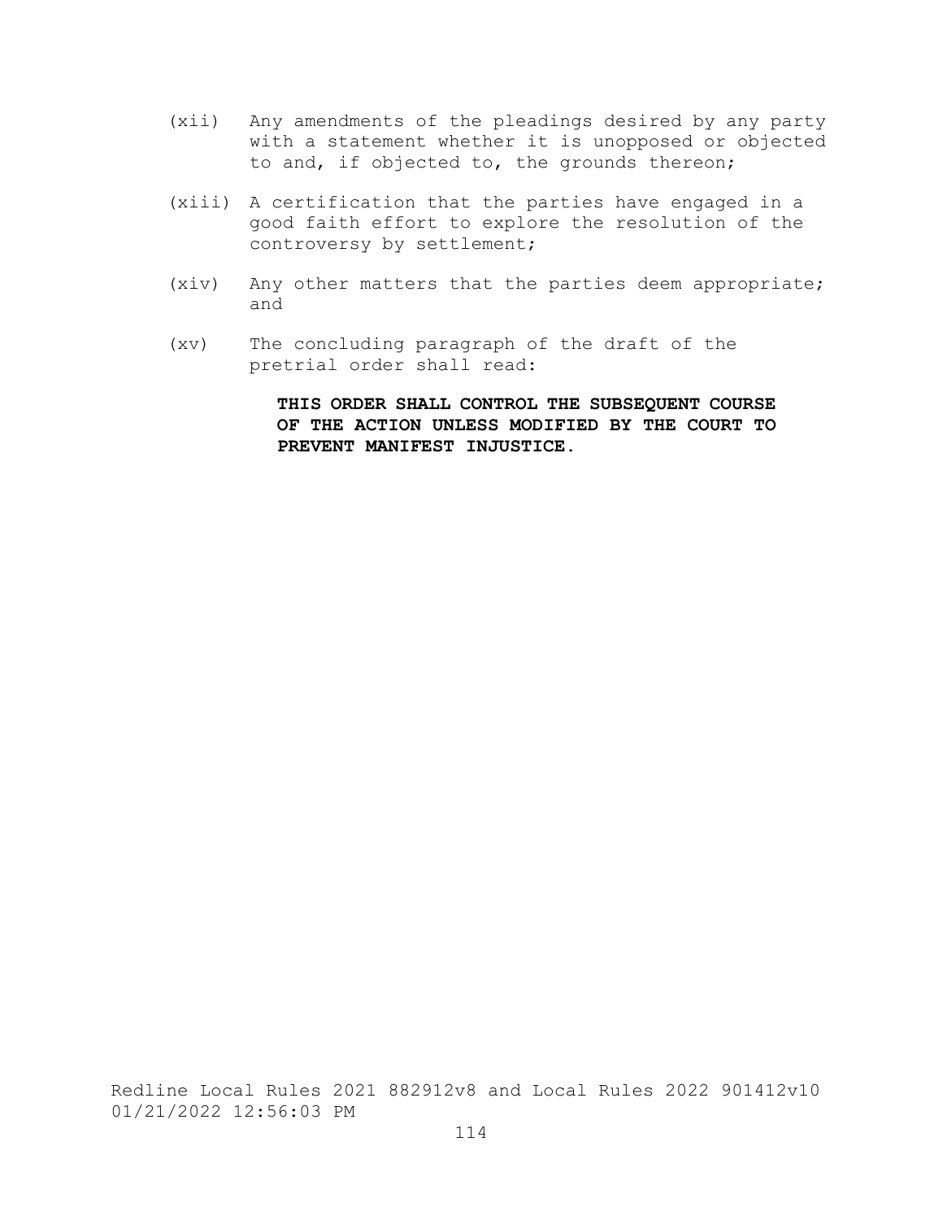(xii) Any amendments of the pleadings desired by any party with a statement whether it is unopposed or objected to and, if objected to, the grounds thereon;

(xiii) A certification that the parties have engaged in a good faith effort to explore the resolution of the controversy by settlement;

(xiv) Any other matters that the parties deem appropriate; and

(xv) The concluding paragraph of the draft of the pretrial order shall read:

> **THIS ORDER SHALL CONTROL THE SUBSEQUENT COURSE OF THE ACTION UNLESS MODIFIED BY THE COURT TO PREVENT MANIFEST INJUSTICE.**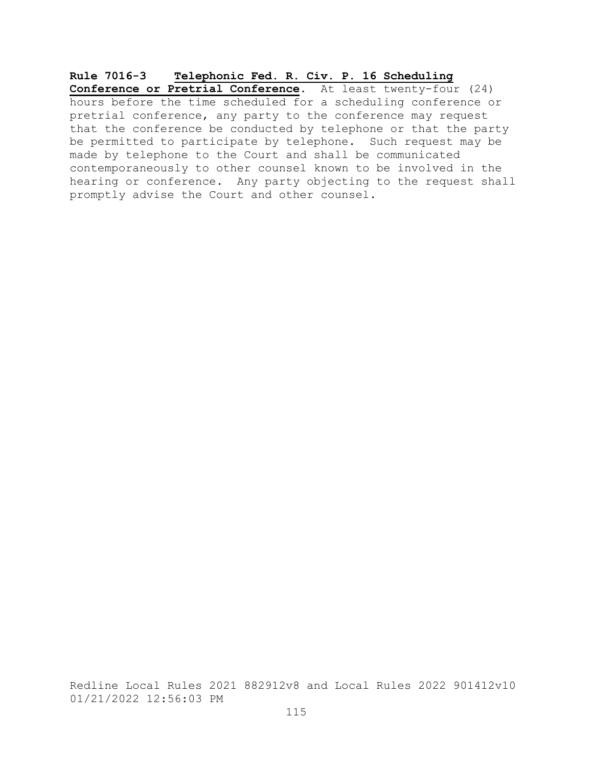**Rule 7016-3 Telephonic Fed. R. Civ. P. 16 Scheduling Conference or Pretrial Conference.** At least twenty-four (24) hours before the time scheduled for a scheduling conference or pretrial conference, any party to the conference may request that the conference be conducted by telephone or that the party be permitted to participate by telephone. Such request may be made by telephone to the Court and shall be communicated contemporaneously to other counsel known to be involved in the hearing or conference. Any party objecting to the request shall promptly advise the Court and other counsel.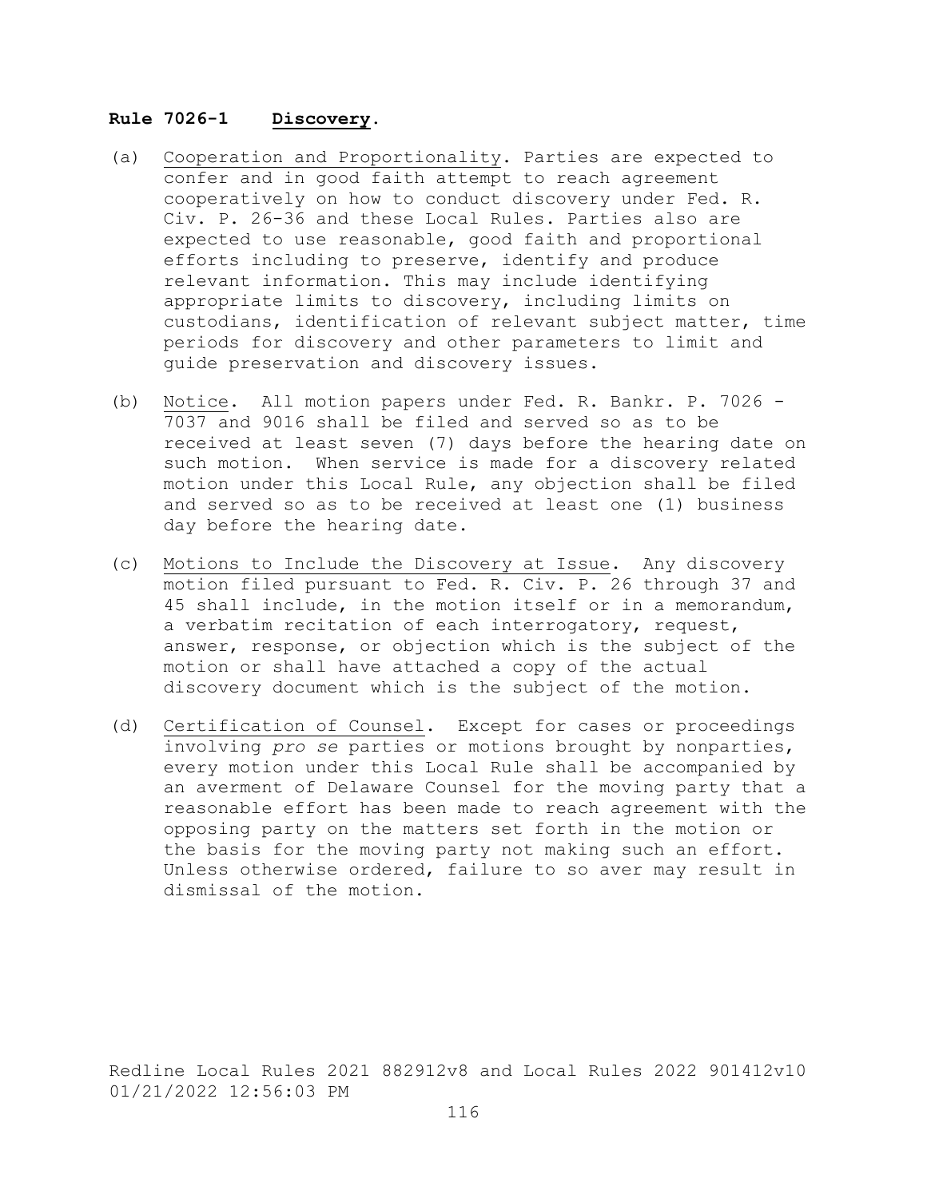## **Rule 7026-1 Discovery.**

(a) Cooperation and Proportionality. Parties are expected to confer and in good faith attempt to reach agreement cooperatively on how to conduct discovery under Fed. R. Civ. P. 26-36 and these Local Rules. Parties also are expected to use reasonable, good faith and proportional efforts including to preserve, identify and produce relevant information. This may include identifying appropriate limits to discovery, including limits on custodians, identification of relevant subject matter, time periods for discovery and other parameters to limit and guide preservation and discovery issues.

(b) Notice. All motion papers under Fed. R. Bankr. P. 7026 - 7037 and 9016 shall be filed and served so as to be received at least seven (7) days before the hearing date on such motion. When service is made for a discovery related motion under this Local Rule, any objection shall be filed and served so as to be received at least one (1) business day before the hearing date.

(c) Motions to Include the Discovery at Issue. Any discovery motion filed pursuant to Fed. R. Civ. P. 26 through 37 and 45 shall include, in the motion itself or in a memorandum, a verbatim recitation of each interrogatory, request, answer, response, or objection which is the subject of the motion or shall have attached a copy of the actual discovery document which is the subject of the motion.

(d) Certification of Counsel. Except for cases or proceedings involving *pro se* parties or motions brought by nonparties, every motion under this Local Rule shall be accompanied by an averment of Delaware Counsel for the moving party that a reasonable effort has been made to reach agreement with the opposing party on the matters set forth in the motion or the basis for the moving party not making such an effort. Unless otherwise ordered, failure to so aver may result in dismissal of the motion.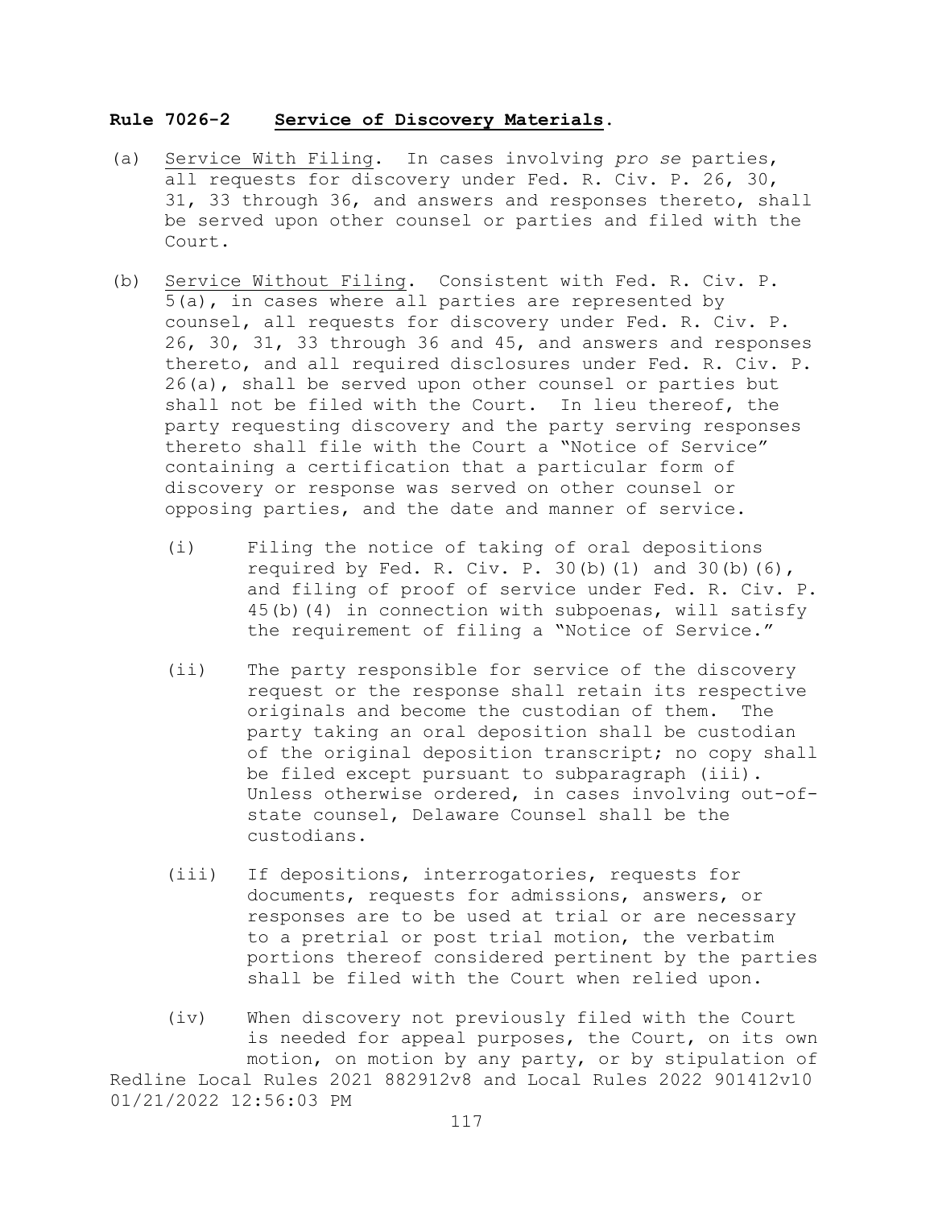**Rule 7026-2 Service of Discovery Materials.**

(a) Service With Filing. In cases involving *pro se* parties, all requests for discovery under Fed. R. Civ. P. 26, 30, 31, 33 through 36, and answers and responses thereto, shall be served upon other counsel or parties and filed with the Court.

(b) Service Without Filing. Consistent with Fed. R. Civ. P. 5(a), in cases where all parties are represented by counsel, all requests for discovery under Fed. R. Civ. P. 26, 30, 31, 33 through 36 and 45, and answers and responses thereto, and all required disclosures under Fed. R. Civ. P. 26(a), shall be served upon other counsel or parties but shall not be filed with the Court. In lieu thereof, the party requesting discovery and the party serving responses thereto shall file with the Court a "Notice of Service" containing a certification that a particular form of discovery or response was served on other counsel or opposing parties, and the date and manner of service.

   (i) Filing the notice of taking of oral depositions required by Fed. R. Civ. P. 30(b)(1) and 30(b)(6), and filing of proof of service under Fed. R. Civ. P. 45(b)(4) in connection with subpoenas, will satisfy the requirement of filing a "Notice of Service."

   (ii) The party responsible for service of the discovery request or the response shall retain its respective originals and become the custodian of them. The party taking an oral deposition shall be custodian of the original deposition transcript; no copy shall be filed except pursuant to subparagraph (iii). Unless otherwise ordered, in cases involving out-of-state counsel, Delaware Counsel shall be the custodians.

   (iii) If depositions, interrogatories, requests for documents, requests for admissions, answers, or responses are to be used at trial or are necessary to a pretrial or post trial motion, the verbatim portions thereof considered pertinent by the parties shall be filed with the Court when relied upon.

   (iv) When discovery not previously filed with the Court is needed for appeal purposes, the Court, on its own motion, on motion by any party, or by stipulation of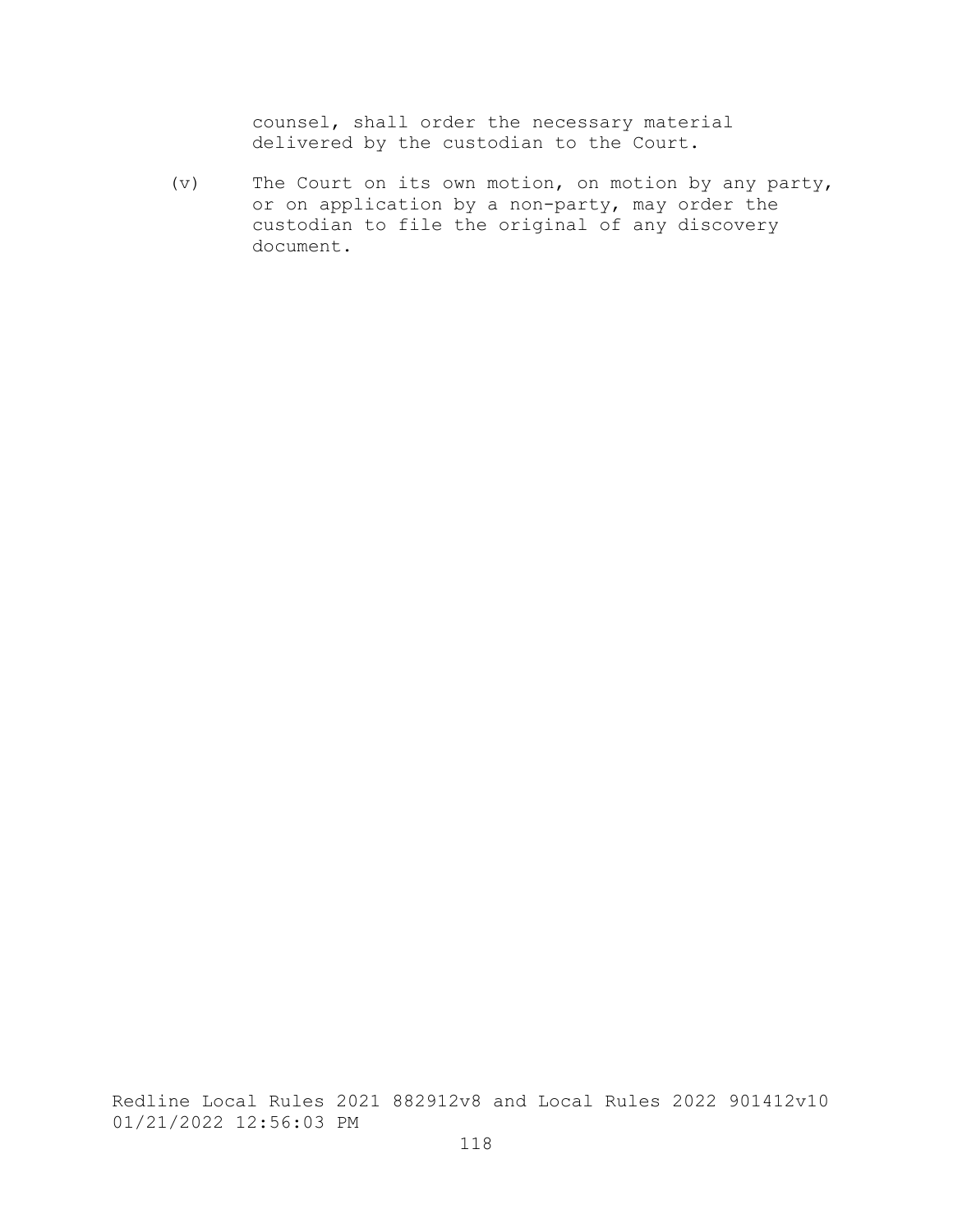counsel, shall order the necessary material delivered by the custodian to the Court.

(v) The Court on its own motion, on motion by any party, or on application by a non-party, may order the custodian to file the original of any discovery document.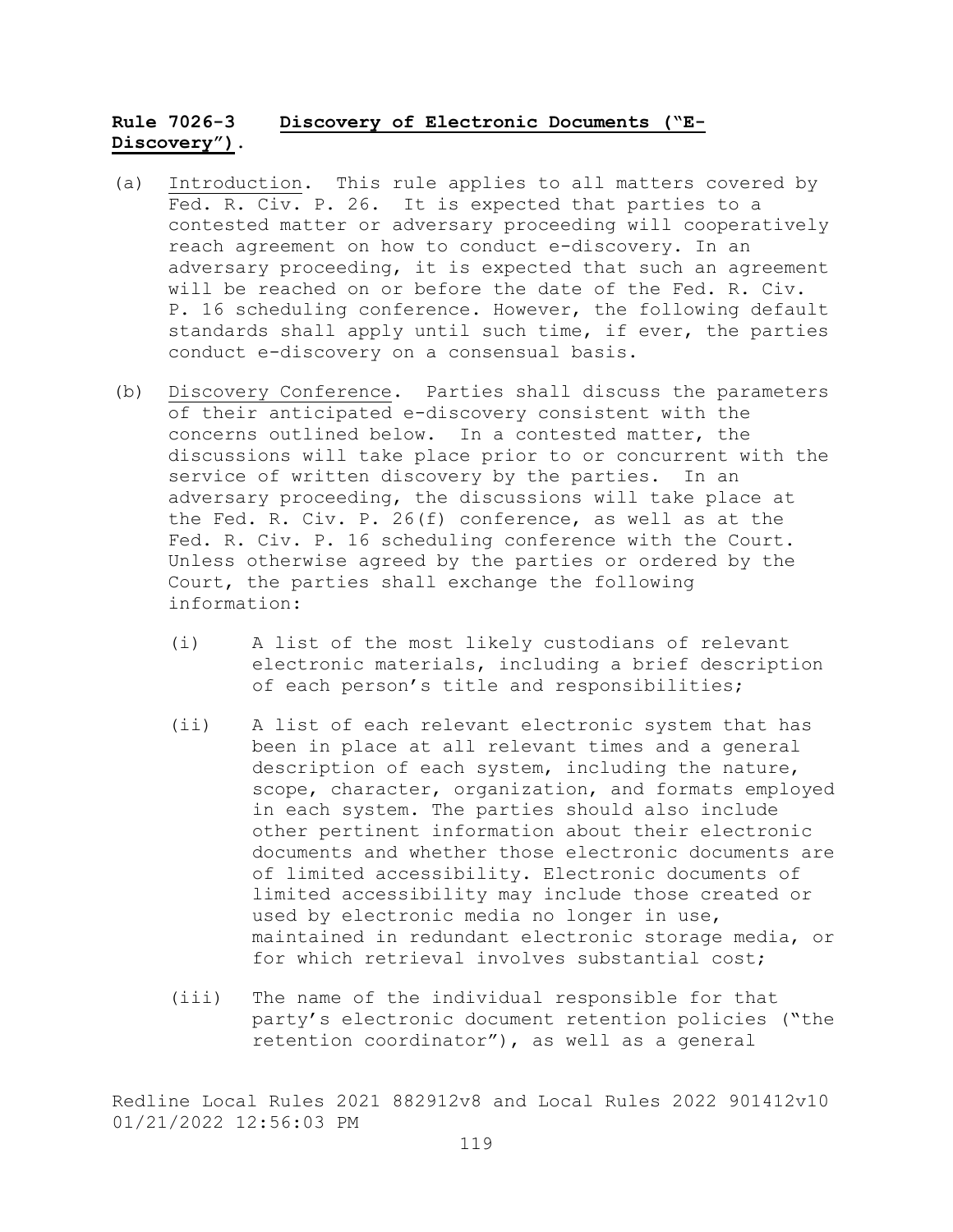**Rule 7026-3 Discovery of Electronic Documents ("E-Discovery").**

(a) Introduction. This rule applies to all matters covered by Fed. R. Civ. P. 26. It is expected that parties to a contested matter or adversary proceeding will cooperatively reach agreement on how to conduct e-discovery. In an adversary proceeding, it is expected that such an agreement will be reached on or before the date of the Fed. R. Civ. P. 16 scheduling conference. However, the following default standards shall apply until such time, if ever, the parties conduct e-discovery on a consensual basis.

(b) Discovery Conference. Parties shall discuss the parameters of their anticipated e-discovery consistent with the concerns outlined below. In a contested matter, the discussions will take place prior to or concurrent with the service of written discovery by the parties. In an adversary proceeding, the discussions will take place at the Fed. R. Civ. P. 26(f) conference, as well as at the Fed. R. Civ. P. 16 scheduling conference with the Court. Unless otherwise agreed by the parties or ordered by the Court, the parties shall exchange the following information:

- (i) A list of the most likely custodians of relevant electronic materials, including a brief description of each person's title and responsibilities;

- (ii) A list of each relevant electronic system that has been in place at all relevant times and a general description of each system, including the nature, scope, character, organization, and formats employed in each system. The parties should also include other pertinent information about their electronic documents and whether those electronic documents are of limited accessibility. Electronic documents of limited accessibility may include those created or used by electronic media no longer in use, maintained in redundant electronic storage media, or for which retrieval involves substantial cost;

- (iii) The name of the individual responsible for that party's electronic document retention policies ("the retention coordinator"), as well as a general

Redline Local Rules 2021 882912v8 and Local Rules 2022 901412v10
01/21/2022 12:56:03 PM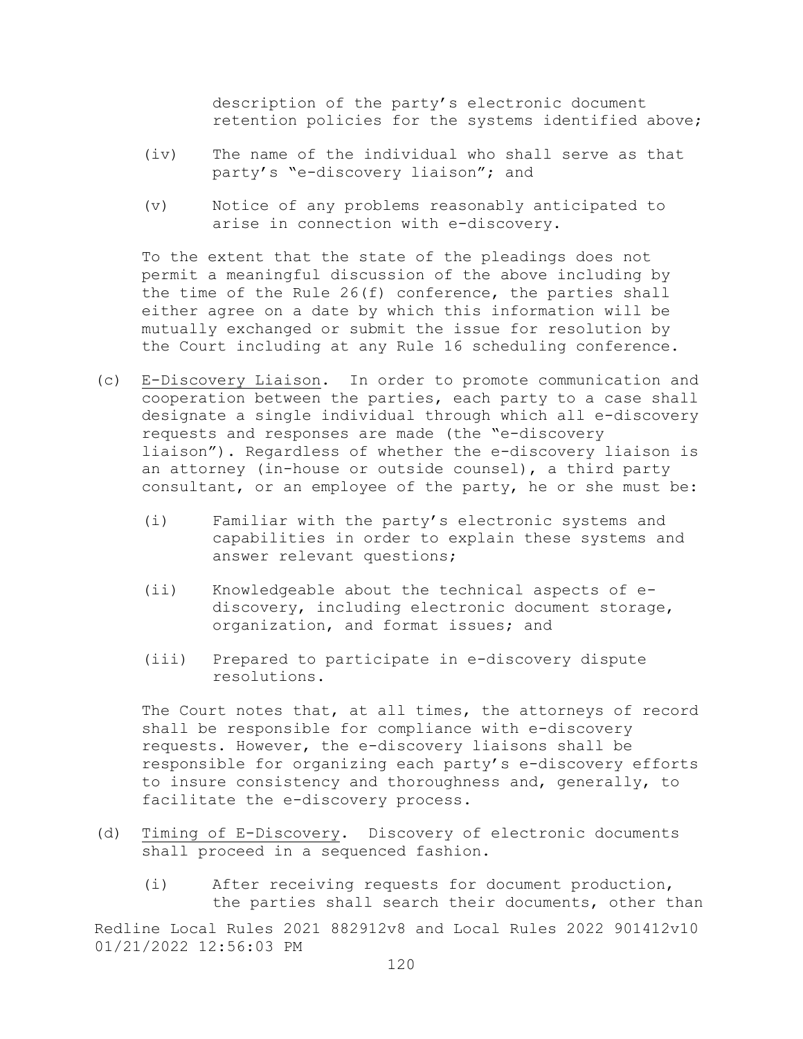description of the party's electronic document retention policies for the systems identified above;

(iv) The name of the individual who shall serve as that party's "e-discovery liaison"; and

(v) Notice of any problems reasonably anticipated to arise in connection with e-discovery.

To the extent that the state of the pleadings does not permit a meaningful discussion of the above including by the time of the Rule 26(f) conference, the parties shall either agree on a date by which this information will be mutually exchanged or submit the issue for resolution by the Court including at any Rule 16 scheduling conference.

(c) E-Discovery Liaison. In order to promote communication and cooperation between the parties, each party to a case shall designate a single individual through which all e-discovery requests and responses are made (the "e-discovery liaison"). Regardless of whether the e-discovery liaison is an attorney (in-house or outside counsel), a third party consultant, or an employee of the party, he or she must be:

(i) Familiar with the party's electronic systems and capabilities in order to explain these systems and answer relevant questions;

(ii) Knowledgeable about the technical aspects of e-discovery, including electronic document storage, organization, and format issues; and

(iii) Prepared to participate in e-discovery dispute resolutions.

The Court notes that, at all times, the attorneys of record shall be responsible for compliance with e-discovery requests. However, the e-discovery liaisons shall be responsible for organizing each party's e-discovery efforts to insure consistency and thoroughness and, generally, to facilitate the e-discovery process.

(d) Timing of E-Discovery. Discovery of electronic documents shall proceed in a sequenced fashion.

(i) After receiving requests for document production, the parties shall search their documents, other than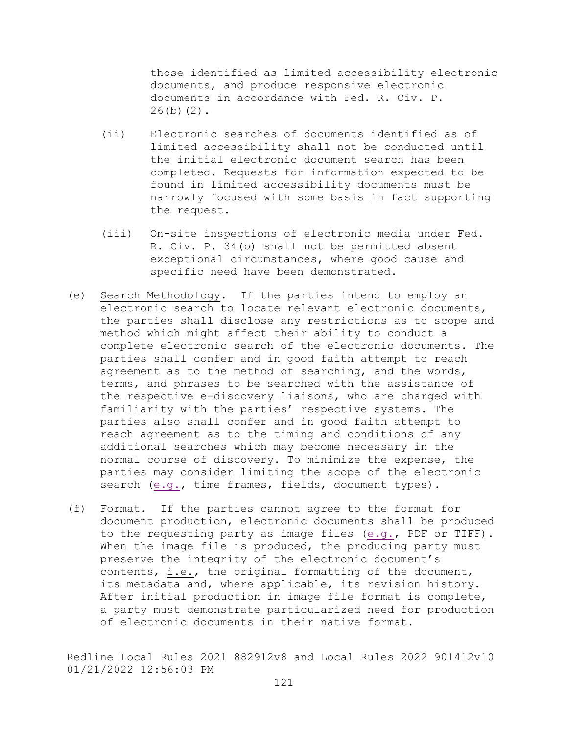those identified as limited accessibility electronic documents, and produce responsive electronic documents in accordance with Fed. R. Civ. P. 26(b)(2).

(ii) Electronic searches of documents identified as of limited accessibility shall not be conducted until the initial electronic document search has been completed. Requests for information expected to be found in limited accessibility documents must be narrowly focused with some basis in fact supporting the request.

(iii) On-site inspections of electronic media under Fed. R. Civ. P. 34(b) shall not be permitted absent exceptional circumstances, where good cause and specific need have been demonstrated.

(e) Search Methodology. If the parties intend to employ an electronic search to locate relevant electronic documents, the parties shall disclose any restrictions as to scope and method which might affect their ability to conduct a complete electronic search of the electronic documents. The parties shall confer and in good faith attempt to reach agreement as to the method of searching, and the words, terms, and phrases to be searched with the assistance of the respective e-discovery liaisons, who are charged with familiarity with the parties' respective systems. The parties also shall confer and in good faith attempt to reach agreement as to the timing and conditions of any additional searches which may become necessary in the normal course of discovery. To minimize the expense, the parties may consider limiting the scope of the electronic search (e.g., time frames, fields, document types).

(f) Format. If the parties cannot agree to the format for document production, electronic documents shall be produced to the requesting party as image files (e.g., PDF or TIFF). When the image file is produced, the producing party must preserve the integrity of the electronic document's contents, i.e., the original formatting of the document, its metadata and, where applicable, its revision history. After initial production in image file format is complete, a party must demonstrate particularized need for production of electronic documents in their native format.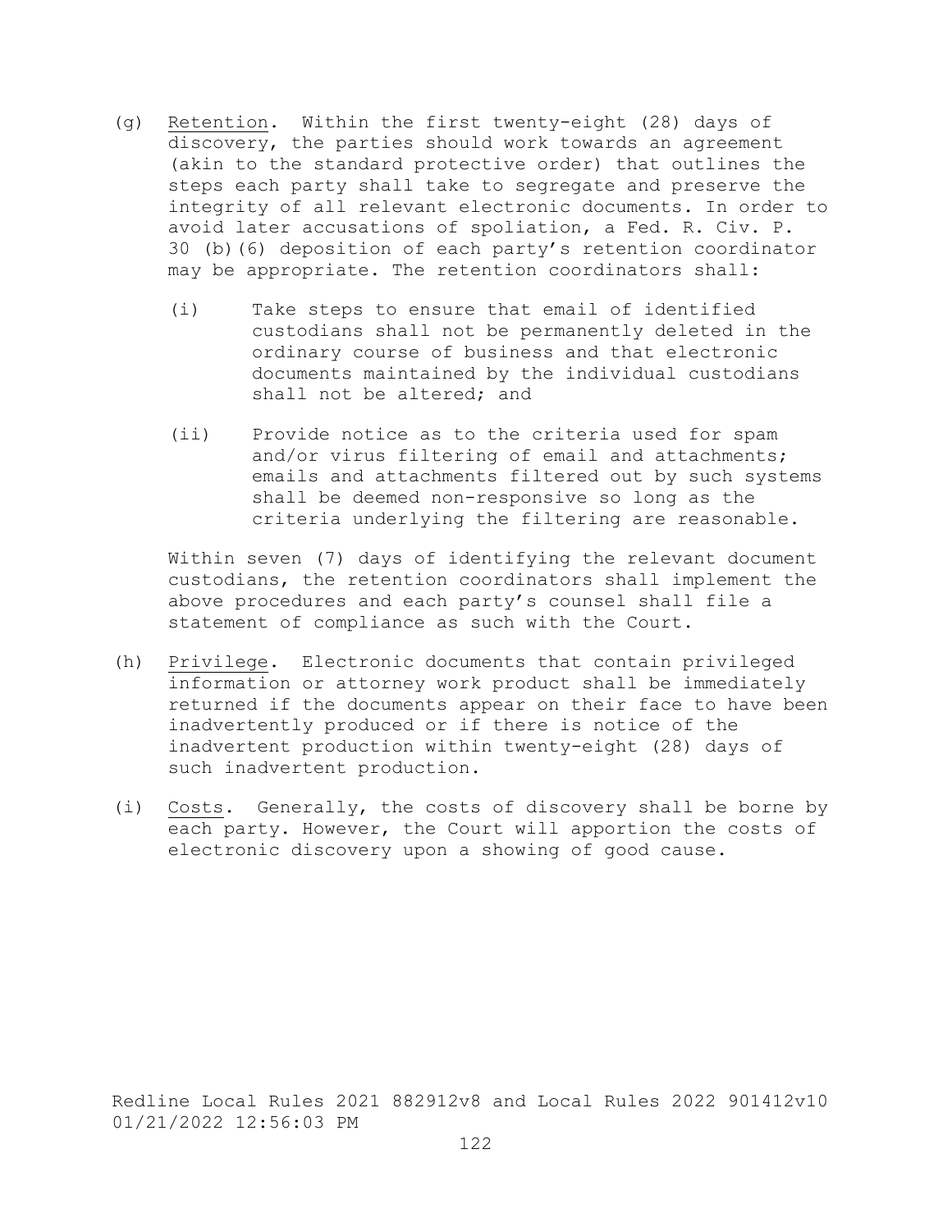(g) Retention. Within the first twenty-eight (28) days of discovery, the parties should work towards an agreement (akin to the standard protective order) that outlines the steps each party shall take to segregate and preserve the integrity of all relevant electronic documents. In order to avoid later accusations of spoliation, a Fed. R. Civ. P. 30 (b)(6) deposition of each party's retention coordinator may be appropriate. The retention coordinators shall:

   (i) Take steps to ensure that email of identified custodians shall not be permanently deleted in the ordinary course of business and that electronic documents maintained by the individual custodians shall not be altered; and

   (ii) Provide notice as to the criteria used for spam and/or virus filtering of email and attachments; emails and attachments filtered out by such systems shall be deemed non-responsive so long as the criteria underlying the filtering are reasonable.

   Within seven (7) days of identifying the relevant document custodians, the retention coordinators shall implement the above procedures and each party's counsel shall file a statement of compliance as such with the Court.

(h) Privilege. Electronic documents that contain privileged information or attorney work product shall be immediately returned if the documents appear on their face to have been inadvertently produced or if there is notice of the inadvertent production within twenty-eight (28) days of such inadvertent production.

(i) Costs. Generally, the costs of discovery shall be borne by each party. However, the Court will apportion the costs of electronic discovery upon a showing of good cause.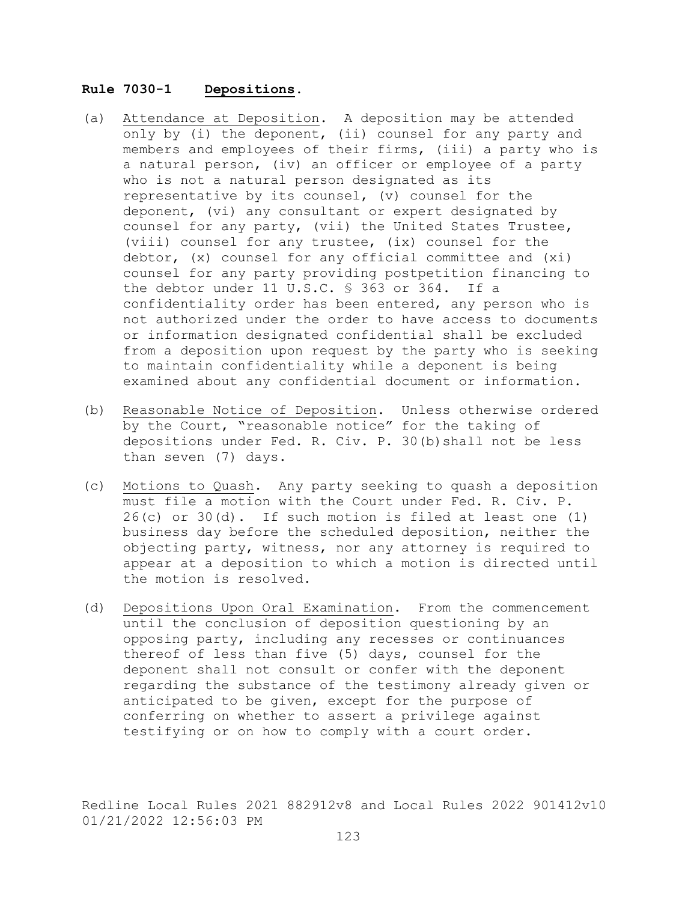**Rule 7030-1 Depositions.**

(a) Attendance at Deposition. A deposition may be attended only by (i) the deponent, (ii) counsel for any party and members and employees of their firms, (iii) a party who is a natural person, (iv) an officer or employee of a party who is not a natural person designated as its representative by its counsel, (v) counsel for the deponent, (vi) any consultant or expert designated by counsel for any party, (vii) the United States Trustee, (viii) counsel for any trustee, (ix) counsel for the debtor, (x) counsel for any official committee and (xi) counsel for any party providing postpetition financing to the debtor under 11 U.S.C. § 363 or 364. If a confidentiality order has been entered, any person who is not authorized under the order to have access to documents or information designated confidential shall be excluded from a deposition upon request by the party who is seeking to maintain confidentiality while a deponent is being examined about any confidential document or information.

(b) Reasonable Notice of Deposition. Unless otherwise ordered by the Court, "reasonable notice" for the taking of depositions under Fed. R. Civ. P. 30(b)shall not be less than seven (7) days.

(c) Motions to Quash. Any party seeking to quash a deposition must file a motion with the Court under Fed. R. Civ. P. 26(c) or 30(d). If such motion is filed at least one (1) business day before the scheduled deposition, neither the objecting party, witness, nor any attorney is required to appear at a deposition to which a motion is directed until the motion is resolved.

(d) Depositions Upon Oral Examination. From the commencement until the conclusion of deposition questioning by an opposing party, including any recesses or continuances thereof of less than five (5) days, counsel for the deponent shall not consult or confer with the deponent regarding the substance of the testimony already given or anticipated to be given, except for the purpose of conferring on whether to assert a privilege against testifying or on how to comply with a court order.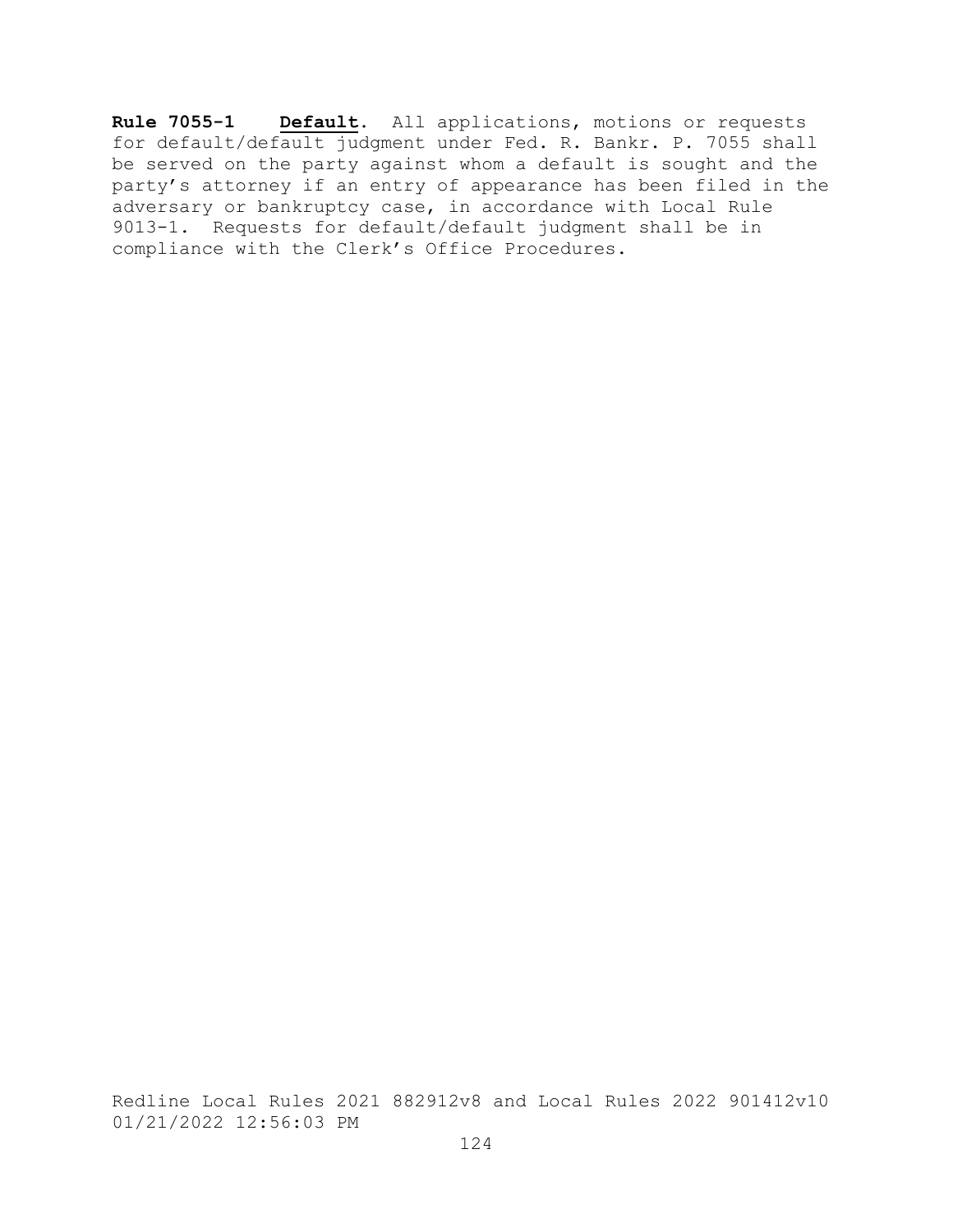**Rule 7055-1** **Default**. All applications, motions or requests for default/default judgment under Fed. R. Bankr. P. 7055 shall be served on the party against whom a default is sought and the party's attorney if an entry of appearance has been filed in the adversary or bankruptcy case, in accordance with Local Rule 9013-1. Requests for default/default judgment shall be in compliance with the Clerk's Office Procedures.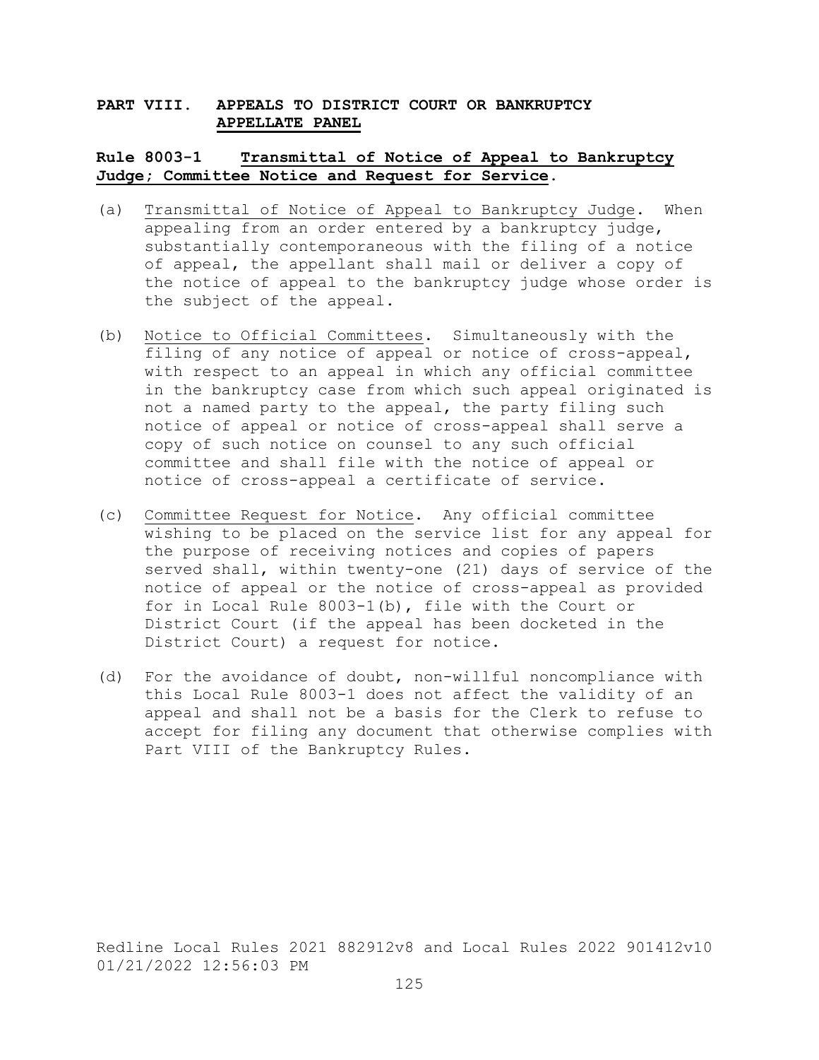## PART VIII. APPEALS TO DISTRICT COURT OR BANKRUPTCY APPELLATE PANEL

### Rule 8003-1 Transmittal of Notice of Appeal to Bankruptcy Judge; Committee Notice and Request for Service.

(a) Transmittal of Notice of Appeal to Bankruptcy Judge. When appealing from an order entered by a bankruptcy judge, substantially contemporaneous with the filing of a notice of appeal, the appellant shall mail or deliver a copy of the notice of appeal to the bankruptcy judge whose order is the subject of the appeal.

(b) Notice to Official Committees. Simultaneously with the filing of any notice of appeal or notice of cross-appeal, with respect to an appeal in which any official committee in the bankruptcy case from which such appeal originated is not a named party to the appeal, the party filing such notice of appeal or notice of cross-appeal shall serve a copy of such notice on counsel to any such official committee and shall file with the notice of appeal or notice of cross-appeal a certificate of service.

(c) Committee Request for Notice. Any official committee wishing to be placed on the service list for any appeal for the purpose of receiving notices and copies of papers served shall, within twenty-one (21) days of service of the notice of appeal or the notice of cross-appeal as provided for in Local Rule 8003-1(b), file with the Court or District Court (if the appeal has been docketed in the District Court) a request for notice.

(d) For the avoidance of doubt, non-willful noncompliance with this Local Rule 8003-1 does not affect the validity of an appeal and shall not be a basis for the Clerk to refuse to accept for filing any document that otherwise complies with Part VIII of the Bankruptcy Rules.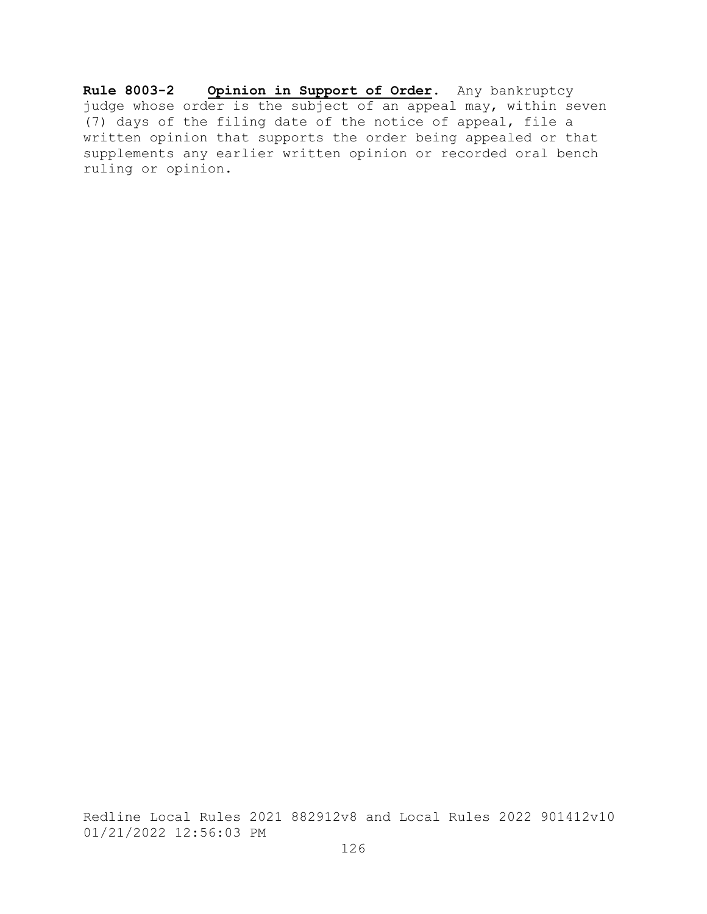**Rule 8003-2 Opinion in Support of Order.** Any bankruptcy judge whose order is the subject of an appeal may, within seven (7) days of the filing date of the notice of appeal, file a written opinion that supports the order being appealed or that supplements any earlier written opinion or recorded oral bench ruling or opinion.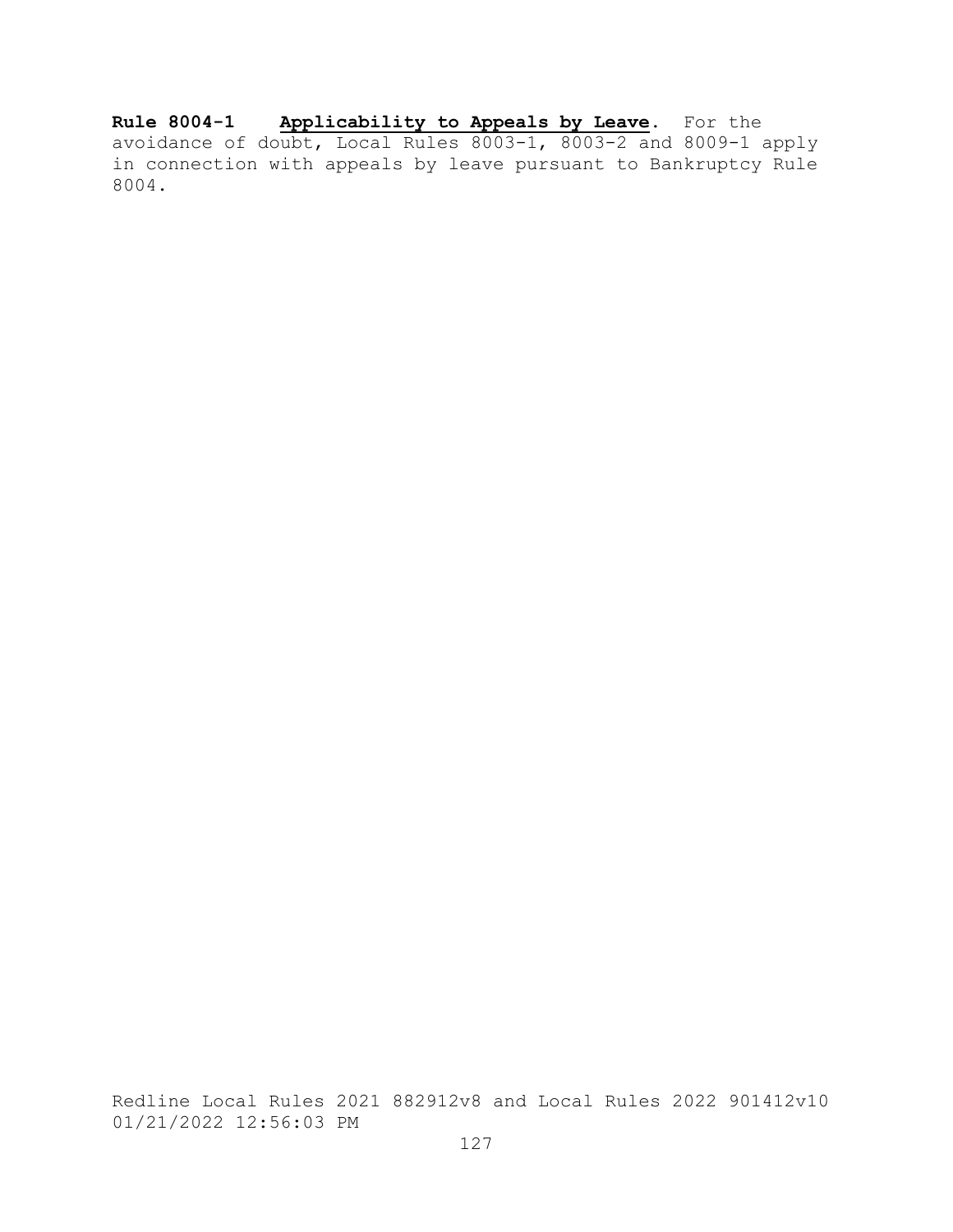**Rule 8004-1** **Applicability to Appeals by Leave**. For the avoidance of doubt, Local Rules 8003-1, 8003-2 and 8009-1 apply in connection with appeals by leave pursuant to Bankruptcy Rule 8004.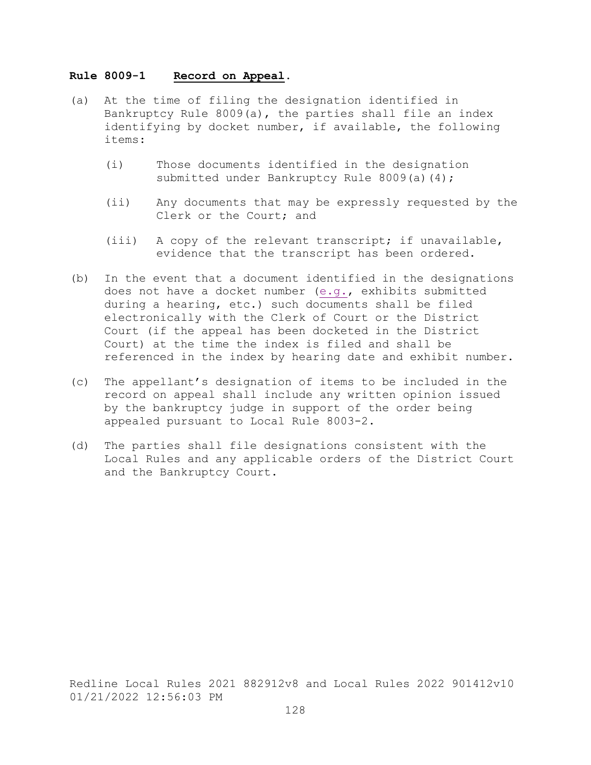**Rule 8009-1** **Record on Appeal.**

(a) At the time of filing the designation identified in Bankruptcy Rule 8009(a), the parties shall file an index identifying by docket number, if available, the following items:

 (i) Those documents identified in the designation submitted under Bankruptcy Rule 8009(a)(4);

 (ii) Any documents that may be expressly requested by the Clerk or the Court; and

 (iii) A copy of the relevant transcript; if unavailable, evidence that the transcript has been ordered.

(b) In the event that a document identified in the designations does not have a docket number (e.g., exhibits submitted during a hearing, etc.) such documents shall be filed electronically with the Clerk of Court or the District Court (if the appeal has been docketed in the District Court) at the time the index is filed and shall be referenced in the index by hearing date and exhibit number.

(c) The appellant's designation of items to be included in the record on appeal shall include any written opinion issued by the bankruptcy judge in support of the order being appealed pursuant to Local Rule 8003-2.

(d) The parties shall file designations consistent with the Local Rules and any applicable orders of the District Court and the Bankruptcy Court.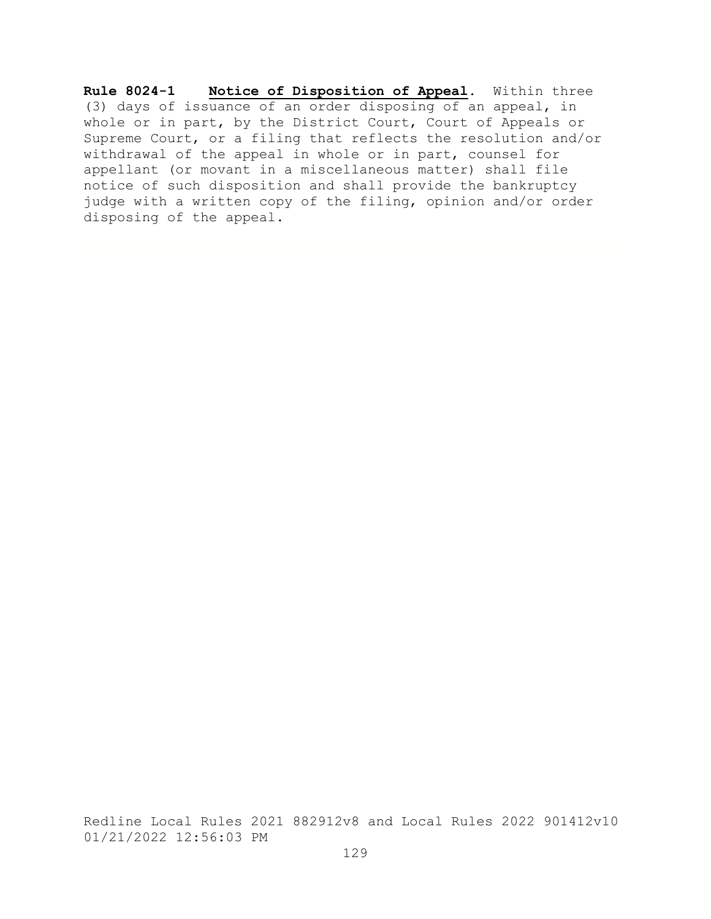**Rule 8024-1 Notice of Disposition of Appeal.** Within three (3) days of issuance of an order disposing of an appeal, in whole or in part, by the District Court, Court of Appeals or Supreme Court, or a filing that reflects the resolution and/or withdrawal of the appeal in whole or in part, counsel for appellant (or movant in a miscellaneous matter) shall file notice of such disposition and shall provide the bankruptcy judge with a written copy of the filing, opinion and/or order disposing of the appeal.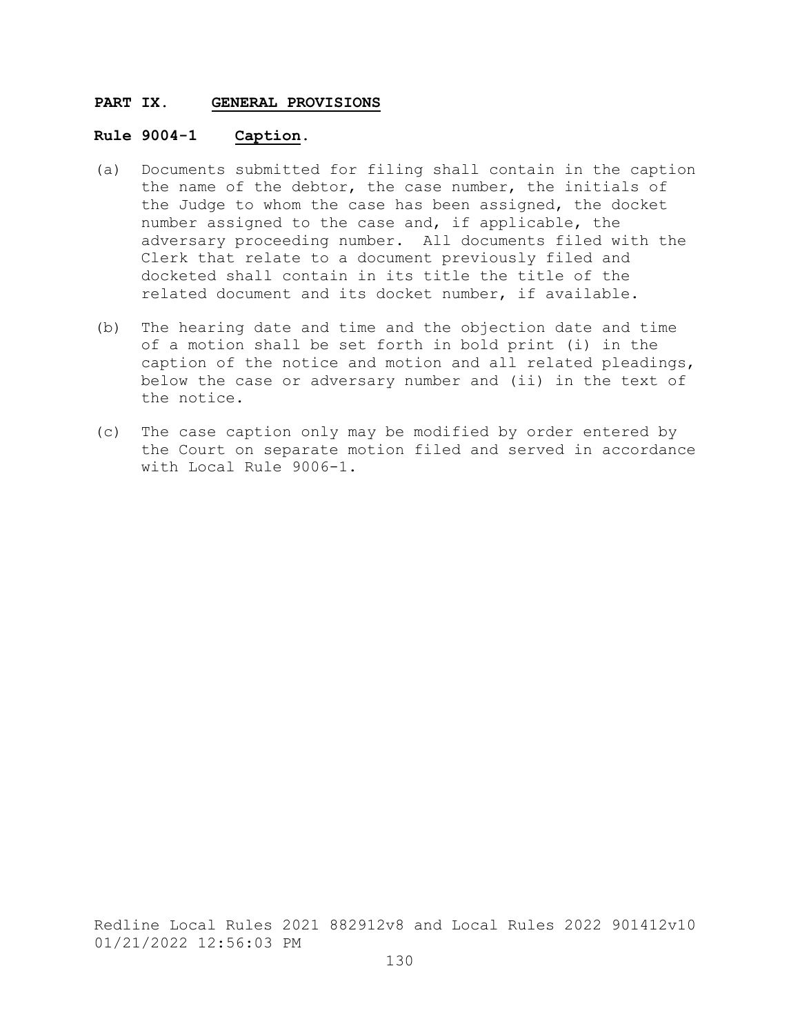## PART IX. GENERAL PROVISIONS

### Rule 9004-1 Caption.

(a) Documents submitted for filing shall contain in the caption the name of the debtor, the case number, the initials of the Judge to whom the case has been assigned, the docket number assigned to the case and, if applicable, the adversary proceeding number. All documents filed with the Clerk that relate to a document previously filed and docketed shall contain in its title the title of the related document and its docket number, if available.

(b) The hearing date and time and the objection date and time of a motion shall be set forth in bold print (i) in the caption of the notice and motion and all related pleadings, below the case or adversary number and (ii) in the text of the notice.

(c) The case caption only may be modified by order entered by the Court on separate motion filed and served in accordance with Local Rule 9006-1.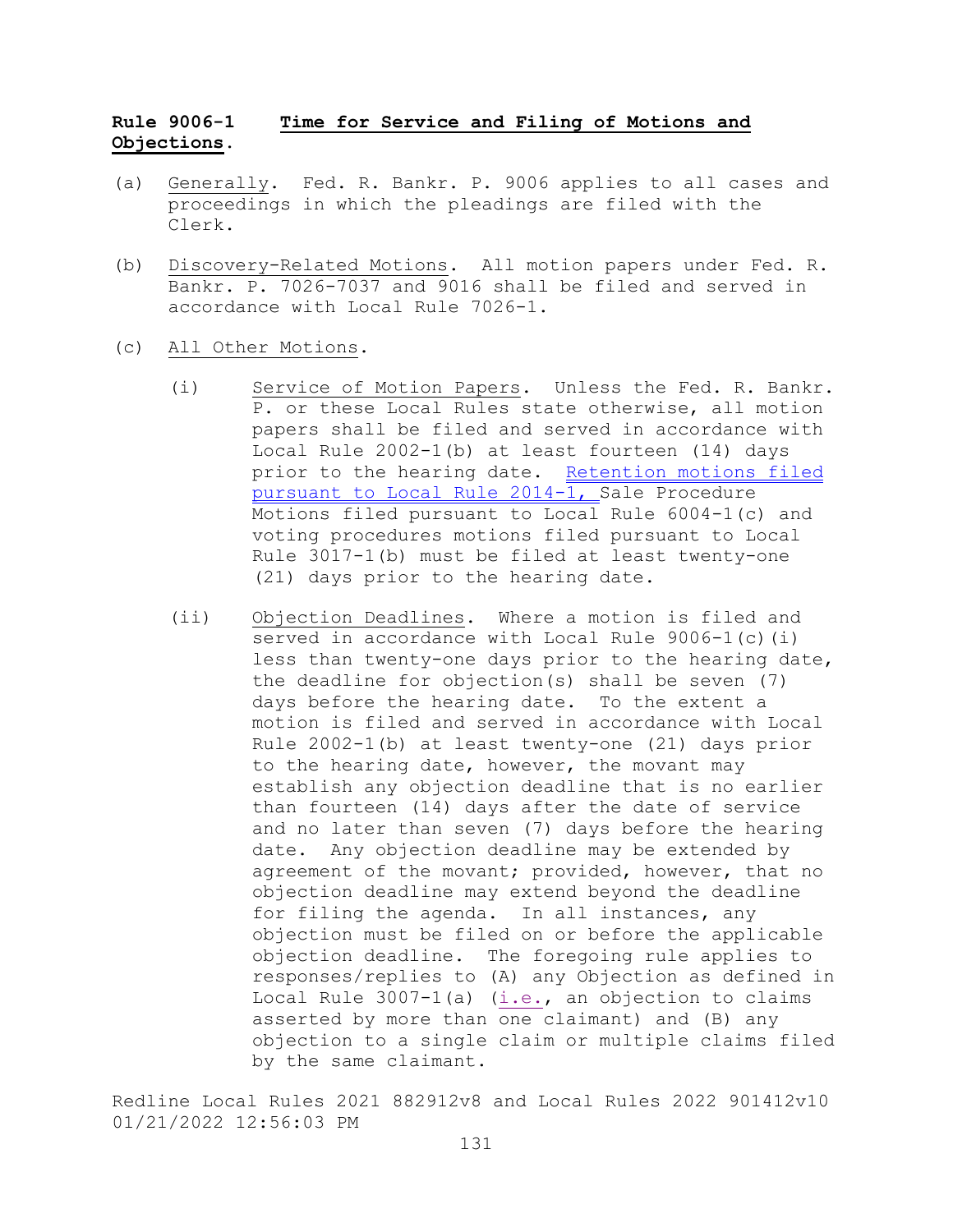**Rule 9006-1 Time for Service and Filing of Motions and Objections.**

(a) Generally. Fed. R. Bankr. P. 9006 applies to all cases and proceedings in which the pleadings are filed with the Clerk.

(b) Discovery-Related Motions. All motion papers under Fed. R. Bankr. P. 7026-7037 and 9016 shall be filed and served in accordance with Local Rule 7026-1.

(c) All Other Motions.

(i) Service of Motion Papers. Unless the Fed. R. Bankr. P. or these Local Rules state otherwise, all motion papers shall be filed and served in accordance with Local Rule 2002-1(b) at least fourteen (14) days prior to the hearing date. Retention motions filed pursuant to Local Rule 2014-1, Sale Procedure Motions filed pursuant to Local Rule 6004-1(c) and voting procedures motions filed pursuant to Local Rule 3017-1(b) must be filed at least twenty-one (21) days prior to the hearing date.

(ii) Objection Deadlines. Where a motion is filed and served in accordance with Local Rule 9006-1(c)(i) less than twenty-one days prior to the hearing date, the deadline for objection(s) shall be seven (7) days before the hearing date. To the extent a motion is filed and served in accordance with Local Rule 2002-1(b) at least twenty-one (21) days prior to the hearing date, however, the movant may establish any objection deadline that is no earlier than fourteen (14) days after the date of service and no later than seven (7) days before the hearing date. Any objection deadline may be extended by agreement of the movant; provided, however, that no objection deadline may extend beyond the deadline for filing the agenda. In all instances, any objection must be filed on or before the applicable objection deadline. The foregoing rule applies to responses/replies to (A) any Objection as defined in Local Rule 3007-1(a) (i.e., an objection to claims asserted by more than one claimant) and (B) any objection to a single claim or multiple claims filed by the same claimant.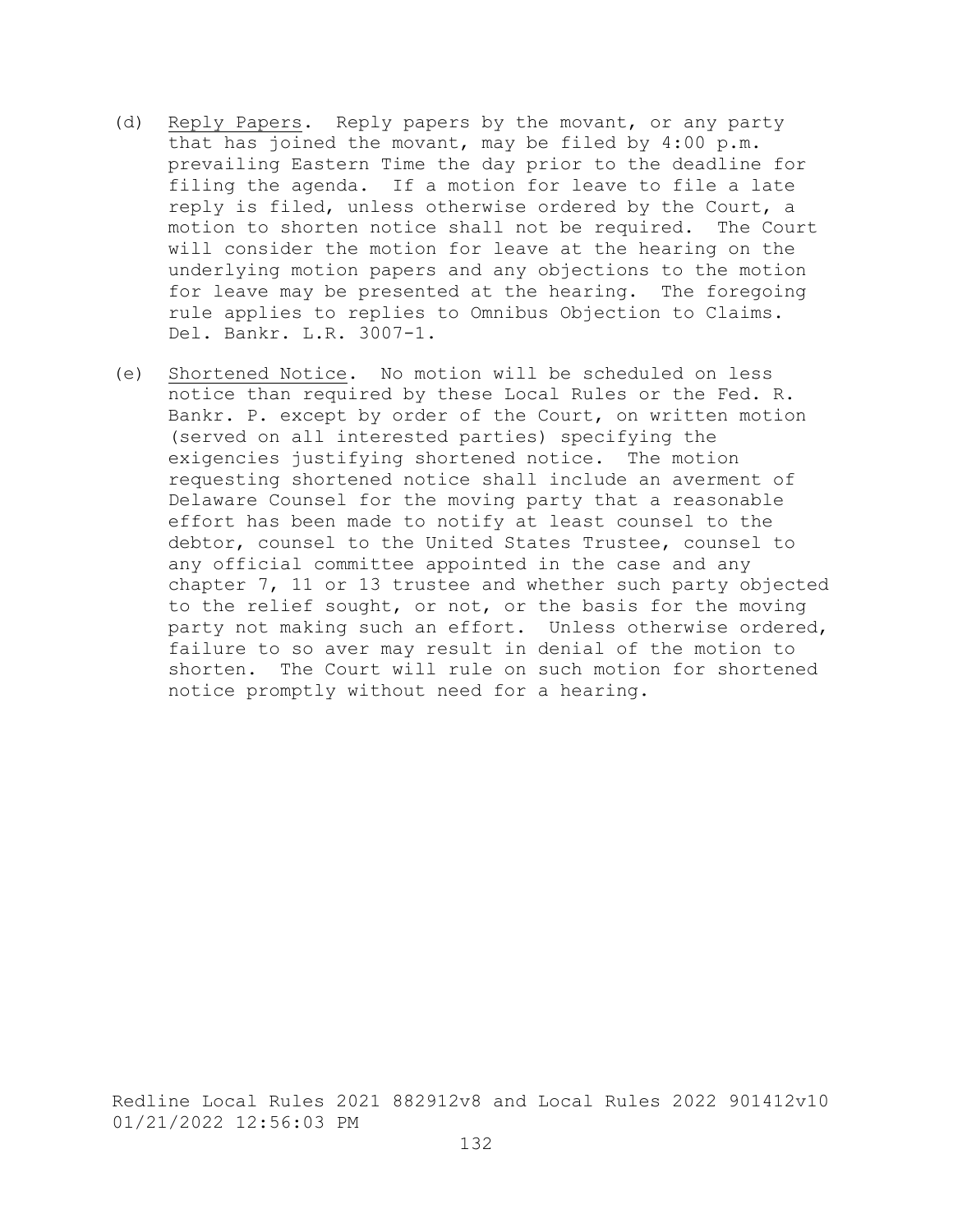(d) Reply Papers. Reply papers by the movant, or any party that has joined the movant, may be filed by 4:00 p.m. prevailing Eastern Time the day prior to the deadline for filing the agenda. If a motion for leave to file a late reply is filed, unless otherwise ordered by the Court, a motion to shorten notice shall not be required. The Court will consider the motion for leave at the hearing on the underlying motion papers and any objections to the motion for leave may be presented at the hearing. The foregoing rule applies to replies to Omnibus Objection to Claims. Del. Bankr. L.R. 3007-1.

(e) Shortened Notice. No motion will be scheduled on less notice than required by these Local Rules or the Fed. R. Bankr. P. except by order of the Court, on written motion (served on all interested parties) specifying the exigencies justifying shortened notice. The motion requesting shortened notice shall include an averment of Delaware Counsel for the moving party that a reasonable effort has been made to notify at least counsel to the debtor, counsel to the United States Trustee, counsel to any official committee appointed in the case and any chapter 7, 11 or 13 trustee and whether such party objected to the relief sought, or not, or the basis for the moving party not making such an effort. Unless otherwise ordered, failure to so aver may result in denial of the motion to shorten. The Court will rule on such motion for shortened notice promptly without need for a hearing.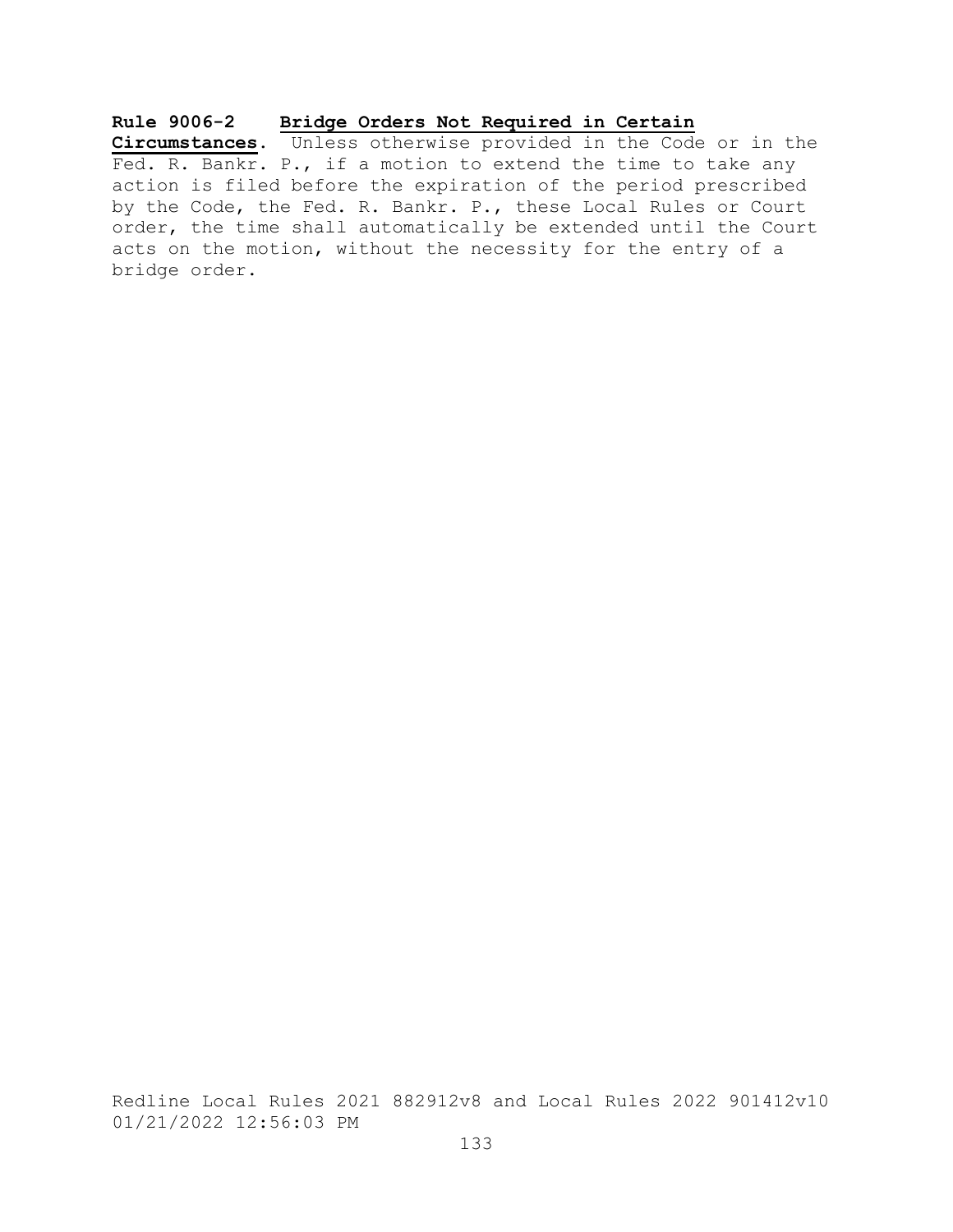**Rule 9006-2 Bridge Orders Not Required in Certain Circumstances.** Unless otherwise provided in the Code or in the Fed. R. Bankr. P., if a motion to extend the time to take any action is filed before the expiration of the period prescribed by the Code, the Fed. R. Bankr. P., these Local Rules or Court order, the time shall automatically be extended until the Court acts on the motion, without the necessity for the entry of a bridge order.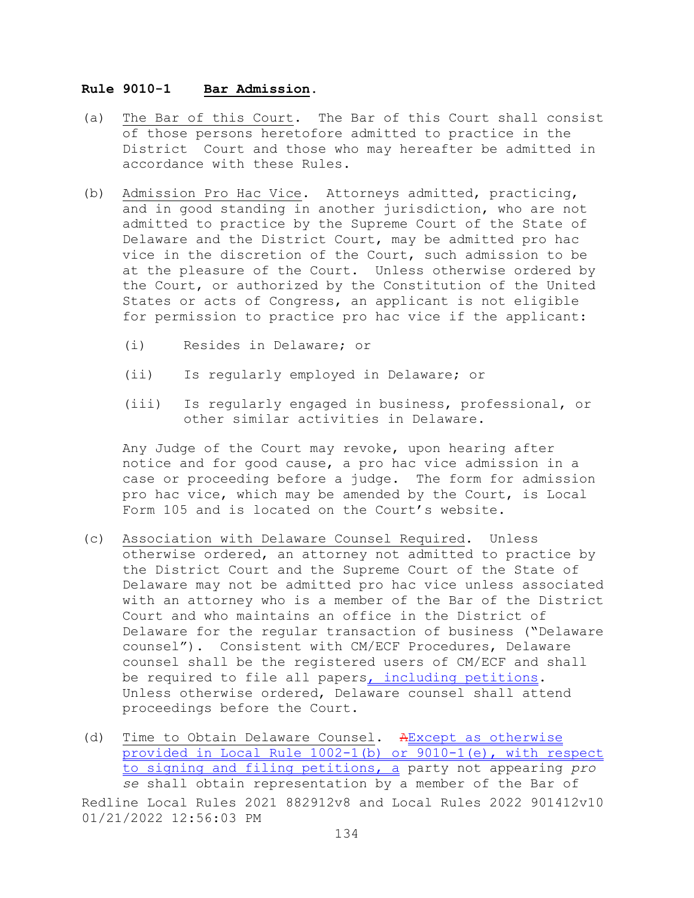**Rule 9010-1 Bar Admission.**

(a) The Bar of this Court. The Bar of this Court shall consist of those persons heretofore admitted to practice in the District Court and those who may hereafter be admitted in accordance with these Rules.

(b) Admission Pro Hac Vice. Attorneys admitted, practicing, and in good standing in another jurisdiction, who are not admitted to practice by the Supreme Court of the State of Delaware and the District Court, may be admitted pro hac vice in the discretion of the Court, such admission to be at the pleasure of the Court. Unless otherwise ordered by the Court, or authorized by the Constitution of the United States or acts of Congress, an applicant is not eligible for permission to practice pro hac vice if the applicant:

(i) Resides in Delaware; or

(ii) Is regularly employed in Delaware; or

(iii) Is regularly engaged in business, professional, or other similar activities in Delaware.

Any Judge of the Court may revoke, upon hearing after notice and for good cause, a pro hac vice admission in a case or proceeding before a judge. The form for admission pro hac vice, which may be amended by the Court, is Local Form 105 and is located on the Court's website.

(c) Association with Delaware Counsel Required. Unless otherwise ordered, an attorney not admitted to practice by the District Court and the Supreme Court of the State of Delaware may not be admitted pro hac vice unless associated with an attorney who is a member of the Bar of the District Court and who maintains an office in the District of Delaware for the regular transaction of business ("Delaware counsel"). Consistent with CM/ECF Procedures, Delaware counsel shall be the registered users of CM/ECF and shall be required to file all papers, including petitions. Unless otherwise ordered, Delaware counsel shall attend proceedings before the Court.

(d) Time to Obtain Delaware Counsel. ~~A~~Except as otherwise provided in Local Rule 1002-1(b) or 9010-1(e), with respect to signing and filing petitions, a party not appearing *pro se* shall obtain representation by a member of the Bar of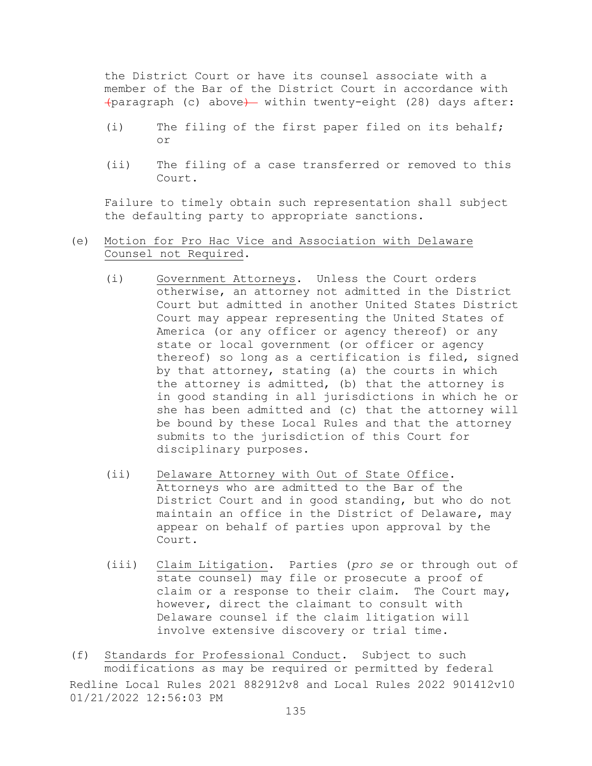the District Court or have its counsel associate with a member of the Bar of the District Court in accordance with (paragraph (c) above) within twenty-eight (28) days after:

(i) The filing of the first paper filed on its behalf; or

(ii) The filing of a case transferred or removed to this Court.

Failure to timely obtain such representation shall subject the defaulting party to appropriate sanctions.

(e) Motion for Pro Hac Vice and Association with Delaware Counsel not Required.

(i) Government Attorneys. Unless the Court orders otherwise, an attorney not admitted in the District Court but admitted in another United States District Court may appear representing the United States of America (or any officer or agency thereof) or any state or local government (or officer or agency thereof) so long as a certification is filed, signed by that attorney, stating (a) the courts in which the attorney is admitted, (b) that the attorney is in good standing in all jurisdictions in which he or she has been admitted and (c) that the attorney will be bound by these Local Rules and that the attorney submits to the jurisdiction of this Court for disciplinary purposes.

(ii) Delaware Attorney with Out of State Office. Attorneys who are admitted to the Bar of the District Court and in good standing, but who do not maintain an office in the District of Delaware, may appear on behalf of parties upon approval by the Court.

(iii) Claim Litigation. Parties (*pro se* or through out of state counsel) may file or prosecute a proof of claim or a response to their claim. The Court may, however, direct the claimant to consult with Delaware counsel if the claim litigation will involve extensive discovery or trial time.

(f) Standards for Professional Conduct. Subject to such modifications as may be required or permitted by federal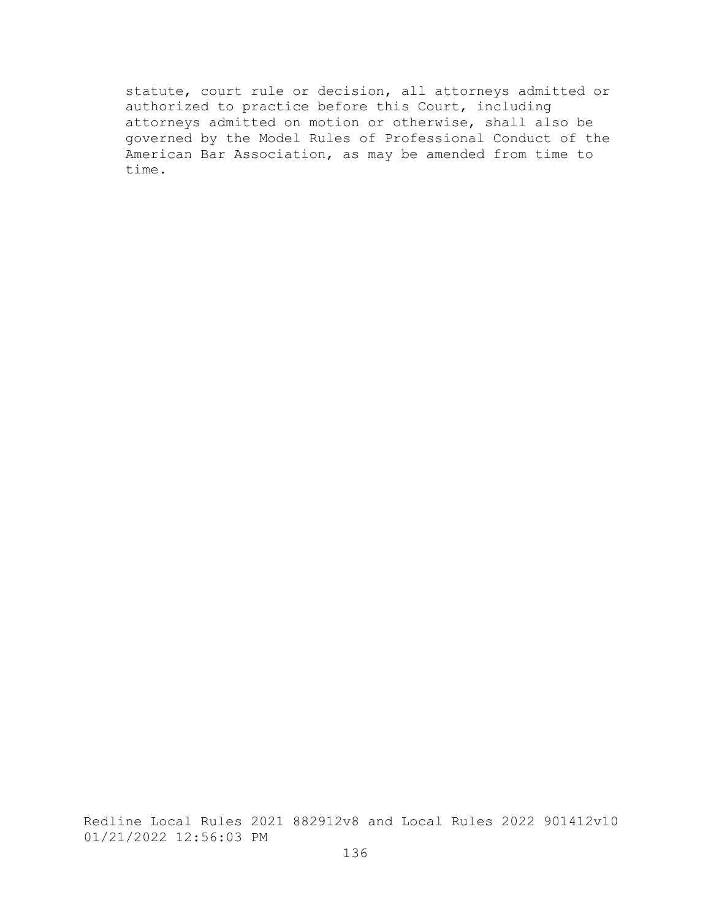statute, court rule or decision, all attorneys admitted or authorized to practice before this Court, including attorneys admitted on motion or otherwise, shall also be governed by the Model Rules of Professional Conduct of the American Bar Association, as may be amended from time to time.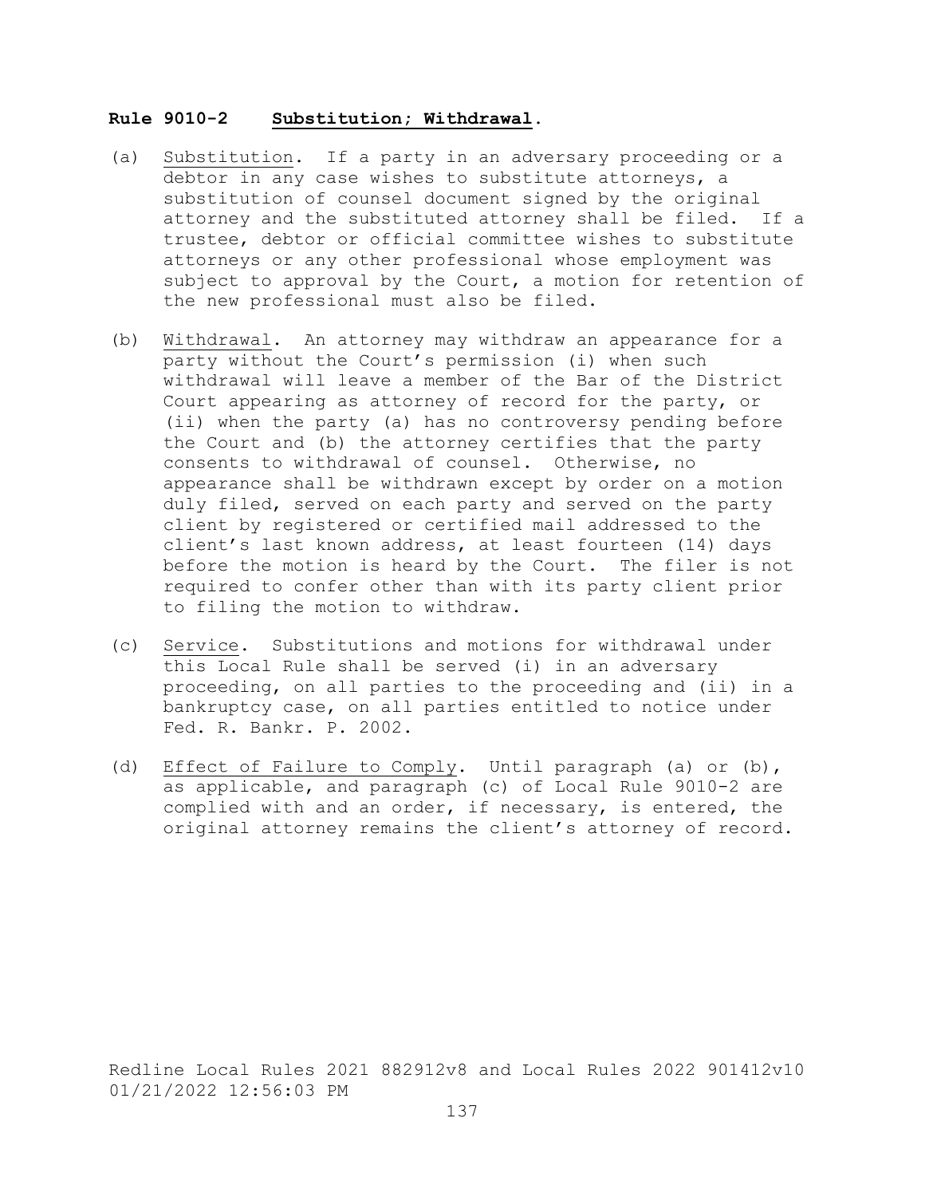**Rule 9010-2 Substitution; Withdrawal.**

(a) Substitution. If a party in an adversary proceeding or a debtor in any case wishes to substitute attorneys, a substitution of counsel document signed by the original attorney and the substituted attorney shall be filed. If a trustee, debtor or official committee wishes to substitute attorneys or any other professional whose employment was subject to approval by the Court, a motion for retention of the new professional must also be filed.

(b) Withdrawal. An attorney may withdraw an appearance for a party without the Court's permission (i) when such withdrawal will leave a member of the Bar of the District Court appearing as attorney of record for the party, or (ii) when the party (a) has no controversy pending before the Court and (b) the attorney certifies that the party consents to withdrawal of counsel. Otherwise, no appearance shall be withdrawn except by order on a motion duly filed, served on each party and served on the party client by registered or certified mail addressed to the client's last known address, at least fourteen (14) days before the motion is heard by the Court. The filer is not required to confer other than with its party client prior to filing the motion to withdraw.

(c) Service. Substitutions and motions for withdrawal under this Local Rule shall be served (i) in an adversary proceeding, on all parties to the proceeding and (ii) in a bankruptcy case, on all parties entitled to notice under Fed. R. Bankr. P. 2002.

(d) Effect of Failure to Comply. Until paragraph (a) or (b), as applicable, and paragraph (c) of Local Rule 9010-2 are complied with and an order, if necessary, is entered, the original attorney remains the client's attorney of record.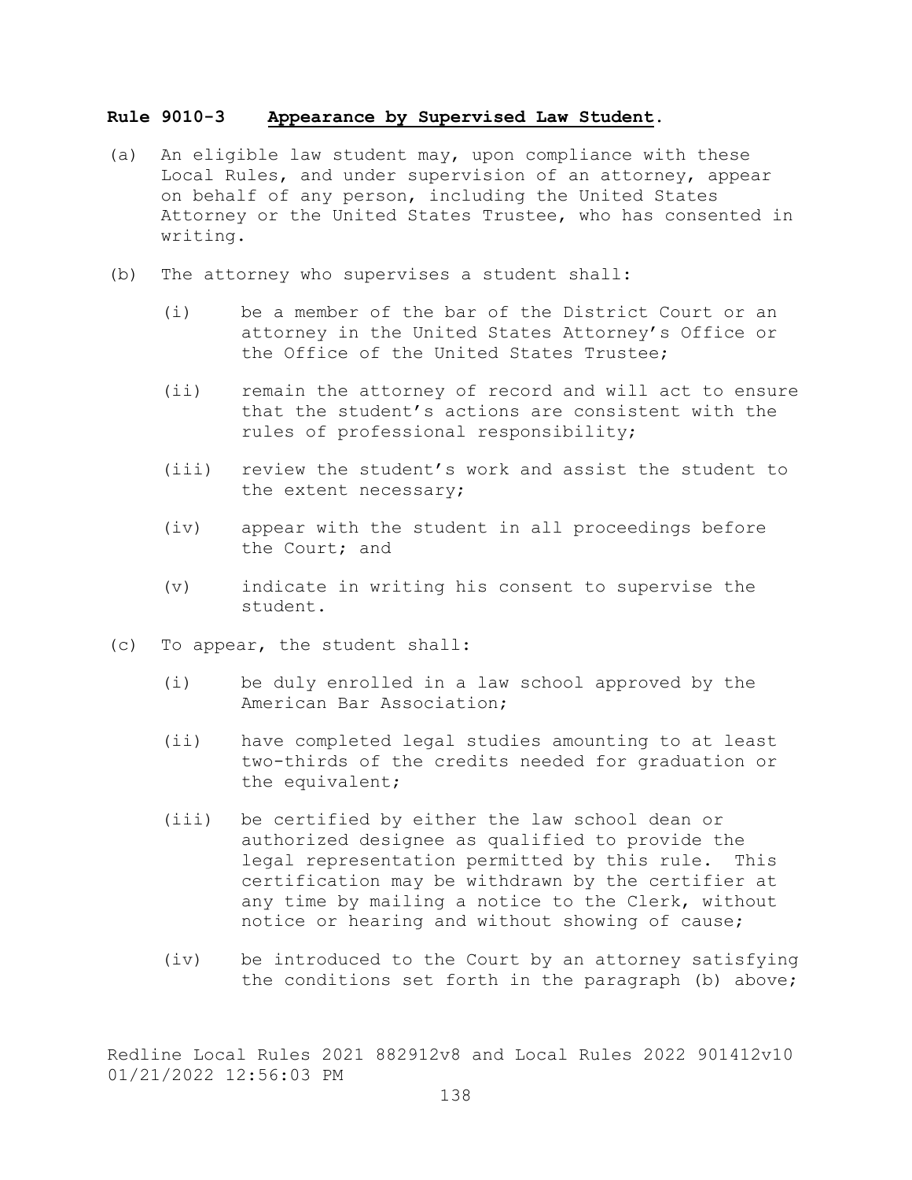**Rule 9010-3 Appearance by Supervised Law Student.**

(a) An eligible law student may, upon compliance with these Local Rules, and under supervision of an attorney, appear on behalf of any person, including the United States Attorney or the United States Trustee, who has consented in writing.

(b) The attorney who supervises a student shall:

  (i) be a member of the bar of the District Court or an attorney in the United States Attorney's Office or the Office of the United States Trustee;

  (ii) remain the attorney of record and will act to ensure that the student's actions are consistent with the rules of professional responsibility;

  (iii) review the student's work and assist the student to the extent necessary;

  (iv) appear with the student in all proceedings before the Court; and

  (v) indicate in writing his consent to supervise the student.

(c) To appear, the student shall:

  (i) be duly enrolled in a law school approved by the American Bar Association;

  (ii) have completed legal studies amounting to at least two-thirds of the credits needed for graduation or the equivalent;

  (iii) be certified by either the law school dean or authorized designee as qualified to provide the legal representation permitted by this rule. This certification may be withdrawn by the certifier at any time by mailing a notice to the Clerk, without notice or hearing and without showing of cause;

  (iv) be introduced to the Court by an attorney satisfying the conditions set forth in the paragraph (b) above;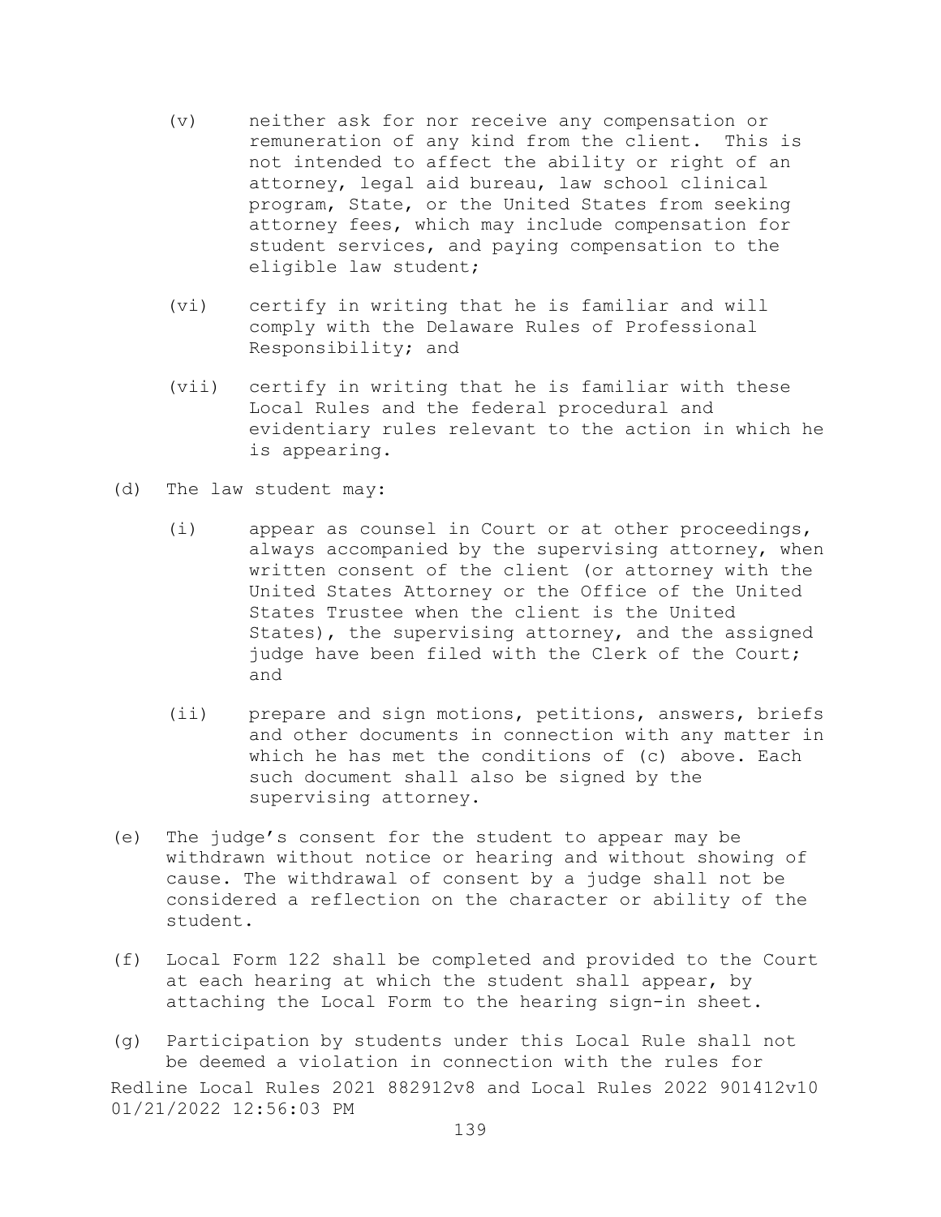(v) neither ask for nor receive any compensation or remuneration of any kind from the client. This is not intended to affect the ability or right of an attorney, legal aid bureau, law school clinical program, State, or the United States from seeking attorney fees, which may include compensation for student services, and paying compensation to the eligible law student;

(vi) certify in writing that he is familiar and will comply with the Delaware Rules of Professional Responsibility; and

(vii) certify in writing that he is familiar with these Local Rules and the federal procedural and evidentiary rules relevant to the action in which he is appearing.

(d) The law student may:

(i) appear as counsel in Court or at other proceedings, always accompanied by the supervising attorney, when written consent of the client (or attorney with the United States Attorney or the Office of the United States Trustee when the client is the United States), the supervising attorney, and the assigned judge have been filed with the Clerk of the Court; and

(ii) prepare and sign motions, petitions, answers, briefs and other documents in connection with any matter in which he has met the conditions of (c) above. Each such document shall also be signed by the supervising attorney.

(e) The judge's consent for the student to appear may be withdrawn without notice or hearing and without showing of cause. The withdrawal of consent by a judge shall not be considered a reflection on the character or ability of the student.

(f) Local Form 122 shall be completed and provided to the Court at each hearing at which the student shall appear, by attaching the Local Form to the hearing sign-in sheet.

(g) Participation by students under this Local Rule shall not be deemed a violation in connection with the rules for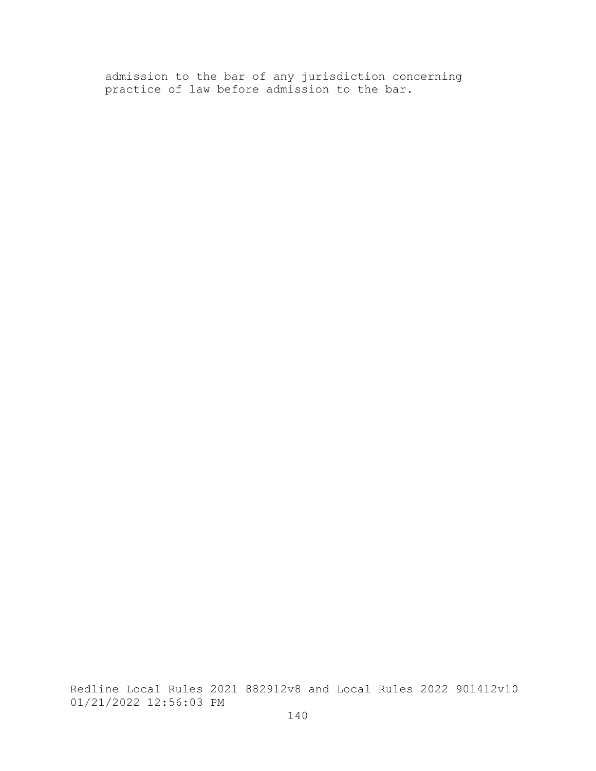admission to the bar of any jurisdiction concerning practice of law before admission to the bar.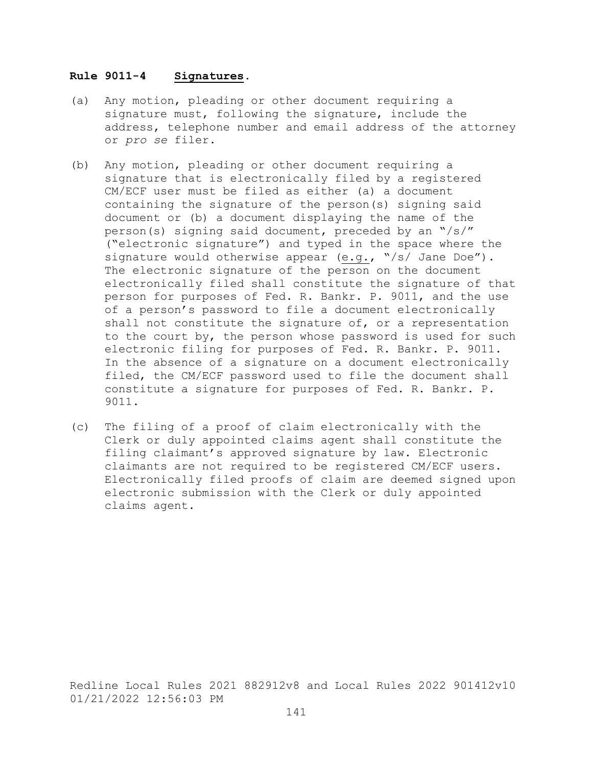**Rule 9011-4 Signatures.**

(a) Any motion, pleading or other document requiring a signature must, following the signature, include the address, telephone number and email address of the attorney or *pro se* filer.

(b) Any motion, pleading or other document requiring a signature that is electronically filed by a registered CM/ECF user must be filed as either (a) a document containing the signature of the person(s) signing said document or (b) a document displaying the name of the person(s) signing said document, preceded by an "/s/" ("electronic signature") and typed in the space where the signature would otherwise appear (e.g., "/s/ Jane Doe"). The electronic signature of the person on the document electronically filed shall constitute the signature of that person for purposes of Fed. R. Bankr. P. 9011, and the use of a person's password to file a document electronically shall not constitute the signature of, or a representation to the court by, the person whose password is used for such electronic filing for purposes of Fed. R. Bankr. P. 9011. In the absence of a signature on a document electronically filed, the CM/ECF password used to file the document shall constitute a signature for purposes of Fed. R. Bankr. P. 9011.

(c) The filing of a proof of claim electronically with the Clerk or duly appointed claims agent shall constitute the filing claimant's approved signature by law. Electronic claimants are not required to be registered CM/ECF users. Electronically filed proofs of claim are deemed signed upon electronic submission with the Clerk or duly appointed claims agent.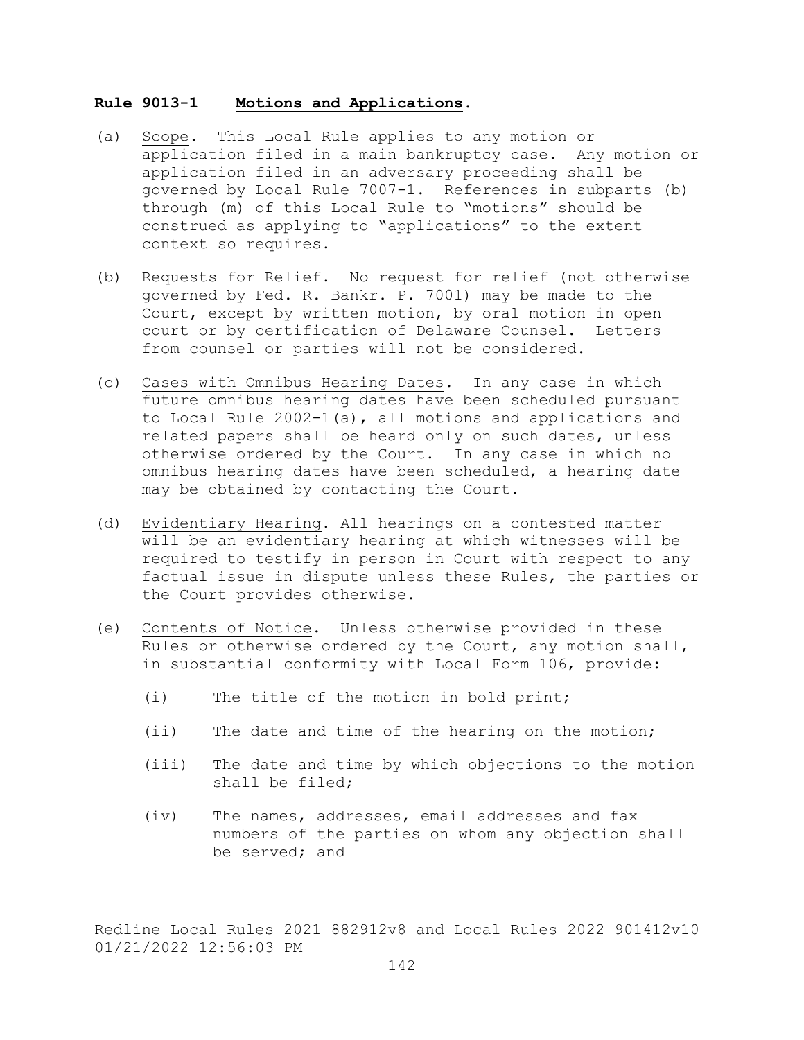## **Rule 9013-1 Motions and Applications.**

(a) Scope. This Local Rule applies to any motion or application filed in a main bankruptcy case. Any motion or application filed in an adversary proceeding shall be governed by Local Rule 7007-1. References in subparts (b) through (m) of this Local Rule to "motions" should be construed as applying to "applications" to the extent context so requires.

(b) Requests for Relief. No request for relief (not otherwise governed by Fed. R. Bankr. P. 7001) may be made to the Court, except by written motion, by oral motion in open court or by certification of Delaware Counsel. Letters from counsel or parties will not be considered.

(c) Cases with Omnibus Hearing Dates. In any case in which future omnibus hearing dates have been scheduled pursuant to Local Rule 2002-1(a), all motions and applications and related papers shall be heard only on such dates, unless otherwise ordered by the Court. In any case in which no omnibus hearing dates have been scheduled, a hearing date may be obtained by contacting the Court.

(d) Evidentiary Hearing. All hearings on a contested matter will be an evidentiary hearing at which witnesses will be required to testify in person in Court with respect to any factual issue in dispute unless these Rules, the parties or the Court provides otherwise.

(e) Contents of Notice. Unless otherwise provided in these Rules or otherwise ordered by the Court, any motion shall, in substantial conformity with Local Form 106, provide:

  (i) The title of the motion in bold print;

  (ii) The date and time of the hearing on the motion;

  (iii) The date and time by which objections to the motion shall be filed;

  (iv) The names, addresses, email addresses and fax numbers of the parties on whom any objection shall be served; and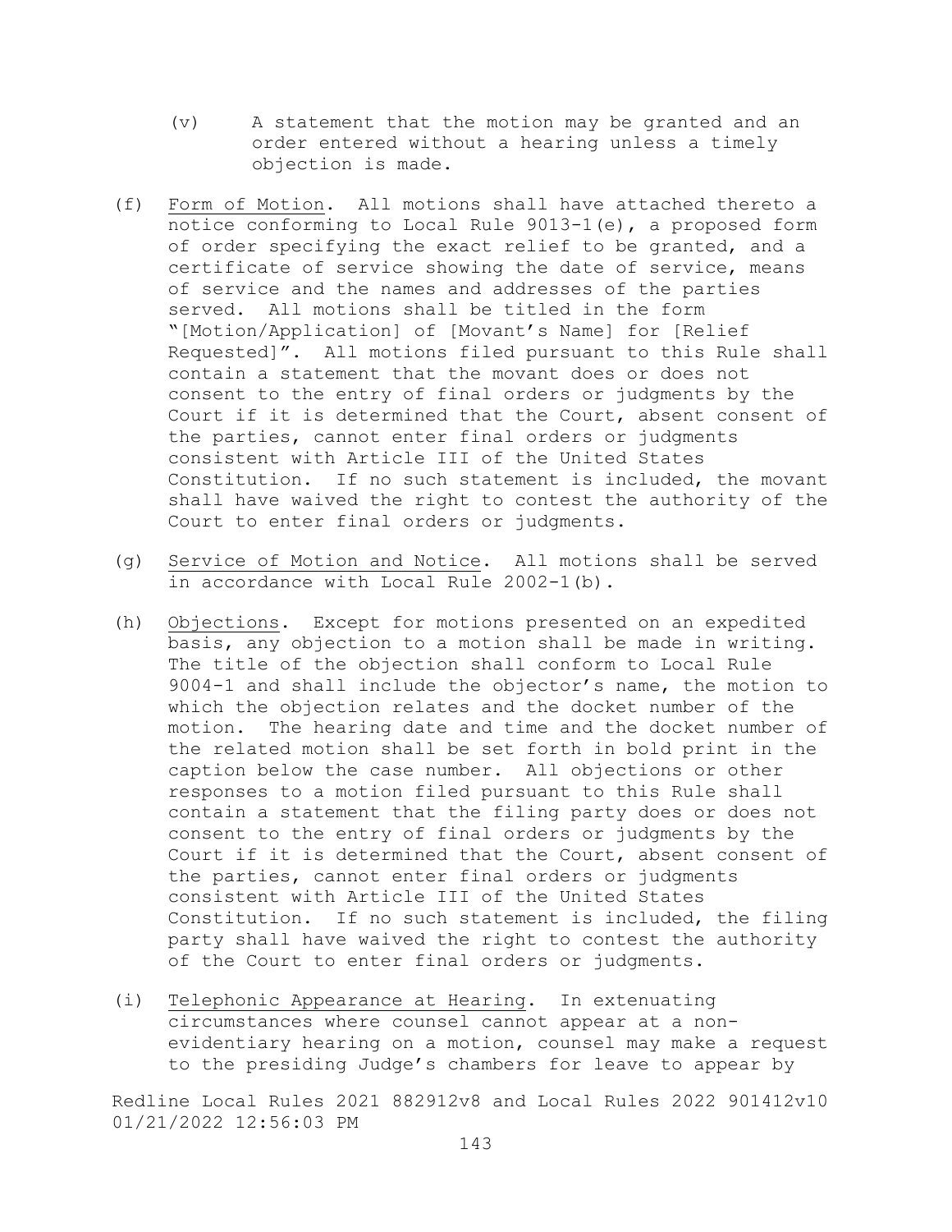(v) A statement that the motion may be granted and an order entered without a hearing unless a timely objection is made.

(f) Form of Motion. All motions shall have attached thereto a notice conforming to Local Rule 9013-1(e), a proposed form of order specifying the exact relief to be granted, and a certificate of service showing the date of service, means of service and the names and addresses of the parties served. All motions shall be titled in the form "[Motion/Application] of [Movant's Name] for [Relief Requested]". All motions filed pursuant to this Rule shall contain a statement that the movant does or does not consent to the entry of final orders or judgments by the Court if it is determined that the Court, absent consent of the parties, cannot enter final orders or judgments consistent with Article III of the United States Constitution. If no such statement is included, the movant shall have waived the right to contest the authority of the Court to enter final orders or judgments.

(g) Service of Motion and Notice. All motions shall be served in accordance with Local Rule 2002-1(b).

(h) Objections. Except for motions presented on an expedited basis, any objection to a motion shall be made in writing. The title of the objection shall conform to Local Rule 9004-1 and shall include the objector's name, the motion to which the objection relates and the docket number of the motion. The hearing date and time and the docket number of the related motion shall be set forth in bold print in the caption below the case number. All objections or other responses to a motion filed pursuant to this Rule shall contain a statement that the filing party does or does not consent to the entry of final orders or judgments by the Court if it is determined that the Court, absent consent of the parties, cannot enter final orders or judgments consistent with Article III of the United States Constitution. If no such statement is included, the filing party shall have waived the right to contest the authority of the Court to enter final orders or judgments.

(i) Telephonic Appearance at Hearing. In extenuating circumstances where counsel cannot appear at a non-evidentiary hearing on a motion, counsel may make a request to the presiding Judge's chambers for leave to appear by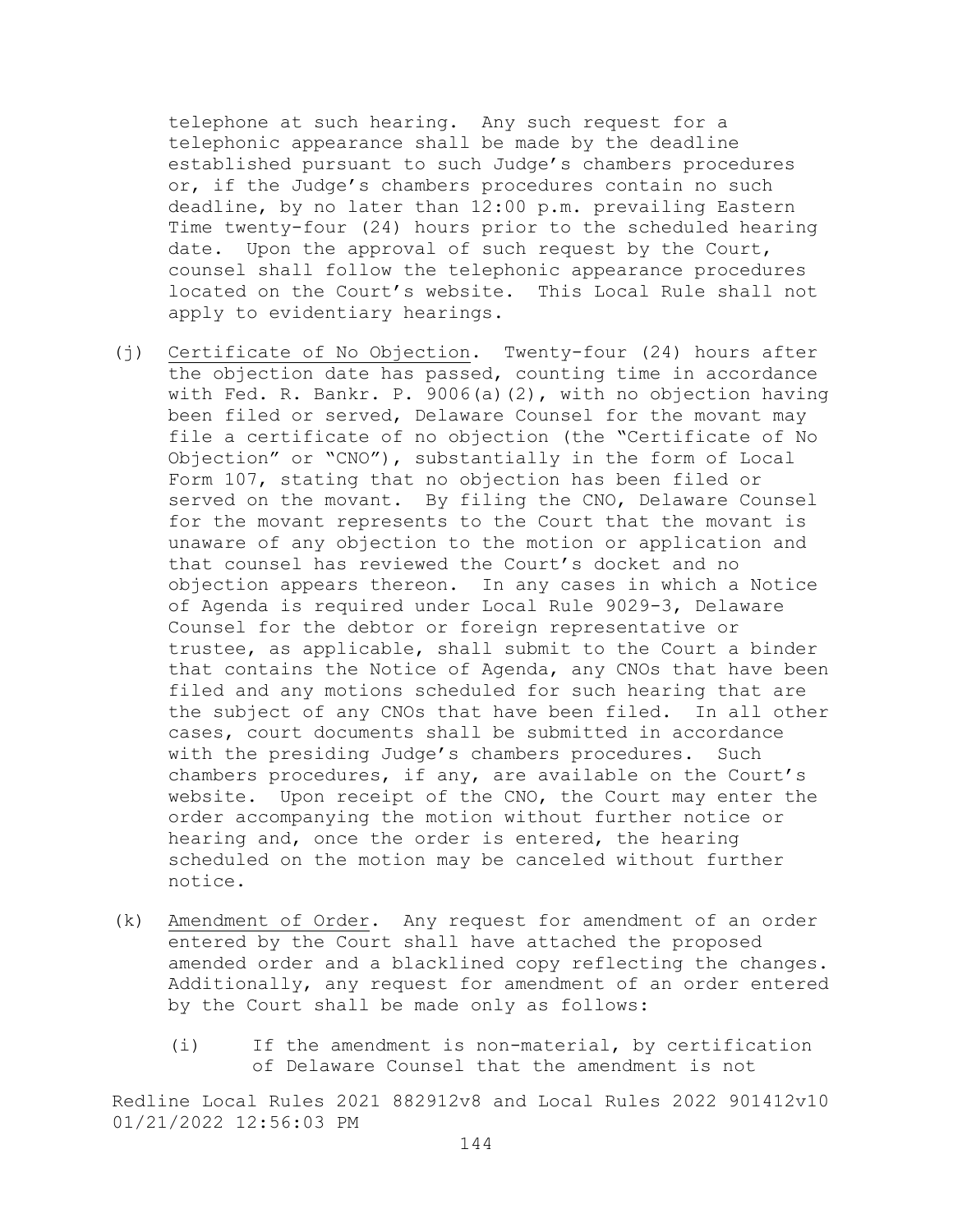telephone at such hearing. Any such request for a telephonic appearance shall be made by the deadline established pursuant to such Judge's chambers procedures or, if the Judge's chambers procedures contain no such deadline, by no later than 12:00 p.m. prevailing Eastern Time twenty-four (24) hours prior to the scheduled hearing date. Upon the approval of such request by the Court, counsel shall follow the telephonic appearance procedures located on the Court's website. This Local Rule shall not apply to evidentiary hearings.

(j) Certificate of No Objection. Twenty-four (24) hours after the objection date has passed, counting time in accordance with Fed. R. Bankr. P. 9006(a)(2), with no objection having been filed or served, Delaware Counsel for the movant may file a certificate of no objection (the "Certificate of No Objection" or "CNO"), substantially in the form of Local Form 107, stating that no objection has been filed or served on the movant. By filing the CNO, Delaware Counsel for the movant represents to the Court that the movant is unaware of any objection to the motion or application and that counsel has reviewed the Court's docket and no objection appears thereon. In any cases in which a Notice of Agenda is required under Local Rule 9029-3, Delaware Counsel for the debtor or foreign representative or trustee, as applicable, shall submit to the Court a binder that contains the Notice of Agenda, any CNOs that have been filed and any motions scheduled for such hearing that are the subject of any CNOs that have been filed. In all other cases, court documents shall be submitted in accordance with the presiding Judge's chambers procedures. Such chambers procedures, if any, are available on the Court's website. Upon receipt of the CNO, the Court may enter the order accompanying the motion without further notice or hearing and, once the order is entered, the hearing scheduled on the motion may be canceled without further notice.

(k) Amendment of Order. Any request for amendment of an order entered by the Court shall have attached the proposed amended order and a blacklined copy reflecting the changes. Additionally, any request for amendment of an order entered by the Court shall be made only as follows:

(i) If the amendment is non-material, by certification of Delaware Counsel that the amendment is not

Redline Local Rules 2021 882912v8 and Local Rules 2022 901412v10 01/21/2022 12:56:03 PM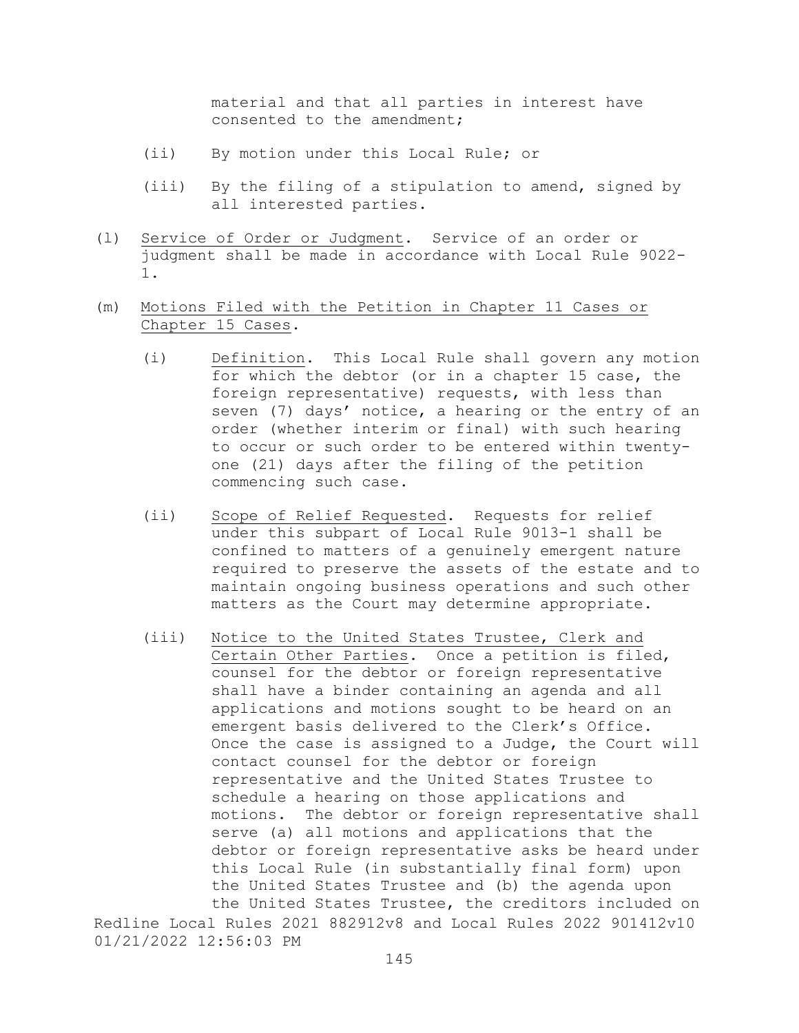material and that all parties in interest have consented to the amendment;

(ii) By motion under this Local Rule; or

(iii) By the filing of a stipulation to amend, signed by all interested parties.

(l) Service of Order or Judgment. Service of an order or judgment shall be made in accordance with Local Rule 9022-1.

(m) Motions Filed with the Petition in Chapter 11 Cases or Chapter 15 Cases.

(i) Definition. This Local Rule shall govern any motion for which the debtor (or in a chapter 15 case, the foreign representative) requests, with less than seven (7) days' notice, a hearing or the entry of an order (whether interim or final) with such hearing to occur or such order to be entered within twenty-one (21) days after the filing of the petition commencing such case.

(ii) Scope of Relief Requested. Requests for relief under this subpart of Local Rule 9013-1 shall be confined to matters of a genuinely emergent nature required to preserve the assets of the estate and to maintain ongoing business operations and such other matters as the Court may determine appropriate.

(iii) Notice to the United States Trustee, Clerk and Certain Other Parties. Once a petition is filed, counsel for the debtor or foreign representative shall have a binder containing an agenda and all applications and motions sought to be heard on an emergent basis delivered to the Clerk's Office. Once the case is assigned to a Judge, the Court will contact counsel for the debtor or foreign representative and the United States Trustee to schedule a hearing on those applications and motions. The debtor or foreign representative shall serve (a) all motions and applications that the debtor or foreign representative asks be heard under this Local Rule (in substantially final form) upon the United States Trustee and (b) the agenda upon the United States Trustee, the creditors included on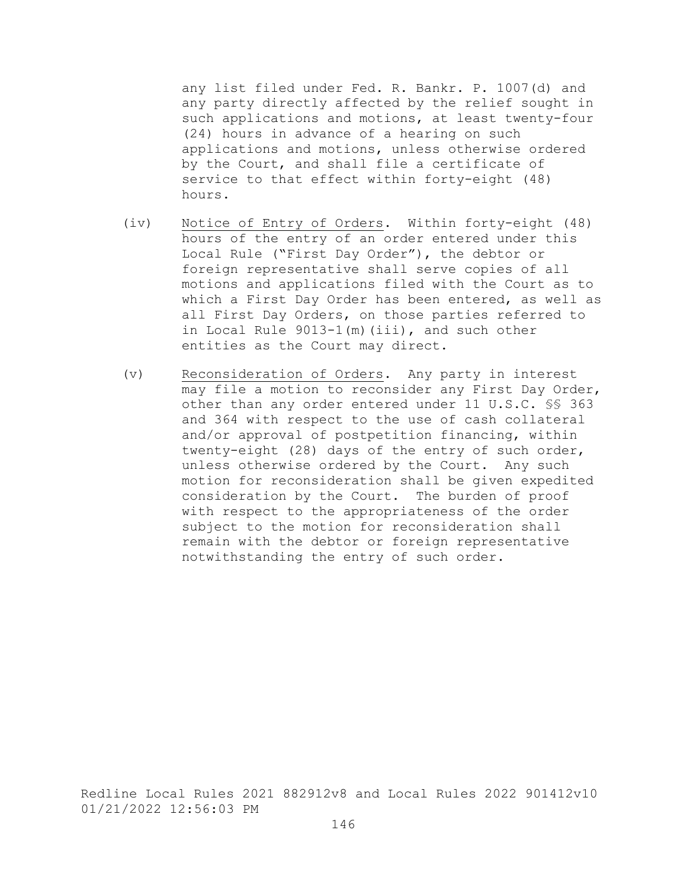any list filed under Fed. R. Bankr. P. 1007(d) and any party directly affected by the relief sought in such applications and motions, at least twenty-four (24) hours in advance of a hearing on such applications and motions, unless otherwise ordered by the Court, and shall file a certificate of service to that effect within forty-eight (48) hours.

(iv) Notice of Entry of Orders. Within forty-eight (48) hours of the entry of an order entered under this Local Rule ("First Day Order"), the debtor or foreign representative shall serve copies of all motions and applications filed with the Court as to which a First Day Order has been entered, as well as all First Day Orders, on those parties referred to in Local Rule 9013-1(m)(iii), and such other entities as the Court may direct.

(v) Reconsideration of Orders. Any party in interest may file a motion to reconsider any First Day Order, other than any order entered under 11 U.S.C. §§ 363 and 364 with respect to the use of cash collateral and/or approval of postpetition financing, within twenty-eight (28) days of the entry of such order, unless otherwise ordered by the Court. Any such motion for reconsideration shall be given expedited consideration by the Court. The burden of proof with respect to the appropriateness of the order subject to the motion for reconsideration shall remain with the debtor or foreign representative notwithstanding the entry of such order.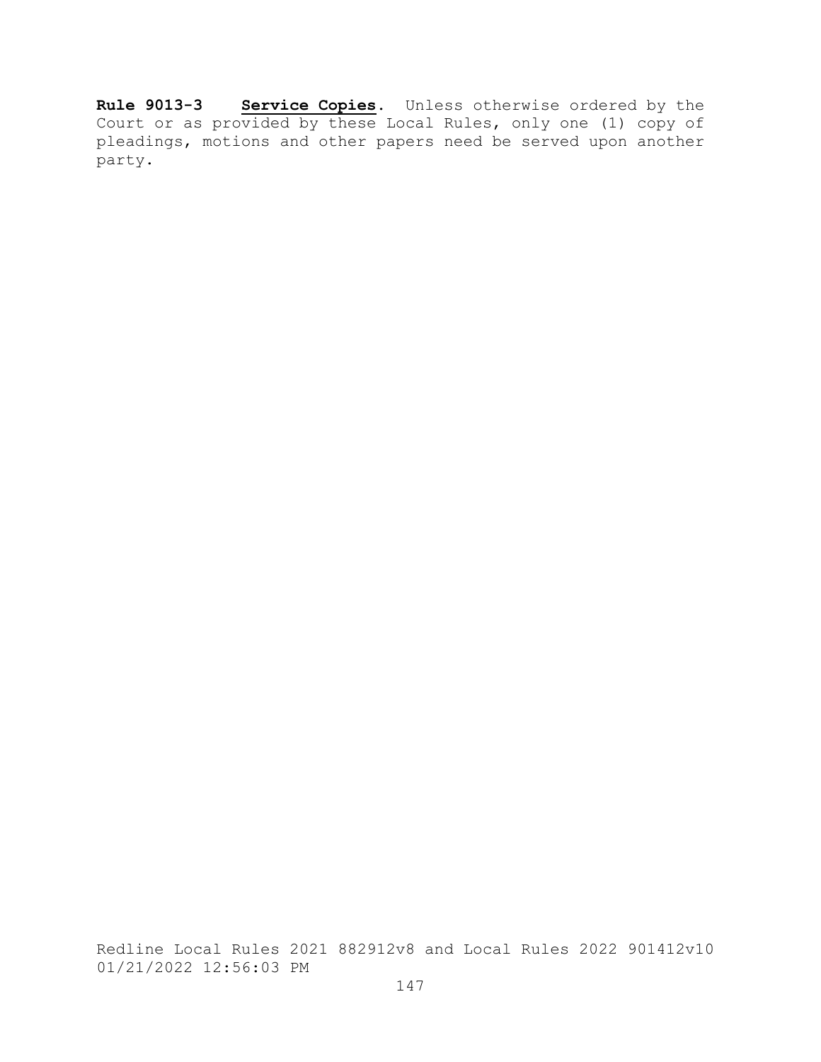**Rule 9013-3** **Service Copies**. Unless otherwise ordered by the Court or as provided by these Local Rules, only one (1) copy of pleadings, motions and other papers need be served upon another party.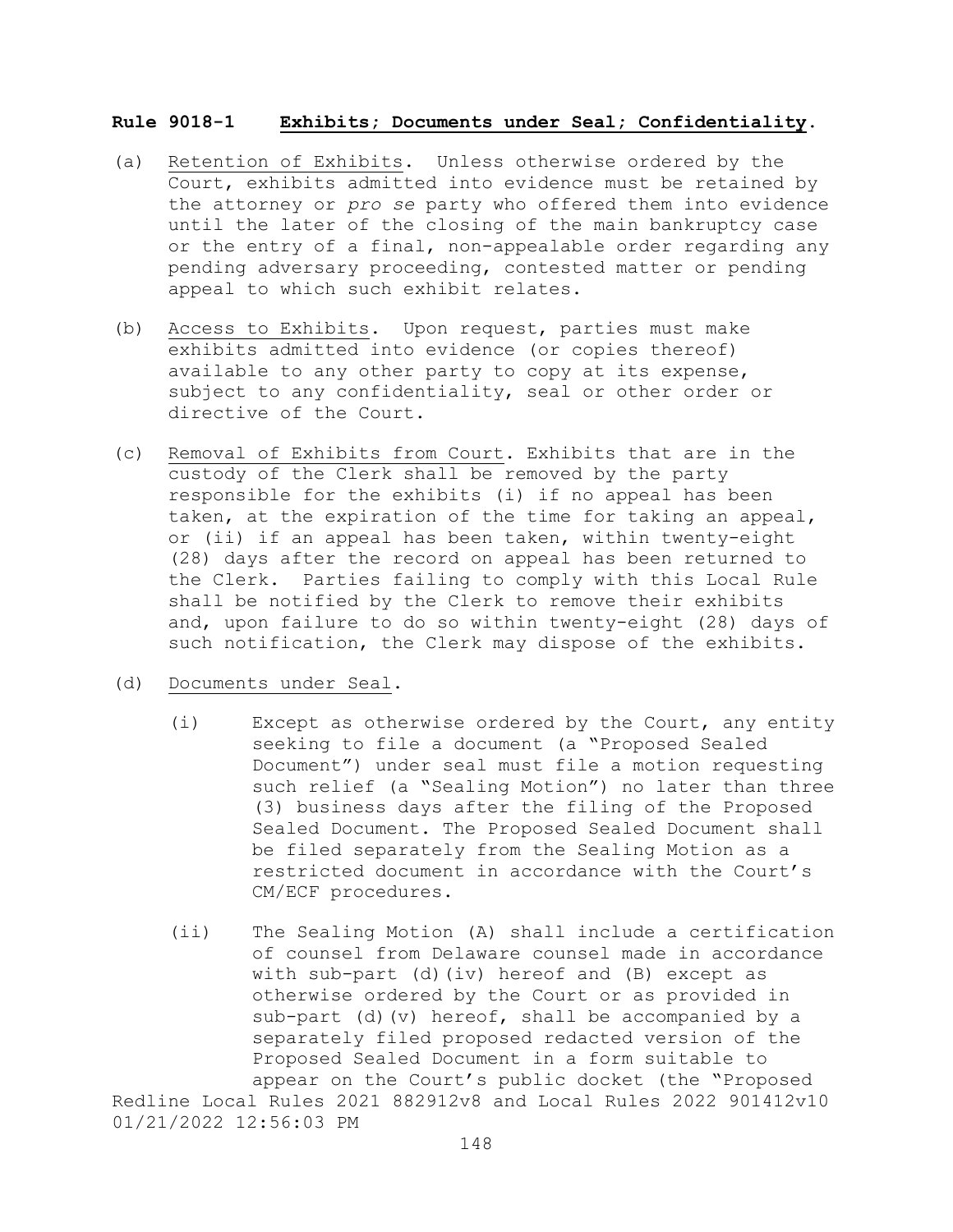**Rule 9018-1 Exhibits; Documents under Seal; Confidentiality.**

(a) Retention of Exhibits. Unless otherwise ordered by the Court, exhibits admitted into evidence must be retained by the attorney or *pro se* party who offered them into evidence until the later of the closing of the main bankruptcy case or the entry of a final, non-appealable order regarding any pending adversary proceeding, contested matter or pending appeal to which such exhibit relates.

(b) Access to Exhibits. Upon request, parties must make exhibits admitted into evidence (or copies thereof) available to any other party to copy at its expense, subject to any confidentiality, seal or other order or directive of the Court.

(c) Removal of Exhibits from Court. Exhibits that are in the custody of the Clerk shall be removed by the party responsible for the exhibits (i) if no appeal has been taken, at the expiration of the time for taking an appeal, or (ii) if an appeal has been taken, within twenty-eight (28) days after the record on appeal has been returned to the Clerk. Parties failing to comply with this Local Rule shall be notified by the Clerk to remove their exhibits and, upon failure to do so within twenty-eight (28) days of such notification, the Clerk may dispose of the exhibits.

(d) Documents under Seal.

(i) Except as otherwise ordered by the Court, any entity seeking to file a document (a "Proposed Sealed Document") under seal must file a motion requesting such relief (a "Sealing Motion") no later than three (3) business days after the filing of the Proposed Sealed Document. The Proposed Sealed Document shall be filed separately from the Sealing Motion as a restricted document in accordance with the Court's CM/ECF procedures.

(ii) The Sealing Motion (A) shall include a certification of counsel from Delaware counsel made in accordance with sub-part (d)(iv) hereof and (B) except as otherwise ordered by the Court or as provided in sub-part (d)(v) hereof, shall be accompanied by a separately filed proposed redacted version of the Proposed Sealed Document in a form suitable to appear on the Court's public docket (the "Proposed

Redline Local Rules 2021 882912v8 and Local Rules 2022 901412v10 01/21/2022 12:56:03 PM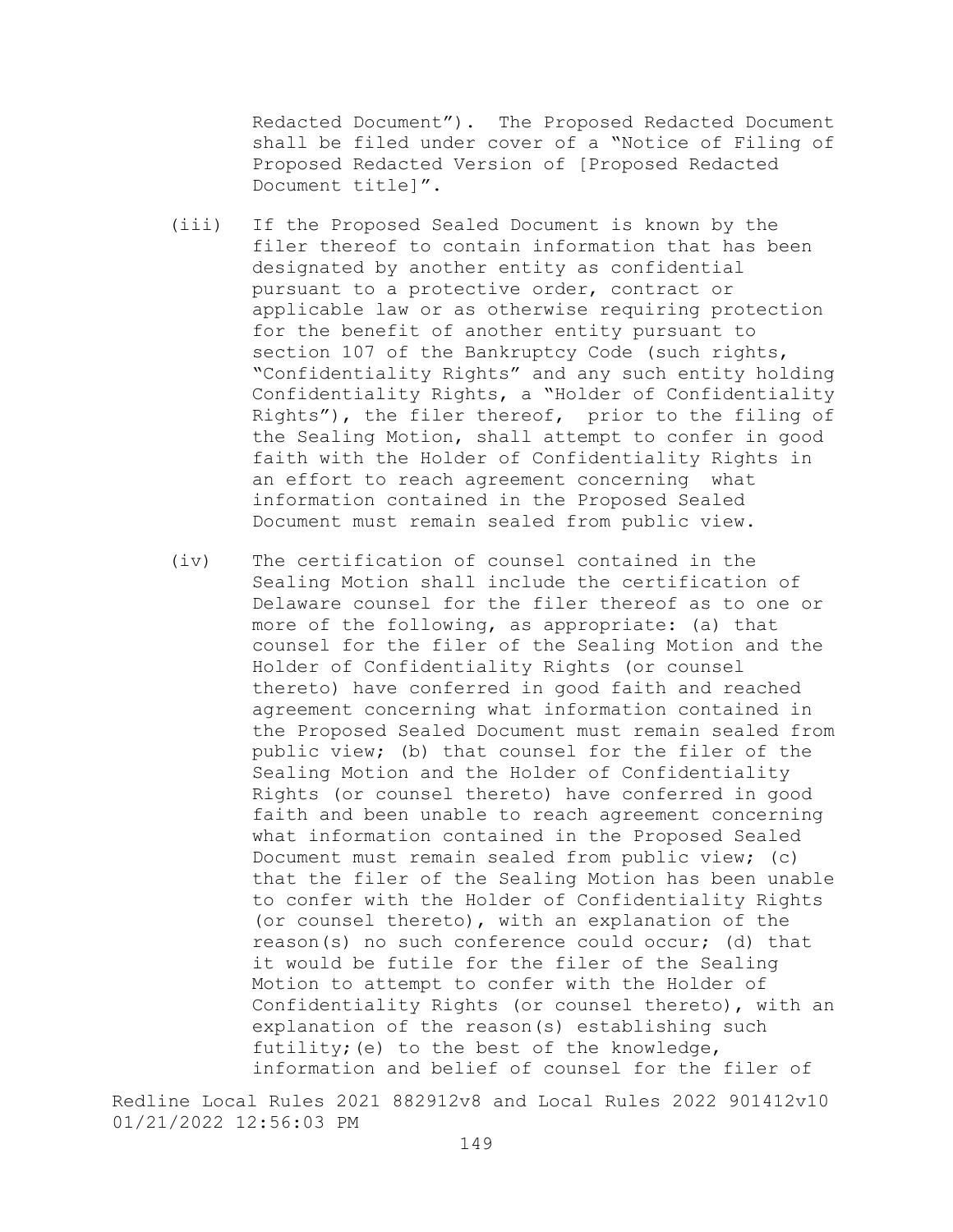Redacted Document"). The Proposed Redacted Document shall be filed under cover of a "Notice of Filing of Proposed Redacted Version of [Proposed Redacted Document title]".

(iii) If the Proposed Sealed Document is known by the filer thereof to contain information that has been designated by another entity as confidential pursuant to a protective order, contract or applicable law or as otherwise requiring protection for the benefit of another entity pursuant to section 107 of the Bankruptcy Code (such rights, "Confidentiality Rights" and any such entity holding Confidentiality Rights, a "Holder of Confidentiality Rights"), the filer thereof, prior to the filing of the Sealing Motion, shall attempt to confer in good faith with the Holder of Confidentiality Rights in an effort to reach agreement concerning what information contained in the Proposed Sealed Document must remain sealed from public view.

(iv) The certification of counsel contained in the Sealing Motion shall include the certification of Delaware counsel for the filer thereof as to one or more of the following, as appropriate: (a) that counsel for the filer of the Sealing Motion and the Holder of Confidentiality Rights (or counsel thereto) have conferred in good faith and reached agreement concerning what information contained in the Proposed Sealed Document must remain sealed from public view; (b) that counsel for the filer of the Sealing Motion and the Holder of Confidentiality Rights (or counsel thereto) have conferred in good faith and been unable to reach agreement concerning what information contained in the Proposed Sealed Document must remain sealed from public view; (c) that the filer of the Sealing Motion has been unable to confer with the Holder of Confidentiality Rights (or counsel thereto), with an explanation of the reason(s) no such conference could occur; (d) that it would be futile for the filer of the Sealing Motion to attempt to confer with the Holder of Confidentiality Rights (or counsel thereto), with an explanation of the reason(s) establishing such futility;(e) to the best of the knowledge, information and belief of counsel for the filer of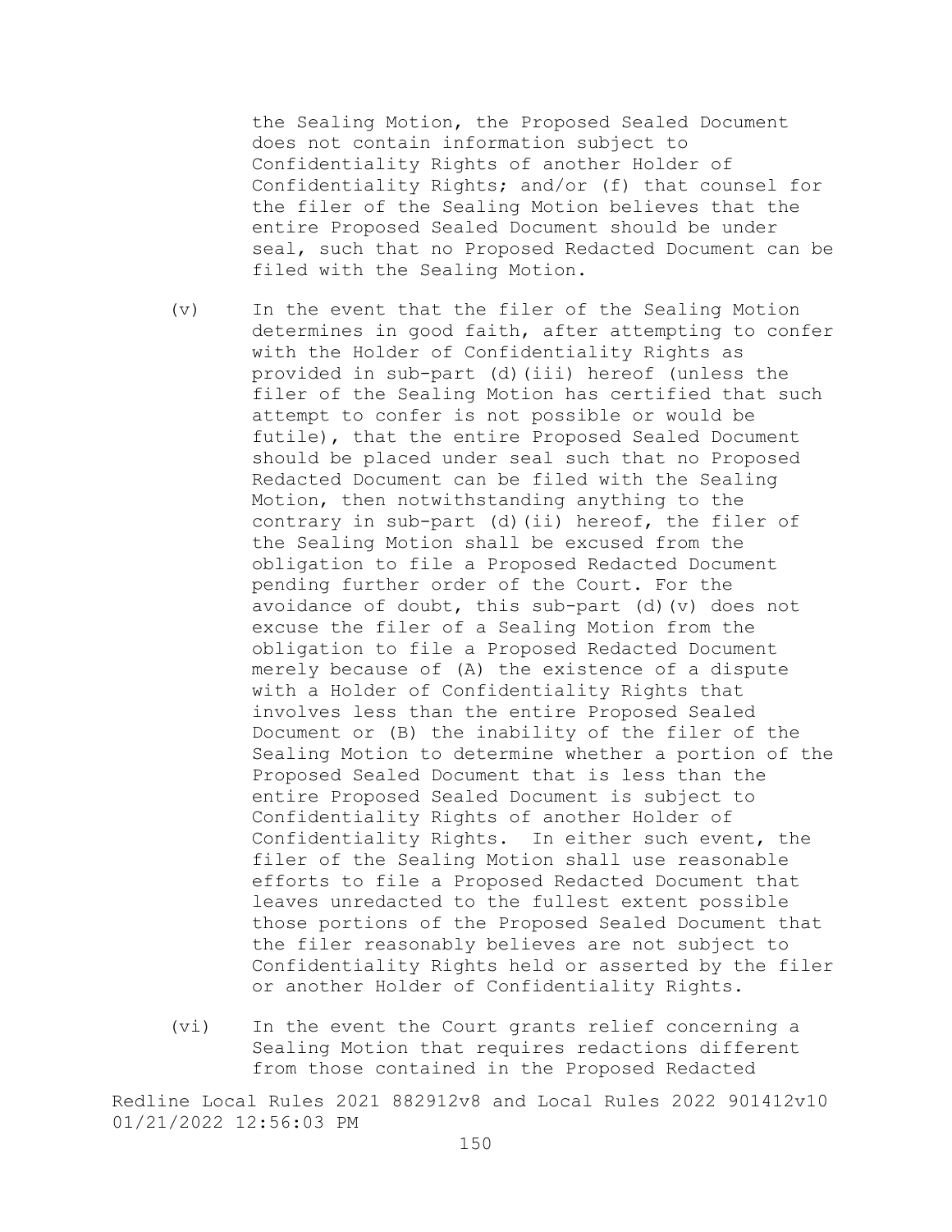the Sealing Motion, the Proposed Sealed Document does not contain information subject to Confidentiality Rights of another Holder of Confidentiality Rights; and/or (f) that counsel for the filer of the Sealing Motion believes that the entire Proposed Sealed Document should be under seal, such that no Proposed Redacted Document can be filed with the Sealing Motion.

(v) In the event that the filer of the Sealing Motion determines in good faith, after attempting to confer with the Holder of Confidentiality Rights as provided in sub-part (d)(iii) hereof (unless the filer of the Sealing Motion has certified that such attempt to confer is not possible or would be futile), that the entire Proposed Sealed Document should be placed under seal such that no Proposed Redacted Document can be filed with the Sealing Motion, then notwithstanding anything to the contrary in sub-part (d)(ii) hereof, the filer of the Sealing Motion shall be excused from the obligation to file a Proposed Redacted Document pending further order of the Court. For the avoidance of doubt, this sub-part (d)(v) does not excuse the filer of a Sealing Motion from the obligation to file a Proposed Redacted Document merely because of (A) the existence of a dispute with a Holder of Confidentiality Rights that involves less than the entire Proposed Sealed Document or (B) the inability of the filer of the Sealing Motion to determine whether a portion of the Proposed Sealed Document that is less than the entire Proposed Sealed Document is subject to Confidentiality Rights of another Holder of Confidentiality Rights. In either such event, the filer of the Sealing Motion shall use reasonable efforts to file a Proposed Redacted Document that leaves unredacted to the fullest extent possible those portions of the Proposed Sealed Document that the filer reasonably believes are not subject to Confidentiality Rights held or asserted by the filer or another Holder of Confidentiality Rights.

(vi) In the event the Court grants relief concerning a Sealing Motion that requires redactions different from those contained in the Proposed Redacted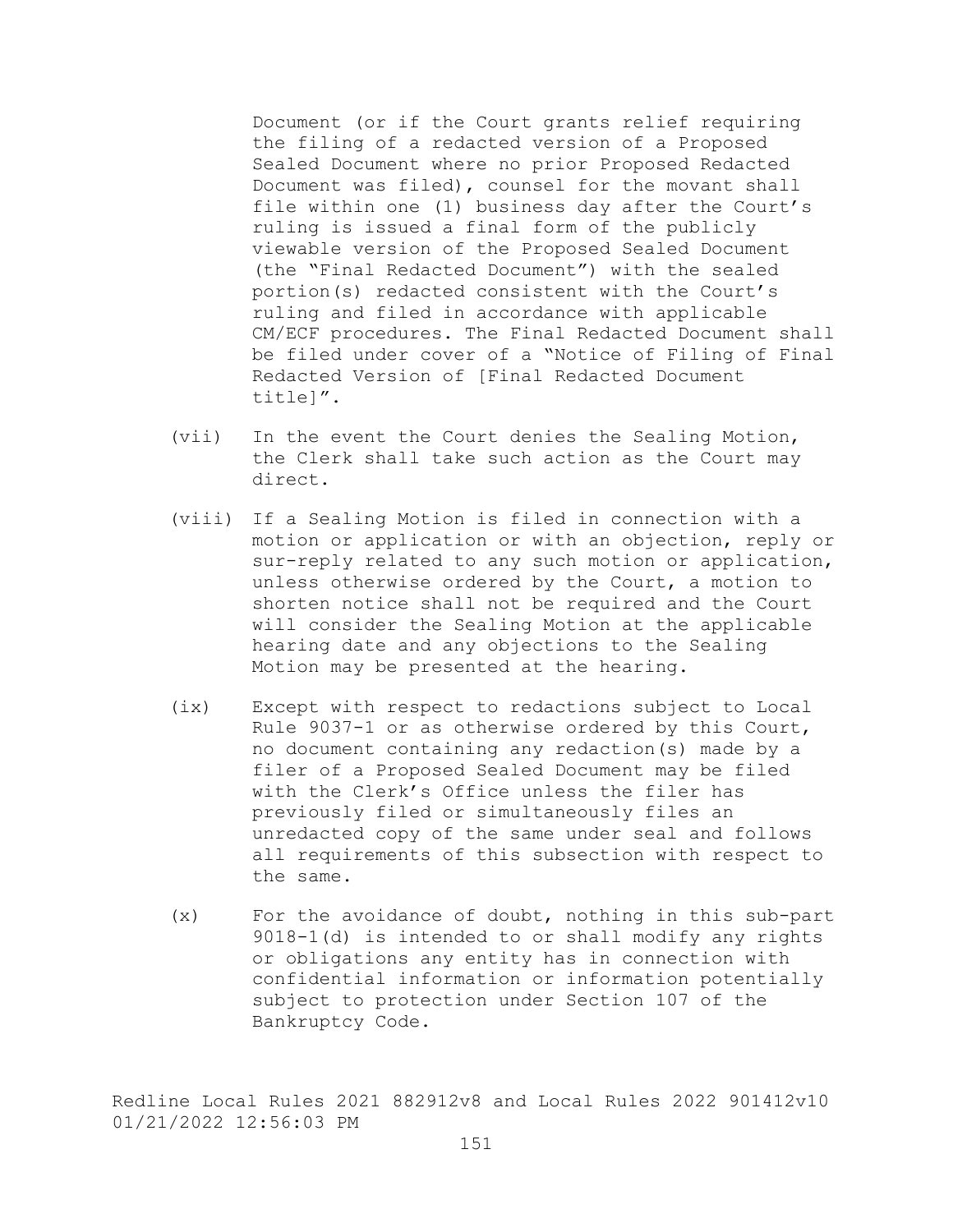Document (or if the Court grants relief requiring the filing of a redacted version of a Proposed Sealed Document where no prior Proposed Redacted Document was filed), counsel for the movant shall file within one (1) business day after the Court's ruling is issued a final form of the publicly viewable version of the Proposed Sealed Document (the "Final Redacted Document") with the sealed portion(s) redacted consistent with the Court's ruling and filed in accordance with applicable CM/ECF procedures. The Final Redacted Document shall be filed under cover of a "Notice of Filing of Final Redacted Version of [Final Redacted Document title]".

(vii) In the event the Court denies the Sealing Motion, the Clerk shall take such action as the Court may direct.

(viii) If a Sealing Motion is filed in connection with a motion or application or with an objection, reply or sur-reply related to any such motion or application, unless otherwise ordered by the Court, a motion to shorten notice shall not be required and the Court will consider the Sealing Motion at the applicable hearing date and any objections to the Sealing Motion may be presented at the hearing.

(ix) Except with respect to redactions subject to Local Rule 9037-1 or as otherwise ordered by this Court, no document containing any redaction(s) made by a filer of a Proposed Sealed Document may be filed with the Clerk's Office unless the filer has previously filed or simultaneously files an unredacted copy of the same under seal and follows all requirements of this subsection with respect to the same.

(x) For the avoidance of doubt, nothing in this sub-part 9018-1(d) is intended to or shall modify any rights or obligations any entity has in connection with confidential information or information potentially subject to protection under Section 107 of the Bankruptcy Code.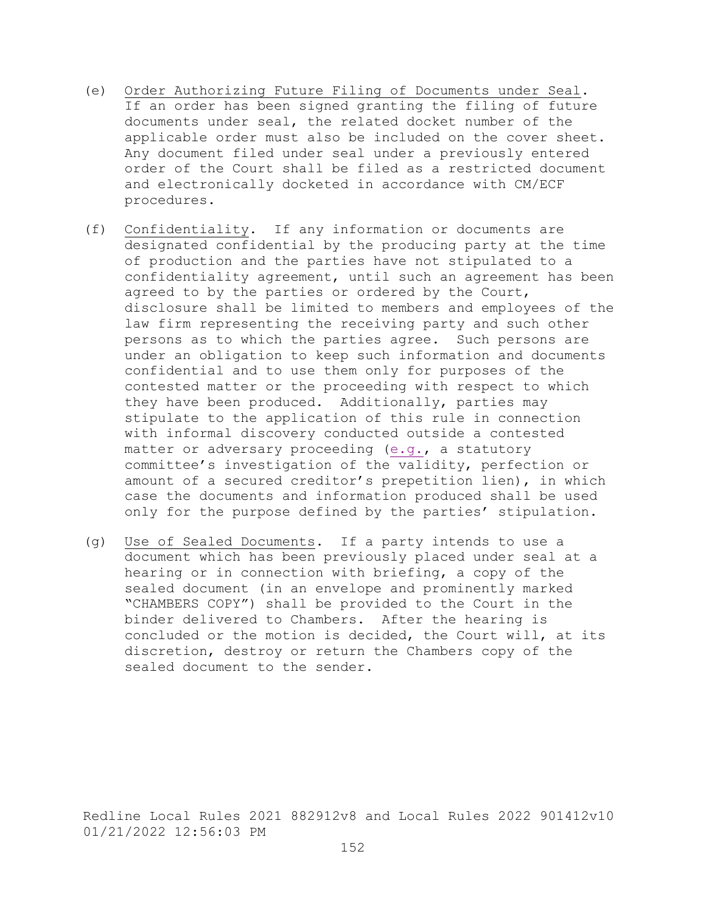(e) Order Authorizing Future Filing of Documents under Seal. If an order has been signed granting the filing of future documents under seal, the related docket number of the applicable order must also be included on the cover sheet. Any document filed under seal under a previously entered order of the Court shall be filed as a restricted document and electronically docketed in accordance with CM/ECF procedures.

(f) Confidentiality. If any information or documents are designated confidential by the producing party at the time of production and the parties have not stipulated to a confidentiality agreement, until such an agreement has been agreed to by the parties or ordered by the Court, disclosure shall be limited to members and employees of the law firm representing the receiving party and such other persons as to which the parties agree. Such persons are under an obligation to keep such information and documents confidential and to use them only for purposes of the contested matter or the proceeding with respect to which they have been produced. Additionally, parties may stipulate to the application of this rule in connection with informal discovery conducted outside a contested matter or adversary proceeding (e.g., a statutory committee's investigation of the validity, perfection or amount of a secured creditor's prepetition lien), in which case the documents and information produced shall be used only for the purpose defined by the parties' stipulation.

(g) Use of Sealed Documents. If a party intends to use a document which has been previously placed under seal at a hearing or in connection with briefing, a copy of the sealed document (in an envelope and prominently marked "CHAMBERS COPY") shall be provided to the Court in the binder delivered to Chambers. After the hearing is concluded or the motion is decided, the Court will, at its discretion, destroy or return the Chambers copy of the sealed document to the sender.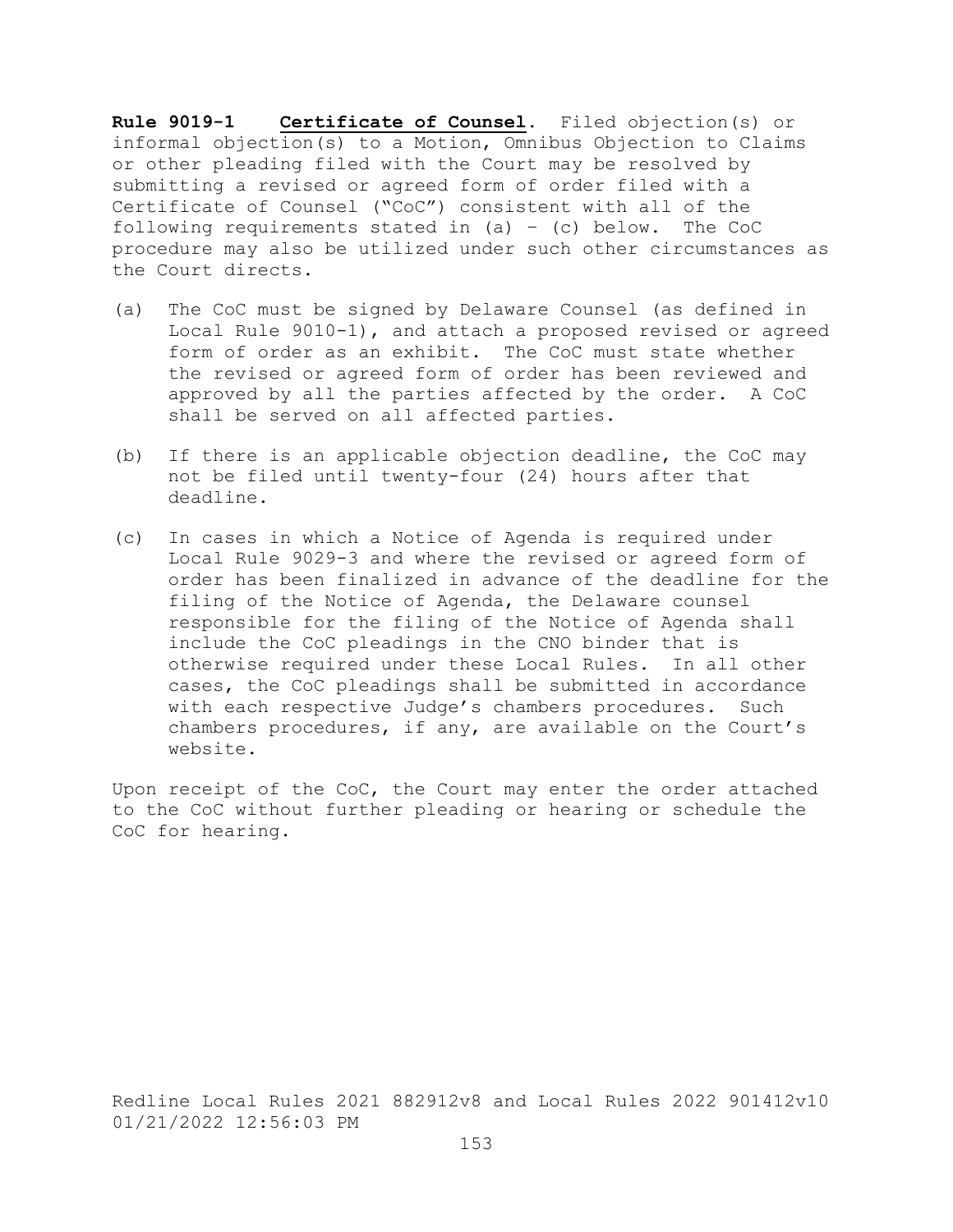**Rule 9019-1 Certificate of Counsel.** Filed objection(s) or informal objection(s) to a Motion, Omnibus Objection to Claims or other pleading filed with the Court may be resolved by submitting a revised or agreed form of order filed with a Certificate of Counsel ("CoC") consistent with all of the following requirements stated in (a) – (c) below. The CoC procedure may also be utilized under such other circumstances as the Court directs.

(a) The CoC must be signed by Delaware Counsel (as defined in Local Rule 9010-1), and attach a proposed revised or agreed form of order as an exhibit. The CoC must state whether the revised or agreed form of order has been reviewed and approved by all the parties affected by the order. A CoC shall be served on all affected parties.

(b) If there is an applicable objection deadline, the CoC may not be filed until twenty-four (24) hours after that deadline.

(c) In cases in which a Notice of Agenda is required under Local Rule 9029-3 and where the revised or agreed form of order has been finalized in advance of the deadline for the filing of the Notice of Agenda, the Delaware counsel responsible for the filing of the Notice of Agenda shall include the CoC pleadings in the CNO binder that is otherwise required under these Local Rules. In all other cases, the CoC pleadings shall be submitted in accordance with each respective Judge's chambers procedures. Such chambers procedures, if any, are available on the Court's website.

Upon receipt of the CoC, the Court may enter the order attached to the CoC without further pleading or hearing or schedule the CoC for hearing.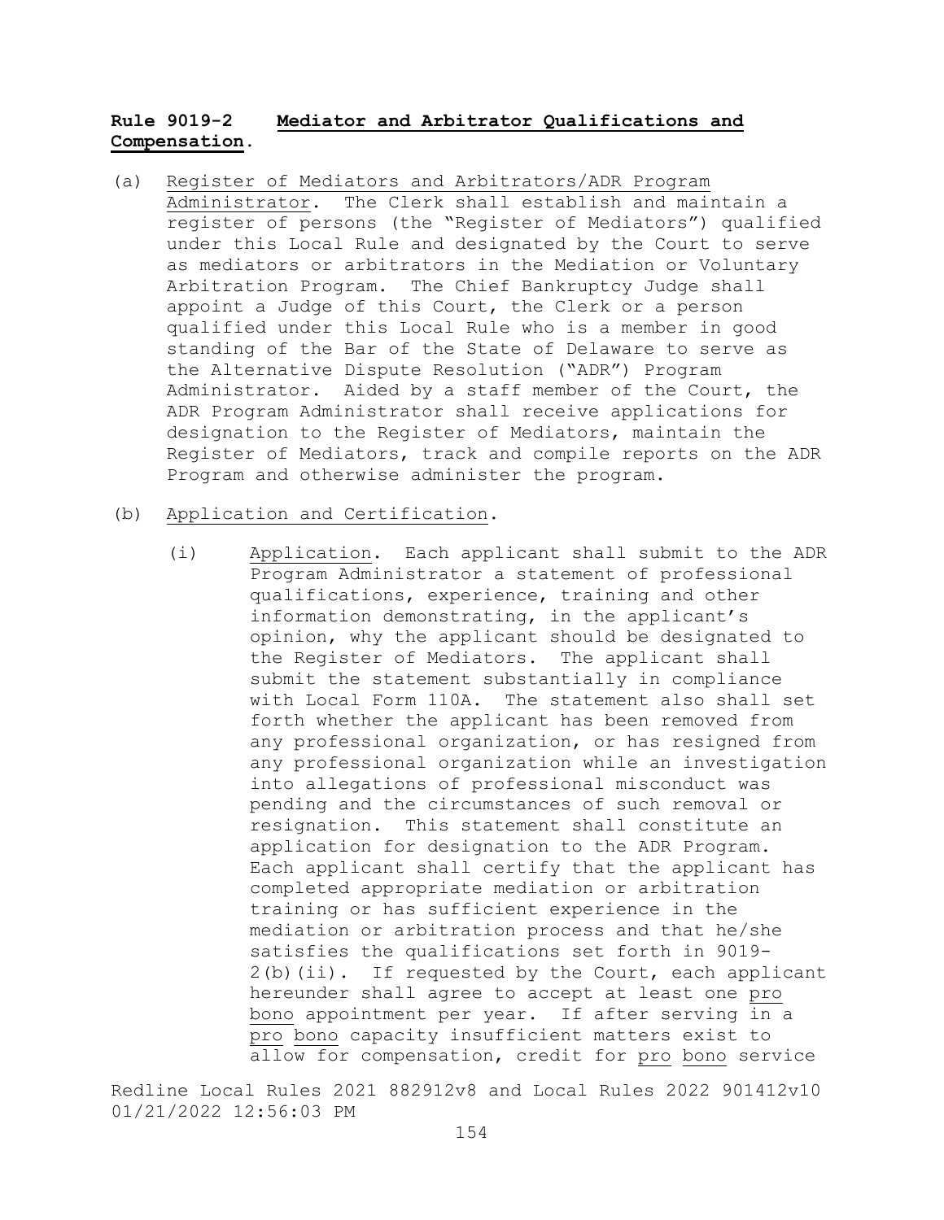**Rule 9019-2 Mediator and Arbitrator Qualifications and Compensation.**

(a) Register of Mediators and Arbitrators/ADR Program Administrator. The Clerk shall establish and maintain a register of persons (the "Register of Mediators") qualified under this Local Rule and designated by the Court to serve as mediators or arbitrators in the Mediation or Voluntary Arbitration Program. The Chief Bankruptcy Judge shall appoint a Judge of this Court, the Clerk or a person qualified under this Local Rule who is a member in good standing of the Bar of the State of Delaware to serve as the Alternative Dispute Resolution ("ADR") Program Administrator. Aided by a staff member of the Court, the ADR Program Administrator shall receive applications for designation to the Register of Mediators, maintain the Register of Mediators, track and compile reports on the ADR Program and otherwise administer the program.

(b) Application and Certification.

(i) Application. Each applicant shall submit to the ADR Program Administrator a statement of professional qualifications, experience, training and other information demonstrating, in the applicant's opinion, why the applicant should be designated to the Register of Mediators. The applicant shall submit the statement substantially in compliance with Local Form 110A. The statement also shall set forth whether the applicant has been removed from any professional organization, or has resigned from any professional organization while an investigation into allegations of professional misconduct was pending and the circumstances of such removal or resignation. This statement shall constitute an application for designation to the ADR Program. Each applicant shall certify that the applicant has completed appropriate mediation or arbitration training or has sufficient experience in the mediation or arbitration process and that he/she satisfies the qualifications set forth in 9019-2(b)(ii). If requested by the Court, each applicant hereunder shall agree to accept at least one pro bono appointment per year. If after serving in a pro bono capacity insufficient matters exist to allow for compensation, credit for pro bono service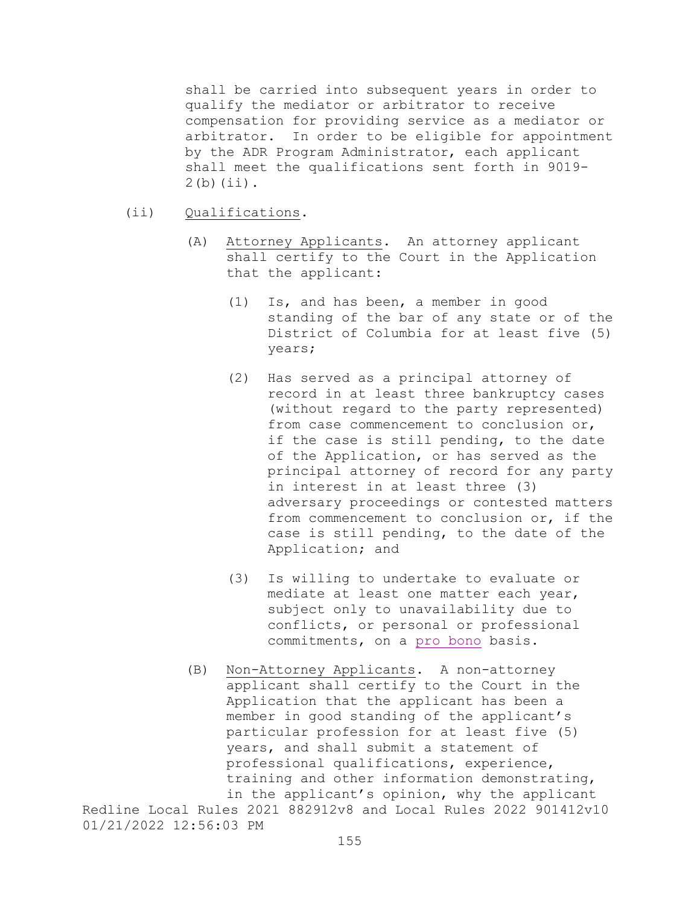shall be carried into subsequent years in order to qualify the mediator or arbitrator to receive compensation for providing service as a mediator or arbitrator. In order to be eligible for appointment by the ADR Program Administrator, each applicant shall meet the qualifications sent forth in 9019-2(b)(ii).

(ii) Qualifications.

(A) Attorney Applicants. An attorney applicant shall certify to the Court in the Application that the applicant:

(1) Is, and has been, a member in good standing of the bar of any state or of the District of Columbia for at least five (5) years;

(2) Has served as a principal attorney of record in at least three bankruptcy cases (without regard to the party represented) from case commencement to conclusion or, if the case is still pending, to the date of the Application, or has served as the principal attorney of record for any party in interest in at least three (3) adversary proceedings or contested matters from commencement to conclusion or, if the case is still pending, to the date of the Application; and

(3) Is willing to undertake to evaluate or mediate at least one matter each year, subject only to unavailability due to conflicts, or personal or professional commitments, on a *pro bono* basis.

(B) Non-Attorney Applicants. A non-attorney applicant shall certify to the Court in the Application that the applicant has been a member in good standing of the applicant's particular profession for at least five (5) years, and shall submit a statement of professional qualifications, experience, training and other information demonstrating, in the applicant's opinion, why the applicant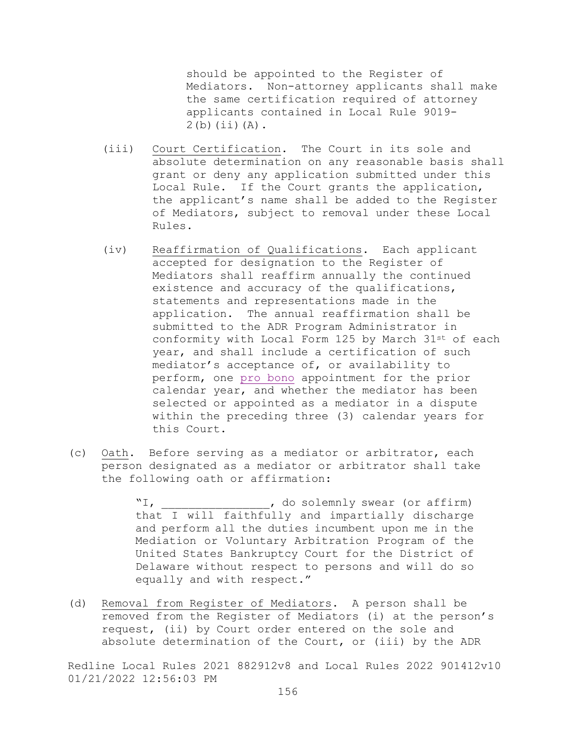should be appointed to the Register of Mediators. Non-attorney applicants shall make the same certification required of attorney applicants contained in Local Rule 9019-2(b)(ii)(A).

(iii) Court Certification. The Court in its sole and absolute determination on any reasonable basis shall grant or deny any application submitted under this Local Rule. If the Court grants the application, the applicant's name shall be added to the Register of Mediators, subject to removal under these Local Rules.

(iv) Reaffirmation of Qualifications. Each applicant accepted for designation to the Register of Mediators shall reaffirm annually the continued existence and accuracy of the qualifications, statements and representations made in the application. The annual reaffirmation shall be submitted to the ADR Program Administrator in conformity with Local Form 125 by March 31st of each year, and shall include a certification of such mediator's acceptance of, or availability to perform, one pro bono appointment for the prior calendar year, and whether the mediator has been selected or appointed as a mediator in a dispute within the preceding three (3) calendar years for this Court.

(c) Oath. Before serving as a mediator or arbitrator, each person designated as a mediator or arbitrator shall take the following oath or affirmation:

> "I, ________________, do solemnly swear (or affirm) that I will faithfully and impartially discharge and perform all the duties incumbent upon me in the Mediation or Voluntary Arbitration Program of the United States Bankruptcy Court for the District of Delaware without respect to persons and will do so equally and with respect."

(d) Removal from Register of Mediators. A person shall be removed from the Register of Mediators (i) at the person's request, (ii) by Court order entered on the sole and absolute determination of the Court, or (iii) by the ADR

Redline Local Rules 2021 882912v8 and Local Rules 2022 901412v10
01/21/2022 12:56:03 PM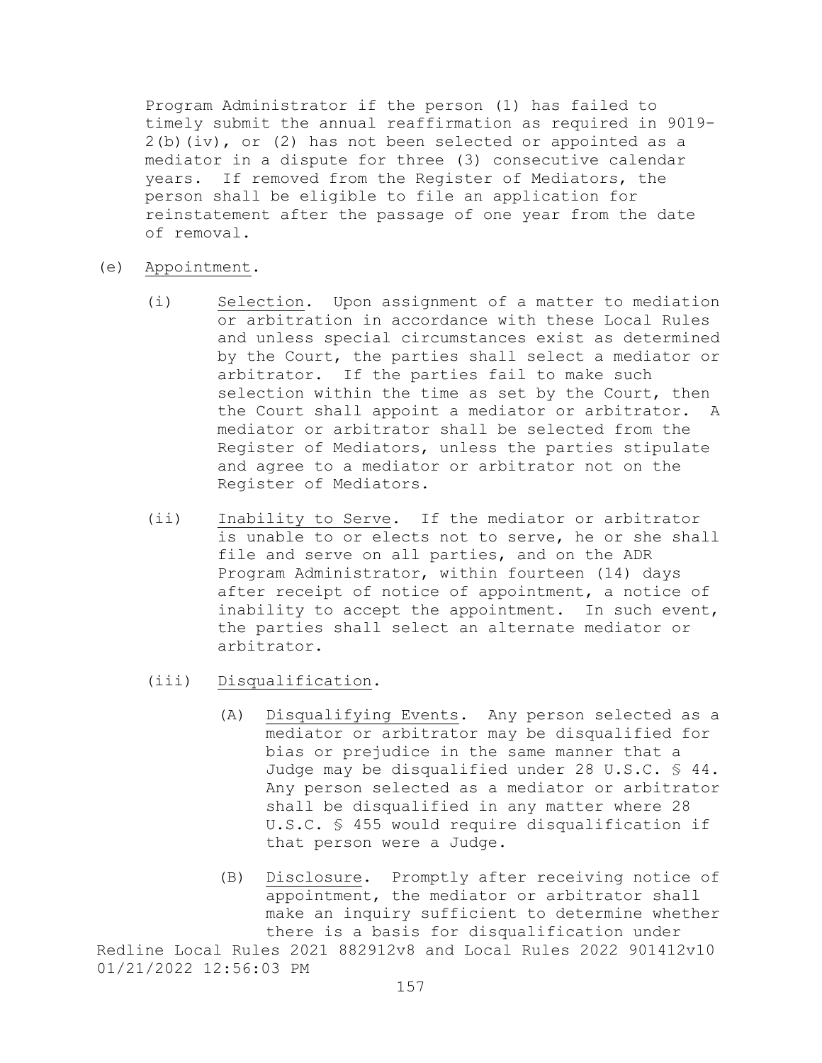Program Administrator if the person (1) has failed to timely submit the annual reaffirmation as required in 9019-2(b)(iv), or (2) has not been selected or appointed as a mediator in a dispute for three (3) consecutive calendar years. If removed from the Register of Mediators, the person shall be eligible to file an application for reinstatement after the passage of one year from the date of removal.

(e) Appointment.

(i) Selection. Upon assignment of a matter to mediation or arbitration in accordance with these Local Rules and unless special circumstances exist as determined by the Court, the parties shall select a mediator or arbitrator. If the parties fail to make such selection within the time as set by the Court, then the Court shall appoint a mediator or arbitrator. A mediator or arbitrator shall be selected from the Register of Mediators, unless the parties stipulate and agree to a mediator or arbitrator not on the Register of Mediators.

(ii) Inability to Serve. If the mediator or arbitrator is unable to or elects not to serve, he or she shall file and serve on all parties, and on the ADR Program Administrator, within fourteen (14) days after receipt of notice of appointment, a notice of inability to accept the appointment. In such event, the parties shall select an alternate mediator or arbitrator.

(iii) Disqualification.

(A) Disqualifying Events. Any person selected as a mediator or arbitrator may be disqualified for bias or prejudice in the same manner that a Judge may be disqualified under 28 U.S.C. § 44. Any person selected as a mediator or arbitrator shall be disqualified in any matter where 28 U.S.C. § 455 would require disqualification if that person were a Judge.

(B) Disclosure. Promptly after receiving notice of appointment, the mediator or arbitrator shall make an inquiry sufficient to determine whether there is a basis for disqualification under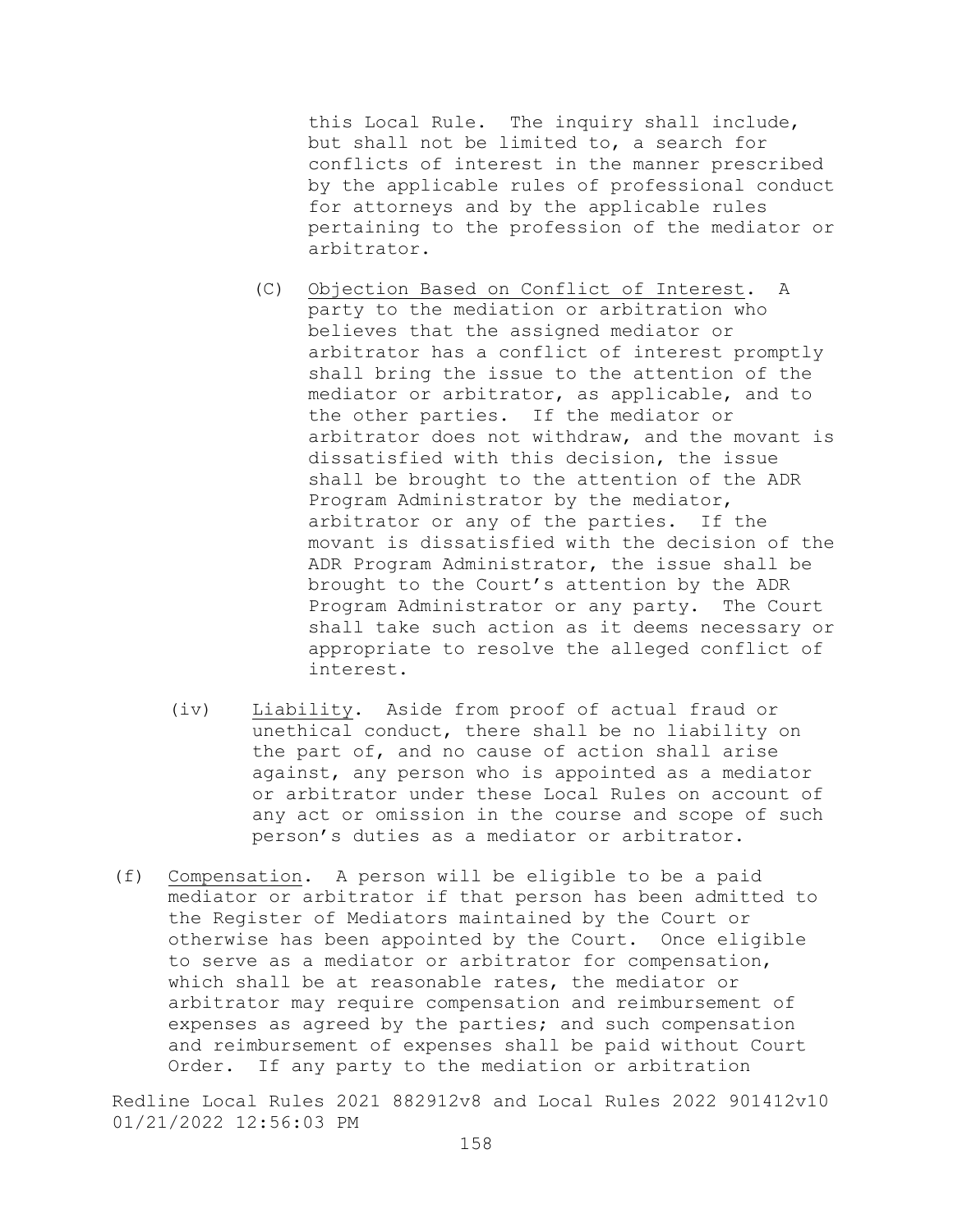this Local Rule. The inquiry shall include, but shall not be limited to, a search for conflicts of interest in the manner prescribed by the applicable rules of professional conduct for attorneys and by the applicable rules pertaining to the profession of the mediator or arbitrator.

(C) Objection Based on Conflict of Interest. A party to the mediation or arbitration who believes that the assigned mediator or arbitrator has a conflict of interest promptly shall bring the issue to the attention of the mediator or arbitrator, as applicable, and to the other parties. If the mediator or arbitrator does not withdraw, and the movant is dissatisfied with this decision, the issue shall be brought to the attention of the ADR Program Administrator by the mediator, arbitrator or any of the parties. If the movant is dissatisfied with the decision of the ADR Program Administrator, the issue shall be brought to the Court's attention by the ADR Program Administrator or any party. The Court shall take such action as it deems necessary or appropriate to resolve the alleged conflict of interest.

(iv) Liability. Aside from proof of actual fraud or unethical conduct, there shall be no liability on the part of, and no cause of action shall arise against, any person who is appointed as a mediator or arbitrator under these Local Rules on account of any act or omission in the course and scope of such person's duties as a mediator or arbitrator.

(f) Compensation. A person will be eligible to be a paid mediator or arbitrator if that person has been admitted to the Register of Mediators maintained by the Court or otherwise has been appointed by the Court. Once eligible to serve as a mediator or arbitrator for compensation, which shall be at reasonable rates, the mediator or arbitrator may require compensation and reimbursement of expenses as agreed by the parties; and such compensation and reimbursement of expenses shall be paid without Court Order. If any party to the mediation or arbitration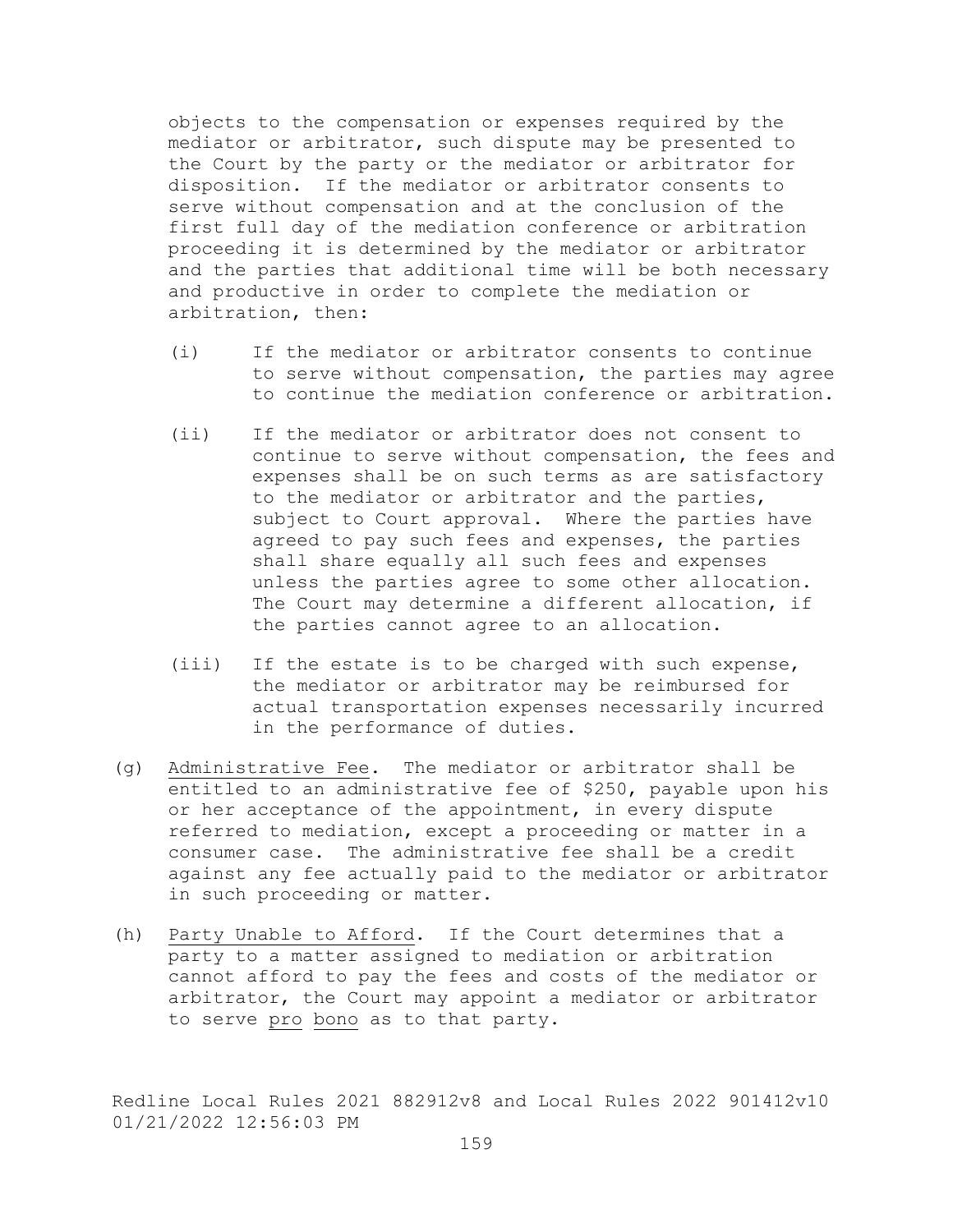objects to the compensation or expenses required by the mediator or arbitrator, such dispute may be presented to the Court by the party or the mediator or arbitrator for disposition. If the mediator or arbitrator consents to serve without compensation and at the conclusion of the first full day of the mediation conference or arbitration proceeding it is determined by the mediator or arbitrator and the parties that additional time will be both necessary and productive in order to complete the mediation or arbitration, then:

(i) If the mediator or arbitrator consents to continue to serve without compensation, the parties may agree to continue the mediation conference or arbitration.

(ii) If the mediator or arbitrator does not consent to continue to serve without compensation, the fees and expenses shall be on such terms as are satisfactory to the mediator or arbitrator and the parties, subject to Court approval. Where the parties have agreed to pay such fees and expenses, the parties shall share equally all such fees and expenses unless the parties agree to some other allocation. The Court may determine a different allocation, if the parties cannot agree to an allocation.

(iii) If the estate is to be charged with such expense, the mediator or arbitrator may be reimbursed for actual transportation expenses necessarily incurred in the performance of duties.

(g) Administrative Fee. The mediator or arbitrator shall be entitled to an administrative fee of $250, payable upon his or her acceptance of the appointment, in every dispute referred to mediation, except a proceeding or matter in a consumer case. The administrative fee shall be a credit against any fee actually paid to the mediator or arbitrator in such proceeding or matter.

(h) Party Unable to Afford. If the Court determines that a party to a matter assigned to mediation or arbitration cannot afford to pay the fees and costs of the mediator or arbitrator, the Court may appoint a mediator or arbitrator to serve pro bono as to that party.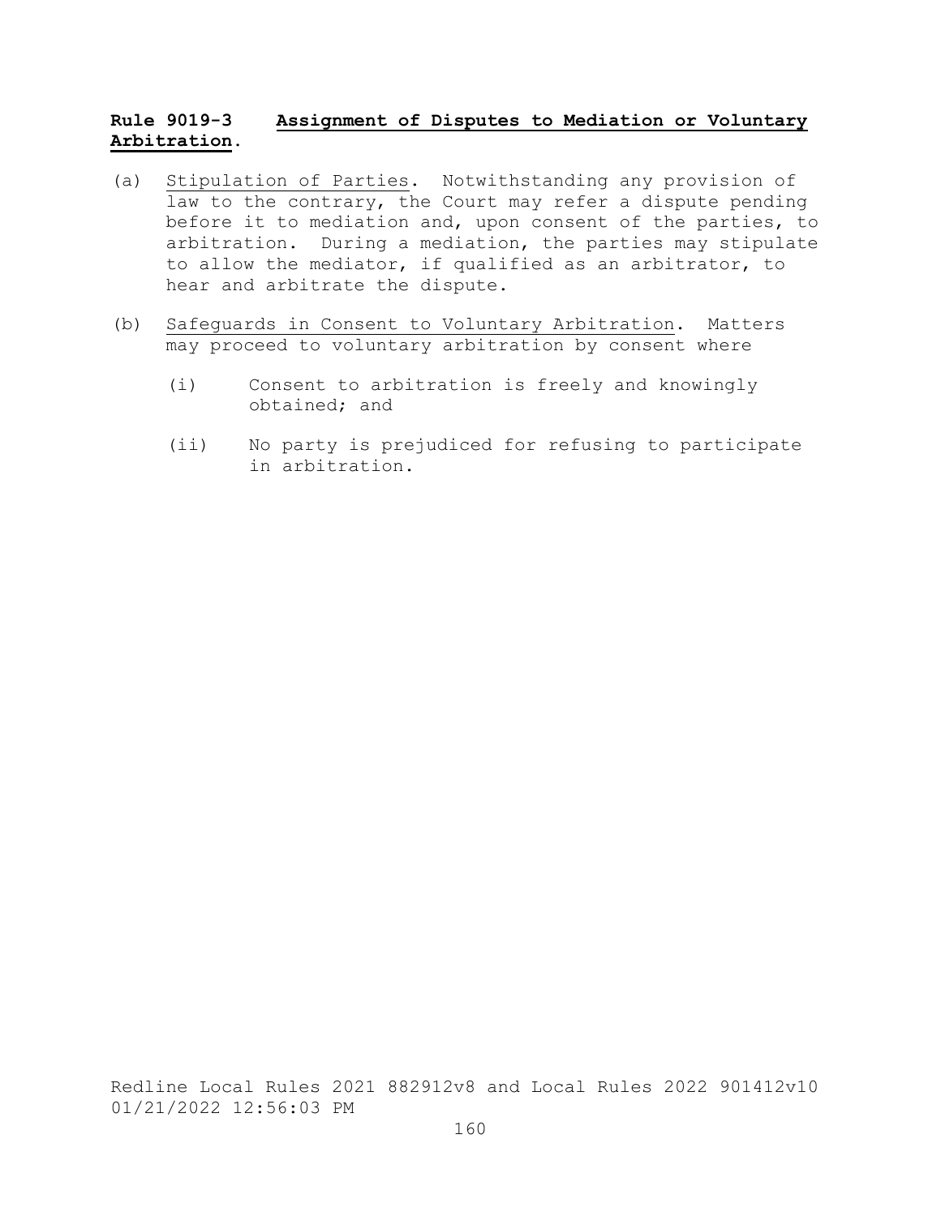**Rule 9019-3 Assignment of Disputes to Mediation or Voluntary Arbitration.**

(a) Stipulation of Parties. Notwithstanding any provision of law to the contrary, the Court may refer a dispute pending before it to mediation and, upon consent of the parties, to arbitration. During a mediation, the parties may stipulate to allow the mediator, if qualified as an arbitrator, to hear and arbitrate the dispute.

(b) Safeguards in Consent to Voluntary Arbitration. Matters may proceed to voluntary arbitration by consent where

(i) Consent to arbitration is freely and knowingly obtained; and

(ii) No party is prejudiced for refusing to participate in arbitration.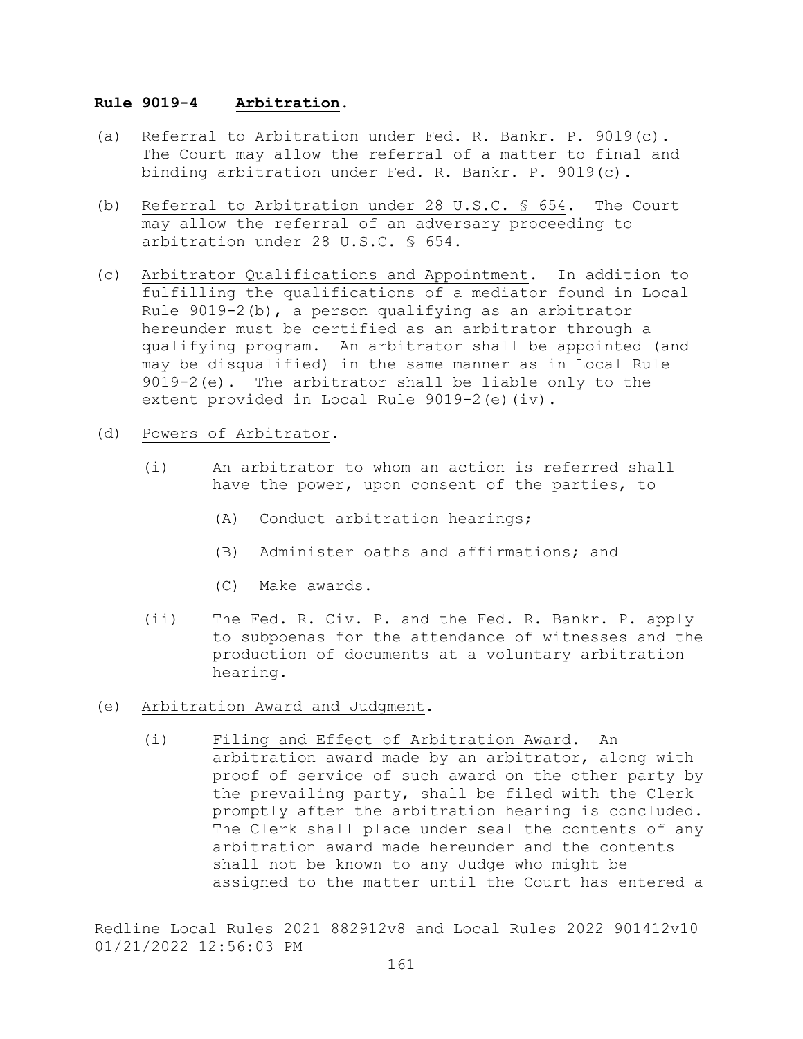**Rule 9019-4 Arbitration.**

(a) Referral to Arbitration under Fed. R. Bankr. P. 9019(c). The Court may allow the referral of a matter to final and binding arbitration under Fed. R. Bankr. P. 9019(c).

(b) Referral to Arbitration under 28 U.S.C. § 654. The Court may allow the referral of an adversary proceeding to arbitration under 28 U.S.C. § 654.

(c) Arbitrator Qualifications and Appointment. In addition to fulfilling the qualifications of a mediator found in Local Rule 9019-2(b), a person qualifying as an arbitrator hereunder must be certified as an arbitrator through a qualifying program. An arbitrator shall be appointed (and may be disqualified) in the same manner as in Local Rule 9019-2(e). The arbitrator shall be liable only to the extent provided in Local Rule 9019-2(e)(iv).

(d) Powers of Arbitrator.

(i) An arbitrator to whom an action is referred shall have the power, upon consent of the parties, to

(A) Conduct arbitration hearings;

(B) Administer oaths and affirmations; and

(C) Make awards.

(ii) The Fed. R. Civ. P. and the Fed. R. Bankr. P. apply to subpoenas for the attendance of witnesses and the production of documents at a voluntary arbitration hearing.

(e) Arbitration Award and Judgment.

(i) Filing and Effect of Arbitration Award. An arbitration award made by an arbitrator, along with proof of service of such award on the other party by the prevailing party, shall be filed with the Clerk promptly after the arbitration hearing is concluded. The Clerk shall place under seal the contents of any arbitration award made hereunder and the contents shall not be known to any Judge who might be assigned to the matter until the Court has entered a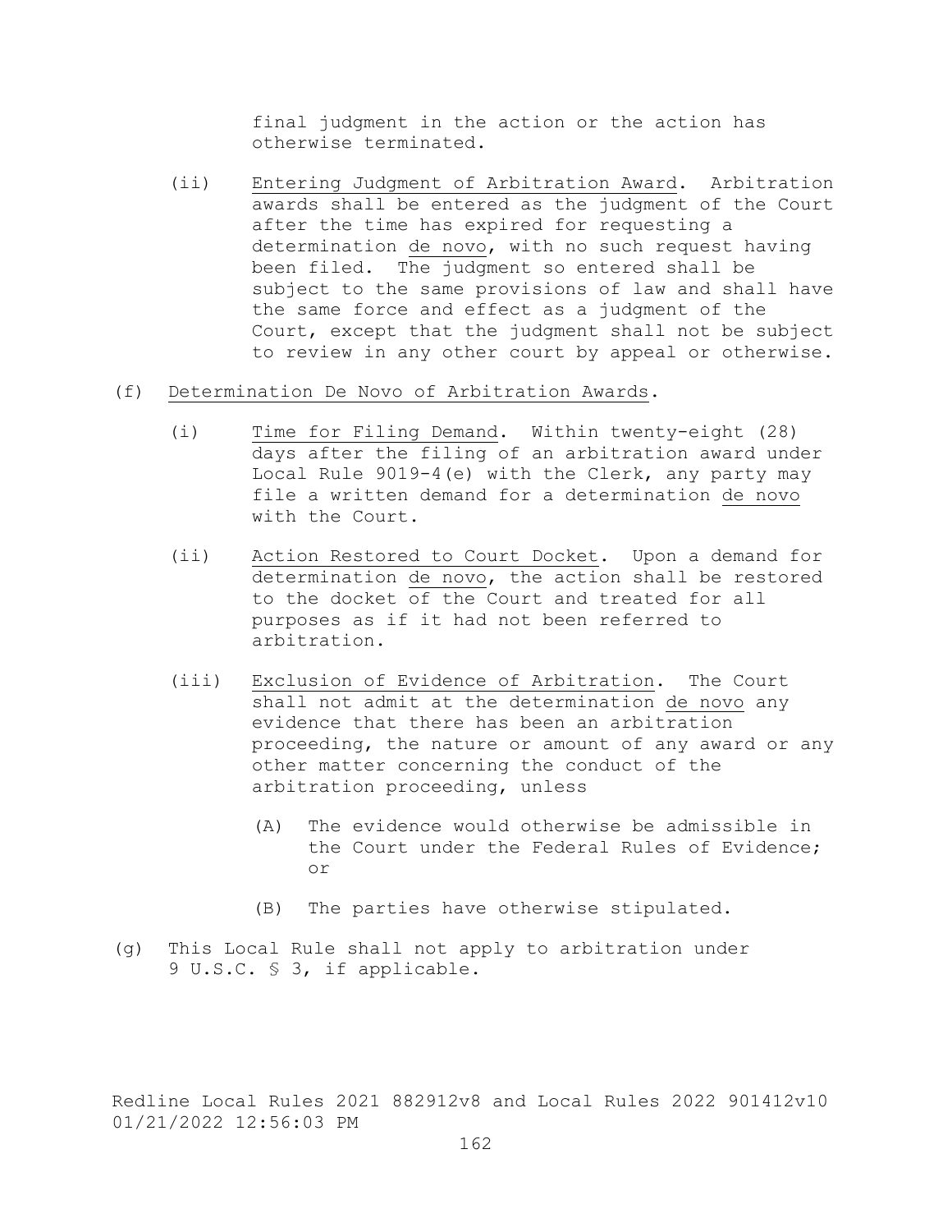final judgment in the action or the action has otherwise terminated.

(ii) Entering Judgment of Arbitration Award. Arbitration awards shall be entered as the judgment of the Court after the time has expired for requesting a determination de novo, with no such request having been filed. The judgment so entered shall be subject to the same provisions of law and shall have the same force and effect as a judgment of the Court, except that the judgment shall not be subject to review in any other court by appeal or otherwise.

(f) Determination De Novo of Arbitration Awards.

(i) Time for Filing Demand. Within twenty-eight (28) days after the filing of an arbitration award under Local Rule 9019-4(e) with the Clerk, any party may file a written demand for a determination de novo with the Court.

(ii) Action Restored to Court Docket. Upon a demand for determination de novo, the action shall be restored to the docket of the Court and treated for all purposes as if it had not been referred to arbitration.

(iii) Exclusion of Evidence of Arbitration. The Court shall not admit at the determination de novo any evidence that there has been an arbitration proceeding, the nature or amount of any award or any other matter concerning the conduct of the arbitration proceeding, unless

(A) The evidence would otherwise be admissible in the Court under the Federal Rules of Evidence; or

(B) The parties have otherwise stipulated.

(g) This Local Rule shall not apply to arbitration under 9 U.S.C. § 3, if applicable.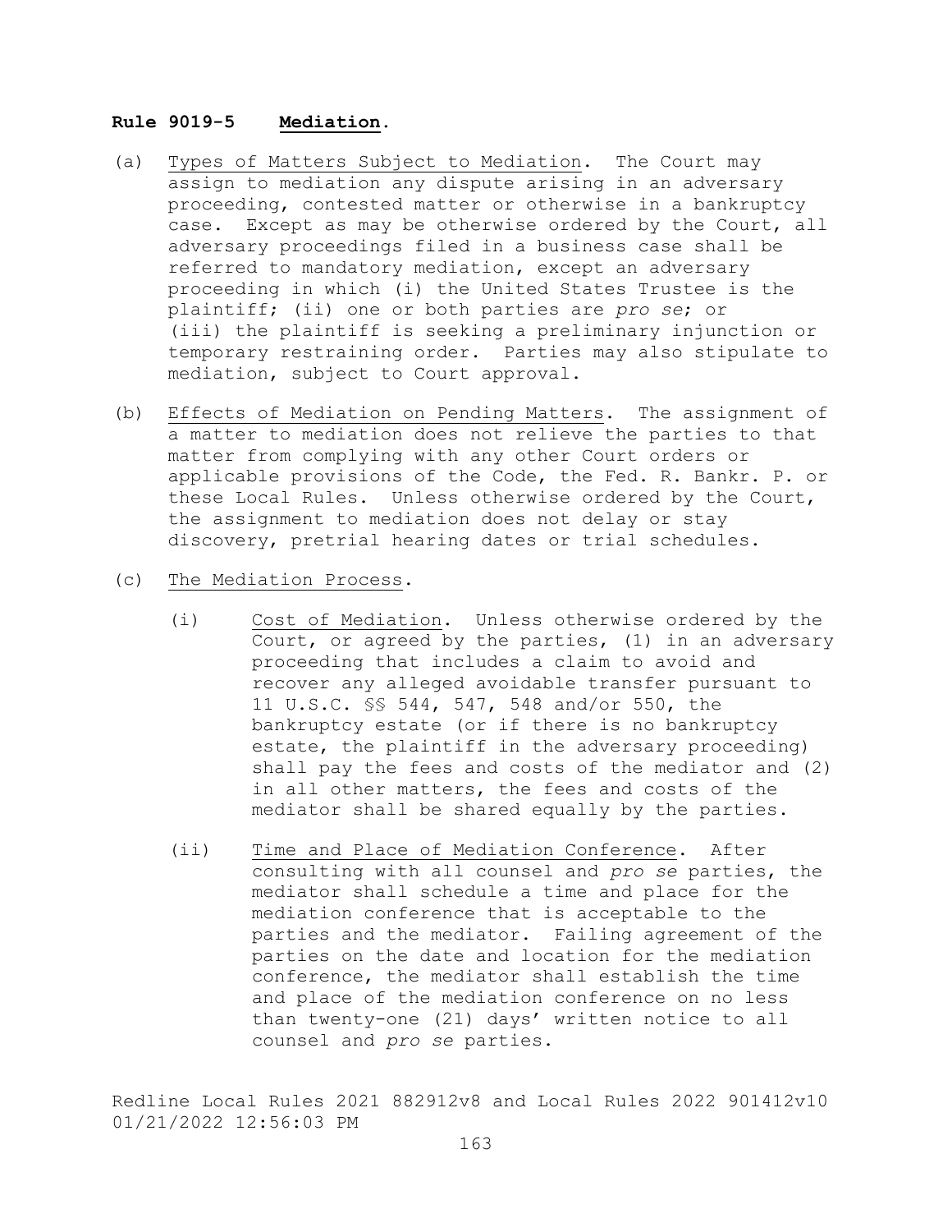**Rule 9019-5 Mediation.**

(a) Types of Matters Subject to Mediation. The Court may assign to mediation any dispute arising in an adversary proceeding, contested matter or otherwise in a bankruptcy case. Except as may be otherwise ordered by the Court, all adversary proceedings filed in a business case shall be referred to mandatory mediation, except an adversary proceeding in which (i) the United States Trustee is the plaintiff; (ii) one or both parties are *pro se*; or (iii) the plaintiff is seeking a preliminary injunction or temporary restraining order. Parties may also stipulate to mediation, subject to Court approval.

(b) Effects of Mediation on Pending Matters. The assignment of a matter to mediation does not relieve the parties to that matter from complying with any other Court orders or applicable provisions of the Code, the Fed. R. Bankr. P. or these Local Rules. Unless otherwise ordered by the Court, the assignment to mediation does not delay or stay discovery, pretrial hearing dates or trial schedules.

(c) The Mediation Process.

(i) Cost of Mediation. Unless otherwise ordered by the Court, or agreed by the parties, (1) in an adversary proceeding that includes a claim to avoid and recover any alleged avoidable transfer pursuant to 11 U.S.C. §§ 544, 547, 548 and/or 550, the bankruptcy estate (or if there is no bankruptcy estate, the plaintiff in the adversary proceeding) shall pay the fees and costs of the mediator and (2) in all other matters, the fees and costs of the mediator shall be shared equally by the parties.

(ii) Time and Place of Mediation Conference. After consulting with all counsel and *pro se* parties, the mediator shall schedule a time and place for the mediation conference that is acceptable to the parties and the mediator. Failing agreement of the parties on the date and location for the mediation conference, the mediator shall establish the time and place of the mediation conference on no less than twenty-one (21) days' written notice to all counsel and *pro se* parties.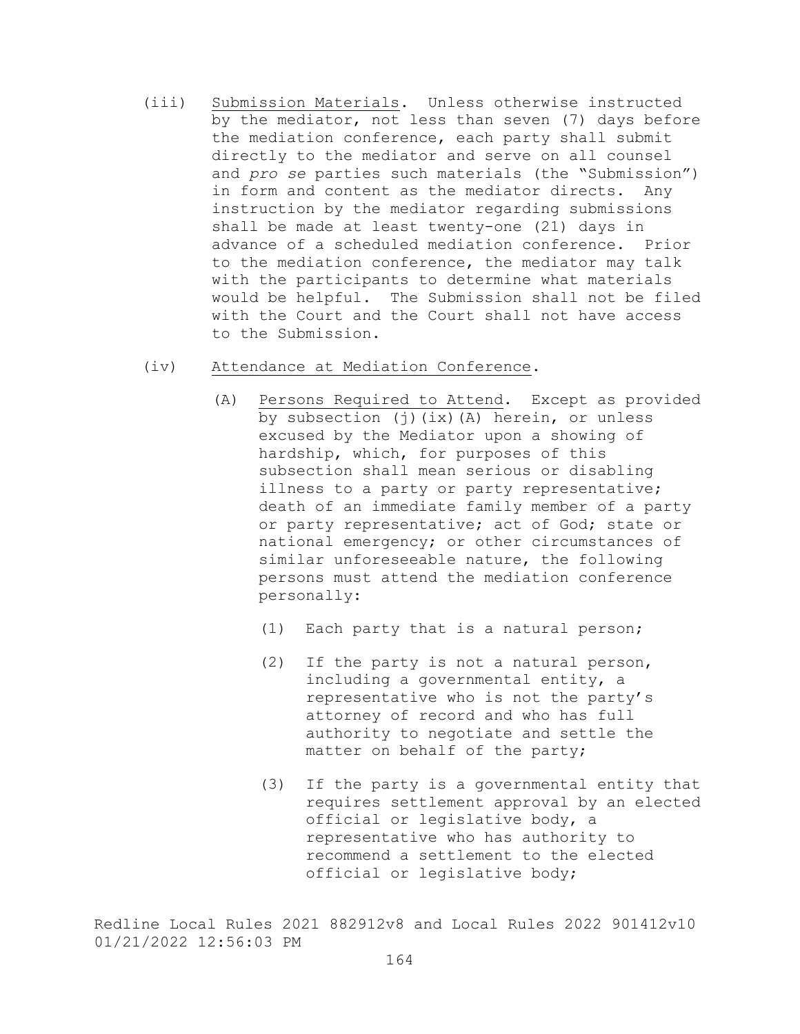(iii) Submission Materials. Unless otherwise instructed by the mediator, not less than seven (7) days before the mediation conference, each party shall submit directly to the mediator and serve on all counsel and *pro se* parties such materials (the "Submission") in form and content as the mediator directs. Any instruction by the mediator regarding submissions shall be made at least twenty-one (21) days in advance of a scheduled mediation conference. Prior to the mediation conference, the mediator may talk with the participants to determine what materials would be helpful. The Submission shall not be filed with the Court and the Court shall not have access to the Submission.

(iv) Attendance at Mediation Conference.

(A) Persons Required to Attend. Except as provided by subsection (j)(ix)(A) herein, or unless excused by the Mediator upon a showing of hardship, which, for purposes of this subsection shall mean serious or disabling illness to a party or party representative; death of an immediate family member of a party or party representative; act of God; state or national emergency; or other circumstances of similar unforeseeable nature, the following persons must attend the mediation conference personally:

(1) Each party that is a natural person;

(2) If the party is not a natural person, including a governmental entity, a representative who is not the party's attorney of record and who has full authority to negotiate and settle the matter on behalf of the party;

(3) If the party is a governmental entity that requires settlement approval by an elected official or legislative body, a representative who has authority to recommend a settlement to the elected official or legislative body;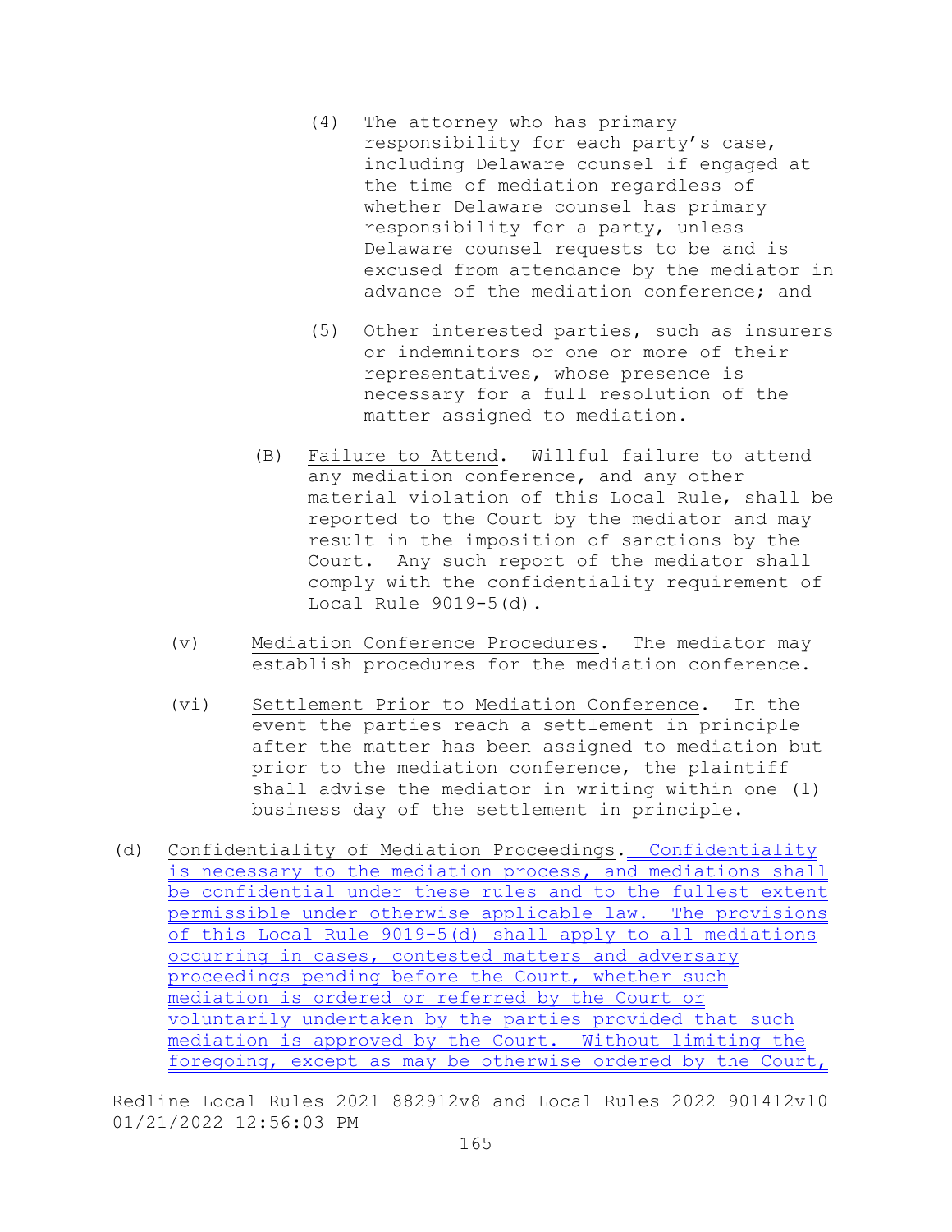(4) The attorney who has primary responsibility for each party's case, including Delaware counsel if engaged at the time of mediation regardless of whether Delaware counsel has primary responsibility for a party, unless Delaware counsel requests to be and is excused from attendance by the mediator in advance of the mediation conference; and

(5) Other interested parties, such as insurers or indemnitors or one or more of their representatives, whose presence is necessary for a full resolution of the matter assigned to mediation.

(B) Failure to Attend. Willful failure to attend any mediation conference, and any other material violation of this Local Rule, shall be reported to the Court by the mediator and may result in the imposition of sanctions by the Court. Any such report of the mediator shall comply with the confidentiality requirement of Local Rule 9019-5(d).

(v) Mediation Conference Procedures. The mediator may establish procedures for the mediation conference.

(vi) Settlement Prior to Mediation Conference. In the event the parties reach a settlement in principle after the matter has been assigned to mediation but prior to the mediation conference, the plaintiff shall advise the mediator in writing within one (1) business day of the settlement in principle.

(d) Confidentiality of Mediation Proceedings. Confidentiality is necessary to the mediation process, and mediations shall be confidential under these rules and to the fullest extent permissible under otherwise applicable law. The provisions of this Local Rule 9019-5(d) shall apply to all mediations occurring in cases, contested matters and adversary proceedings pending before the Court, whether such mediation is ordered or referred by the Court or voluntarily undertaken by the parties provided that such mediation is approved by the Court. Without limiting the foregoing, except as may be otherwise ordered by the Court,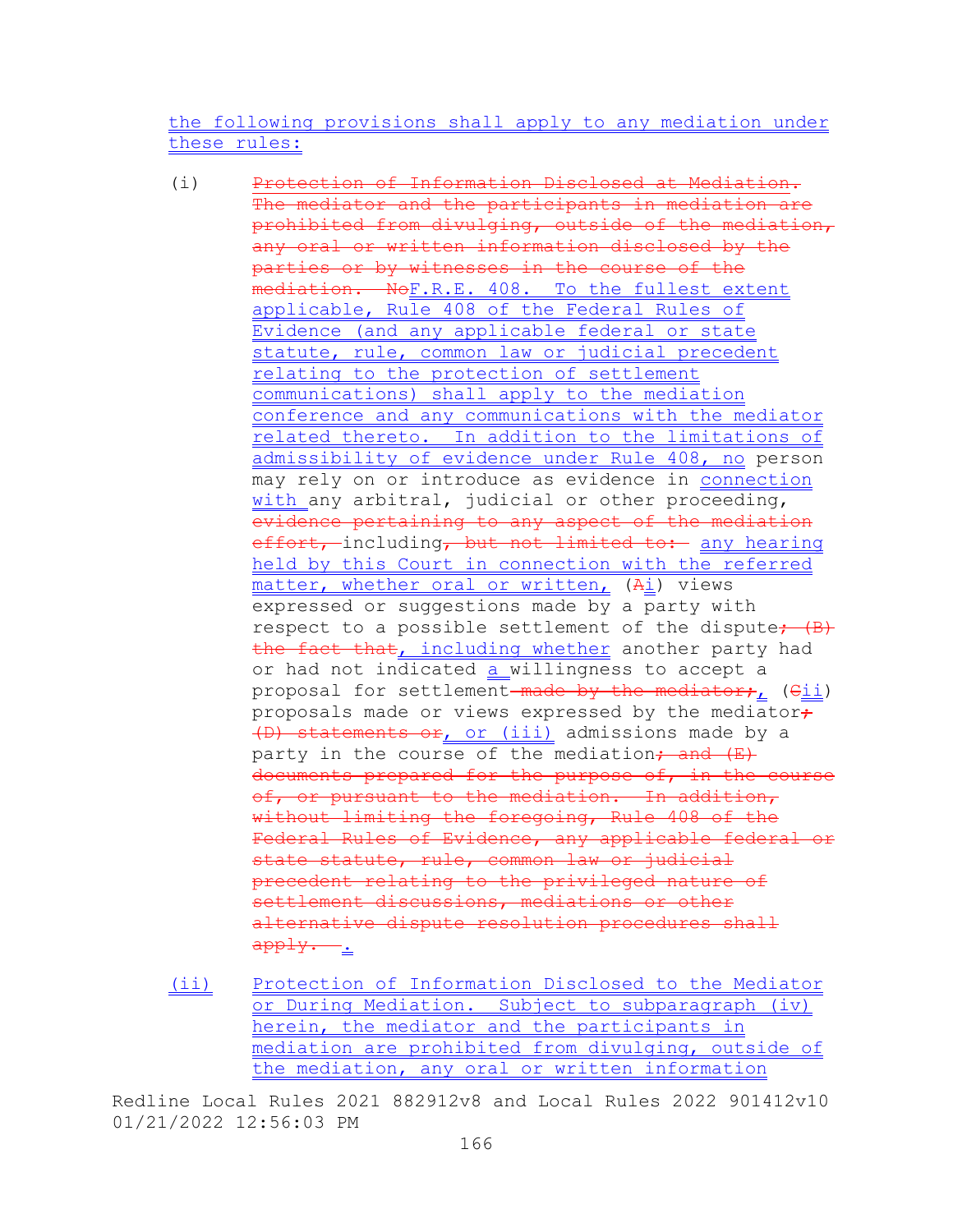the following provisions shall apply to any mediation under these rules:

(i) ~~Protection of Information Disclosed at Mediation. The mediator and the participants in mediation are prohibited from divulging, outside of the mediation, any oral or written information disclosed by the parties or by witnesses in the course of the mediation. No~~F.R.E. 408. To the fullest extent applicable, Rule 408 of the Federal Rules of Evidence (and any applicable federal or state statute, rule, common law or judicial precedent relating to the protection of settlement communications) shall apply to the mediation conference and any communications with the mediator related thereto. In addition to the limitations of admissibility of evidence under Rule 408, no person may rely on or introduce as evidence in connection with any arbitral, judicial or other proceeding, ~~evidence pertaining to any aspect of the mediation effort,~~ including~~, but not limited to:~~ any hearing held by this Court in connection with the referred matter, whether oral or written, (~~A~~i) views expressed or suggestions made by a party with respect to a possible settlement of the dispute~~; (B) the fact that~~, including whether another party had or had not indicated a willingness to accept a proposal for settlement~~ made by the mediator;~~, (~~C~~ii) proposals made or views expressed by the mediator~~; (D) statements or~~, or (iii) admissions made by a party in the course of the mediation~~; and (E) documents prepared for the purpose of, in the course of, or pursuant to the mediation. In addition, without limiting the foregoing, Rule 408 of the Federal Rules of Evidence, any applicable federal or state statute, rule, common law or judicial precedent relating to the privileged nature of settlement discussions, mediations or other alternative dispute resolution procedures shall apply.~~ .

(ii) Protection of Information Disclosed to the Mediator or During Mediation. Subject to subparagraph (iv) herein, the mediator and the participants in mediation are prohibited from divulging, outside of the mediation, any oral or written information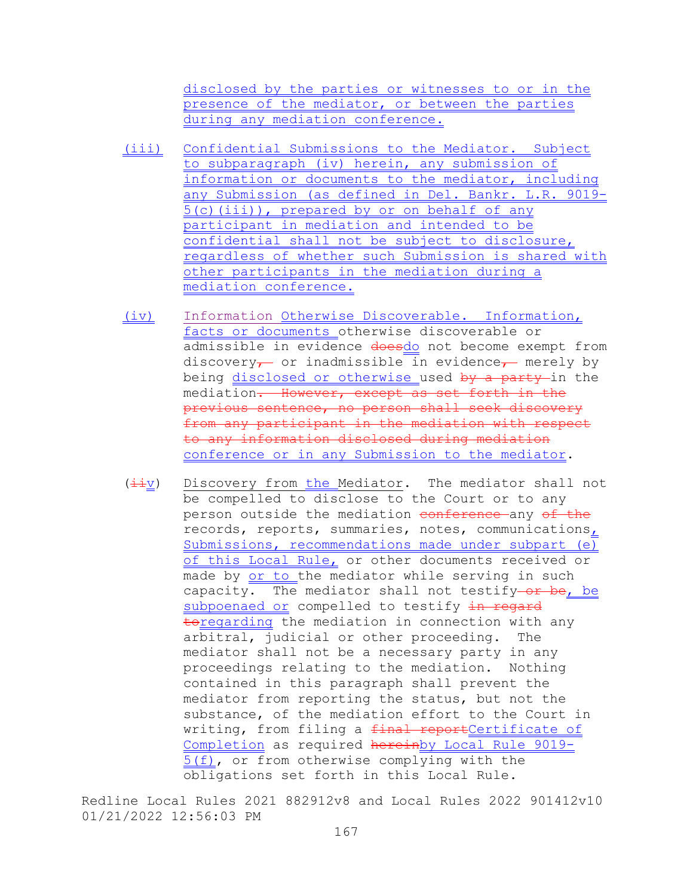disclosed by the parties or witnesses to or in the presence of the mediator, or between the parties during any mediation conference.

(iii) Confidential Submissions to the Mediator. Subject to subparagraph (iv) herein, any submission of information or documents to the mediator, including any Submission (as defined in Del. Bankr. L.R. 9019-5(c)(iii)), prepared by or on behalf of any participant in mediation and intended to be confidential shall not be subject to disclosure, regardless of whether such Submission is shared with other participants in the mediation during a mediation conference.

(iv) Information Otherwise Discoverable. Information, facts or documents otherwise discoverable or admissible in evidence ~~does~~do not become exempt from discovery~~,~~ or inadmissible in evidence~~,~~ merely by being disclosed or otherwise used ~~by a party~~ in the mediation~~. However, except as set forth in the previous sentence, no person shall seek discovery from any participant in the mediation with respect to any information disclosed during mediation~~ conference or in any Submission to the mediator.

(~~ii~~v) Discovery from the Mediator. The mediator shall not be compelled to disclose to the Court or to any person outside the mediation ~~conference~~ any ~~of the~~ records, reports, summaries, notes, communications, Submissions, recommendations made under subpart (e) of this Local Rule, or other documents received or made by or to the mediator while serving in such capacity. The mediator shall not testify~~ or be~~, be subpoenaed or compelled to testify ~~in regard to~~regarding the mediation in connection with any arbitral, judicial or other proceeding. The mediator shall not be a necessary party in any proceedings relating to the mediation. Nothing contained in this paragraph shall prevent the mediator from reporting the status, but not the substance, of the mediation effort to the Court in writing, from filing a ~~final report~~Certificate of Completion as required ~~herein~~by Local Rule 9019-5(f), or from otherwise complying with the obligations set forth in this Local Rule.

Redline Local Rules 2021 882912v8 and Local Rules 2022 901412v10
01/21/2022 12:56:03 PM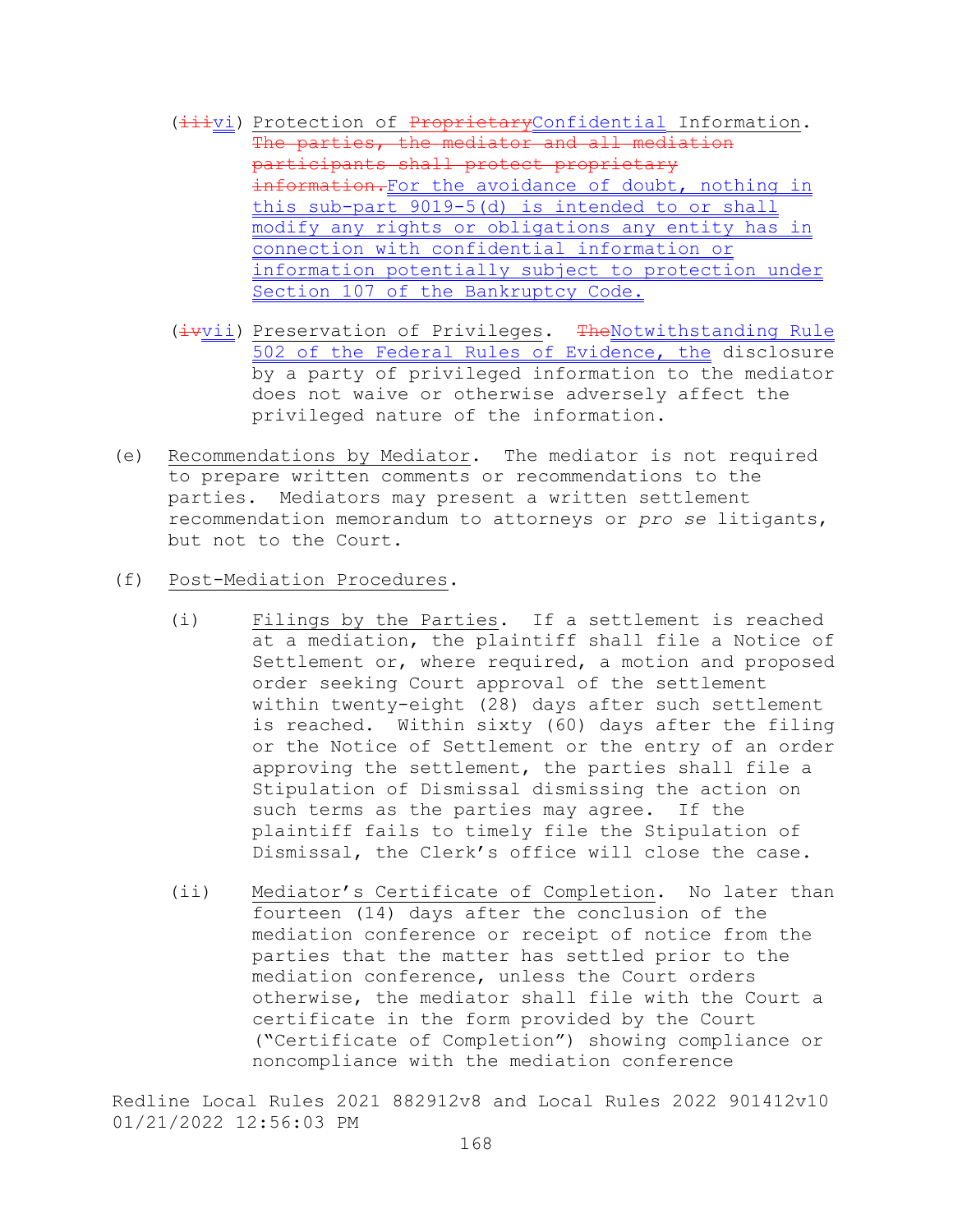(~~iii~~vi) Protection of ~~Proprietary~~Confidential Information. ~~The parties, the mediator and all mediation participants shall protect proprietary information.~~For the avoidance of doubt, nothing in this sub-part 9019-5(d) is intended to or shall modify any rights or obligations any entity has in connection with confidential information or information potentially subject to protection under Section 107 of the Bankruptcy Code.

(~~iv~~vii) Preservation of Privileges. ~~The~~Notwithstanding Rule 502 of the Federal Rules of Evidence, the disclosure by a party of privileged information to the mediator does not waive or otherwise adversely affect the privileged nature of the information.

(e) Recommendations by Mediator. The mediator is not required to prepare written comments or recommendations to the parties. Mediators may present a written settlement recommendation memorandum to attorneys or *pro se* litigants, but not to the Court.

(f) Post-Mediation Procedures.

(i) Filings by the Parties. If a settlement is reached at a mediation, the plaintiff shall file a Notice of Settlement or, where required, a motion and proposed order seeking Court approval of the settlement within twenty-eight (28) days after such settlement is reached. Within sixty (60) days after the filing or the Notice of Settlement or the entry of an order approving the settlement, the parties shall file a Stipulation of Dismissal dismissing the action on such terms as the parties may agree. If the plaintiff fails to timely file the Stipulation of Dismissal, the Clerk's office will close the case.

(ii) Mediator's Certificate of Completion. No later than fourteen (14) days after the conclusion of the mediation conference or receipt of notice from the parties that the matter has settled prior to the mediation conference, unless the Court orders otherwise, the mediator shall file with the Court a certificate in the form provided by the Court ("Certificate of Completion") showing compliance or noncompliance with the mediation conference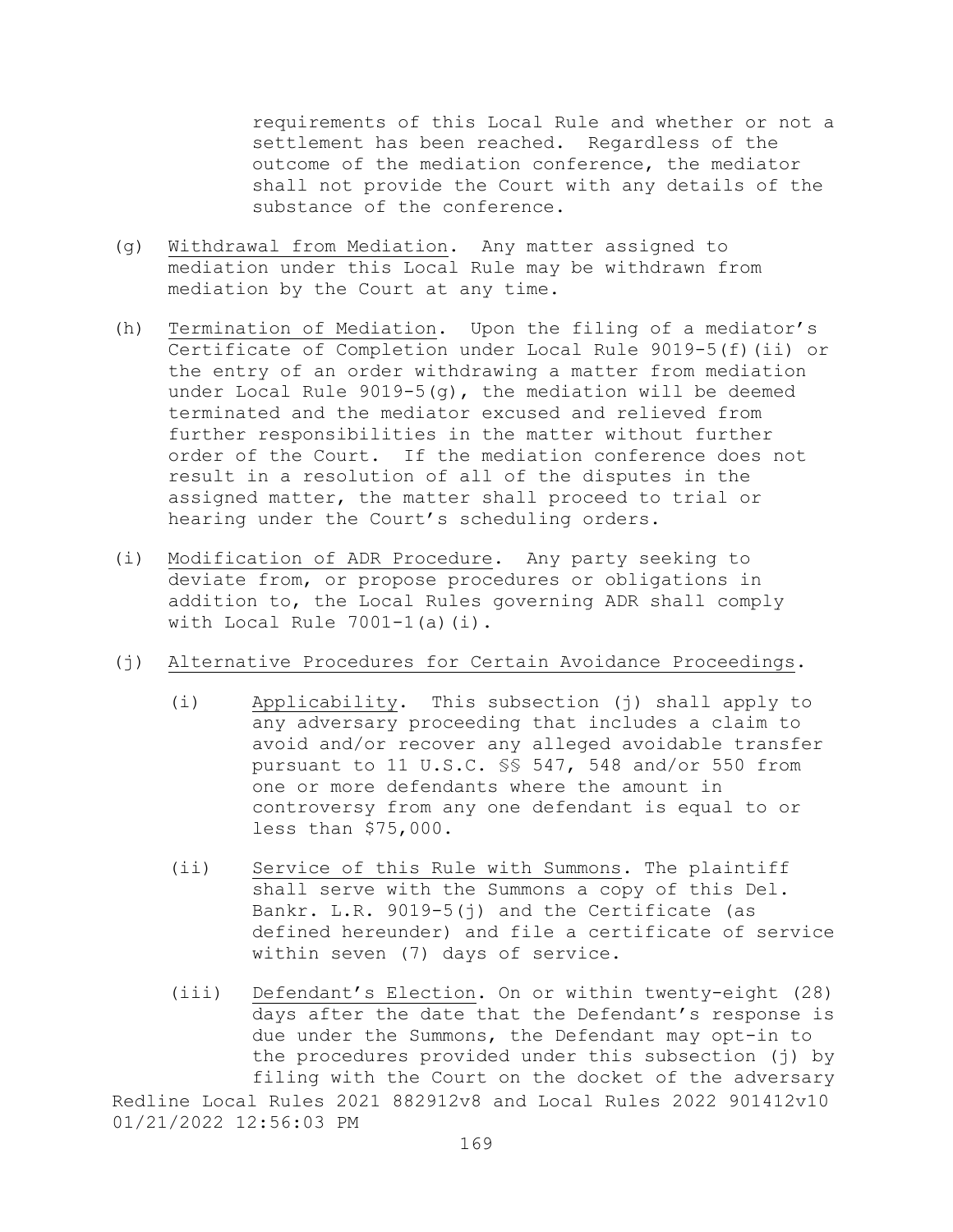requirements of this Local Rule and whether or not a settlement has been reached. Regardless of the outcome of the mediation conference, the mediator shall not provide the Court with any details of the substance of the conference.

(g) Withdrawal from Mediation. Any matter assigned to mediation under this Local Rule may be withdrawn from mediation by the Court at any time.

(h) Termination of Mediation. Upon the filing of a mediator's Certificate of Completion under Local Rule 9019-5(f)(ii) or the entry of an order withdrawing a matter from mediation under Local Rule 9019-5(g), the mediation will be deemed terminated and the mediator excused and relieved from further responsibilities in the matter without further order of the Court. If the mediation conference does not result in a resolution of all of the disputes in the assigned matter, the matter shall proceed to trial or hearing under the Court's scheduling orders.

(i) Modification of ADR Procedure. Any party seeking to deviate from, or propose procedures or obligations in addition to, the Local Rules governing ADR shall comply with Local Rule 7001-1(a)(i).

(j) Alternative Procedures for Certain Avoidance Proceedings.

  (i) Applicability. This subsection (j) shall apply to any adversary proceeding that includes a claim to avoid and/or recover any alleged avoidable transfer pursuant to 11 U.S.C. §§ 547, 548 and/or 550 from one or more defendants where the amount in controversy from any one defendant is equal to or less than $75,000.

  (ii) Service of this Rule with Summons. The plaintiff shall serve with the Summons a copy of this Del. Bankr. L.R. 9019-5(j) and the Certificate (as defined hereunder) and file a certificate of service within seven (7) days of service.

  (iii) Defendant's Election. On or within twenty-eight (28) days after the date that the Defendant's response is due under the Summons, the Defendant may opt-in to the procedures provided under this subsection (j) by filing with the Court on the docket of the adversary

Redline Local Rules 2021 882912v8 and Local Rules 2022 901412v10
01/21/2022 12:56:03 PM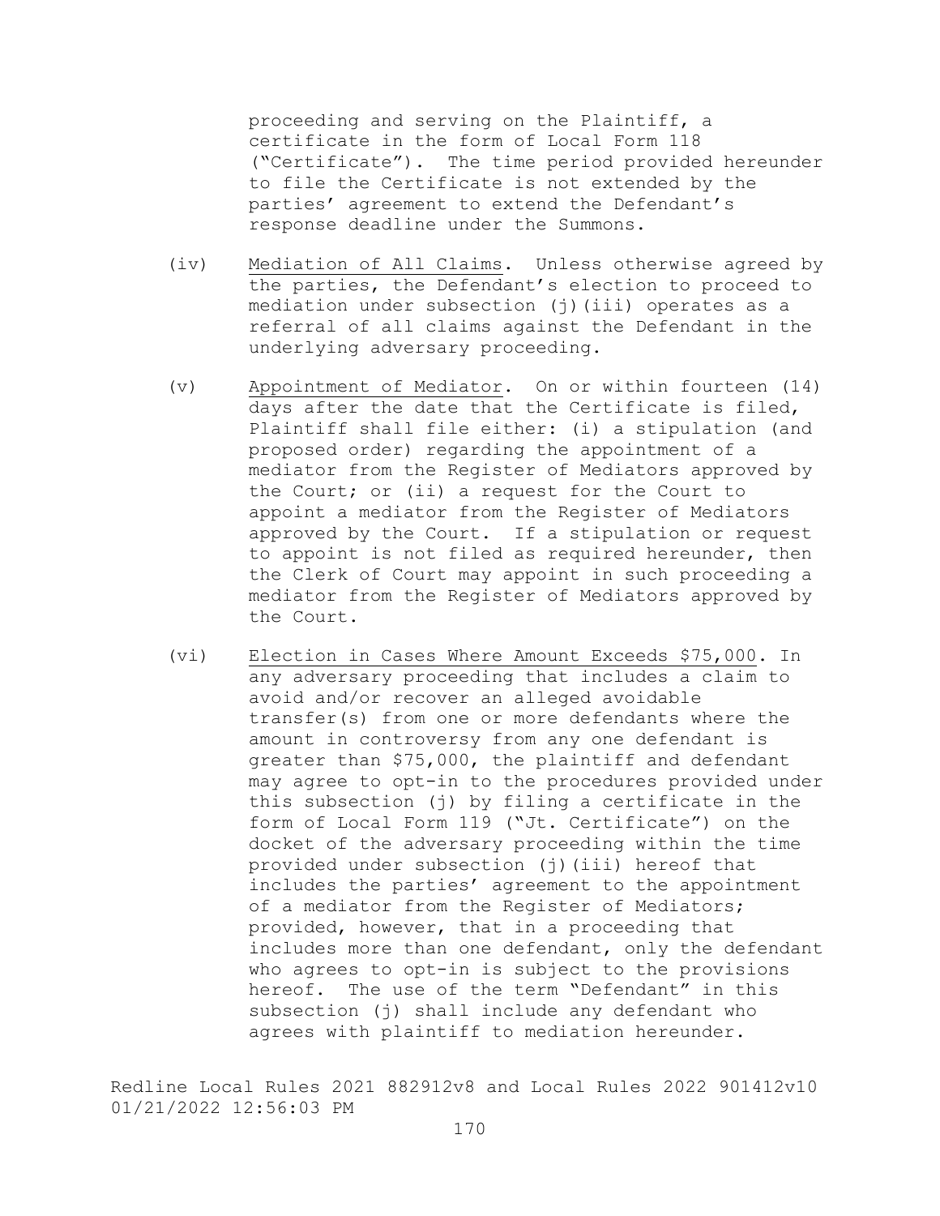proceeding and serving on the Plaintiff, a certificate in the form of Local Form 118 ("Certificate"). The time period provided hereunder to file the Certificate is not extended by the parties' agreement to extend the Defendant's response deadline under the Summons.

(iv) Mediation of All Claims. Unless otherwise agreed by the parties, the Defendant's election to proceed to mediation under subsection (j)(iii) operates as a referral of all claims against the Defendant in the underlying adversary proceeding.

(v) Appointment of Mediator. On or within fourteen (14) days after the date that the Certificate is filed, Plaintiff shall file either: (i) a stipulation (and proposed order) regarding the appointment of a mediator from the Register of Mediators approved by the Court; or (ii) a request for the Court to appoint a mediator from the Register of Mediators approved by the Court. If a stipulation or request to appoint is not filed as required hereunder, then the Clerk of Court may appoint in such proceeding a mediator from the Register of Mediators approved by the Court.

(vi) Election in Cases Where Amount Exceeds $75,000. In any adversary proceeding that includes a claim to avoid and/or recover an alleged avoidable transfer(s) from one or more defendants where the amount in controversy from any one defendant is greater than $75,000, the plaintiff and defendant may agree to opt-in to the procedures provided under this subsection (j) by filing a certificate in the form of Local Form 119 ("Jt. Certificate") on the docket of the adversary proceeding within the time provided under subsection (j)(iii) hereof that includes the parties' agreement to the appointment of a mediator from the Register of Mediators; provided, however, that in a proceeding that includes more than one defendant, only the defendant who agrees to opt-in is subject to the provisions hereof. The use of the term "Defendant" in this subsection (j) shall include any defendant who agrees with plaintiff to mediation hereunder.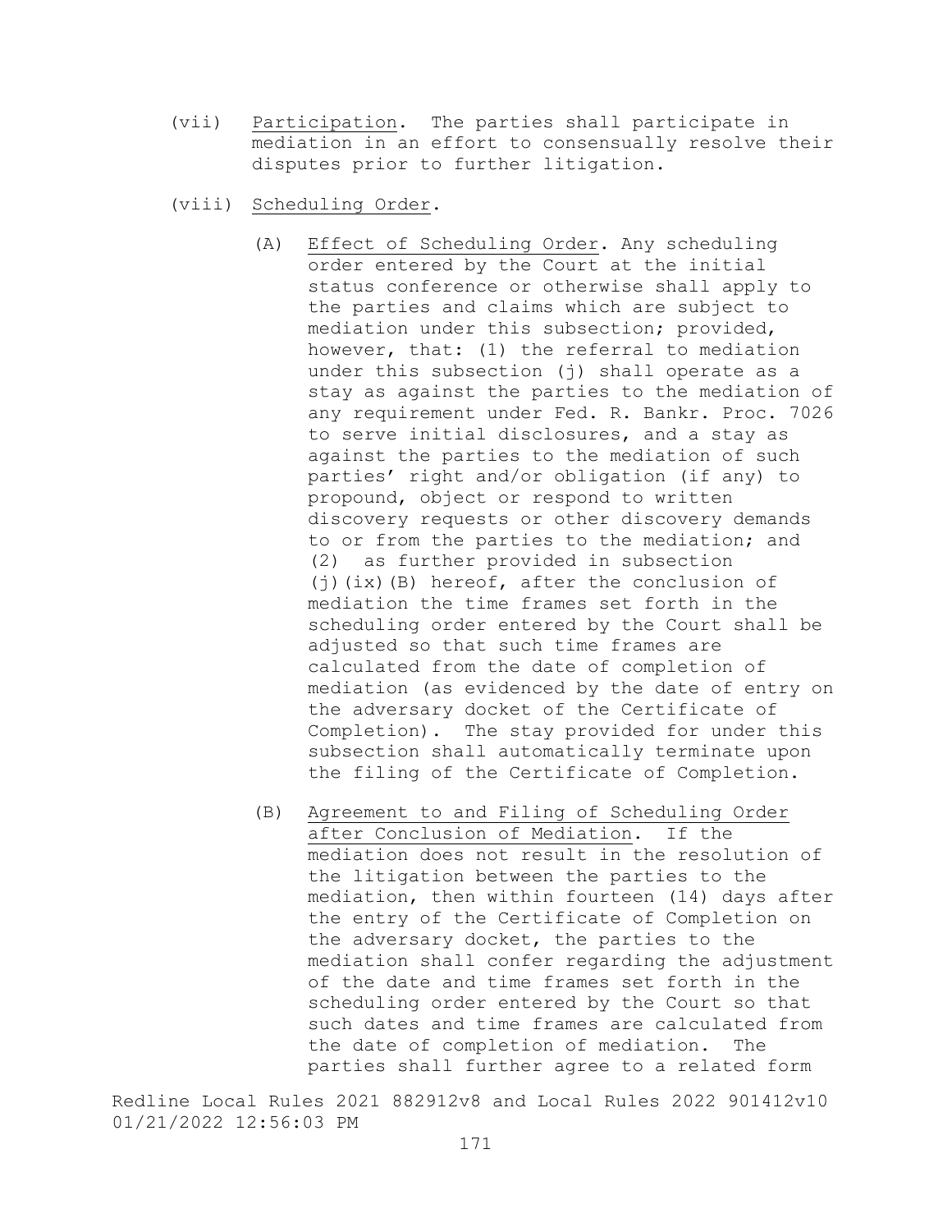(vii) Participation. The parties shall participate in mediation in an effort to consensually resolve their disputes prior to further litigation.

(viii) Scheduling Order.

(A) Effect of Scheduling Order. Any scheduling order entered by the Court at the initial status conference or otherwise shall apply to the parties and claims which are subject to mediation under this subsection; provided, however, that: (1) the referral to mediation under this subsection (j) shall operate as a stay as against the parties to the mediation of any requirement under Fed. R. Bankr. Proc. 7026 to serve initial disclosures, and a stay as against the parties to the mediation of such parties' right and/or obligation (if any) to propound, object or respond to written discovery requests or other discovery demands to or from the parties to the mediation; and (2) as further provided in subsection (j)(ix)(B) hereof, after the conclusion of mediation the time frames set forth in the scheduling order entered by the Court shall be adjusted so that such time frames are calculated from the date of completion of mediation (as evidenced by the date of entry on the adversary docket of the Certificate of Completion). The stay provided for under this subsection shall automatically terminate upon the filing of the Certificate of Completion.

(B) Agreement to and Filing of Scheduling Order after Conclusion of Mediation. If the mediation does not result in the resolution of the litigation between the parties to the mediation, then within fourteen (14) days after the entry of the Certificate of Completion on the adversary docket, the parties to the mediation shall confer regarding the adjustment of the date and time frames set forth in the scheduling order entered by the Court so that such dates and time frames are calculated from the date of completion of mediation. The parties shall further agree to a related form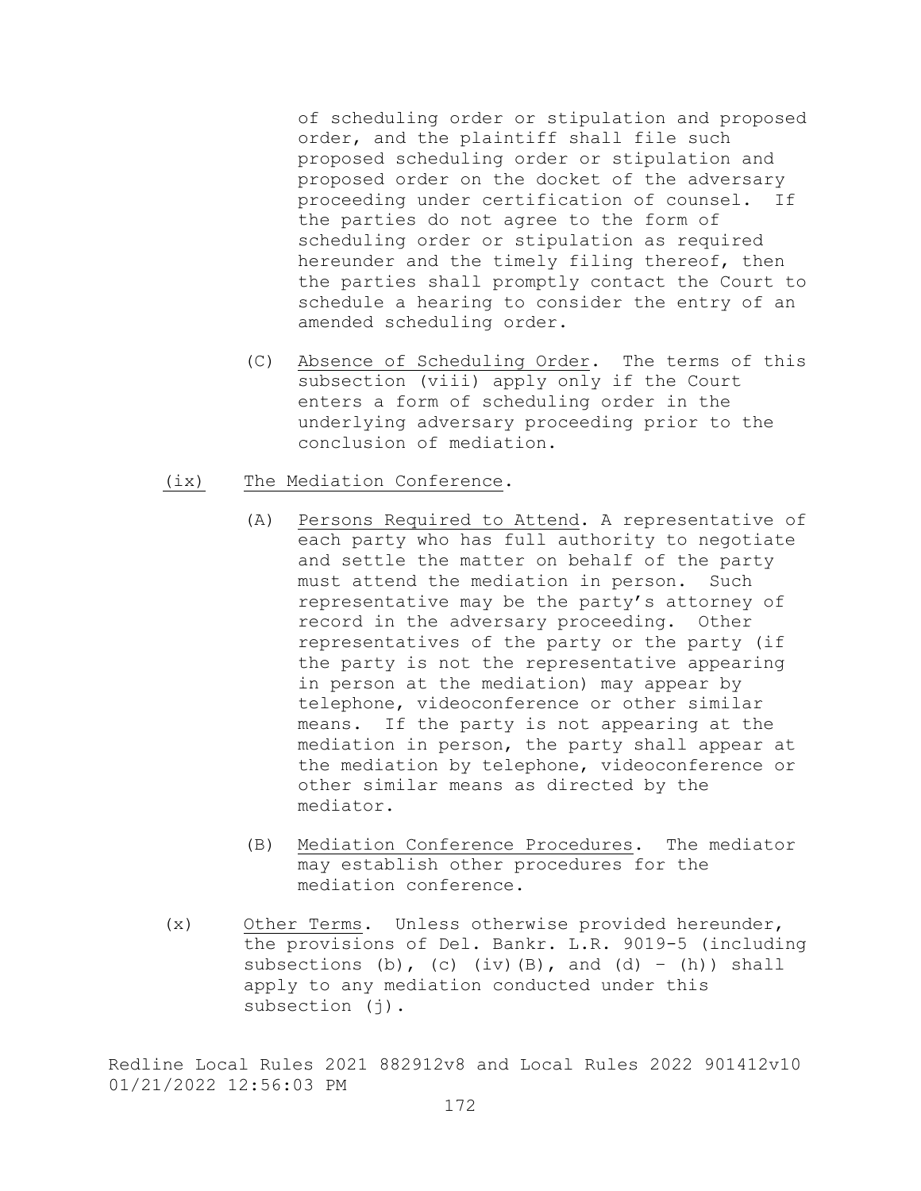of scheduling order or stipulation and proposed order, and the plaintiff shall file such proposed scheduling order or stipulation and proposed order on the docket of the adversary proceeding under certification of counsel. If the parties do not agree to the form of scheduling order or stipulation as required hereunder and the timely filing thereof, then the parties shall promptly contact the Court to schedule a hearing to consider the entry of an amended scheduling order.

(C) Absence of Scheduling Order. The terms of this subsection (viii) apply only if the Court enters a form of scheduling order in the underlying adversary proceeding prior to the conclusion of mediation.

(ix) The Mediation Conference.

(A) Persons Required to Attend. A representative of each party who has full authority to negotiate and settle the matter on behalf of the party must attend the mediation in person. Such representative may be the party's attorney of record in the adversary proceeding. Other representatives of the party or the party (if the party is not the representative appearing in person at the mediation) may appear by telephone, videoconference or other similar means. If the party is not appearing at the mediation in person, the party shall appear at the mediation by telephone, videoconference or other similar means as directed by the mediator.

(B) Mediation Conference Procedures. The mediator may establish other procedures for the mediation conference.

(x) Other Terms. Unless otherwise provided hereunder, the provisions of Del. Bankr. L.R. 9019-5 (including subsections (b), (c) (iv)(B), and (d) – (h)) shall apply to any mediation conducted under this subsection (j).

Redline Local Rules 2021 882912v8 and Local Rules 2022 901412v10 01/21/2022 12:56:03 PM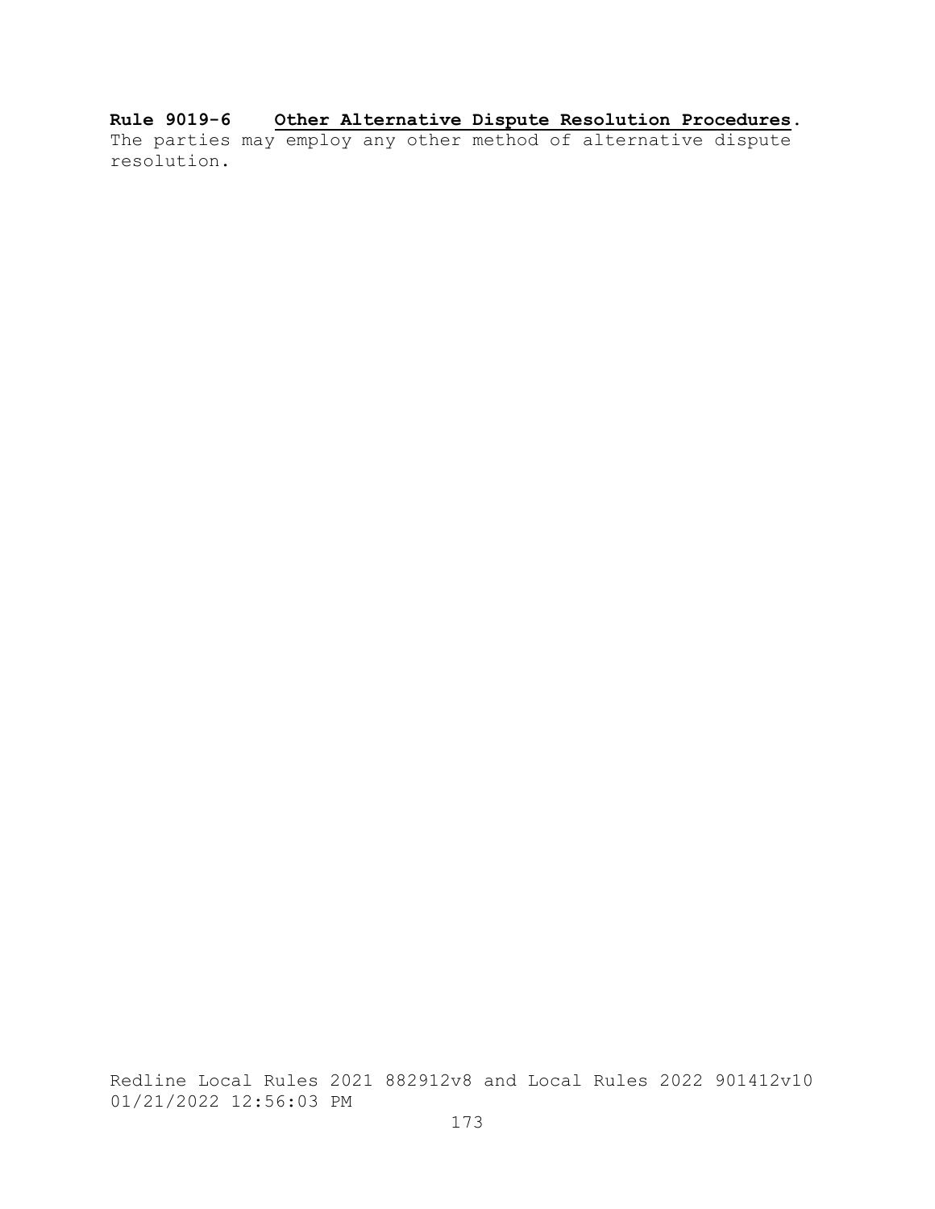**Rule 9019-6 Other Alternative Dispute Resolution Procedures.**
The parties may employ any other method of alternative dispute resolution.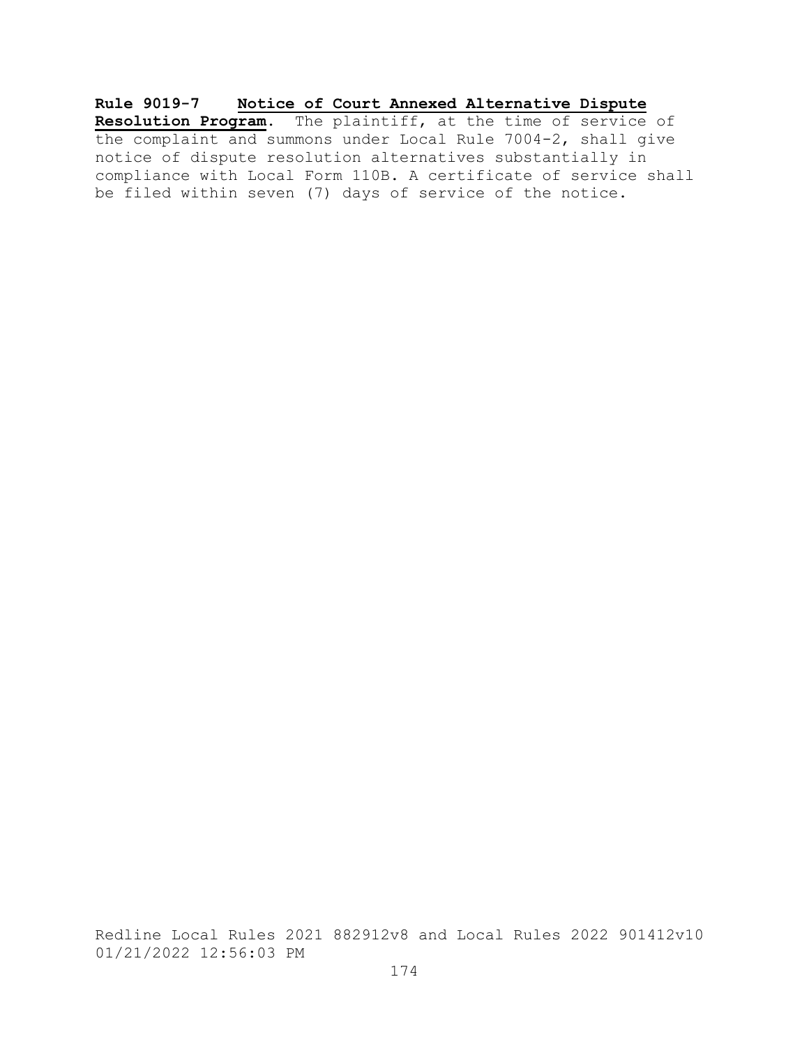**Rule 9019-7 Notice of Court Annexed Alternative Dispute Resolution Program.** The plaintiff, at the time of service of the complaint and summons under Local Rule 7004-2, shall give notice of dispute resolution alternatives substantially in compliance with Local Form 110B. A certificate of service shall be filed within seven (7) days of service of the notice.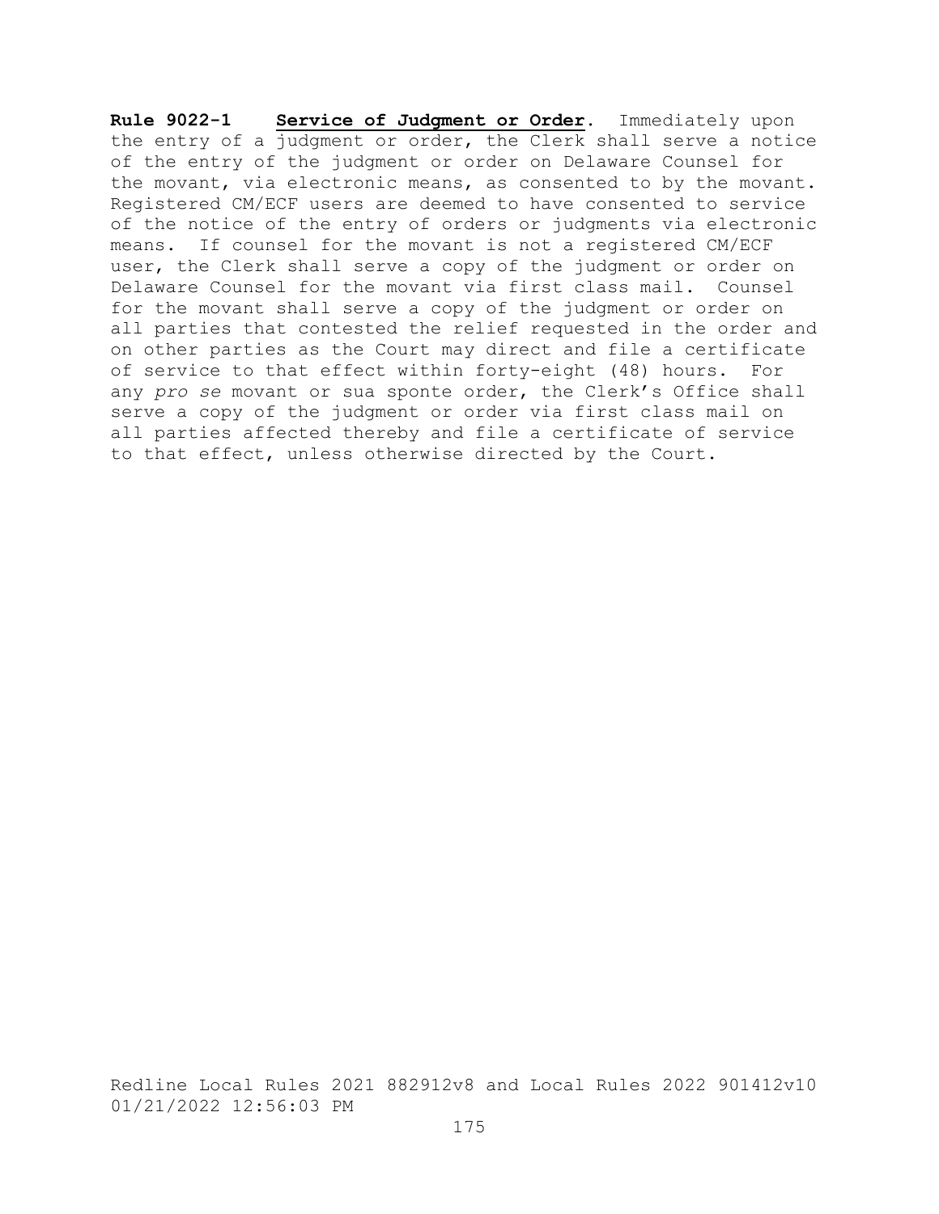**Rule 9022-1** **Service of Judgment or Order**. Immediately upon the entry of a judgment or order, the Clerk shall serve a notice of the entry of the judgment or order on Delaware Counsel for the movant, via electronic means, as consented to by the movant. Registered CM/ECF users are deemed to have consented to service of the notice of the entry of orders or judgments via electronic means. If counsel for the movant is not a registered CM/ECF user, the Clerk shall serve a copy of the judgment or order on Delaware Counsel for the movant via first class mail. Counsel for the movant shall serve a copy of the judgment or order on all parties that contested the relief requested in the order and on other parties as the Court may direct and file a certificate of service to that effect within forty-eight (48) hours. For any *pro se* movant or sua sponte order, the Clerk's Office shall serve a copy of the judgment or order via first class mail on all parties affected thereby and file a certificate of service to that effect, unless otherwise directed by the Court.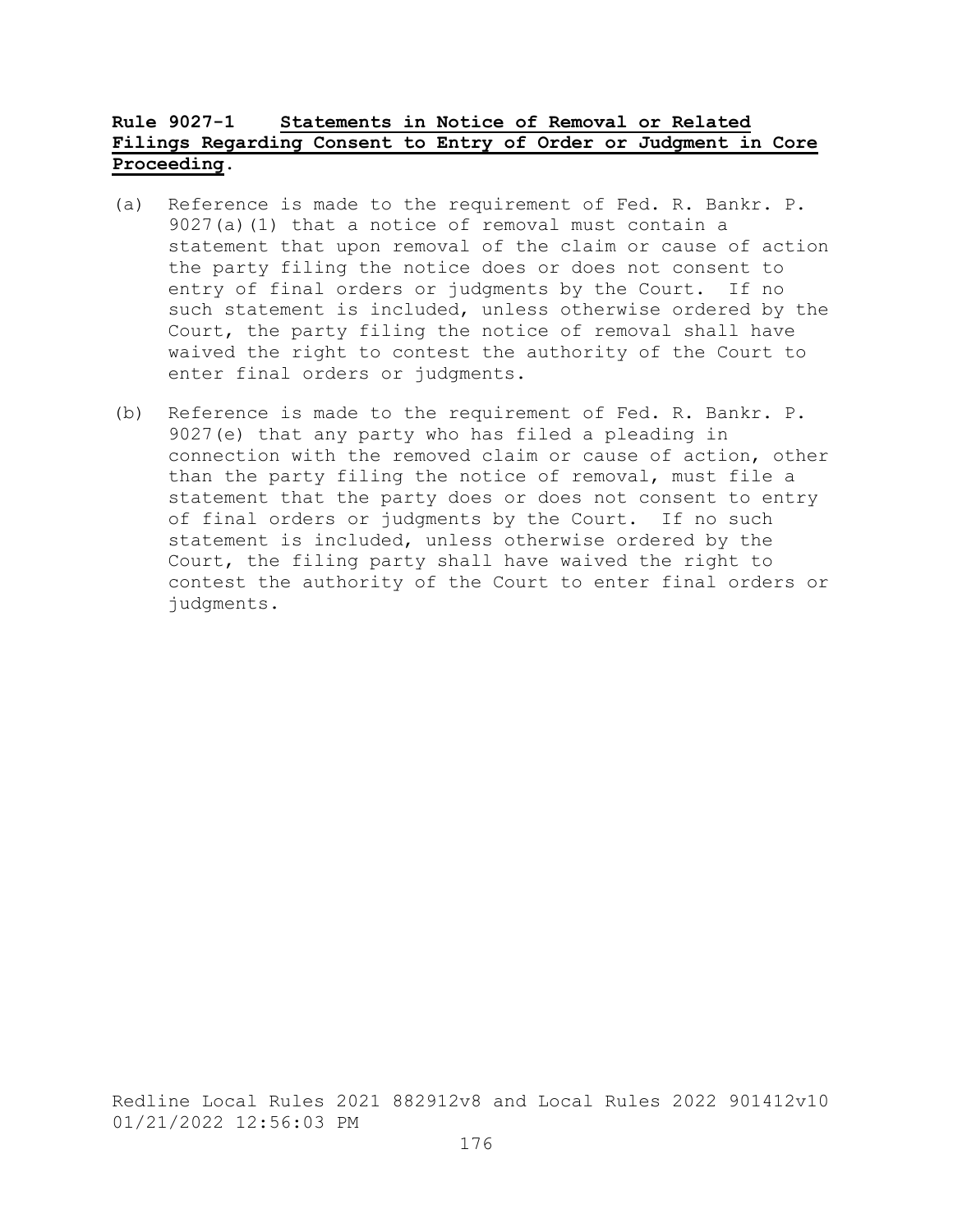**Rule 9027-1 Statements in Notice of Removal or Related Filings Regarding Consent to Entry of Order or Judgment in Core Proceeding.**

(a) Reference is made to the requirement of Fed. R. Bankr. P. 9027(a)(1) that a notice of removal must contain a statement that upon removal of the claim or cause of action the party filing the notice does or does not consent to entry of final orders or judgments by the Court. If no such statement is included, unless otherwise ordered by the Court, the party filing the notice of removal shall have waived the right to contest the authority of the Court to enter final orders or judgments.

(b) Reference is made to the requirement of Fed. R. Bankr. P. 9027(e) that any party who has filed a pleading in connection with the removed claim or cause of action, other than the party filing the notice of removal, must file a statement that the party does or does not consent to entry of final orders or judgments by the Court. If no such statement is included, unless otherwise ordered by the Court, the filing party shall have waived the right to contest the authority of the Court to enter final orders or judgments.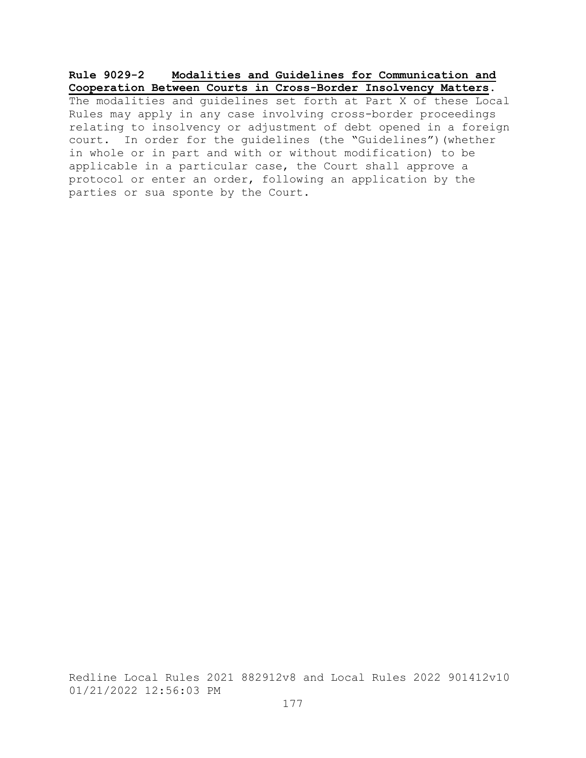**Rule 9029-2 Modalities and Guidelines for Communication and Cooperation Between Courts in Cross-Border Insolvency Matters.**

The modalities and guidelines set forth at Part X of these Local Rules may apply in any case involving cross-border proceedings relating to insolvency or adjustment of debt opened in a foreign court. In order for the guidelines (the "Guidelines")(whether in whole or in part and with or without modification) to be applicable in a particular case, the Court shall approve a protocol or enter an order, following an application by the parties or sua sponte by the Court.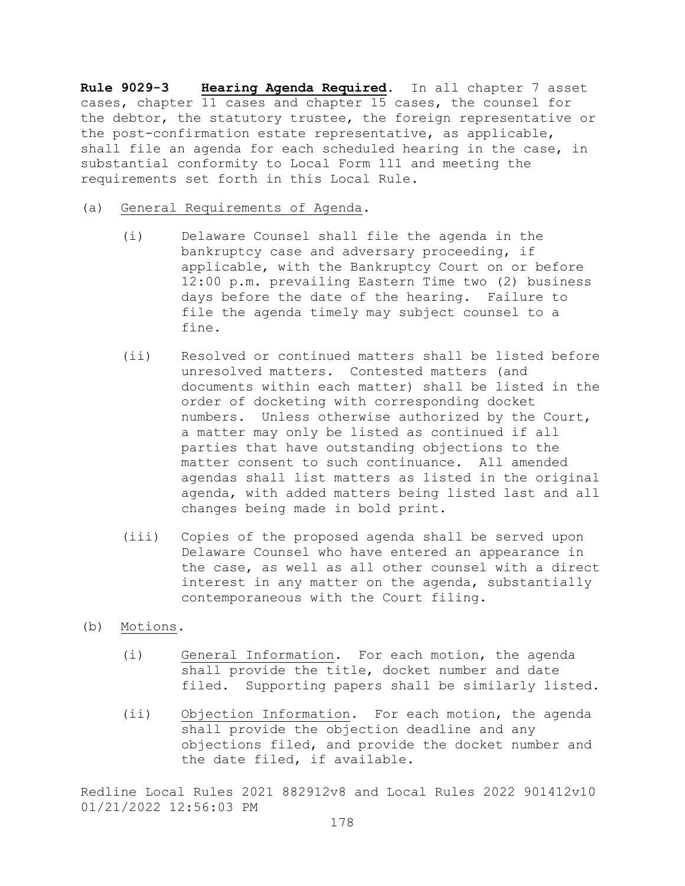**Rule 9029-3** **<u>Hearing Agenda Required</u>**. In all chapter 7 asset cases, chapter 11 cases and chapter 15 cases, the counsel for the debtor, the statutory trustee, the foreign representative or the post-confirmation estate representative, as applicable, shall file an agenda for each scheduled hearing in the case, in substantial conformity to Local Form 111 and meeting the requirements set forth in this Local Rule.

(a) <u>General Requirements of Agenda</u>.

(i) Delaware Counsel shall file the agenda in the bankruptcy case and adversary proceeding, if applicable, with the Bankruptcy Court on or before 12:00 p.m. prevailing Eastern Time two (2) business days before the date of the hearing. Failure to file the agenda timely may subject counsel to a fine.

(ii) Resolved or continued matters shall be listed before unresolved matters. Contested matters (and documents within each matter) shall be listed in the order of docketing with corresponding docket numbers. Unless otherwise authorized by the Court, a matter may only be listed as continued if all parties that have outstanding objections to the matter consent to such continuance. All amended agendas shall list matters as listed in the original agenda, with added matters being listed last and all changes being made in bold print.

(iii) Copies of the proposed agenda shall be served upon Delaware Counsel who have entered an appearance in the case, as well as all other counsel with a direct interest in any matter on the agenda, substantially contemporaneous with the Court filing.

(b) <u>Motions</u>.

(i) <u>General Information</u>. For each motion, the agenda shall provide the title, docket number and date filed. Supporting papers shall be similarly listed.

(ii) <u>Objection Information</u>. For each motion, the agenda shall provide the objection deadline and any objections filed, and provide the docket number and the date filed, if available.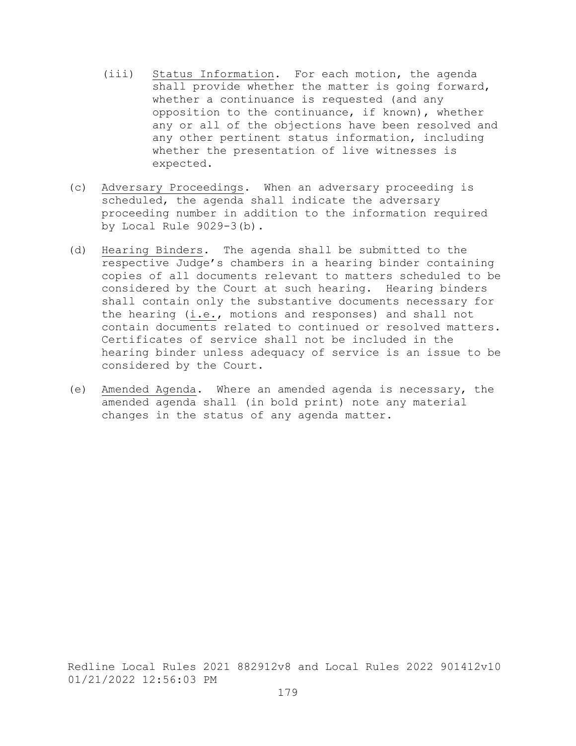(iii) Status Information. For each motion, the agenda shall provide whether the matter is going forward, whether a continuance is requested (and any opposition to the continuance, if known), whether any or all of the objections have been resolved and any other pertinent status information, including whether the presentation of live witnesses is expected.

(c) Adversary Proceedings. When an adversary proceeding is scheduled, the agenda shall indicate the adversary proceeding number in addition to the information required by Local Rule 9029-3(b).

(d) Hearing Binders. The agenda shall be submitted to the respective Judge's chambers in a hearing binder containing copies of all documents relevant to matters scheduled to be considered by the Court at such hearing. Hearing binders shall contain only the substantive documents necessary for the hearing (i.e., motions and responses) and shall not contain documents related to continued or resolved matters. Certificates of service shall not be included in the hearing binder unless adequacy of service is an issue to be considered by the Court.

(e) Amended Agenda. Where an amended agenda is necessary, the amended agenda shall (in bold print) note any material changes in the status of any agenda matter.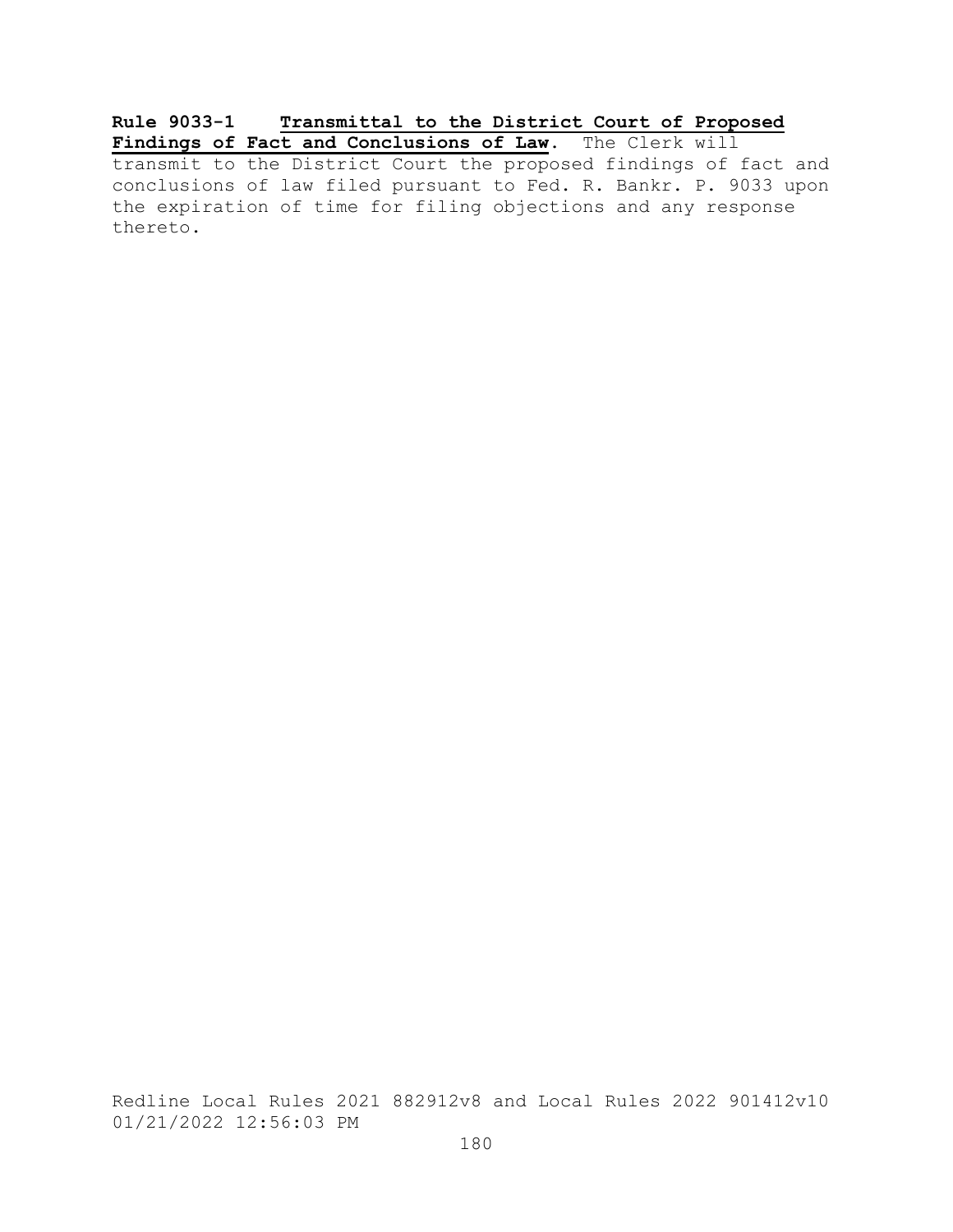**Rule 9033-1 Transmittal to the District Court of Proposed Findings of Fact and Conclusions of Law**. The Clerk will transmit to the District Court the proposed findings of fact and conclusions of law filed pursuant to Fed. R. Bankr. P. 9033 upon the expiration of time for filing objections and any response thereto.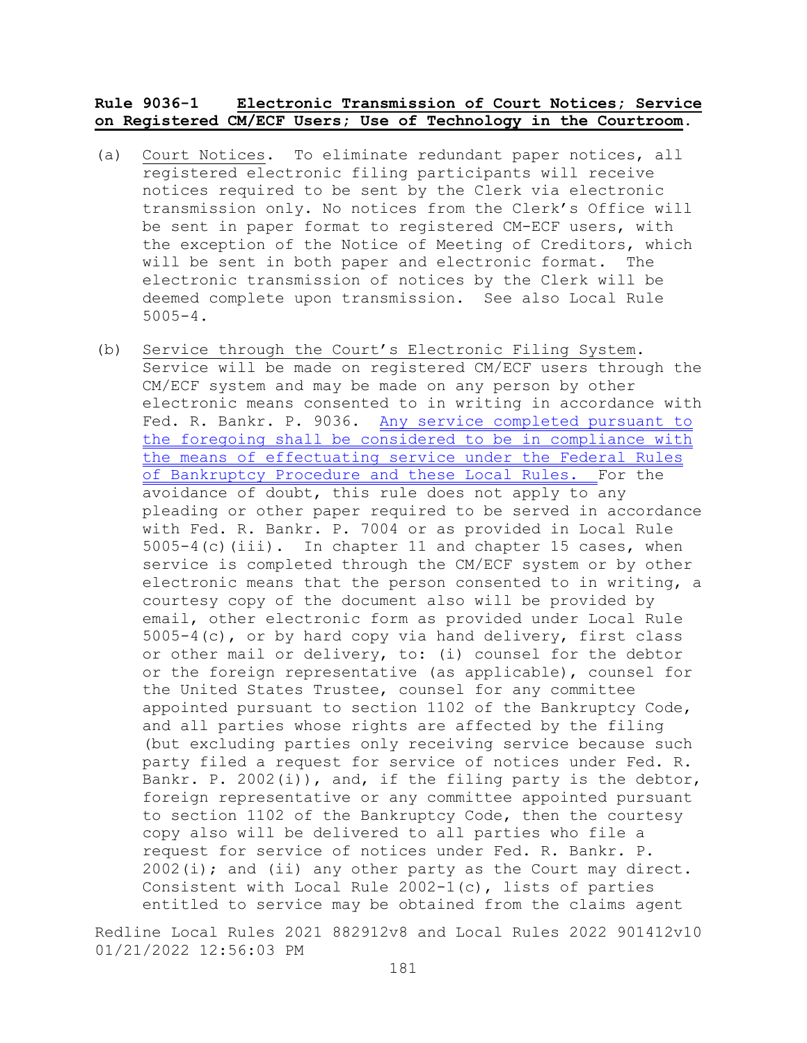**Rule 9036-1 Electronic Transmission of Court Notices; Service on Registered CM/ECF Users; Use of Technology in the Courtroom.**

(a) Court Notices. To eliminate redundant paper notices, all registered electronic filing participants will receive notices required to be sent by the Clerk via electronic transmission only. No notices from the Clerk's Office will be sent in paper format to registered CM-ECF users, with the exception of the Notice of Meeting of Creditors, which will be sent in both paper and electronic format. The electronic transmission of notices by the Clerk will be deemed complete upon transmission. See also Local Rule 5005-4.

(b) Service through the Court's Electronic Filing System. Service will be made on registered CM/ECF users through the CM/ECF system and may be made on any person by other electronic means consented to in writing in accordance with Fed. R. Bankr. P. 9036. Any service completed pursuant to the foregoing shall be considered to be in compliance with the means of effectuating service under the Federal Rules of Bankruptcy Procedure and these Local Rules. For the avoidance of doubt, this rule does not apply to any pleading or other paper required to be served in accordance with Fed. R. Bankr. P. 7004 or as provided in Local Rule 5005-4(c)(iii). In chapter 11 and chapter 15 cases, when service is completed through the CM/ECF system or by other electronic means that the person consented to in writing, a courtesy copy of the document also will be provided by email, other electronic form as provided under Local Rule 5005-4(c), or by hard copy via hand delivery, first class or other mail or delivery, to: (i) counsel for the debtor or the foreign representative (as applicable), counsel for the United States Trustee, counsel for any committee appointed pursuant to section 1102 of the Bankruptcy Code, and all parties whose rights are affected by the filing (but excluding parties only receiving service because such party filed a request for service of notices under Fed. R. Bankr. P. 2002(i)), and, if the filing party is the debtor, foreign representative or any committee appointed pursuant to section 1102 of the Bankruptcy Code, then the courtesy copy also will be delivered to all parties who file a request for service of notices under Fed. R. Bankr. P. 2002(i); and (ii) any other party as the Court may direct. Consistent with Local Rule 2002-1(c), lists of parties entitled to service may be obtained from the claims agent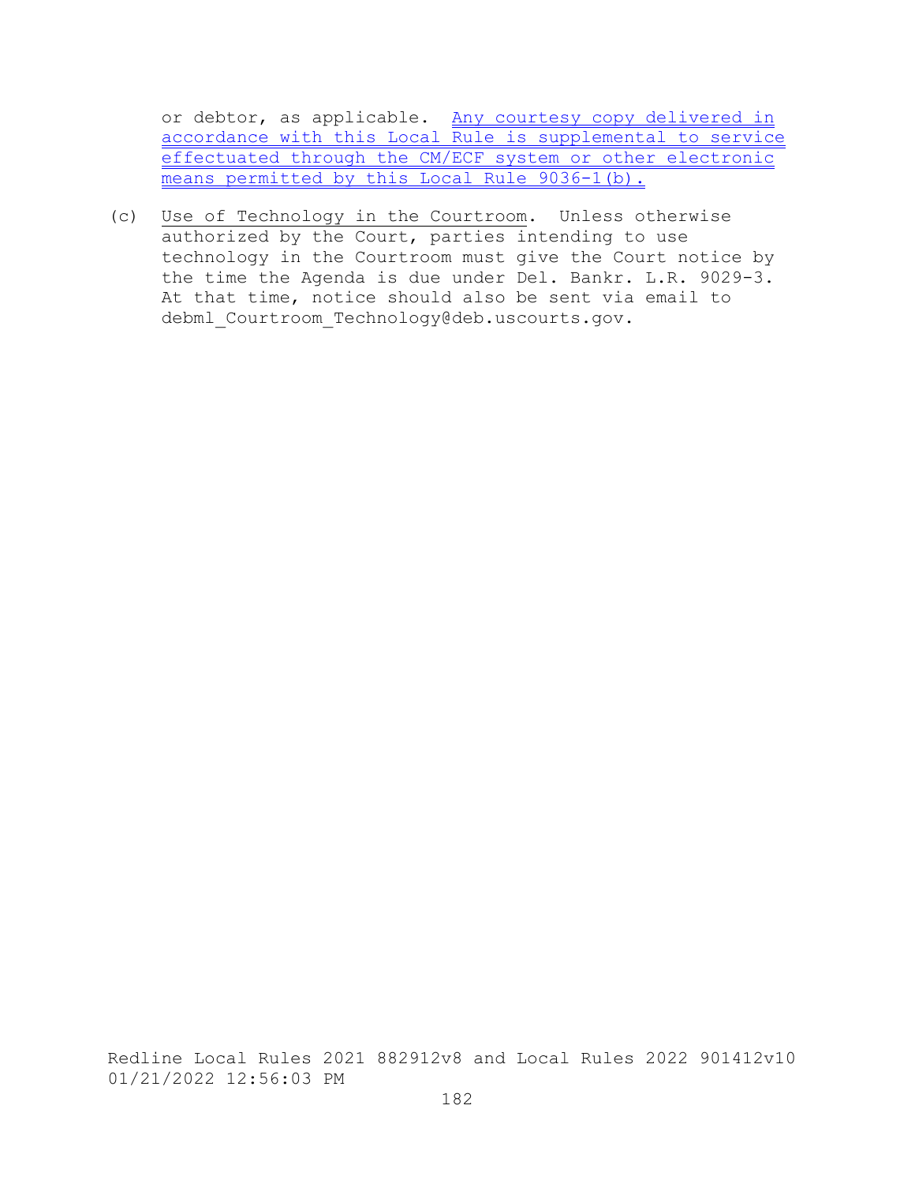or debtor, as applicable. Any courtesy copy delivered in accordance with this Local Rule is supplemental to service effectuated through the CM/ECF system or other electronic means permitted by this Local Rule 9036-1(b).

(c) Use of Technology in the Courtroom. Unless otherwise authorized by the Court, parties intending to use technology in the Courtroom must give the Court notice by the time the Agenda is due under Del. Bankr. L.R. 9029-3. At that time, notice should also be sent via email to debml_Courtroom_Technology@deb.uscourts.gov.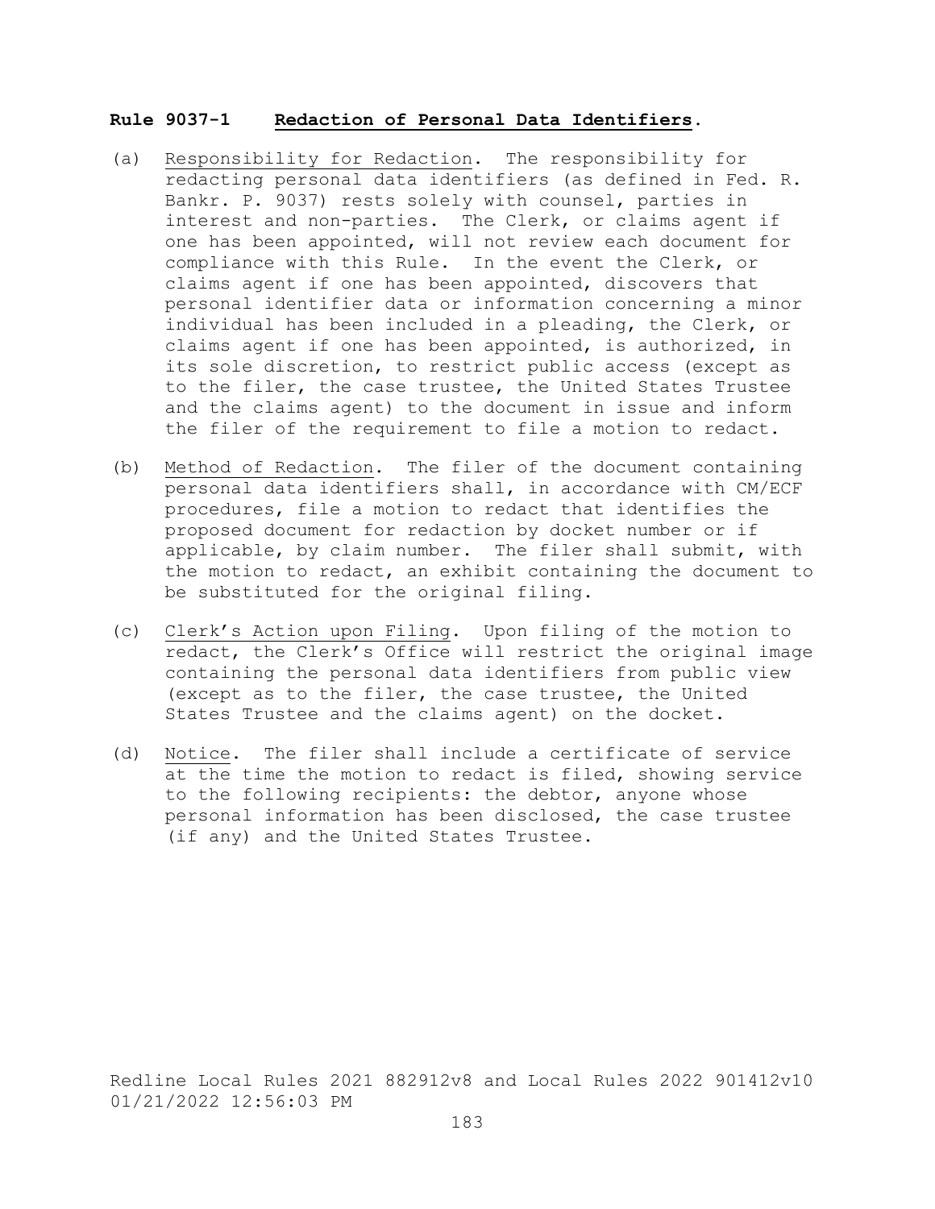## **Rule 9037-1 Redaction of Personal Data Identifiers.**

(a) Responsibility for Redaction. The responsibility for redacting personal data identifiers (as defined in Fed. R. Bankr. P. 9037) rests solely with counsel, parties in interest and non-parties. The Clerk, or claims agent if one has been appointed, will not review each document for compliance with this Rule. In the event the Clerk, or claims agent if one has been appointed, discovers that personal identifier data or information concerning a minor individual has been included in a pleading, the Clerk, or claims agent if one has been appointed, is authorized, in its sole discretion, to restrict public access (except as to the filer, the case trustee, the United States Trustee and the claims agent) to the document in issue and inform the filer of the requirement to file a motion to redact.

(b) Method of Redaction. The filer of the document containing personal data identifiers shall, in accordance with CM/ECF procedures, file a motion to redact that identifies the proposed document for redaction by docket number or if applicable, by claim number. The filer shall submit, with the motion to redact, an exhibit containing the document to be substituted for the original filing.

(c) Clerk's Action upon Filing. Upon filing of the motion to redact, the Clerk's Office will restrict the original image containing the personal data identifiers from public view (except as to the filer, the case trustee, the United States Trustee and the claims agent) on the docket.

(d) Notice. The filer shall include a certificate of service at the time the motion to redact is filed, showing service to the following recipients: the debtor, anyone whose personal information has been disclosed, the case trustee (if any) and the United States Trustee.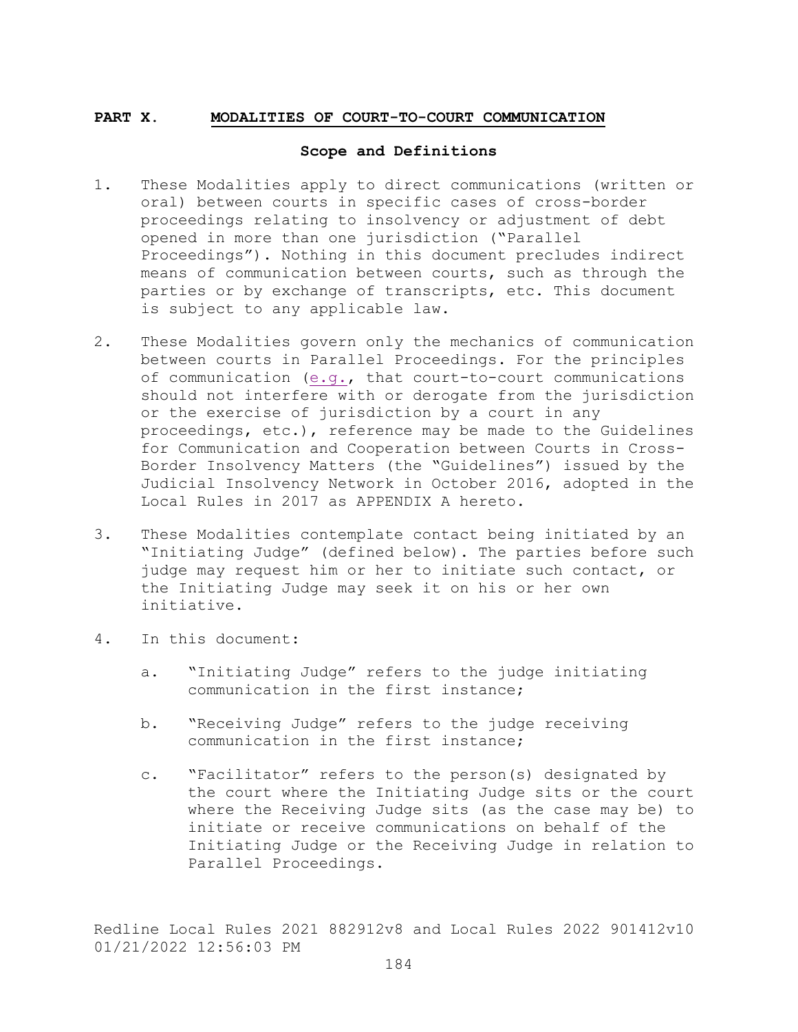## PART X. MODALITIES OF COURT-TO-COURT COMMUNICATION

### Scope and Definitions

1. These Modalities apply to direct communications (written or oral) between courts in specific cases of cross-border proceedings relating to insolvency or adjustment of debt opened in more than one jurisdiction ("Parallel Proceedings"). Nothing in this document precludes indirect means of communication between courts, such as through the parties or by exchange of transcripts, etc. This document is subject to any applicable law.

2. These Modalities govern only the mechanics of communication between courts in Parallel Proceedings. For the principles of communication (e.g., that court-to-court communications should not interfere with or derogate from the jurisdiction or the exercise of jurisdiction by a court in any proceedings, etc.), reference may be made to the Guidelines for Communication and Cooperation between Courts in Cross-Border Insolvency Matters (the "Guidelines") issued by the Judicial Insolvency Network in October 2016, adopted in the Local Rules in 2017 as APPENDIX A hereto.

3. These Modalities contemplate contact being initiated by an "Initiating Judge" (defined below). The parties before such judge may request him or her to initiate such contact, or the Initiating Judge may seek it on his or her own initiative.

4. In this document:

   a. "Initiating Judge" refers to the judge initiating communication in the first instance;

   b. "Receiving Judge" refers to the judge receiving communication in the first instance;

   c. "Facilitator" refers to the person(s) designated by the court where the Initiating Judge sits or the court where the Receiving Judge sits (as the case may be) to initiate or receive communications on behalf of the Initiating Judge or the Receiving Judge in relation to Parallel Proceedings.

Redline Local Rules 2021 882912v8 and Local Rules 2022 901412v10
01/21/2022 12:56:03 PM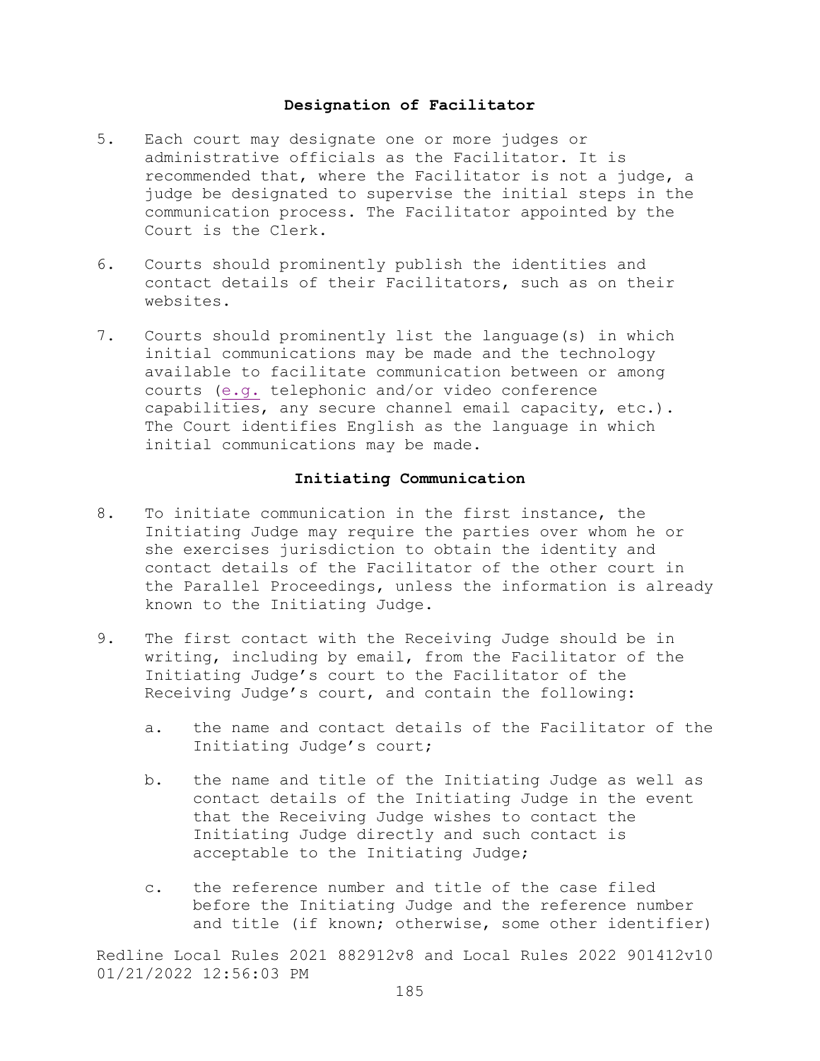### Designation of Facilitator

5. Each court may designate one or more judges or administrative officials as the Facilitator. It is recommended that, where the Facilitator is not a judge, a judge be designated to supervise the initial steps in the communication process. The Facilitator appointed by the Court is the Clerk.

6. Courts should prominently publish the identities and contact details of their Facilitators, such as on their websites.

7. Courts should prominently list the language(s) in which initial communications may be made and the technology available to facilitate communication between or among courts (e.g. telephonic and/or video conference capabilities, any secure channel email capacity, etc.). The Court identifies English as the language in which initial communications may be made.

### Initiating Communication

8. To initiate communication in the first instance, the Initiating Judge may require the parties over whom he or she exercises jurisdiction to obtain the identity and contact details of the Facilitator of the other court in the Parallel Proceedings, unless the information is already known to the Initiating Judge.

9. The first contact with the Receiving Judge should be in writing, including by email, from the Facilitator of the Initiating Judge's court to the Facilitator of the Receiving Judge's court, and contain the following:

   a. the name and contact details of the Facilitator of the Initiating Judge's court;

   b. the name and title of the Initiating Judge as well as contact details of the Initiating Judge in the event that the Receiving Judge wishes to contact the Initiating Judge directly and such contact is acceptable to the Initiating Judge;

   c. the reference number and title of the case filed before the Initiating Judge and the reference number and title (if known; otherwise, some other identifier)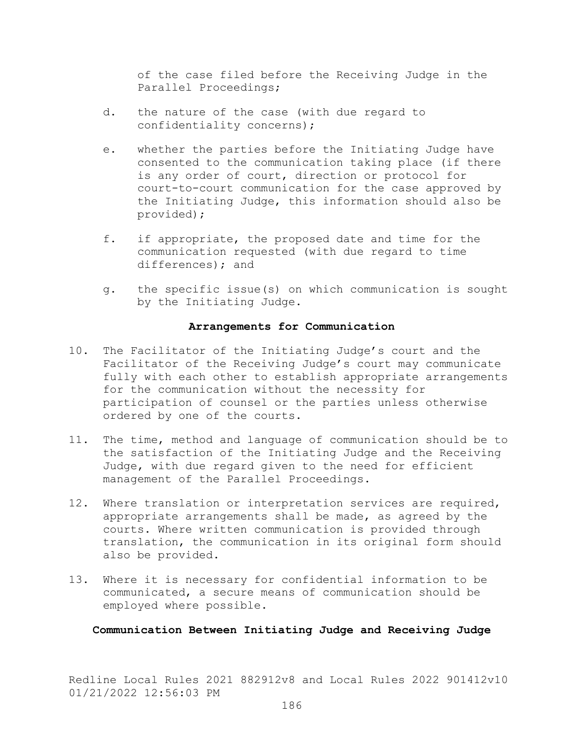of the case filed before the Receiving Judge in the Parallel Proceedings;

d. the nature of the case (with due regard to confidentiality concerns);

e. whether the parties before the Initiating Judge have consented to the communication taking place (if there is any order of court, direction or protocol for court-to-court communication for the case approved by the Initiating Judge, this information should also be provided);

f. if appropriate, the proposed date and time for the communication requested (with due regard to time differences); and

g. the specific issue(s) on which communication is sought by the Initiating Judge.

**Arrangements for Communication**

10. The Facilitator of the Initiating Judge's court and the Facilitator of the Receiving Judge's court may communicate fully with each other to establish appropriate arrangements for the communication without the necessity for participation of counsel or the parties unless otherwise ordered by one of the courts.

11. The time, method and language of communication should be to the satisfaction of the Initiating Judge and the Receiving Judge, with due regard given to the need for efficient management of the Parallel Proceedings.

12. Where translation or interpretation services are required, appropriate arrangements shall be made, as agreed by the courts. Where written communication is provided through translation, the communication in its original form should also be provided.

13. Where it is necessary for confidential information to be communicated, a secure means of communication should be employed where possible.

**Communication Between Initiating Judge and Receiving Judge**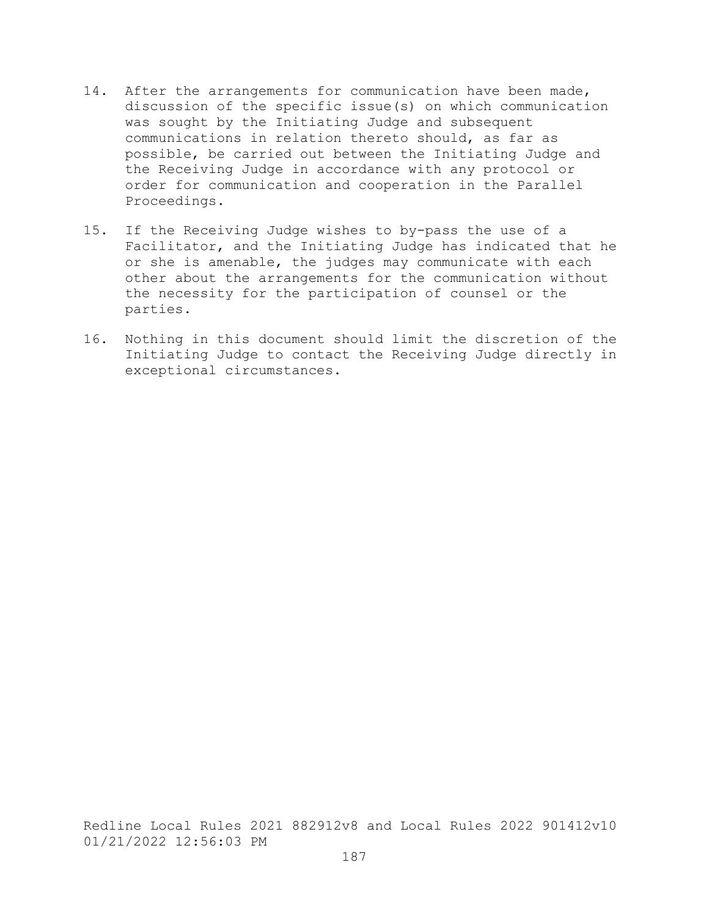14. After the arrangements for communication have been made, discussion of the specific issue(s) on which communication was sought by the Initiating Judge and subsequent communications in relation thereto should, as far as possible, be carried out between the Initiating Judge and the Receiving Judge in accordance with any protocol or order for communication and cooperation in the Parallel Proceedings.

15. If the Receiving Judge wishes to by-pass the use of a Facilitator, and the Initiating Judge has indicated that he or she is amenable, the judges may communicate with each other about the arrangements for the communication without the necessity for the participation of counsel or the parties.

16. Nothing in this document should limit the discretion of the Initiating Judge to contact the Receiving Judge directly in exceptional circumstances.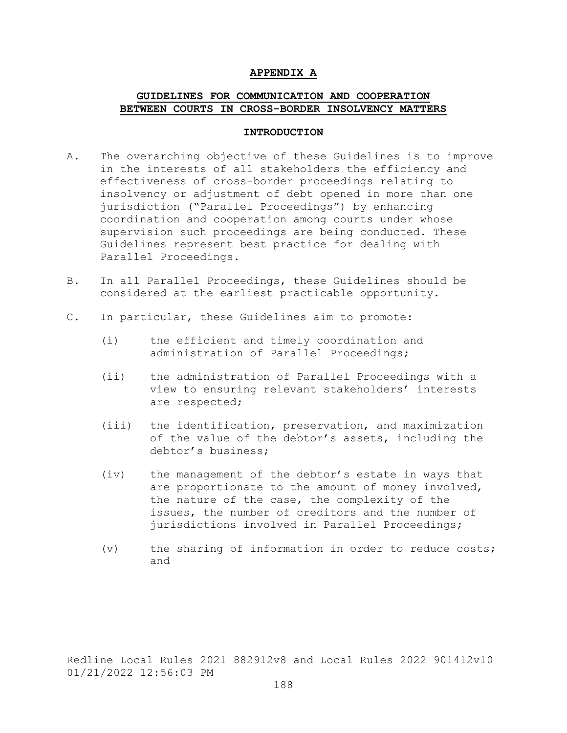## APPENDIX A

## GUIDELINES FOR COMMUNICATION AND COOPERATION BETWEEN COURTS IN CROSS-BORDER INSOLVENCY MATTERS

### INTRODUCTION

A. The overarching objective of these Guidelines is to improve in the interests of all stakeholders the efficiency and effectiveness of cross-border proceedings relating to insolvency or adjustment of debt opened in more than one jurisdiction ("Parallel Proceedings") by enhancing coordination and cooperation among courts under whose supervision such proceedings are being conducted. These Guidelines represent best practice for dealing with Parallel Proceedings.

B. In all Parallel Proceedings, these Guidelines should be considered at the earliest practicable opportunity.

C. In particular, these Guidelines aim to promote:

(i) the efficient and timely coordination and administration of Parallel Proceedings;

(ii) the administration of Parallel Proceedings with a view to ensuring relevant stakeholders' interests are respected;

(iii) the identification, preservation, and maximization of the value of the debtor's assets, including the debtor's business;

(iv) the management of the debtor's estate in ways that are proportionate to the amount of money involved, the nature of the case, the complexity of the issues, the number of creditors and the number of jurisdictions involved in Parallel Proceedings;

(v) the sharing of information in order to reduce costs; and

Redline Local Rules 2021 882912v8 and Local Rules 2022 901412v10 01/21/2022 12:56:03 PM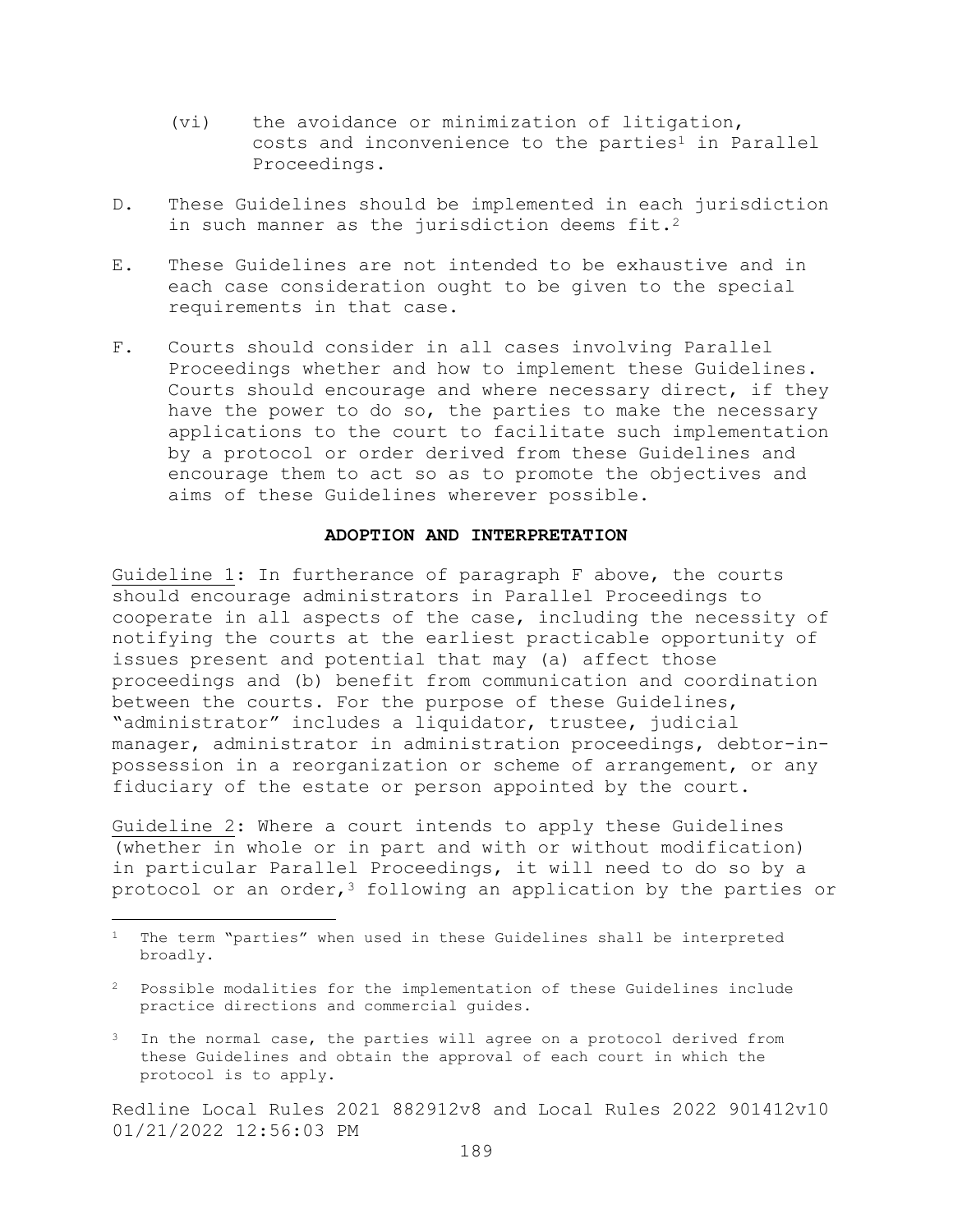(vi) the avoidance or minimization of litigation, costs and inconvenience to the parties[1] in Parallel Proceedings.

D. These Guidelines should be implemented in each jurisdiction in such manner as the jurisdiction deems fit.[2]

E. These Guidelines are not intended to be exhaustive and in each case consideration ought to be given to the special requirements in that case.

F. Courts should consider in all cases involving Parallel Proceedings whether and how to implement these Guidelines. Courts should encourage and where necessary direct, if they have the power to do so, the parties to make the necessary applications to the court to facilitate such implementation by a protocol or order derived from these Guidelines and encourage them to act so as to promote the objectives and aims of these Guidelines wherever possible.

**ADOPTION AND INTERPRETATION**

Guideline 1: In furtherance of paragraph F above, the courts should encourage administrators in Parallel Proceedings to cooperate in all aspects of the case, including the necessity of notifying the courts at the earliest practicable opportunity of issues present and potential that may (a) affect those proceedings and (b) benefit from communication and coordination between the courts. For the purpose of these Guidelines, "administrator" includes a liquidator, trustee, judicial manager, administrator in administration proceedings, debtor-in-possession in a reorganization or scheme of arrangement, or any fiduciary of the estate or person appointed by the court.

Guideline 2: Where a court intends to apply these Guidelines (whether in whole or in part and with or without modification) in particular Parallel Proceedings, it will need to do so by a protocol or an order,[3] following an application by the parties or

---

[1] The term "parties" when used in these Guidelines shall be interpreted broadly.

[2] Possible modalities for the implementation of these Guidelines include practice directions and commercial guides.

[3] In the normal case, the parties will agree on a protocol derived from these Guidelines and obtain the approval of each court in which the protocol is to apply.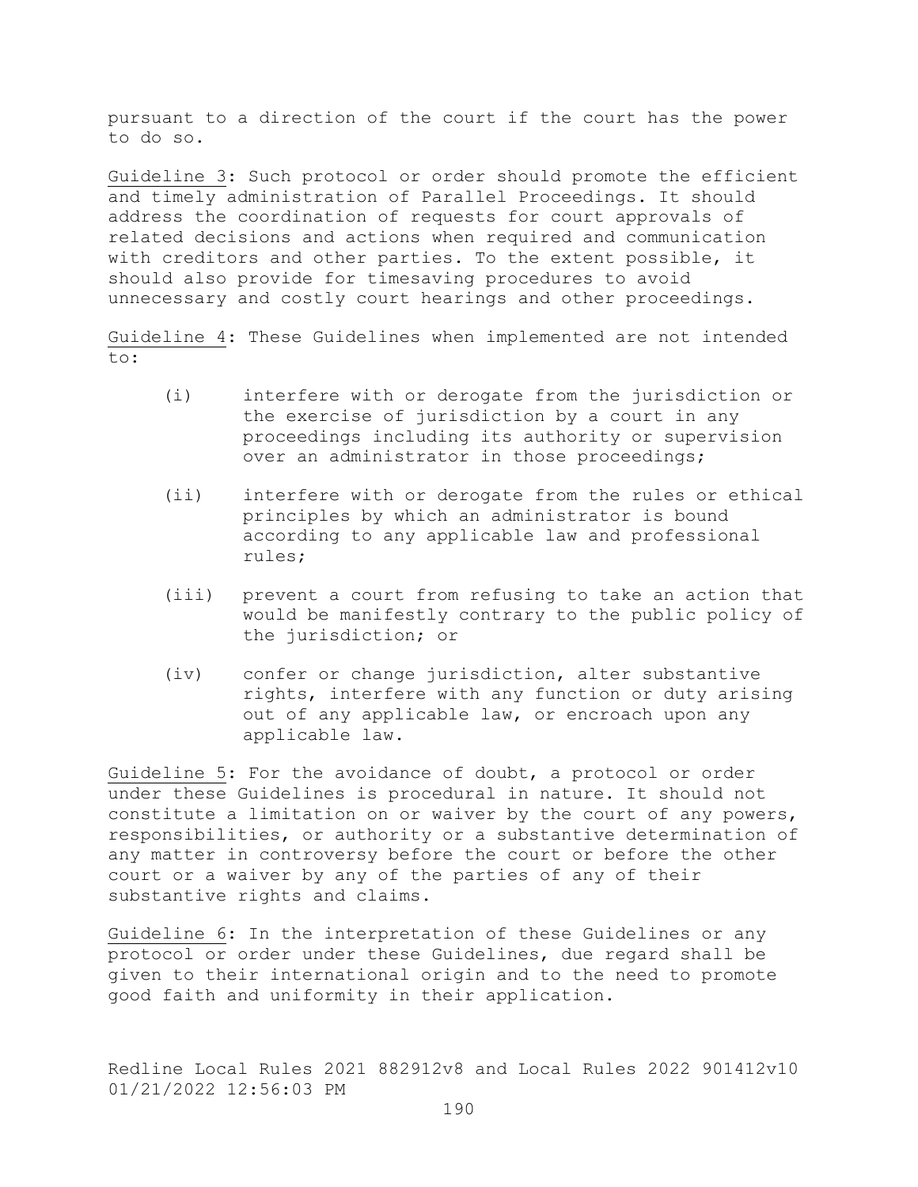pursuant to a direction of the court if the court has the power to do so.

Guideline 3: Such protocol or order should promote the efficient and timely administration of Parallel Proceedings. It should address the coordination of requests for court approvals of related decisions and actions when required and communication with creditors and other parties. To the extent possible, it should also provide for timesaving procedures to avoid unnecessary and costly court hearings and other proceedings.

Guideline 4: These Guidelines when implemented are not intended to:

(i) interfere with or derogate from the jurisdiction or the exercise of jurisdiction by a court in any proceedings including its authority or supervision over an administrator in those proceedings;

(ii) interfere with or derogate from the rules or ethical principles by which an administrator is bound according to any applicable law and professional rules;

(iii) prevent a court from refusing to take an action that would be manifestly contrary to the public policy of the jurisdiction; or

(iv) confer or change jurisdiction, alter substantive rights, interfere with any function or duty arising out of any applicable law, or encroach upon any applicable law.

Guideline 5: For the avoidance of doubt, a protocol or order under these Guidelines is procedural in nature. It should not constitute a limitation on or waiver by the court of any powers, responsibilities, or authority or a substantive determination of any matter in controversy before the court or before the other court or a waiver by any of the parties of any of their substantive rights and claims.

Guideline 6: In the interpretation of these Guidelines or any protocol or order under these Guidelines, due regard shall be given to their international origin and to the need to promote good faith and uniformity in their application.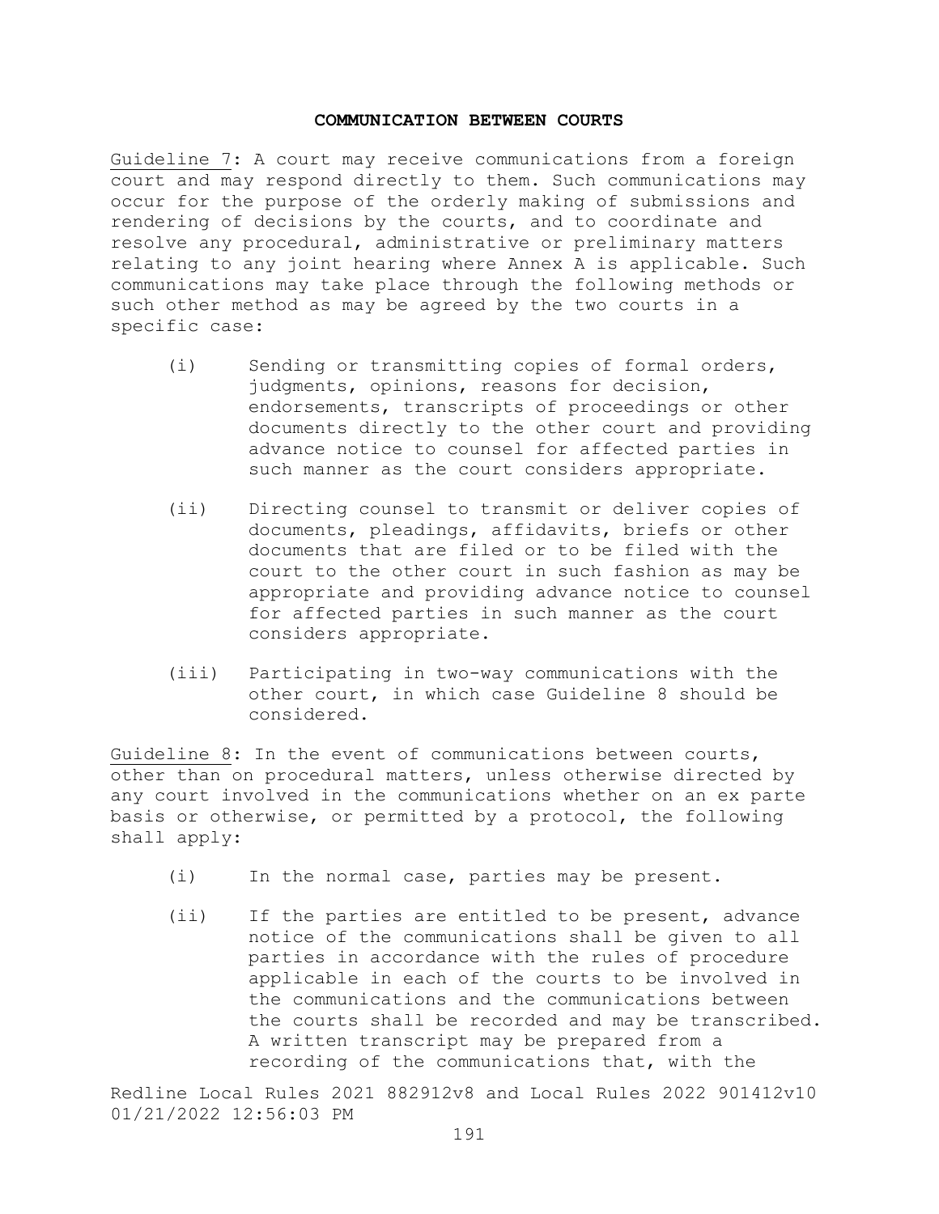## COMMUNICATION BETWEEN COURTS

Guideline 7: A court may receive communications from a foreign court and may respond directly to them. Such communications may occur for the purpose of the orderly making of submissions and rendering of decisions by the courts, and to coordinate and resolve any procedural, administrative or preliminary matters relating to any joint hearing where Annex A is applicable. Such communications may take place through the following methods or such other method as may be agreed by the two courts in a specific case:

(i) Sending or transmitting copies of formal orders, judgments, opinions, reasons for decision, endorsements, transcripts of proceedings or other documents directly to the other court and providing advance notice to counsel for affected parties in such manner as the court considers appropriate.

(ii) Directing counsel to transmit or deliver copies of documents, pleadings, affidavits, briefs or other documents that are filed or to be filed with the court to the other court in such fashion as may be appropriate and providing advance notice to counsel for affected parties in such manner as the court considers appropriate.

(iii) Participating in two-way communications with the other court, in which case Guideline 8 should be considered.

Guideline 8: In the event of communications between courts, other than on procedural matters, unless otherwise directed by any court involved in the communications whether on an ex parte basis or otherwise, or permitted by a protocol, the following shall apply:

(i) In the normal case, parties may be present.

(ii) If the parties are entitled to be present, advance notice of the communications shall be given to all parties in accordance with the rules of procedure applicable in each of the courts to be involved in the communications and the communications between the courts shall be recorded and may be transcribed. A written transcript may be prepared from a recording of the communications that, with the

Redline Local Rules 2021 882912v8 and Local Rules 2022 901412v10
01/21/2022 12:56:03 PM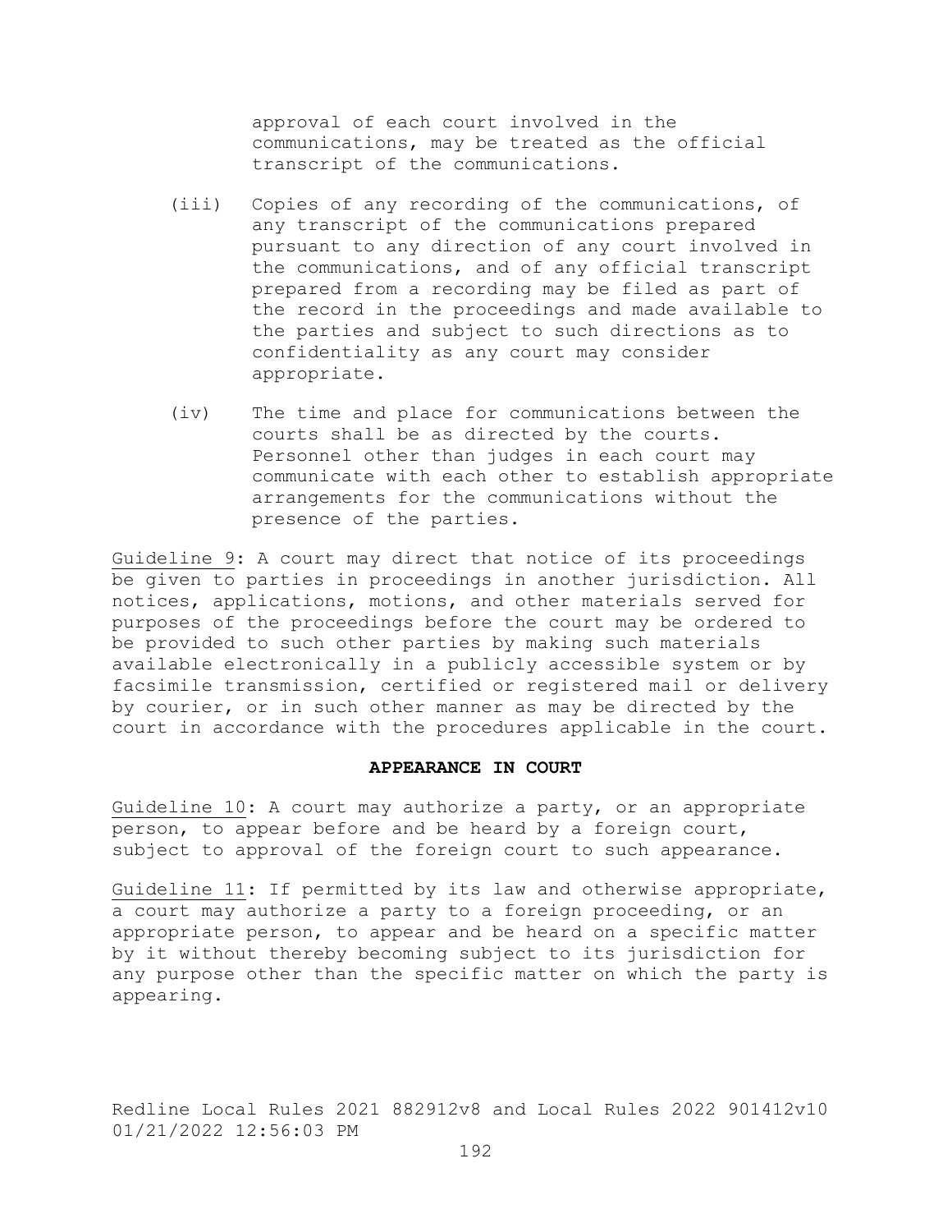approval of each court involved in the communications, may be treated as the official transcript of the communications.

(iii) Copies of any recording of the communications, of any transcript of the communications prepared pursuant to any direction of any court involved in the communications, and of any official transcript prepared from a recording may be filed as part of the record in the proceedings and made available to the parties and subject to such directions as to confidentiality as any court may consider appropriate.

(iv) The time and place for communications between the courts shall be as directed by the courts. Personnel other than judges in each court may communicate with each other to establish appropriate arrangements for the communications without the presence of the parties.

Guideline 9: A court may direct that notice of its proceedings be given to parties in proceedings in another jurisdiction. All notices, applications, motions, and other materials served for purposes of the proceedings before the court may be ordered to be provided to such other parties by making such materials available electronically in a publicly accessible system or by facsimile transmission, certified or registered mail or delivery by courier, or in such other manner as may be directed by the court in accordance with the procedures applicable in the court.

**APPEARANCE IN COURT**

Guideline 10: A court may authorize a party, or an appropriate person, to appear before and be heard by a foreign court, subject to approval of the foreign court to such appearance.

Guideline 11: If permitted by its law and otherwise appropriate, a court may authorize a party to a foreign proceeding, or an appropriate person, to appear and be heard on a specific matter by it without thereby becoming subject to its jurisdiction for any purpose other than the specific matter on which the party is appearing.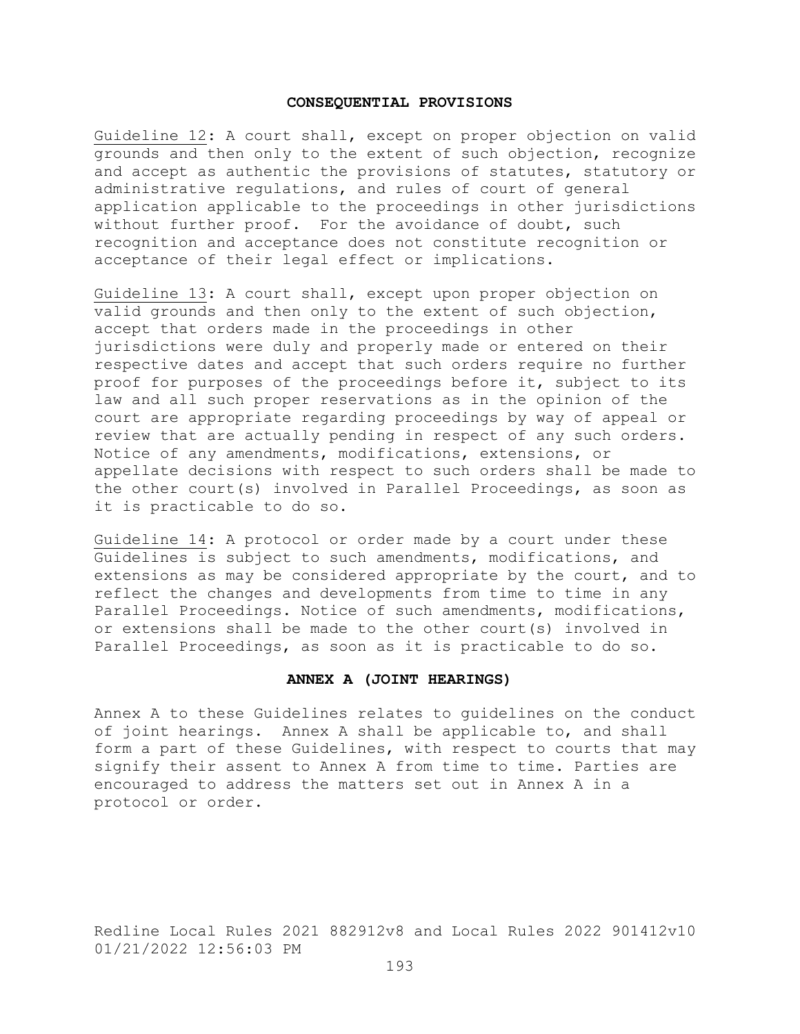## CONSEQUENTIAL PROVISIONS

Guideline 12: A court shall, except on proper objection on valid grounds and then only to the extent of such objection, recognize and accept as authentic the provisions of statutes, statutory or administrative regulations, and rules of court of general application applicable to the proceedings in other jurisdictions without further proof. For the avoidance of doubt, such recognition and acceptance does not constitute recognition or acceptance of their legal effect or implications.

Guideline 13: A court shall, except upon proper objection on valid grounds and then only to the extent of such objection, accept that orders made in the proceedings in other jurisdictions were duly and properly made or entered on their respective dates and accept that such orders require no further proof for purposes of the proceedings before it, subject to its law and all such proper reservations as in the opinion of the court are appropriate regarding proceedings by way of appeal or review that are actually pending in respect of any such orders. Notice of any amendments, modifications, extensions, or appellate decisions with respect to such orders shall be made to the other court(s) involved in Parallel Proceedings, as soon as it is practicable to do so.

Guideline 14: A protocol or order made by a court under these Guidelines is subject to such amendments, modifications, and extensions as may be considered appropriate by the court, and to reflect the changes and developments from time to time in any Parallel Proceedings. Notice of such amendments, modifications, or extensions shall be made to the other court(s) involved in Parallel Proceedings, as soon as it is practicable to do so.

## ANNEX A (JOINT HEARINGS)

Annex A to these Guidelines relates to guidelines on the conduct of joint hearings. Annex A shall be applicable to, and shall form a part of these Guidelines, with respect to courts that may signify their assent to Annex A from time to time. Parties are encouraged to address the matters set out in Annex A in a protocol or order.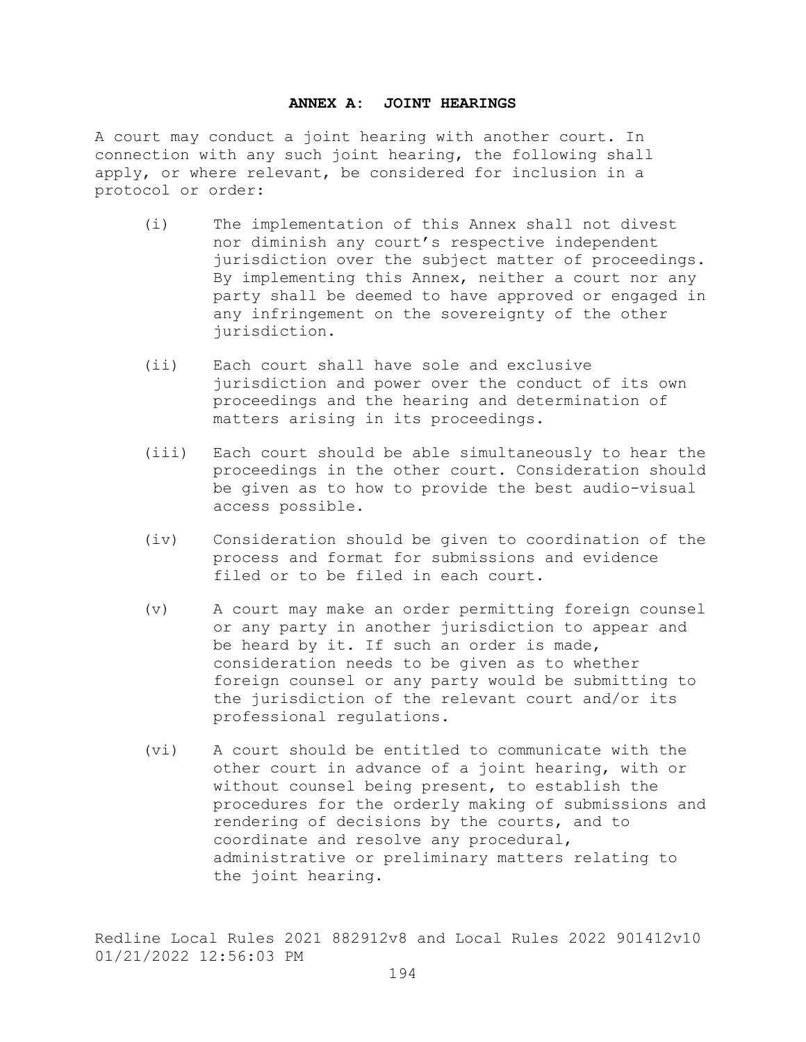## ANNEX A: JOINT HEARINGS

A court may conduct a joint hearing with another court. In connection with any such joint hearing, the following shall apply, or where relevant, be considered for inclusion in a protocol or order:

(i) The implementation of this Annex shall not divest nor diminish any court's respective independent jurisdiction over the subject matter of proceedings. By implementing this Annex, neither a court nor any party shall be deemed to have approved or engaged in any infringement on the sovereignty of the other jurisdiction.

(ii) Each court shall have sole and exclusive jurisdiction and power over the conduct of its own proceedings and the hearing and determination of matters arising in its proceedings.

(iii) Each court should be able simultaneously to hear the proceedings in the other court. Consideration should be given as to how to provide the best audio-visual access possible.

(iv) Consideration should be given to coordination of the process and format for submissions and evidence filed or to be filed in each court.

(v) A court may make an order permitting foreign counsel or any party in another jurisdiction to appear and be heard by it. If such an order is made, consideration needs to be given as to whether foreign counsel or any party would be submitting to the jurisdiction of the relevant court and/or its professional regulations.

(vi) A court should be entitled to communicate with the other court in advance of a joint hearing, with or without counsel being present, to establish the procedures for the orderly making of submissions and rendering of decisions by the courts, and to coordinate and resolve any procedural, administrative or preliminary matters relating to the joint hearing.

Redline Local Rules 2021 882912v8 and Local Rules 2022 901412v10
01/21/2022 12:56:03 PM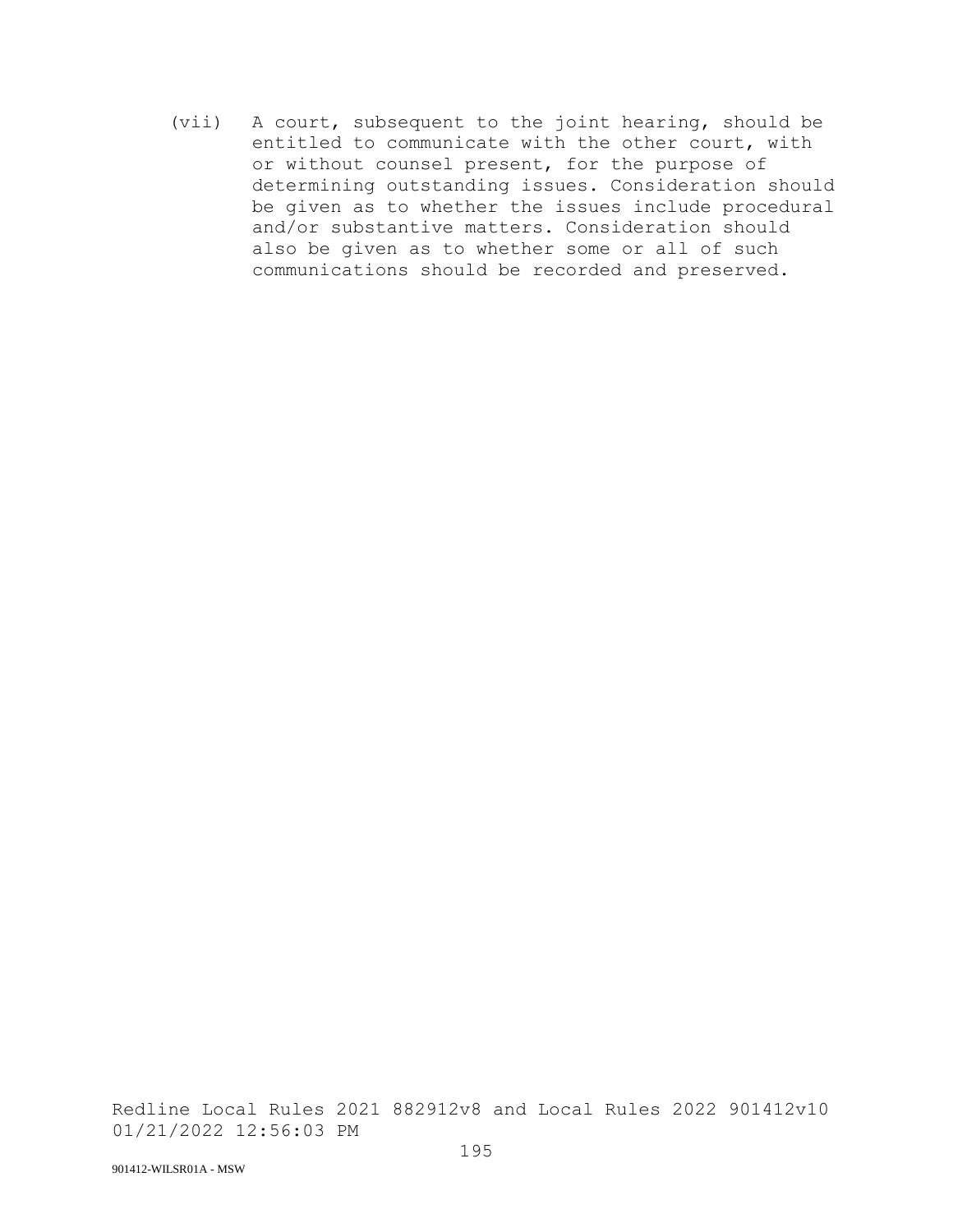(vii) A court, subsequent to the joint hearing, should be entitled to communicate with the other court, with or without counsel present, for the purpose of determining outstanding issues. Consideration should be given as to whether the issues include procedural and/or substantive matters. Consideration should also be given as to whether some or all of such communications should be recorded and preserved.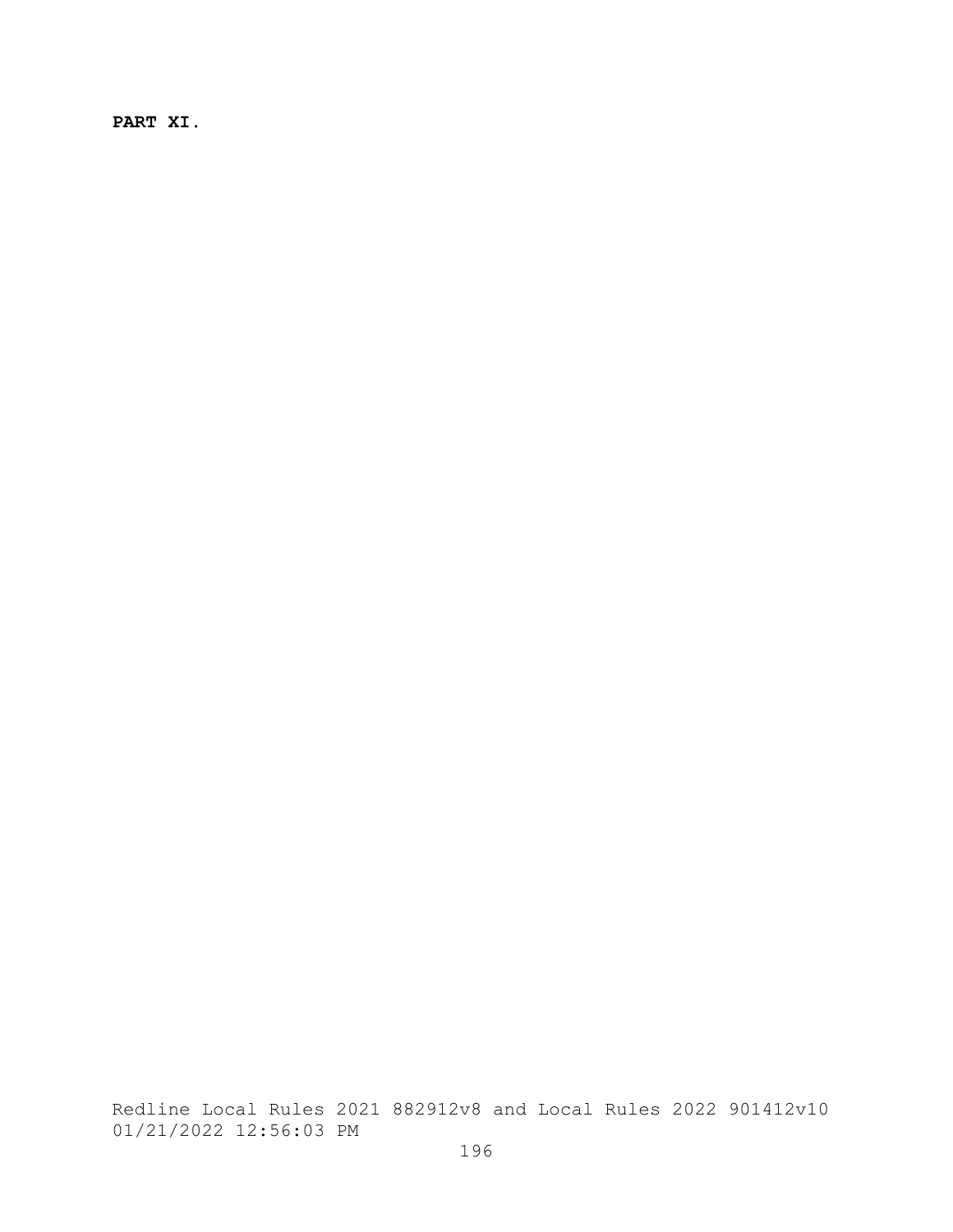**PART XI.**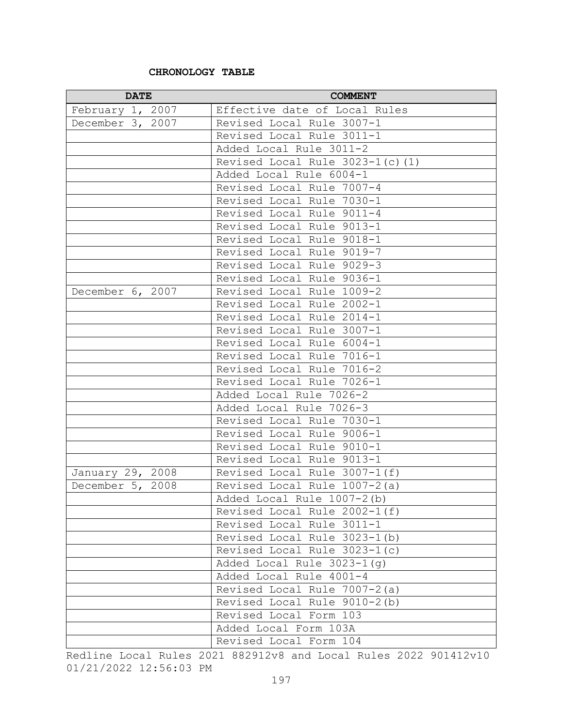**CHRONOLOGY TABLE**

| DATE | COMMENT |
|---|---|
| February 1, 2007 | Effective date of Local Rules |
| December 3, 2007 | Revised Local Rule 3007-1 |
| | Revised Local Rule 3011-1 |
| | Added Local Rule 3011-2 |
| | Revised Local Rule 3023-1(c)(1) |
| | Added Local Rule 6004-1 |
| | Revised Local Rule 7007-4 |
| | Revised Local Rule 7030-1 |
| | Revised Local Rule 9011-4 |
| | Revised Local Rule 9013-1 |
| | Revised Local Rule 9018-1 |
| | Revised Local Rule 9019-7 |
| | Revised Local Rule 9029-3 |
| | Revised Local Rule 9036-1 |
| December 6, 2007 | Revised Local Rule 1009-2 |
| | Revised Local Rule 2002-1 |
| | Revised Local Rule 2014-1 |
| | Revised Local Rule 3007-1 |
| | Revised Local Rule 6004-1 |
| | Revised Local Rule 7016-1 |
| | Revised Local Rule 7016-2 |
| | Revised Local Rule 7026-1 |
| | Added Local Rule 7026-2 |
| | Added Local Rule 7026-3 |
| | Revised Local Rule 7030-1 |
| | Revised Local Rule 9006-1 |
| | Revised Local Rule 9010-1 |
| | Revised Local Rule 9013-1 |
| January 29, 2008 | Revised Local Rule 3007-1(f) |
| December 5, 2008 | Revised Local Rule 1007-2(a) |
| | Added Local Rule 1007-2(b) |
| | Revised Local Rule 2002-1(f) |
| | Revised Local Rule 3011-1 |
| | Revised Local Rule 3023-1(b) |
| | Revised Local Rule 3023-1(c) |
| | Added Local Rule 3023-1(g) |
| | Added Local Rule 4001-4 |
| | Revised Local Rule 7007-2(a) |
| | Revised Local Rule 9010-2(b) |
| | Revised Local Form 103 |
| | Added Local Form 103A |
| | Revised Local Form 104 |

Redline Local Rules 2021 882912v8 and Local Rules 2022 901412v10 01/21/2022 12:56:03 PM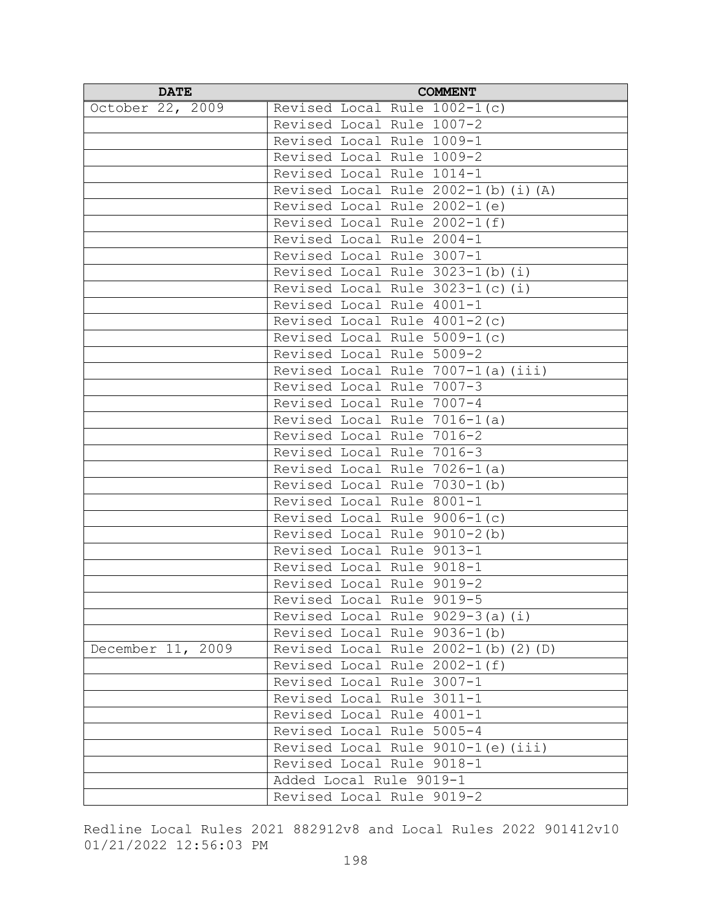| DATE | COMMENT |
| --- | --- |
| October 22, 2009 | Revised Local Rule 1002-1(c) |
| | Revised Local Rule 1007-2 |
| | Revised Local Rule 1009-1 |
| | Revised Local Rule 1009-2 |
| | Revised Local Rule 1014-1 |
| | Revised Local Rule 2002-1(b)(i)(A) |
| | Revised Local Rule 2002-1(e) |
| | Revised Local Rule 2002-1(f) |
| | Revised Local Rule 2004-1 |
| | Revised Local Rule 3007-1 |
| | Revised Local Rule 3023-1(b)(i) |
| | Revised Local Rule 3023-1(c)(i) |
| | Revised Local Rule 4001-1 |
| | Revised Local Rule 4001-2(c) |
| | Revised Local Rule 5009-1(c) |
| | Revised Local Rule 5009-2 |
| | Revised Local Rule 7007-1(a)(iii) |
| | Revised Local Rule 7007-3 |
| | Revised Local Rule 7007-4 |
| | Revised Local Rule 7016-1(a) |
| | Revised Local Rule 7016-2 |
| | Revised Local Rule 7016-3 |
| | Revised Local Rule 7026-1(a) |
| | Revised Local Rule 7030-1(b) |
| | Revised Local Rule 8001-1 |
| | Revised Local Rule 9006-1(c) |
| | Revised Local Rule 9010-2(b) |
| | Revised Local Rule 9013-1 |
| | Revised Local Rule 9018-1 |
| | Revised Local Rule 9019-2 |
| | Revised Local Rule 9019-5 |
| | Revised Local Rule 9029-3(a)(i) |
| | Revised Local Rule 9036-1(b) |
| December 11, 2009 | Revised Local Rule 2002-1(b)(2)(D) |
| | Revised Local Rule 2002-1(f) |
| | Revised Local Rule 3007-1 |
| | Revised Local Rule 3011-1 |
| | Revised Local Rule 4001-1 |
| | Revised Local Rule 5005-4 |
| | Revised Local Rule 9010-1(e)(iii) |
| | Revised Local Rule 9018-1 |
| | Added Local Rule 9019-1 |
| | Revised Local Rule 9019-2 |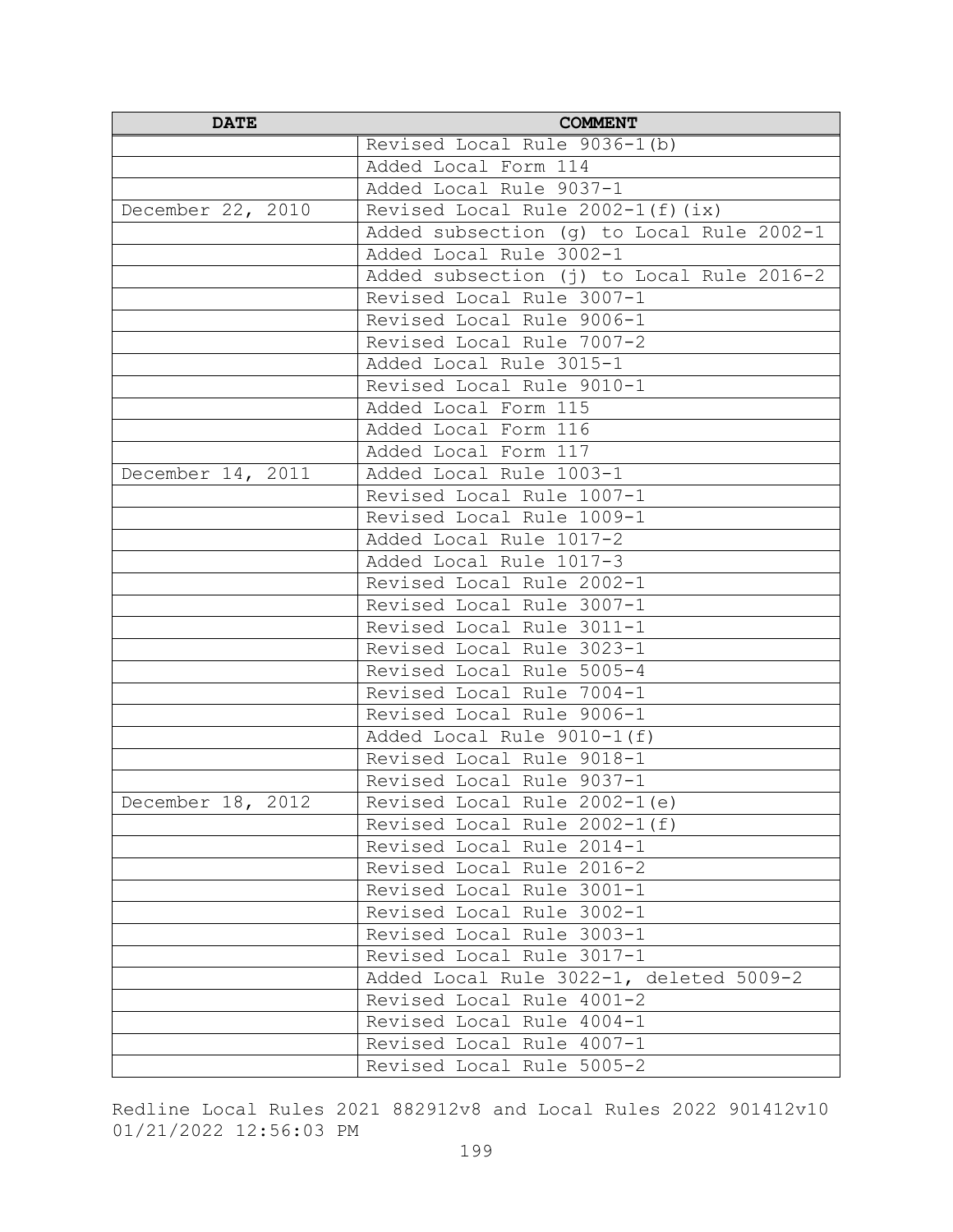| DATE | COMMENT |
|---|---|
| | Revised Local Rule 9036-1(b) |
| | Added Local Form 114 |
| | Added Local Rule 9037-1 |
| December 22, 2010 | Revised Local Rule 2002-1(f)(ix) |
| | Added subsection (g) to Local Rule 2002-1 |
| | Added Local Rule 3002-1 |
| | Added subsection (j) to Local Rule 2016-2 |
| | Revised Local Rule 3007-1 |
| | Revised Local Rule 9006-1 |
| | Revised Local Rule 7007-2 |
| | Added Local Rule 3015-1 |
| | Revised Local Rule 9010-1 |
| | Added Local Form 115 |
| | Added Local Form 116 |
| | Added Local Form 117 |
| December 14, 2011 | Added Local Rule 1003-1 |
| | Revised Local Rule 1007-1 |
| | Revised Local Rule 1009-1 |
| | Added Local Rule 1017-2 |
| | Added Local Rule 1017-3 |
| | Revised Local Rule 2002-1 |
| | Revised Local Rule 3007-1 |
| | Revised Local Rule 3011-1 |
| | Revised Local Rule 3023-1 |
| | Revised Local Rule 5005-4 |
| | Revised Local Rule 7004-1 |
| | Revised Local Rule 9006-1 |
| | Added Local Rule 9010-1(f) |
| | Revised Local Rule 9018-1 |
| | Revised Local Rule 9037-1 |
| December 18, 2012 | Revised Local Rule 2002-1(e) |
| | Revised Local Rule 2002-1(f) |
| | Revised Local Rule 2014-1 |
| | Revised Local Rule 2016-2 |
| | Revised Local Rule 3001-1 |
| | Revised Local Rule 3002-1 |
| | Revised Local Rule 3003-1 |
| | Revised Local Rule 3017-1 |
| | Added Local Rule 3022-1, deleted 5009-2 |
| | Revised Local Rule 4001-2 |
| | Revised Local Rule 4004-1 |
| | Revised Local Rule 4007-1 |
| | Revised Local Rule 5005-2 |

Redline Local Rules 2021 882912v8 and Local Rules 2022 901412v10
01/21/2022 12:56:03 PM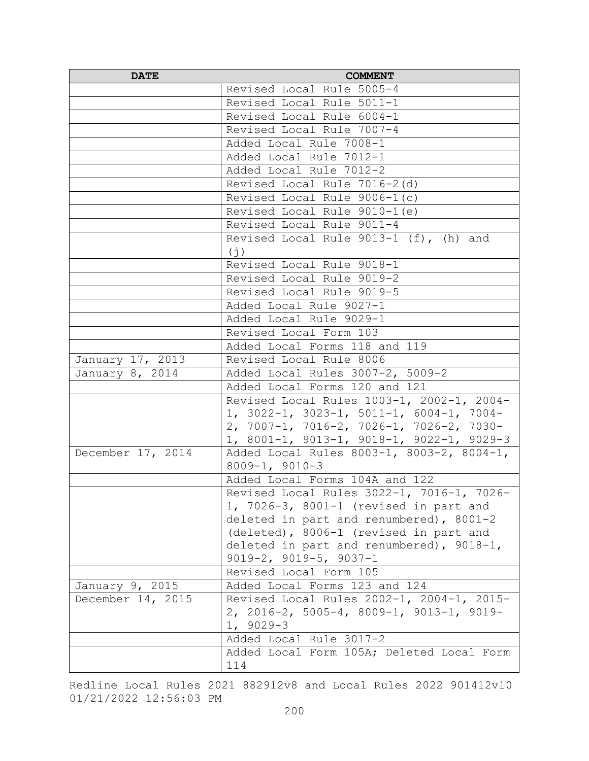| DATE | COMMENT |
|---|---|
| | Revised Local Rule 5005-4 |
| | Revised Local Rule 5011-1 |
| | Revised Local Rule 6004-1 |
| | Revised Local Rule 7007-4 |
| | Added Local Rule 7008-1 |
| | Added Local Rule 7012-1 |
| | Added Local Rule 7012-2 |
| | Revised Local Rule 7016-2(d) |
| | Revised Local Rule 9006-1(c) |
| | Revised Local Rule 9010-1(e) |
| | Revised Local Rule 9011-4 |
| | Revised Local Rule 9013-1 (f), (h) and (j) |
| | Revised Local Rule 9018-1 |
| | Revised Local Rule 9019-2 |
| | Revised Local Rule 9019-5 |
| | Added Local Rule 9027-1 |
| | Added Local Rule 9029-1 |
| | Revised Local Form 103 |
| | Added Local Forms 118 and 119 |
| January 17, 2013 | Revised Local Rule 8006 |
| January 8, 2014 | Added Local Rules 3007-2, 5009-2 |
| | Added Local Forms 120 and 121 |
| | Revised Local Rules 1003-1, 2002-1, 2004-1, 3022-1, 3023-1, 5011-1, 6004-1, 7004-2, 7007-1, 7016-2, 7026-1, 7026-2, 7030-1, 8001-1, 9013-1, 9018-1, 9022-1, 9029-3 |
| December 17, 2014 | Added Local Rules 8003-1, 8003-2, 8004-1, 8009-1, 9010-3 |
| | Added Local Forms 104A and 122 |
| | Revised Local Rules 3022-1, 7016-1, 7026-1, 7026-3, 8001-1 (revised in part and deleted in part and renumbered), 8001-2 (deleted), 8006-1 (revised in part and deleted in part and renumbered), 9018-1, 9019-2, 9019-5, 9037-1 |
| | Revised Local Form 105 |
| January 9, 2015 | Added Local Forms 123 and 124 |
| December 14, 2015 | Revised Local Rules 2002-1, 2004-1, 2015-2, 2016-2, 5005-4, 8009-1, 9013-1, 9019-1, 9029-3 |
| | Added Local Rule 3017-2 |
| | Added Local Form 105A; Deleted Local Form 114 |

Redline Local Rules 2021 882912v8 and Local Rules 2022 901412v10 01/21/2022 12:56:03 PM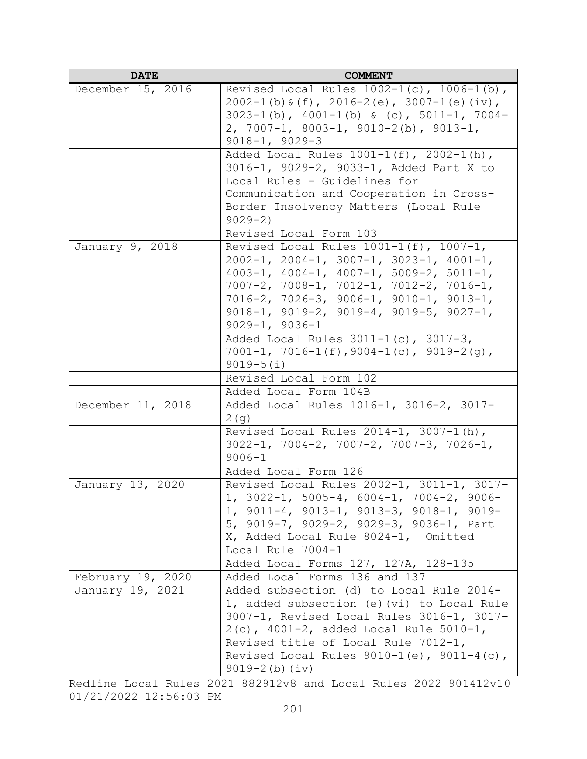| DATE | COMMENT |
|---|---|
| December 15, 2016 | Revised Local Rules 1002-1(c), 1006-1(b), 2002-1(b)&(f), 2016-2(e), 3007-1(e)(iv), 3023-1(b), 4001-1(b) & (c), 5011-1, 7004-2, 7007-1, 8003-1, 9010-2(b), 9013-1, 9018-1, 9029-3 |
| | Added Local Rules 1001-1(f), 2002-1(h), 3016-1, 9029-2, 9033-1, Added Part X to Local Rules - Guidelines for Communication and Cooperation in Cross-Border Insolvency Matters (Local Rule 9029-2) |
| | Revised Local Form 103 |
| January 9, 2018 | Revised Local Rules 1001-1(f), 1007-1, 2002-1, 2004-1, 3007-1, 3023-1, 4001-1, 4003-1, 4004-1, 4007-1, 5009-2, 5011-1, 7007-2, 7008-1, 7012-1, 7012-2, 7016-1, 7016-2, 7026-3, 9006-1, 9010-1, 9013-1, 9018-1, 9019-2, 9019-4, 9019-5, 9027-1, 9029-1, 9036-1 |
| | Added Local Rules 3011-1(c), 3017-3, 7001-1, 7016-1(f),9004-1(c), 9019-2(g), 9019-5(i) |
| | Revised Local Form 102 |
| | Added Local Form 104B |
| December 11, 2018 | Added Local Rules 1016-1, 3016-2, 3017-2(g) |
| | Revised Local Rules 2014-1, 3007-1(h), 3022-1, 7004-2, 7007-2, 7007-3, 7026-1, 9006-1 |
| | Added Local Form 126 |
| January 13, 2020 | Revised Local Rules 2002-1, 3011-1, 3017-1, 3022-1, 5005-4, 6004-1, 7004-2, 9006-1, 9011-4, 9013-1, 9013-3, 9018-1, 9019-5, 9019-7, 9029-2, 9029-3, 9036-1, Part X, Added Local Rule 8024-1, Omitted Local Rule 7004-1 |
| | Added Local Forms 127, 127A, 128-135 |
| February 19, 2020 | Added Local Forms 136 and 137 |
| January 19, 2021 | Added subsection (d) to Local Rule 2014-1, added subsection (e)(vi) to Local Rule 3007-1, Revised Local Rules 3016-1, 3017-2(c), 4001-2, added Local Rule 5010-1, Revised title of Local Rule 7012-1, Revised Local Rules 9010-1(e), 9011-4(c), 9019-2(b)(iv) |

Redline Local Rules 2021 882912v8 and Local Rules 2022 901412v10
01/21/2022 12:56:03 PM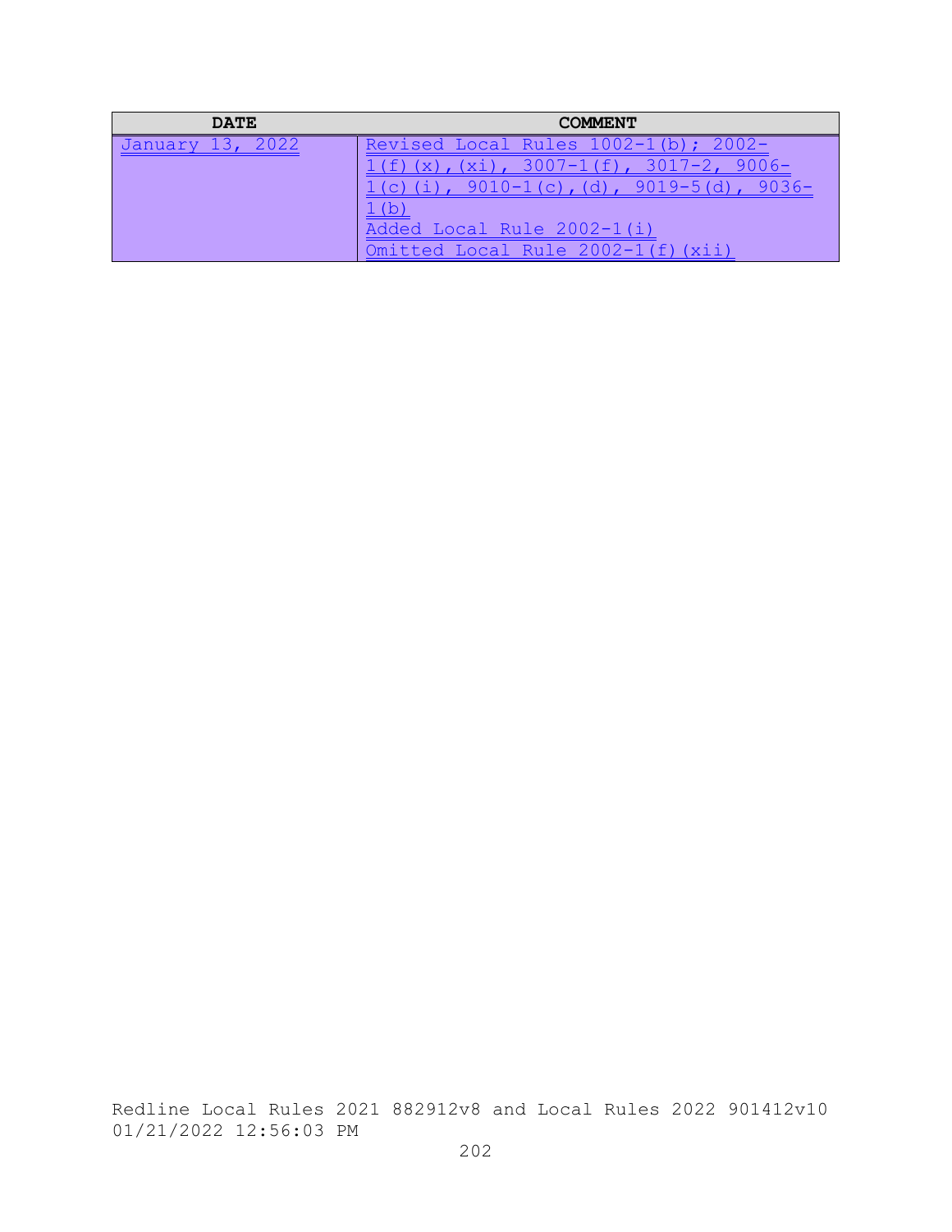| DATE | COMMENT |
| --- | --- |
| January 13, 2022 | Revised Local Rules 1002-1(b); 2002-1(f)(x),(xi), 3007-1(f), 3017-2, 9006-1(c)(i), 9010-1(c),(d), 9019-5(d), 9036-1(b)<br>Added Local Rule 2002-1(i)<br>Omitted Local Rule 2002-1(f)(xii) |

Redline Local Rules 2021 882912v8 and Local Rules 2022 901412v10
01/21/2022 12:56:03 PM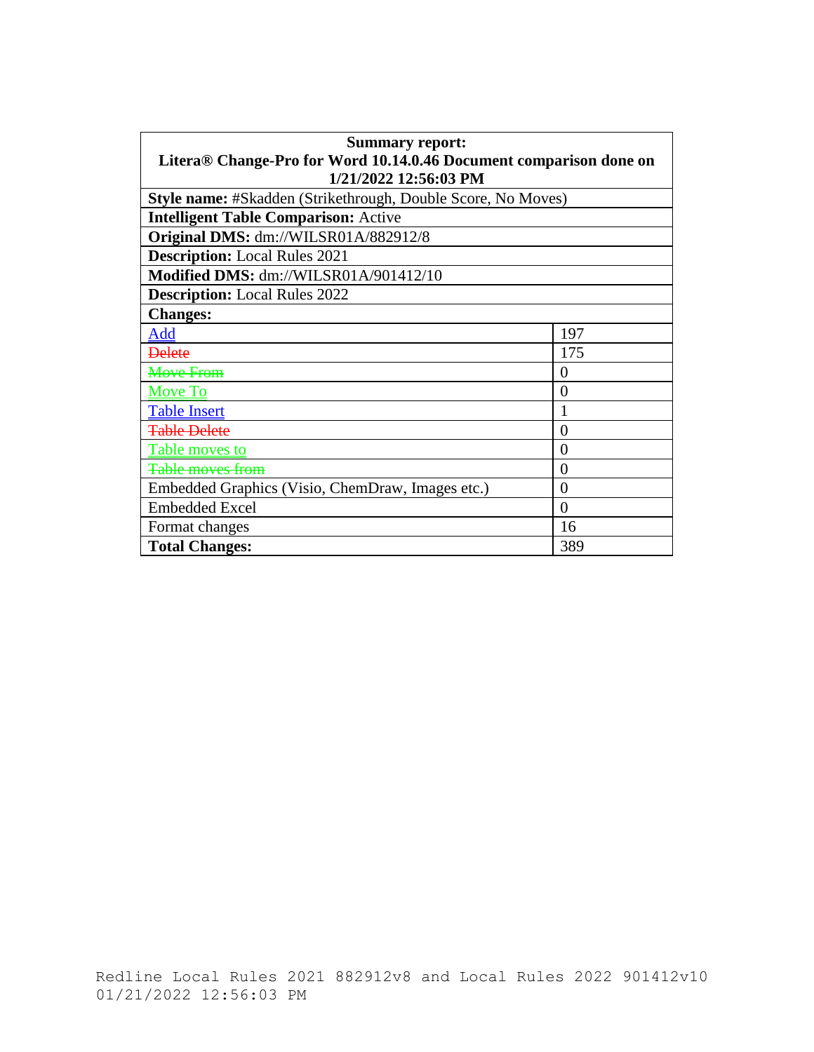| **Summary report: Litera® Change-Pro for Word 10.14.0.46 Document comparison done on 1/21/2022 12:56:03 PM** | |
|---|---|
| **Style name:** #Skadden (Strikethrough, Double Score, No Moves) | |
| **Intelligent Table Comparison:** Active | |
| **Original DMS:** dm://WILSR01A/882912/8 | |
| **Description:** Local Rules 2021 | |
| **Modified DMS:** dm://WILSR01A/901412/10 | |
| **Description:** Local Rules 2022 | |
| **Changes:** | |
| Add | 197 |
| ~~Delete~~ | 175 |
| ~~Move From~~ | 0 |
| Move To | 0 |
| Table Insert | 1 |
| ~~Table Delete~~ | 0 |
| Table moves to | 0 |
| ~~Table moves from~~ | 0 |
| Embedded Graphics (Visio, ChemDraw, Images etc.) | 0 |
| Embedded Excel | 0 |
| Format changes | 16 |
| **Total Changes:** | 389 |

Redline Local Rules 2021 882912v8 and Local Rules 2022 901412v10 01/21/2022 12:56:03 PM